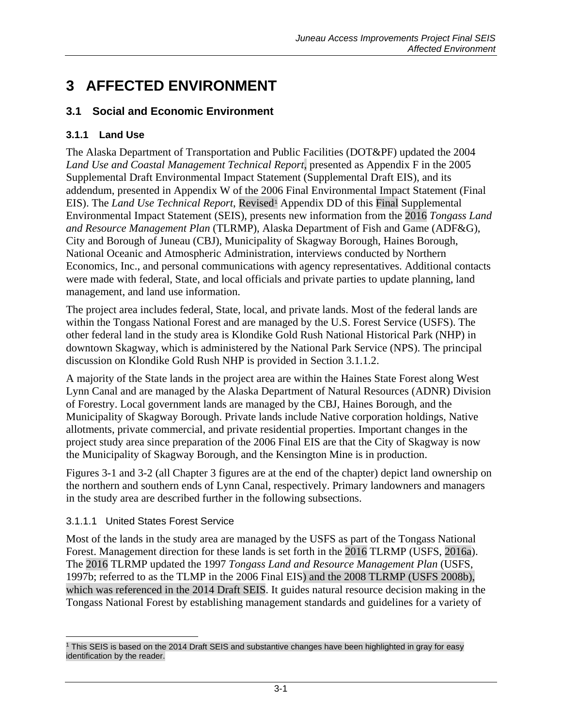# 3 AFFECTED ENVIRONMENT

## 3.1 Social and Economic Environment

### 3.1.1 Land Use

The Alaska Department of Transportation and Public Facilities (DOT&PF) updated the 2004 *Land Use and Coastal Management Technical Report*, presented as Appendix F in the 2005 Supplemental Draft Environmental Impact Statement (Supplemental Draft EIS), and its addendum, presented in Appendix W of the 2006 Final Environmental Impact Statement (Final EIS). The *Land Use Technical Report*, Revised[1] Appendix DD of this Final Supplemental Environmental Impact Statement (SEIS), presents new information from the 2016 *Tongass Land and Resource Management Plan* (TLRMP), Alaska Department of Fish and Game (ADF&G), City and Borough of Juneau (CBJ), Municipality of Skagway Borough, Haines Borough, National Oceanic and Atmospheric Administration, interviews conducted by Northern Economics, Inc., and personal communications with agency representatives. Additional contacts were made with federal, State, and local officials and private parties to update planning, land management, and land use information.

The project area includes federal, State, local, and private lands. Most of the federal lands are within the Tongass National Forest and are managed by the U.S. Forest Service (USFS). The other federal land in the study area is Klondike Gold Rush National Historical Park (NHP) in downtown Skagway, which is administered by the National Park Service (NPS). The principal discussion on Klondike Gold Rush NHP is provided in Section 3.1.1.2.

A majority of the State lands in the project area are within the Haines State Forest along West Lynn Canal and are managed by the Alaska Department of Natural Resources (ADNR) Division of Forestry. Local government lands are managed by the CBJ, Haines Borough, and the Municipality of Skagway Borough. Private lands include Native corporation holdings, Native allotments, private commercial, and private residential properties. Important changes in the project study area since preparation of the 2006 Final EIS are that the City of Skagway is now the Municipality of Skagway Borough, and the Kensington Mine is in production.

Figures 3-1 and 3-2 (all Chapter 3 figures are at the end of the chapter) depict land ownership on the northern and southern ends of Lynn Canal, respectively. Primary landowners and managers in the study area are described further in the following subsections.

#### 3.1.1.1 United States Forest Service

Most of the lands in the study area are managed by the USFS as part of the Tongass National Forest. Management direction for these lands is set forth in the 2016 TLRMP (USFS, 2016a). The 2016 TLRMP updated the 1997 *Tongass Land and Resource Management Plan* (USFS, 1997b; referred to as the TLMP in the 2006 Final EIS) and the 2008 TLRMP (USFS 2008b), which was referenced in the 2014 Draft SEIS. It guides natural resource decision making in the Tongass National Forest by establishing management standards and guidelines for a variety of

[1] This SEIS is based on the 2014 Draft SEIS and substantive changes have been highlighted in gray for easy identification by the reader.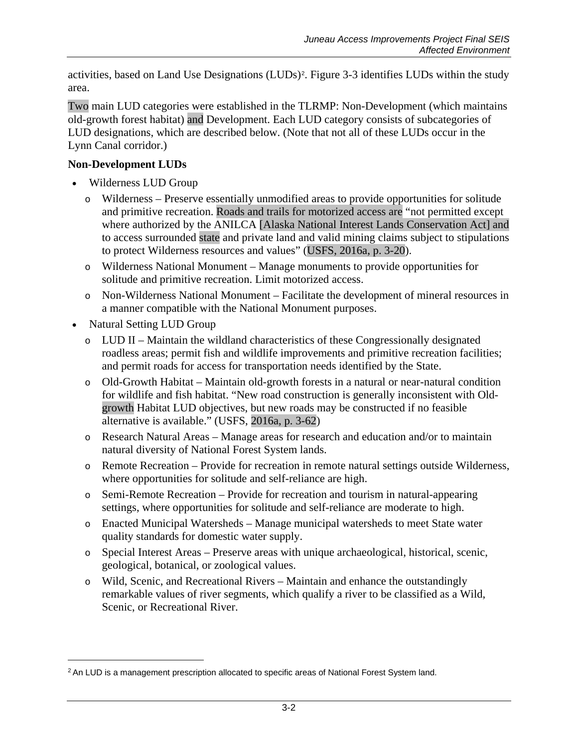activities, based on Land Use Designations (LUDs)[2]. Figure 3-3 identifies LUDs within the study area.

Two main LUD categories were established in the TLRMP: Non-Development (which maintains old-growth forest habitat) and Development. Each LUD category consists of subcategories of LUD designations, which are described below. (Note that not all of these LUDs occur in the Lynn Canal corridor.)

**Non-Development LUDs**

- Wilderness LUD Group
  - Wilderness – Preserve essentially unmodified areas to provide opportunities for solitude and primitive recreation. Roads and trails for motorized access are "not permitted except where authorized by the ANILCA [Alaska National Interest Lands Conservation Act] and to access surrounded state and private land and valid mining claims subject to stipulations to protect Wilderness resources and values" (USFS, 2016a, p. 3-20).
  - Wilderness National Monument – Manage monuments to provide opportunities for solitude and primitive recreation. Limit motorized access.
  - Non-Wilderness National Monument – Facilitate the development of mineral resources in a manner compatible with the National Monument purposes.
- Natural Setting LUD Group
  - LUD II – Maintain the wildland characteristics of these Congressionally designated roadless areas; permit fish and wildlife improvements and primitive recreation facilities; and permit roads for access for transportation needs identified by the State.
  - Old-Growth Habitat – Maintain old-growth forests in a natural or near-natural condition for wildlife and fish habitat. "New road construction is generally inconsistent with Old-growth Habitat LUD objectives, but new roads may be constructed if no feasible alternative is available." (USFS, 2016a, p. 3-62)
  - Research Natural Areas – Manage areas for research and education and/or to maintain natural diversity of National Forest System lands.
  - Remote Recreation – Provide for recreation in remote natural settings outside Wilderness, where opportunities for solitude and self-reliance are high.
  - Semi-Remote Recreation – Provide for recreation and tourism in natural-appearing settings, where opportunities for solitude and self-reliance are moderate to high.
  - Enacted Municipal Watersheds – Manage municipal watersheds to meet State water quality standards for domestic water supply.
  - Special Interest Areas – Preserve areas with unique archaeological, historical, scenic, geological, botanical, or zoological values.
  - Wild, Scenic, and Recreational Rivers – Maintain and enhance the outstandingly remarkable values of river segments, which qualify a river to be classified as a Wild, Scenic, or Recreational River.

[2] An LUD is a management prescription allocated to specific areas of National Forest System land.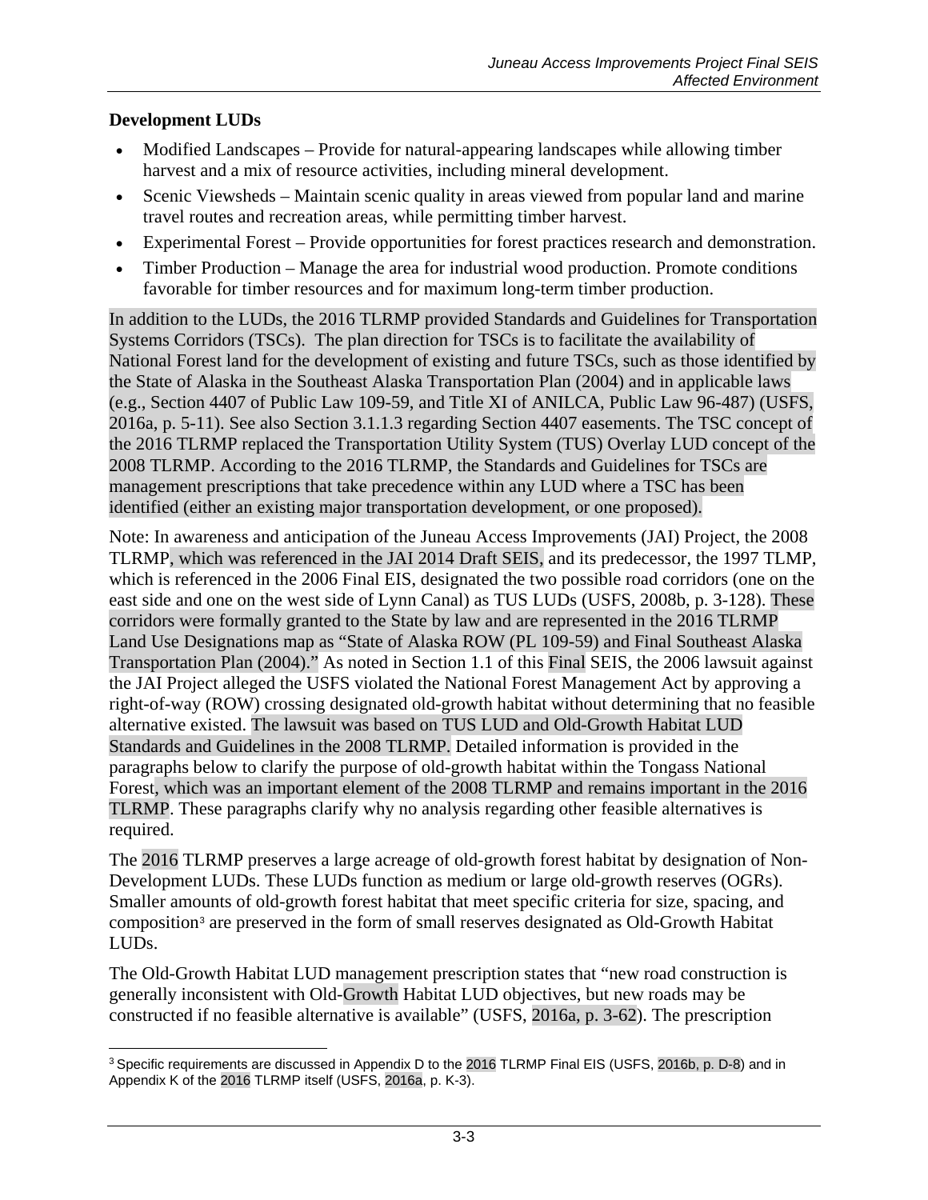**Development LUDs**

- Modified Landscapes – Provide for natural-appearing landscapes while allowing timber harvest and a mix of resource activities, including mineral development.
- Scenic Viewsheds – Maintain scenic quality in areas viewed from popular land and marine travel routes and recreation areas, while permitting timber harvest.
- Experimental Forest – Provide opportunities for forest practices research and demonstration.
- Timber Production – Manage the area for industrial wood production. Promote conditions favorable for timber resources and for maximum long-term timber production.

In addition to the LUDs, the 2016 TLRMP provided Standards and Guidelines for Transportation Systems Corridors (TSCs). The plan direction for TSCs is to facilitate the availability of National Forest land for the development of existing and future TSCs, such as those identified by the State of Alaska in the Southeast Alaska Transportation Plan (2004) and in applicable laws (e.g., Section 4407 of Public Law 109-59, and Title XI of ANILCA, Public Law 96-487) (USFS, 2016a, p. 5-11). See also Section 3.1.1.3 regarding Section 4407 easements. The TSC concept of the 2016 TLRMP replaced the Transportation Utility System (TUS) Overlay LUD concept of the 2008 TLRMP. According to the 2016 TLRMP, the Standards and Guidelines for TSCs are management prescriptions that take precedence within any LUD where a TSC has been identified (either an existing major transportation development, or one proposed).

Note: In awareness and anticipation of the Juneau Access Improvements (JAI) Project, the 2008 TLRMP, which was referenced in the JAI 2014 Draft SEIS, and its predecessor, the 1997 TLMP, which is referenced in the 2006 Final EIS, designated the two possible road corridors (one on the east side and one on the west side of Lynn Canal) as TUS LUDs (USFS, 2008b, p. 3-128). These corridors were formally granted to the State by law and are represented in the 2016 TLRMP Land Use Designations map as "State of Alaska ROW (PL 109-59) and Final Southeast Alaska Transportation Plan (2004)." As noted in Section 1.1 of this Final SEIS, the 2006 lawsuit against the JAI Project alleged the USFS violated the National Forest Management Act by approving a right-of-way (ROW) crossing designated old-growth habitat without determining that no feasible alternative existed. The lawsuit was based on TUS LUD and Old-Growth Habitat LUD Standards and Guidelines in the 2008 TLRMP. Detailed information is provided in the paragraphs below to clarify the purpose of old-growth habitat within the Tongass National Forest, which was an important element of the 2008 TLRMP and remains important in the 2016 TLRMP. These paragraphs clarify why no analysis regarding other feasible alternatives is required.

The 2016 TLRMP preserves a large acreage of old-growth forest habitat by designation of Non-Development LUDs. These LUDs function as medium or large old-growth reserves (OGRs). Smaller amounts of old-growth forest habitat that meet specific criteria for size, spacing, and composition[3] are preserved in the form of small reserves designated as Old-Growth Habitat LUDs.

The Old-Growth Habitat LUD management prescription states that "new road construction is generally inconsistent with Old-Growth Habitat LUD objectives, but new roads may be constructed if no feasible alternative is available" (USFS, 2016a, p. 3-62). The prescription

[3] Specific requirements are discussed in Appendix D to the 2016 TLRMP Final EIS (USFS, 2016b, p. D-8) and in Appendix K of the 2016 TLRMP itself (USFS, 2016a, p. K-3).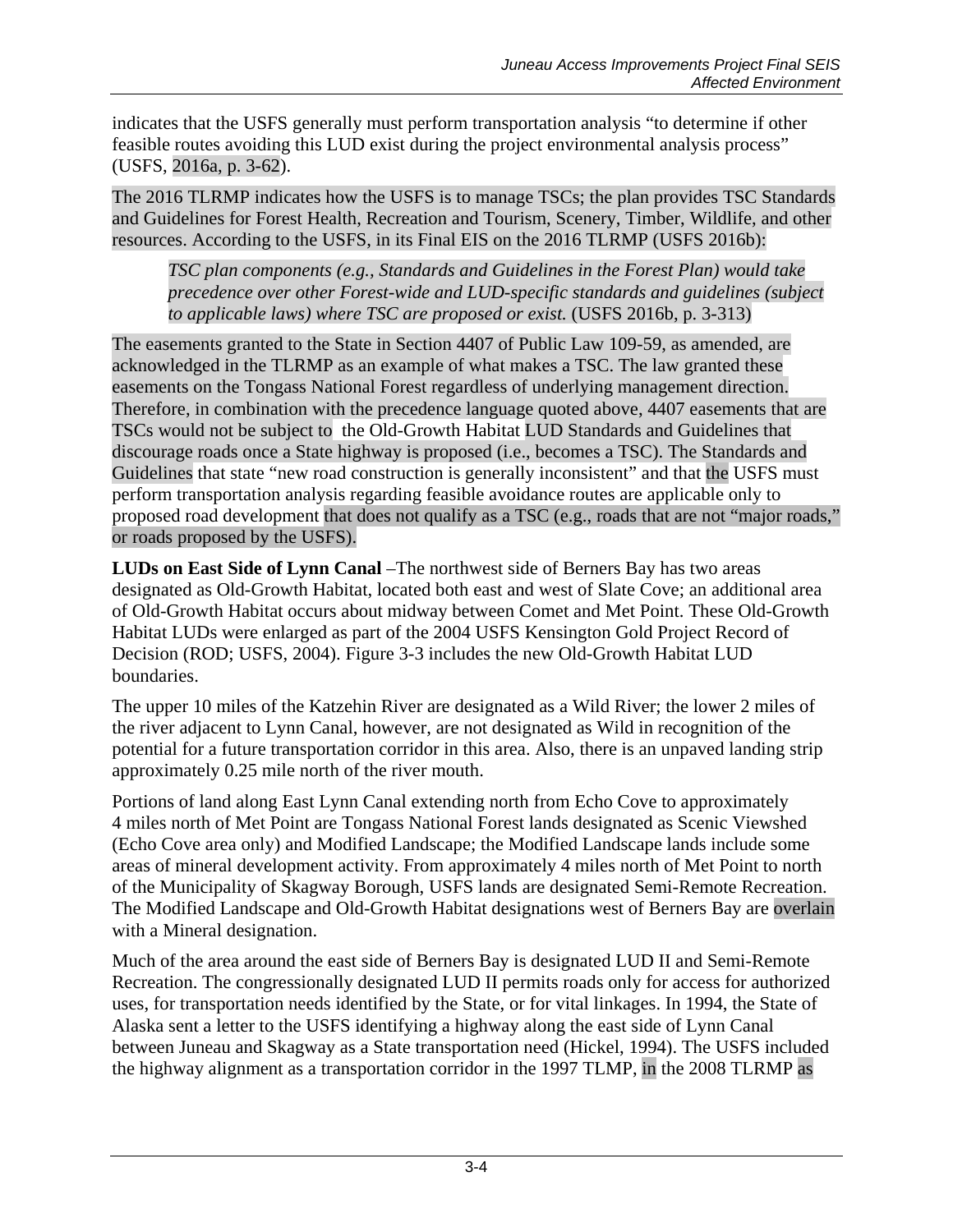indicates that the USFS generally must perform transportation analysis "to determine if other feasible routes avoiding this LUD exist during the project environmental analysis process" (USFS, 2016a, p. 3-62).

The 2016 TLRMP indicates how the USFS is to manage TSCs; the plan provides TSC Standards and Guidelines for Forest Health, Recreation and Tourism, Scenery, Timber, Wildlife, and other resources. According to the USFS, in its Final EIS on the 2016 TLRMP (USFS 2016b):

> *TSC plan components (e.g., Standards and Guidelines in the Forest Plan) would take precedence over other Forest-wide and LUD-specific standards and guidelines (subject to applicable laws) where TSC are proposed or exist.* (USFS 2016b, p. 3-313)

The easements granted to the State in Section 4407 of Public Law 109-59, as amended, are acknowledged in the TLRMP as an example of what makes a TSC. The law granted these easements on the Tongass National Forest regardless of underlying management direction. Therefore, in combination with the precedence language quoted above, 4407 easements that are TSCs would not be subject to the Old-Growth Habitat LUD Standards and Guidelines that discourage roads once a State highway is proposed (i.e., becomes a TSC). The Standards and Guidelines that state "new road construction is generally inconsistent" and that the USFS must perform transportation analysis regarding feasible avoidance routes are applicable only to proposed road development that does not qualify as a TSC (e.g., roads that are not "major roads," or roads proposed by the USFS).

**LUDs on East Side of Lynn Canal** –The northwest side of Berners Bay has two areas designated as Old-Growth Habitat, located both east and west of Slate Cove; an additional area of Old-Growth Habitat occurs about midway between Comet and Met Point. These Old-Growth Habitat LUDs were enlarged as part of the 2004 USFS Kensington Gold Project Record of Decision (ROD; USFS, 2004). Figure 3-3 includes the new Old-Growth Habitat LUD boundaries.

The upper 10 miles of the Katzehin River are designated as a Wild River; the lower 2 miles of the river adjacent to Lynn Canal, however, are not designated as Wild in recognition of the potential for a future transportation corridor in this area. Also, there is an unpaved landing strip approximately 0.25 mile north of the river mouth.

Portions of land along East Lynn Canal extending north from Echo Cove to approximately 4 miles north of Met Point are Tongass National Forest lands designated as Scenic Viewshed (Echo Cove area only) and Modified Landscape; the Modified Landscape lands include some areas of mineral development activity. From approximately 4 miles north of Met Point to north of the Municipality of Skagway Borough, USFS lands are designated Semi-Remote Recreation. The Modified Landscape and Old-Growth Habitat designations west of Berners Bay are overlain with a Mineral designation.

Much of the area around the east side of Berners Bay is designated LUD II and Semi-Remote Recreation. The congressionally designated LUD II permits roads only for access for authorized uses, for transportation needs identified by the State, or for vital linkages. In 1994, the State of Alaska sent a letter to the USFS identifying a highway along the east side of Lynn Canal between Juneau and Skagway as a State transportation need (Hickel, 1994). The USFS included the highway alignment as a transportation corridor in the 1997 TLMP, in the 2008 TLRMP as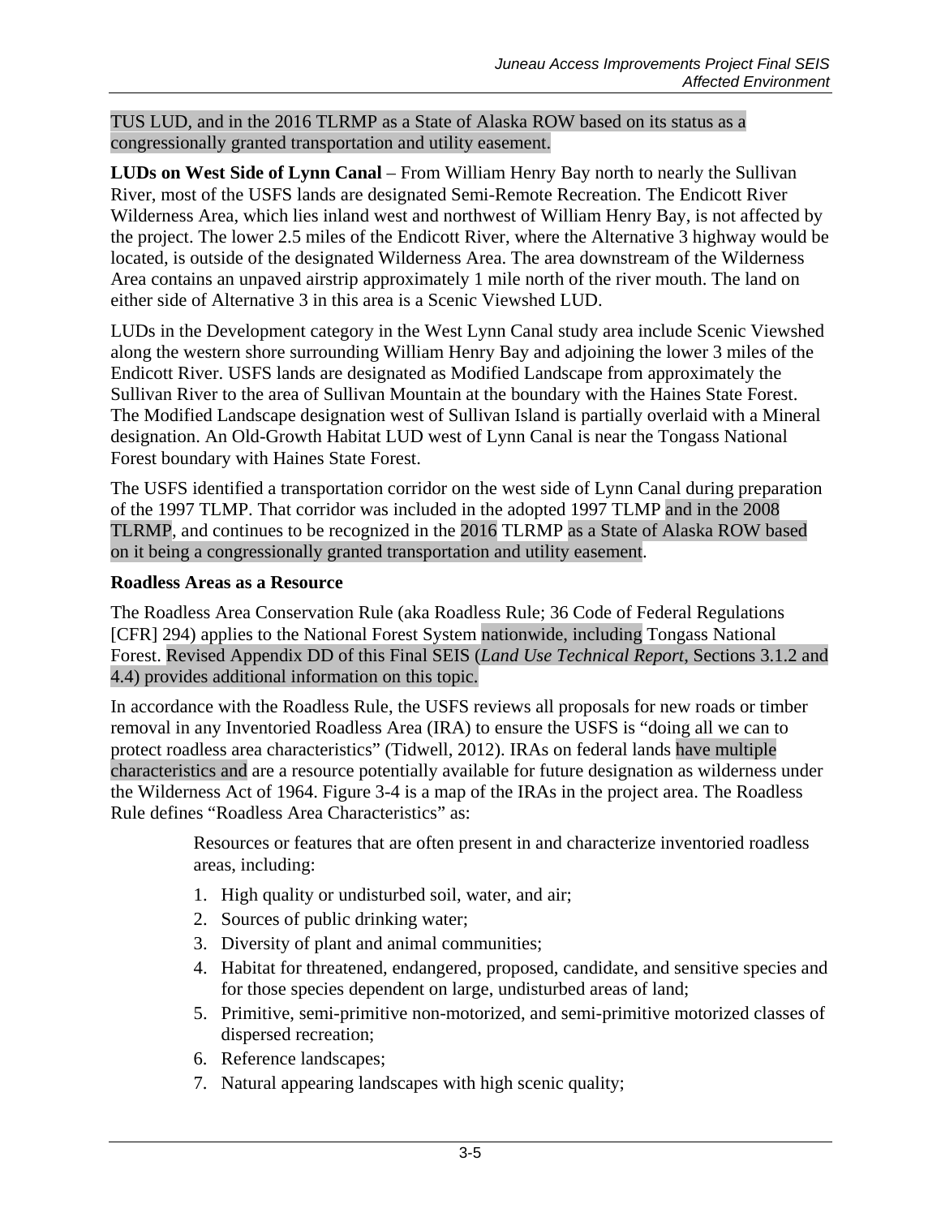TUS LUD, and in the 2016 TLRMP as a State of Alaska ROW based on its status as a congressionally granted transportation and utility easement.

**LUDs on West Side of Lynn Canal** – From William Henry Bay north to nearly the Sullivan River, most of the USFS lands are designated Semi-Remote Recreation. The Endicott River Wilderness Area, which lies inland west and northwest of William Henry Bay, is not affected by the project. The lower 2.5 miles of the Endicott River, where the Alternative 3 highway would be located, is outside of the designated Wilderness Area. The area downstream of the Wilderness Area contains an unpaved airstrip approximately 1 mile north of the river mouth. The land on either side of Alternative 3 in this area is a Scenic Viewshed LUD.

LUDs in the Development category in the West Lynn Canal study area include Scenic Viewshed along the western shore surrounding William Henry Bay and adjoining the lower 3 miles of the Endicott River. USFS lands are designated as Modified Landscape from approximately the Sullivan River to the area of Sullivan Mountain at the boundary with the Haines State Forest. The Modified Landscape designation west of Sullivan Island is partially overlaid with a Mineral designation. An Old-Growth Habitat LUD west of Lynn Canal is near the Tongass National Forest boundary with Haines State Forest.

The USFS identified a transportation corridor on the west side of Lynn Canal during preparation of the 1997 TLMP. That corridor was included in the adopted 1997 TLMP and in the 2008 TLRMP, and continues to be recognized in the 2016 TLRMP as a State of Alaska ROW based on it being a congressionally granted transportation and utility easement.

**Roadless Areas as a Resource**

The Roadless Area Conservation Rule (aka Roadless Rule; 36 Code of Federal Regulations [CFR] 294) applies to the National Forest System nationwide, including Tongass National Forest. Revised Appendix DD of this Final SEIS (*Land Use Technical Report*, Sections 3.1.2 and 4.4) provides additional information on this topic.

In accordance with the Roadless Rule, the USFS reviews all proposals for new roads or timber removal in any Inventoried Roadless Area (IRA) to ensure the USFS is "doing all we can to protect roadless area characteristics" (Tidwell, 2012). IRAs on federal lands have multiple characteristics and are a resource potentially available for future designation as wilderness under the Wilderness Act of 1964. Figure 3-4 is a map of the IRAs in the project area. The Roadless Rule defines "Roadless Area Characteristics" as:

> Resources or features that are often present in and characterize inventoried roadless areas, including:
>
> 1. High quality or undisturbed soil, water, and air;
> 2. Sources of public drinking water;
> 3. Diversity of plant and animal communities;
> 4. Habitat for threatened, endangered, proposed, candidate, and sensitive species and for those species dependent on large, undisturbed areas of land;
> 5. Primitive, semi-primitive non-motorized, and semi-primitive motorized classes of dispersed recreation;
> 6. Reference landscapes;
> 7. Natural appearing landscapes with high scenic quality;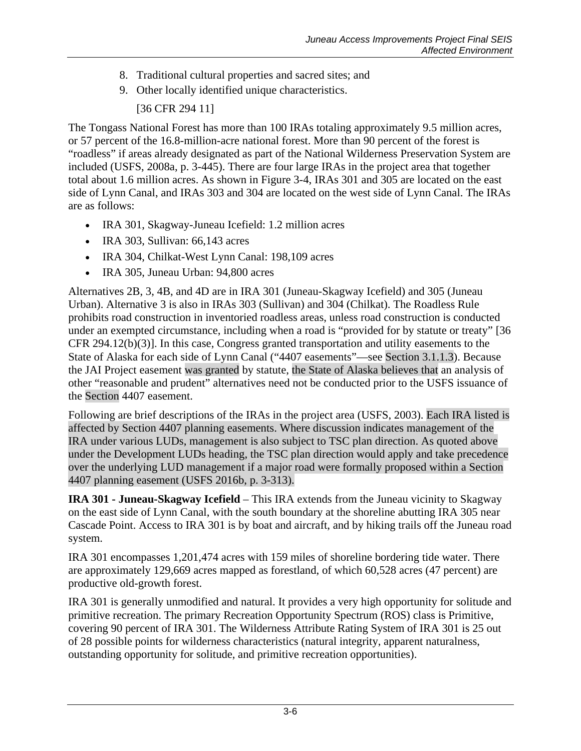8. Traditional cultural properties and sacred sites; and
9. Other locally identified unique characteristics.

   [36 CFR 294 11]

The Tongass National Forest has more than 100 IRAs totaling approximately 9.5 million acres, or 57 percent of the 16.8-million-acre national forest. More than 90 percent of the forest is "roadless" if areas already designated as part of the National Wilderness Preservation System are included (USFS, 2008a, p. 3-445). There are four large IRAs in the project area that together total about 1.6 million acres. As shown in Figure 3-4, IRAs 301 and 305 are located on the east side of Lynn Canal, and IRAs 303 and 304 are located on the west side of Lynn Canal. The IRAs are as follows:

- IRA 301, Skagway-Juneau Icefield: 1.2 million acres
- IRA 303, Sullivan: 66,143 acres
- IRA 304, Chilkat-West Lynn Canal: 198,109 acres
- IRA 305, Juneau Urban: 94,800 acres

Alternatives 2B, 3, 4B, and 4D are in IRA 301 (Juneau-Skagway Icefield) and 305 (Juneau Urban). Alternative 3 is also in IRAs 303 (Sullivan) and 304 (Chilkat). The Roadless Rule prohibits road construction in inventoried roadless areas, unless road construction is conducted under an exempted circumstance, including when a road is "provided for by statute or treaty" [36 CFR 294.12(b)(3)]. In this case, Congress granted transportation and utility easements to the State of Alaska for each side of Lynn Canal ("4407 easements"—see Section 3.1.1.3). Because the JAI Project easement was granted by statute, the State of Alaska believes that an analysis of other "reasonable and prudent" alternatives need not be conducted prior to the USFS issuance of the Section 4407 easement.

Following are brief descriptions of the IRAs in the project area (USFS, 2003). Each IRA listed is affected by Section 4407 planning easements. Where discussion indicates management of the IRA under various LUDs, management is also subject to TSC plan direction. As quoted above under the Development LUDs heading, the TSC plan direction would apply and take precedence over the underlying LUD management if a major road were formally proposed within a Section 4407 planning easement (USFS 2016b, p. 3-313).

**IRA 301 - Juneau-Skagway Icefield** – This IRA extends from the Juneau vicinity to Skagway on the east side of Lynn Canal, with the south boundary at the shoreline abutting IRA 305 near Cascade Point. Access to IRA 301 is by boat and aircraft, and by hiking trails off the Juneau road system.

IRA 301 encompasses 1,201,474 acres with 159 miles of shoreline bordering tide water. There are approximately 129,669 acres mapped as forestland, of which 60,528 acres (47 percent) are productive old-growth forest.

IRA 301 is generally unmodified and natural. It provides a very high opportunity for solitude and primitive recreation. The primary Recreation Opportunity Spectrum (ROS) class is Primitive, covering 90 percent of IRA 301. The Wilderness Attribute Rating System of IRA 301 is 25 out of 28 possible points for wilderness characteristics (natural integrity, apparent naturalness, outstanding opportunity for solitude, and primitive recreation opportunities).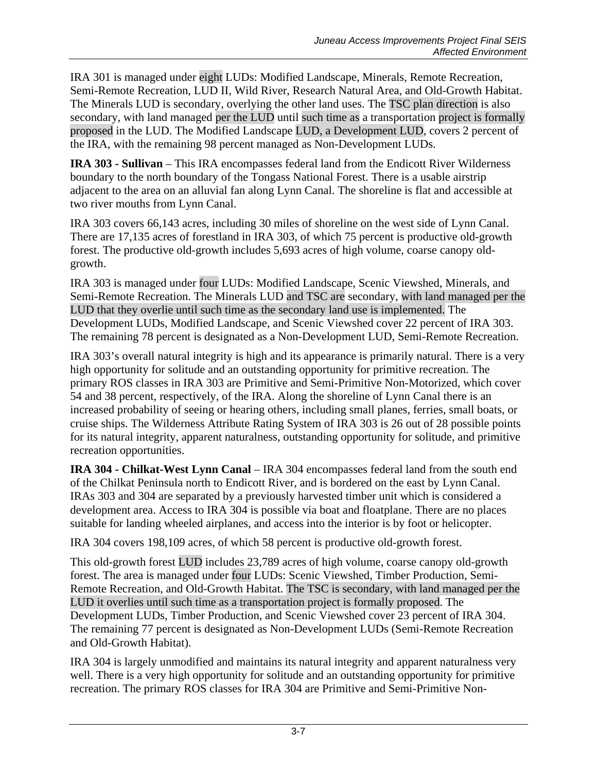IRA 301 is managed under eight LUDs: Modified Landscape, Minerals, Remote Recreation, Semi-Remote Recreation, LUD II, Wild River, Research Natural Area, and Old-Growth Habitat. The Minerals LUD is secondary, overlying the other land uses. The TSC plan direction is also secondary, with land managed per the LUD until such time as a transportation project is formally proposed in the LUD. The Modified Landscape LUD, a Development LUD, covers 2 percent of the IRA, with the remaining 98 percent managed as Non-Development LUDs.

**IRA 303 - Sullivan** – This IRA encompasses federal land from the Endicott River Wilderness boundary to the north boundary of the Tongass National Forest. There is a usable airstrip adjacent to the area on an alluvial fan along Lynn Canal. The shoreline is flat and accessible at two river mouths from Lynn Canal.

IRA 303 covers 66,143 acres, including 30 miles of shoreline on the west side of Lynn Canal. There are 17,135 acres of forestland in IRA 303, of which 75 percent is productive old-growth forest. The productive old-growth includes 5,693 acres of high volume, coarse canopy old-growth.

IRA 303 is managed under four LUDs: Modified Landscape, Scenic Viewshed, Minerals, and Semi-Remote Recreation. The Minerals LUD and TSC are secondary, with land managed per the LUD that they overlie until such time as the secondary land use is implemented. The Development LUDs, Modified Landscape, and Scenic Viewshed cover 22 percent of IRA 303. The remaining 78 percent is designated as a Non-Development LUD, Semi-Remote Recreation.

IRA 303's overall natural integrity is high and its appearance is primarily natural. There is a very high opportunity for solitude and an outstanding opportunity for primitive recreation. The primary ROS classes in IRA 303 are Primitive and Semi-Primitive Non-Motorized, which cover 54 and 38 percent, respectively, of the IRA. Along the shoreline of Lynn Canal there is an increased probability of seeing or hearing others, including small planes, ferries, small boats, or cruise ships. The Wilderness Attribute Rating System of IRA 303 is 26 out of 28 possible points for its natural integrity, apparent naturalness, outstanding opportunity for solitude, and primitive recreation opportunities.

**IRA 304 - Chilkat-West Lynn Canal** – IRA 304 encompasses federal land from the south end of the Chilkat Peninsula north to Endicott River, and is bordered on the east by Lynn Canal. IRAs 303 and 304 are separated by a previously harvested timber unit which is considered a development area. Access to IRA 304 is possible via boat and floatplane. There are no places suitable for landing wheeled airplanes, and access into the interior is by foot or helicopter.

IRA 304 covers 198,109 acres, of which 58 percent is productive old-growth forest.

This old-growth forest LUD includes 23,789 acres of high volume, coarse canopy old-growth forest. The area is managed under four LUDs: Scenic Viewshed, Timber Production, Semi-Remote Recreation, and Old-Growth Habitat. The TSC is secondary, with land managed per the LUD it overlies until such time as a transportation project is formally proposed. The Development LUDs, Timber Production, and Scenic Viewshed cover 23 percent of IRA 304. The remaining 77 percent is designated as Non-Development LUDs (Semi-Remote Recreation and Old-Growth Habitat).

IRA 304 is largely unmodified and maintains its natural integrity and apparent naturalness very well. There is a very high opportunity for solitude and an outstanding opportunity for primitive recreation. The primary ROS classes for IRA 304 are Primitive and Semi-Primitive Non-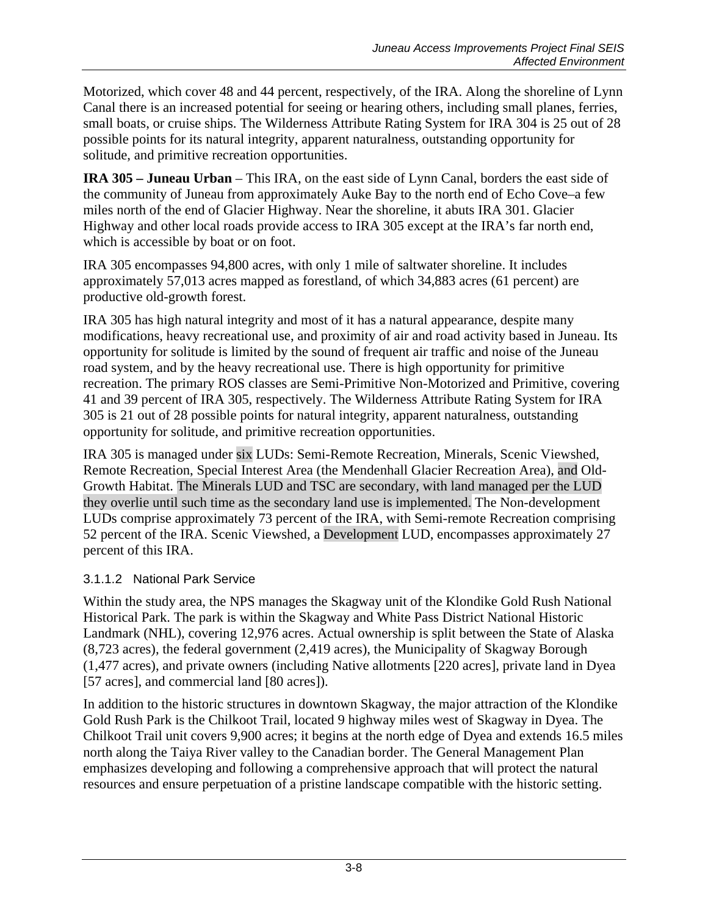Motorized, which cover 48 and 44 percent, respectively, of the IRA. Along the shoreline of Lynn Canal there is an increased potential for seeing or hearing others, including small planes, ferries, small boats, or cruise ships. The Wilderness Attribute Rating System for IRA 304 is 25 out of 28 possible points for its natural integrity, apparent naturalness, outstanding opportunity for solitude, and primitive recreation opportunities.

**IRA 305 – Juneau Urban** – This IRA, on the east side of Lynn Canal, borders the east side of the community of Juneau from approximately Auke Bay to the north end of Echo Cove–a few miles north of the end of Glacier Highway. Near the shoreline, it abuts IRA 301. Glacier Highway and other local roads provide access to IRA 305 except at the IRA's far north end, which is accessible by boat or on foot.

IRA 305 encompasses 94,800 acres, with only 1 mile of saltwater shoreline. It includes approximately 57,013 acres mapped as forestland, of which 34,883 acres (61 percent) are productive old-growth forest.

IRA 305 has high natural integrity and most of it has a natural appearance, despite many modifications, heavy recreational use, and proximity of air and road activity based in Juneau. Its opportunity for solitude is limited by the sound of frequent air traffic and noise of the Juneau road system, and by the heavy recreational use. There is high opportunity for primitive recreation. The primary ROS classes are Semi-Primitive Non-Motorized and Primitive, covering 41 and 39 percent of IRA 305, respectively. The Wilderness Attribute Rating System for IRA 305 is 21 out of 28 possible points for natural integrity, apparent naturalness, outstanding opportunity for solitude, and primitive recreation opportunities.

IRA 305 is managed under six LUDs: Semi-Remote Recreation, Minerals, Scenic Viewshed, Remote Recreation, Special Interest Area (the Mendenhall Glacier Recreation Area), and Old-Growth Habitat. The Minerals LUD and TSC are secondary, with land managed per the LUD they overlie until such time as the secondary land use is implemented. The Non-development LUDs comprise approximately 73 percent of the IRA, with Semi-remote Recreation comprising 52 percent of the IRA. Scenic Viewshed, a Development LUD, encompasses approximately 27 percent of this IRA.

#### 3.1.1.2 National Park Service

Within the study area, the NPS manages the Skagway unit of the Klondike Gold Rush National Historical Park. The park is within the Skagway and White Pass District National Historic Landmark (NHL), covering 12,976 acres. Actual ownership is split between the State of Alaska (8,723 acres), the federal government (2,419 acres), the Municipality of Skagway Borough (1,477 acres), and private owners (including Native allotments [220 acres], private land in Dyea [57 acres], and commercial land [80 acres]).

In addition to the historic structures in downtown Skagway, the major attraction of the Klondike Gold Rush Park is the Chilkoot Trail, located 9 highway miles west of Skagway in Dyea. The Chilkoot Trail unit covers 9,900 acres; it begins at the north edge of Dyea and extends 16.5 miles north along the Taiya River valley to the Canadian border. The General Management Plan emphasizes developing and following a comprehensive approach that will protect the natural resources and ensure perpetuation of a pristine landscape compatible with the historic setting.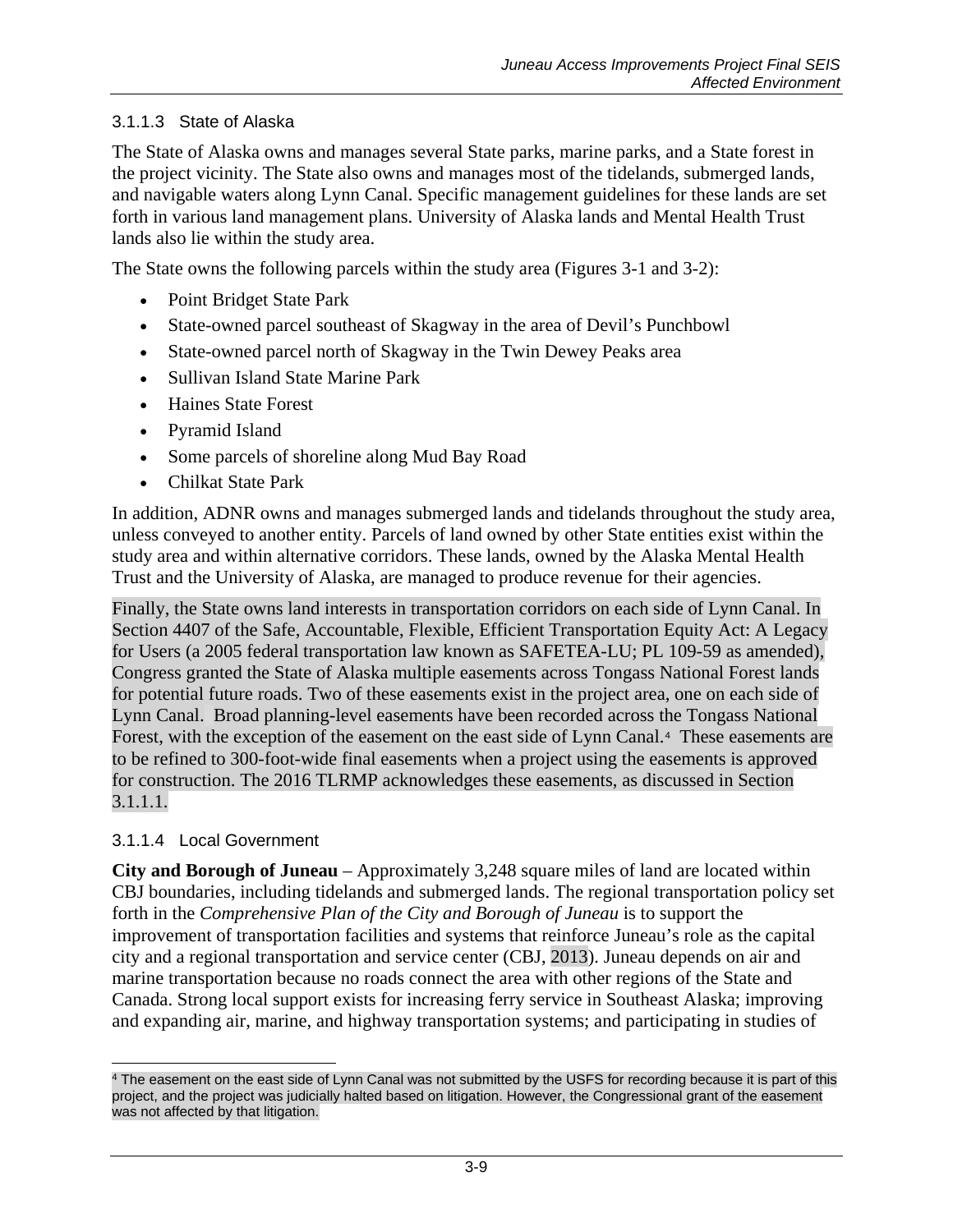### 3.1.1.3 State of Alaska

The State of Alaska owns and manages several State parks, marine parks, and a State forest in the project vicinity. The State also owns and manages most of the tidelands, submerged lands, and navigable waters along Lynn Canal. Specific management guidelines for these lands are set forth in various land management plans. University of Alaska lands and Mental Health Trust lands also lie within the study area.

The State owns the following parcels within the study area (Figures 3-1 and 3-2):

- Point Bridget State Park
- State-owned parcel southeast of Skagway in the area of Devil's Punchbowl
- State-owned parcel north of Skagway in the Twin Dewey Peaks area
- Sullivan Island State Marine Park
- Haines State Forest
- Pyramid Island
- Some parcels of shoreline along Mud Bay Road
- Chilkat State Park

In addition, ADNR owns and manages submerged lands and tidelands throughout the study area, unless conveyed to another entity. Parcels of land owned by other State entities exist within the study area and within alternative corridors. These lands, owned by the Alaska Mental Health Trust and the University of Alaska, are managed to produce revenue for their agencies.

Finally, the State owns land interests in transportation corridors on each side of Lynn Canal. In Section 4407 of the Safe, Accountable, Flexible, Efficient Transportation Equity Act: A Legacy for Users (a 2005 federal transportation law known as SAFETEA-LU; PL 109-59 as amended), Congress granted the State of Alaska multiple easements across Tongass National Forest lands for potential future roads. Two of these easements exist in the project area, one on each side of Lynn Canal. Broad planning-level easements have been recorded across the Tongass National Forest, with the exception of the easement on the east side of Lynn Canal.[4] These easements are to be refined to 300-foot-wide final easements when a project using the easements is approved for construction. The 2016 TLRMP acknowledges these easements, as discussed in Section 3.1.1.1.

### 3.1.1.4 Local Government

**City and Borough of Juneau** – Approximately 3,248 square miles of land are located within CBJ boundaries, including tidelands and submerged lands. The regional transportation policy set forth in the *Comprehensive Plan of the City and Borough of Juneau* is to support the improvement of transportation facilities and systems that reinforce Juneau's role as the capital city and a regional transportation and service center (CBJ, 2013). Juneau depends on air and marine transportation because no roads connect the area with other regions of the State and Canada. Strong local support exists for increasing ferry service in Southeast Alaska; improving and expanding air, marine, and highway transportation systems; and participating in studies of

[4] The easement on the east side of Lynn Canal was not submitted by the USFS for recording because it is part of this project, and the project was judicially halted based on litigation. However, the Congressional grant of the easement was not affected by that litigation.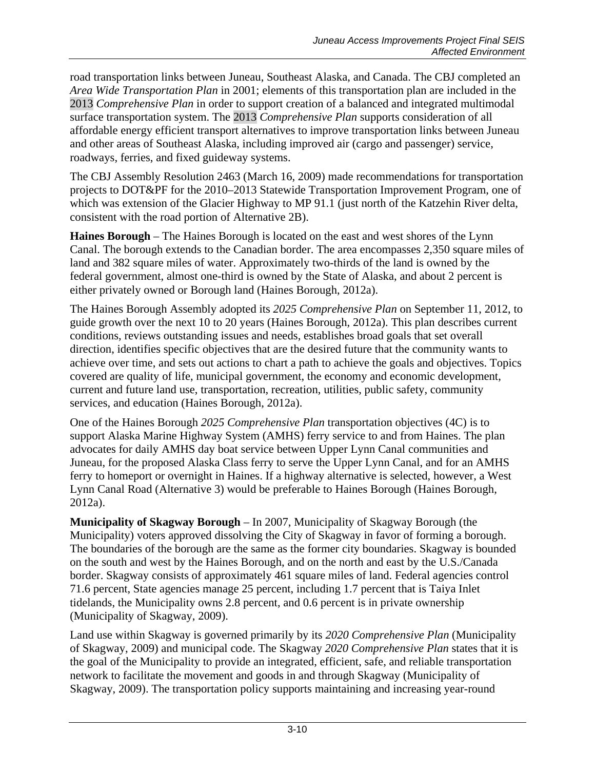road transportation links between Juneau, Southeast Alaska, and Canada. The CBJ completed an *Area Wide Transportation Plan* in 2001; elements of this transportation plan are included in the 2013 *Comprehensive Plan* in order to support creation of a balanced and integrated multimodal surface transportation system. The 2013 *Comprehensive Plan* supports consideration of all affordable energy efficient transport alternatives to improve transportation links between Juneau and other areas of Southeast Alaska, including improved air (cargo and passenger) service, roadways, ferries, and fixed guideway systems.

The CBJ Assembly Resolution 2463 (March 16, 2009) made recommendations for transportation projects to DOT&PF for the 2010–2013 Statewide Transportation Improvement Program, one of which was extension of the Glacier Highway to MP 91.1 (just north of the Katzehin River delta, consistent with the road portion of Alternative 2B).

**Haines Borough** – The Haines Borough is located on the east and west shores of the Lynn Canal. The borough extends to the Canadian border. The area encompasses 2,350 square miles of land and 382 square miles of water. Approximately two-thirds of the land is owned by the federal government, almost one-third is owned by the State of Alaska, and about 2 percent is either privately owned or Borough land (Haines Borough, 2012a).

The Haines Borough Assembly adopted its *2025 Comprehensive Plan* on September 11, 2012, to guide growth over the next 10 to 20 years (Haines Borough, 2012a). This plan describes current conditions, reviews outstanding issues and needs, establishes broad goals that set overall direction, identifies specific objectives that are the desired future that the community wants to achieve over time, and sets out actions to chart a path to achieve the goals and objectives. Topics covered are quality of life, municipal government, the economy and economic development, current and future land use, transportation, recreation, utilities, public safety, community services, and education (Haines Borough, 2012a).

One of the Haines Borough *2025 Comprehensive Plan* transportation objectives (4C) is to support Alaska Marine Highway System (AMHS) ferry service to and from Haines. The plan advocates for daily AMHS day boat service between Upper Lynn Canal communities and Juneau, for the proposed Alaska Class ferry to serve the Upper Lynn Canal, and for an AMHS ferry to homeport or overnight in Haines. If a highway alternative is selected, however, a West Lynn Canal Road (Alternative 3) would be preferable to Haines Borough (Haines Borough, 2012a).

**Municipality of Skagway Borough** – In 2007, Municipality of Skagway Borough (the Municipality) voters approved dissolving the City of Skagway in favor of forming a borough. The boundaries of the borough are the same as the former city boundaries. Skagway is bounded on the south and west by the Haines Borough, and on the north and east by the U.S./Canada border. Skagway consists of approximately 461 square miles of land. Federal agencies control 71.6 percent, State agencies manage 25 percent, including 1.7 percent that is Taiya Inlet tidelands, the Municipality owns 2.8 percent, and 0.6 percent is in private ownership (Municipality of Skagway, 2009).

Land use within Skagway is governed primarily by its *2020 Comprehensive Plan* (Municipality of Skagway, 2009) and municipal code. The Skagway *2020 Comprehensive Plan* states that it is the goal of the Municipality to provide an integrated, efficient, safe, and reliable transportation network to facilitate the movement and goods in and through Skagway (Municipality of Skagway, 2009). The transportation policy supports maintaining and increasing year-round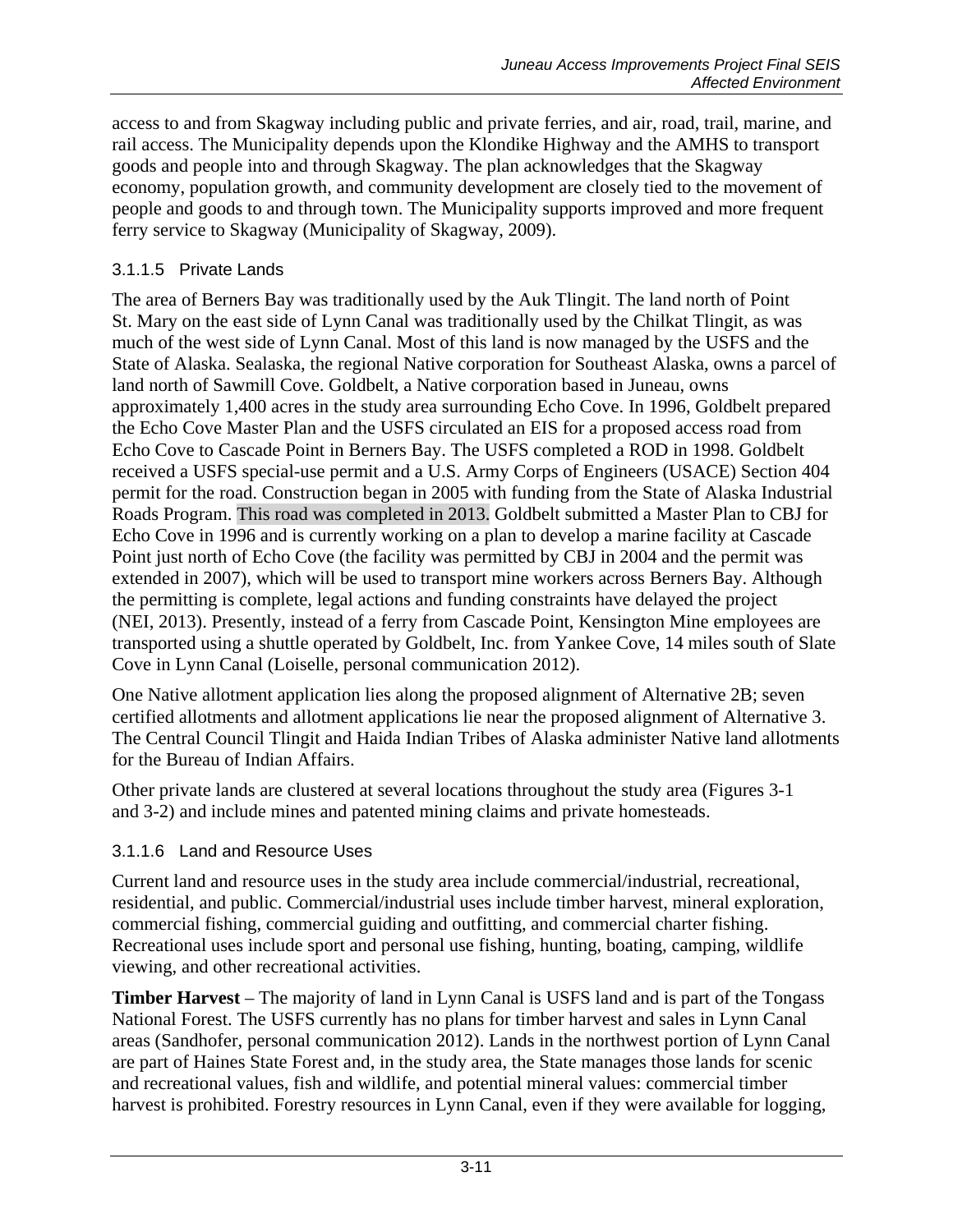access to and from Skagway including public and private ferries, and air, road, trail, marine, and rail access. The Municipality depends upon the Klondike Highway and the AMHS to transport goods and people into and through Skagway. The plan acknowledges that the Skagway economy, population growth, and community development are closely tied to the movement of people and goods to and through town. The Municipality supports improved and more frequent ferry service to Skagway (Municipality of Skagway, 2009).

### 3.1.1.5 Private Lands

The area of Berners Bay was traditionally used by the Auk Tlingit. The land north of Point St. Mary on the east side of Lynn Canal was traditionally used by the Chilkat Tlingit, as was much of the west side of Lynn Canal. Most of this land is now managed by the USFS and the State of Alaska. Sealaska, the regional Native corporation for Southeast Alaska, owns a parcel of land north of Sawmill Cove. Goldbelt, a Native corporation based in Juneau, owns approximately 1,400 acres in the study area surrounding Echo Cove. In 1996, Goldbelt prepared the Echo Cove Master Plan and the USFS circulated an EIS for a proposed access road from Echo Cove to Cascade Point in Berners Bay. The USFS completed a ROD in 1998. Goldbelt received a USFS special-use permit and a U.S. Army Corps of Engineers (USACE) Section 404 permit for the road. Construction began in 2005 with funding from the State of Alaska Industrial Roads Program. This road was completed in 2013. Goldbelt submitted a Master Plan to CBJ for Echo Cove in 1996 and is currently working on a plan to develop a marine facility at Cascade Point just north of Echo Cove (the facility was permitted by CBJ in 2004 and the permit was extended in 2007), which will be used to transport mine workers across Berners Bay. Although the permitting is complete, legal actions and funding constraints have delayed the project (NEI, 2013). Presently, instead of a ferry from Cascade Point, Kensington Mine employees are transported using a shuttle operated by Goldbelt, Inc. from Yankee Cove, 14 miles south of Slate Cove in Lynn Canal (Loiselle, personal communication 2012).

One Native allotment application lies along the proposed alignment of Alternative 2B; seven certified allotments and allotment applications lie near the proposed alignment of Alternative 3. The Central Council Tlingit and Haida Indian Tribes of Alaska administer Native land allotments for the Bureau of Indian Affairs.

Other private lands are clustered at several locations throughout the study area (Figures 3-1 and 3-2) and include mines and patented mining claims and private homesteads.

### 3.1.1.6 Land and Resource Uses

Current land and resource uses in the study area include commercial/industrial, recreational, residential, and public. Commercial/industrial uses include timber harvest, mineral exploration, commercial fishing, commercial guiding and outfitting, and commercial charter fishing. Recreational uses include sport and personal use fishing, hunting, boating, camping, wildlife viewing, and other recreational activities.

**Timber Harvest** – The majority of land in Lynn Canal is USFS land and is part of the Tongass National Forest. The USFS currently has no plans for timber harvest and sales in Lynn Canal areas (Sandhofer, personal communication 2012). Lands in the northwest portion of Lynn Canal are part of Haines State Forest and, in the study area, the State manages those lands for scenic and recreational values, fish and wildlife, and potential mineral values: commercial timber harvest is prohibited. Forestry resources in Lynn Canal, even if they were available for logging,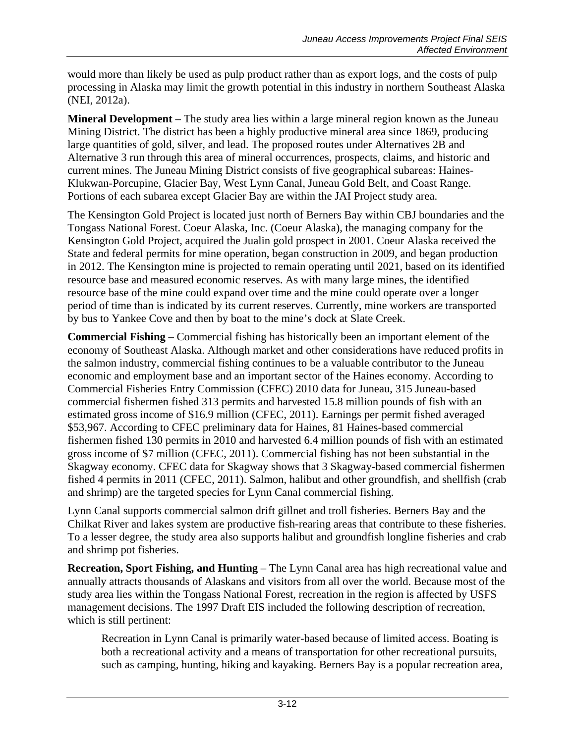would more than likely be used as pulp product rather than as export logs, and the costs of pulp processing in Alaska may limit the growth potential in this industry in northern Southeast Alaska (NEI, 2012a).

**Mineral Development** – The study area lies within a large mineral region known as the Juneau Mining District. The district has been a highly productive mineral area since 1869, producing large quantities of gold, silver, and lead. The proposed routes under Alternatives 2B and Alternative 3 run through this area of mineral occurrences, prospects, claims, and historic and current mines. The Juneau Mining District consists of five geographical subareas: Haines-Klukwan-Porcupine, Glacier Bay, West Lynn Canal, Juneau Gold Belt, and Coast Range. Portions of each subarea except Glacier Bay are within the JAI Project study area.

The Kensington Gold Project is located just north of Berners Bay within CBJ boundaries and the Tongass National Forest. Coeur Alaska, Inc. (Coeur Alaska), the managing company for the Kensington Gold Project, acquired the Jualin gold prospect in 2001. Coeur Alaska received the State and federal permits for mine operation, began construction in 2009, and began production in 2012. The Kensington mine is projected to remain operating until 2021, based on its identified resource base and measured economic reserves. As with many large mines, the identified resource base of the mine could expand over time and the mine could operate over a longer period of time than is indicated by its current reserves. Currently, mine workers are transported by bus to Yankee Cove and then by boat to the mine's dock at Slate Creek.

**Commercial Fishing** – Commercial fishing has historically been an important element of the economy of Southeast Alaska. Although market and other considerations have reduced profits in the salmon industry, commercial fishing continues to be a valuable contributor to the Juneau economic and employment base and an important sector of the Haines economy. According to Commercial Fisheries Entry Commission (CFEC) 2010 data for Juneau, 315 Juneau-based commercial fishermen fished 313 permits and harvested 15.8 million pounds of fish with an estimated gross income of $16.9 million (CFEC, 2011). Earnings per permit fished averaged $53,967. According to CFEC preliminary data for Haines, 81 Haines-based commercial fishermen fished 130 permits in 2010 and harvested 6.4 million pounds of fish with an estimated gross income of $7 million (CFEC, 2011). Commercial fishing has not been substantial in the Skagway economy. CFEC data for Skagway shows that 3 Skagway-based commercial fishermen fished 4 permits in 2011 (CFEC, 2011). Salmon, halibut and other groundfish, and shellfish (crab and shrimp) are the targeted species for Lynn Canal commercial fishing.

Lynn Canal supports commercial salmon drift gillnet and troll fisheries. Berners Bay and the Chilkat River and lakes system are productive fish-rearing areas that contribute to these fisheries. To a lesser degree, the study area also supports halibut and groundfish longline fisheries and crab and shrimp pot fisheries.

**Recreation, Sport Fishing, and Hunting** – The Lynn Canal area has high recreational value and annually attracts thousands of Alaskans and visitors from all over the world. Because most of the study area lies within the Tongass National Forest, recreation in the region is affected by USFS management decisions. The 1997 Draft EIS included the following description of recreation, which is still pertinent:

> Recreation in Lynn Canal is primarily water-based because of limited access. Boating is both a recreational activity and a means of transportation for other recreational pursuits, such as camping, hunting, hiking and kayaking. Berners Bay is a popular recreation area,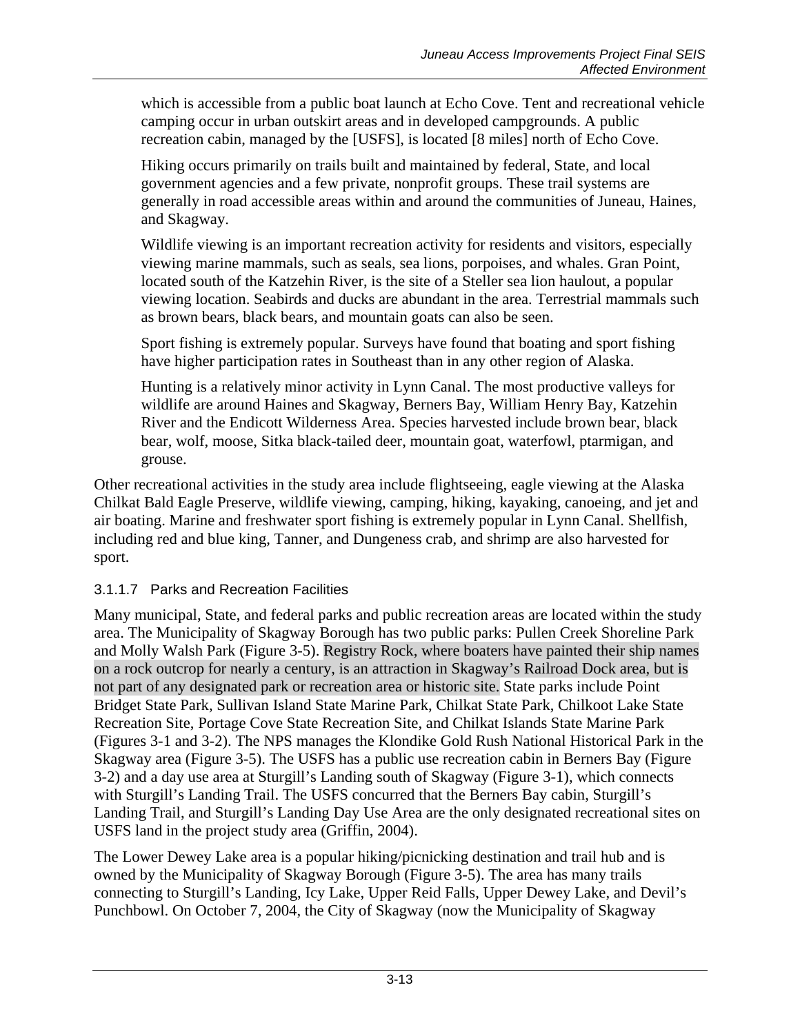which is accessible from a public boat launch at Echo Cove. Tent and recreational vehicle camping occur in urban outskirt areas and in developed campgrounds. A public recreation cabin, managed by the [USFS], is located [8 miles] north of Echo Cove.

> Hiking occurs primarily on trails built and maintained by federal, State, and local government agencies and a few private, nonprofit groups. These trail systems are generally in road accessible areas within and around the communities of Juneau, Haines, and Skagway.
>
> Wildlife viewing is an important recreation activity for residents and visitors, especially viewing marine mammals, such as seals, sea lions, porpoises, and whales. Gran Point, located south of the Katzehin River, is the site of a Steller sea lion haulout, a popular viewing location. Seabirds and ducks are abundant in the area. Terrestrial mammals such as brown bears, black bears, and mountain goats can also be seen.
>
> Sport fishing is extremely popular. Surveys have found that boating and sport fishing have higher participation rates in Southeast than in any other region of Alaska.
>
> Hunting is a relatively minor activity in Lynn Canal. The most productive valleys for wildlife are around Haines and Skagway, Berners Bay, William Henry Bay, Katzehin River and the Endicott Wilderness Area. Species harvested include brown bear, black bear, wolf, moose, Sitka black-tailed deer, mountain goat, waterfowl, ptarmigan, and grouse.

Other recreational activities in the study area include flightseeing, eagle viewing at the Alaska Chilkat Bald Eagle Preserve, wildlife viewing, camping, hiking, kayaking, canoeing, and jet and air boating. Marine and freshwater sport fishing is extremely popular in Lynn Canal. Shellfish, including red and blue king, Tanner, and Dungeness crab, and shrimp are also harvested for sport.

#### 3.1.1.7 Parks and Recreation Facilities

Many municipal, State, and federal parks and public recreation areas are located within the study area. The Municipality of Skagway Borough has two public parks: Pullen Creek Shoreline Park and Molly Walsh Park (Figure 3-5). Registry Rock, where boaters have painted their ship names on a rock outcrop for nearly a century, is an attraction in Skagway's Railroad Dock area, but is not part of any designated park or recreation area or historic site. State parks include Point Bridget State Park, Sullivan Island State Marine Park, Chilkat State Park, Chilkoot Lake State Recreation Site, Portage Cove State Recreation Site, and Chilkat Islands State Marine Park (Figures 3-1 and 3-2). The NPS manages the Klondike Gold Rush National Historical Park in the Skagway area (Figure 3-5). The USFS has a public use recreation cabin in Berners Bay (Figure 3-2) and a day use area at Sturgill's Landing south of Skagway (Figure 3-1), which connects with Sturgill's Landing Trail. The USFS concurred that the Berners Bay cabin, Sturgill's Landing Trail, and Sturgill's Landing Day Use Area are the only designated recreational sites on USFS land in the project study area (Griffin, 2004).

The Lower Dewey Lake area is a popular hiking/picnicking destination and trail hub and is owned by the Municipality of Skagway Borough (Figure 3-5). The area has many trails connecting to Sturgill's Landing, Icy Lake, Upper Reid Falls, Upper Dewey Lake, and Devil's Punchbowl. On October 7, 2004, the City of Skagway (now the Municipality of Skagway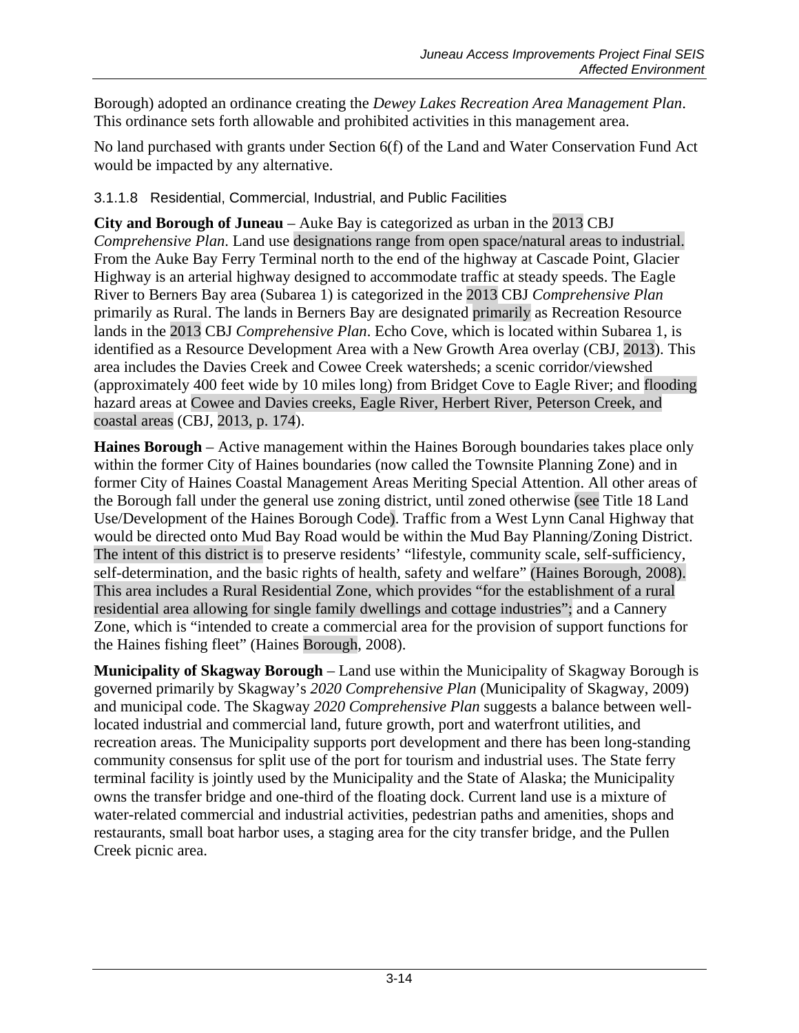Borough) adopted an ordinance creating the *Dewey Lakes Recreation Area Management Plan*. This ordinance sets forth allowable and prohibited activities in this management area.

No land purchased with grants under Section 6(f) of the Land and Water Conservation Fund Act would be impacted by any alternative.

#### 3.1.1.8 Residential, Commercial, Industrial, and Public Facilities

**City and Borough of Juneau** – Auke Bay is categorized as urban in the 2013 CBJ *Comprehensive Plan*. Land use designations range from open space/natural areas to industrial. From the Auke Bay Ferry Terminal north to the end of the highway at Cascade Point, Glacier Highway is an arterial highway designed to accommodate traffic at steady speeds. The Eagle River to Berners Bay area (Subarea 1) is categorized in the 2013 CBJ *Comprehensive Plan* primarily as Rural. The lands in Berners Bay are designated primarily as Recreation Resource lands in the 2013 CBJ *Comprehensive Plan*. Echo Cove, which is located within Subarea 1, is identified as a Resource Development Area with a New Growth Area overlay (CBJ, 2013). This area includes the Davies Creek and Cowee Creek watersheds; a scenic corridor/viewshed (approximately 400 feet wide by 10 miles long) from Bridget Cove to Eagle River; and flooding hazard areas at Cowee and Davies creeks, Eagle River, Herbert River, Peterson Creek, and coastal areas (CBJ, 2013, p. 174).

**Haines Borough** – Active management within the Haines Borough boundaries takes place only within the former City of Haines boundaries (now called the Townsite Planning Zone) and in former City of Haines Coastal Management Areas Meriting Special Attention. All other areas of the Borough fall under the general use zoning district, until zoned otherwise (see Title 18 Land Use/Development of the Haines Borough Code). Traffic from a West Lynn Canal Highway that would be directed onto Mud Bay Road would be within the Mud Bay Planning/Zoning District. The intent of this district is to preserve residents' "lifestyle, community scale, self-sufficiency, self-determination, and the basic rights of health, safety and welfare" (Haines Borough, 2008). This area includes a Rural Residential Zone, which provides "for the establishment of a rural residential area allowing for single family dwellings and cottage industries"; and a Cannery Zone, which is "intended to create a commercial area for the provision of support functions for the Haines fishing fleet" (Haines Borough, 2008).

**Municipality of Skagway Borough** – Land use within the Municipality of Skagway Borough is governed primarily by Skagway's *2020 Comprehensive Plan* (Municipality of Skagway, 2009) and municipal code. The Skagway *2020 Comprehensive Plan* suggests a balance between well-located industrial and commercial land, future growth, port and waterfront utilities, and recreation areas. The Municipality supports port development and there has been long-standing community consensus for split use of the port for tourism and industrial uses. The State ferry terminal facility is jointly used by the Municipality and the State of Alaska; the Municipality owns the transfer bridge and one-third of the floating dock. Current land use is a mixture of water-related commercial and industrial activities, pedestrian paths and amenities, shops and restaurants, small boat harbor uses, a staging area for the city transfer bridge, and the Pullen Creek picnic area.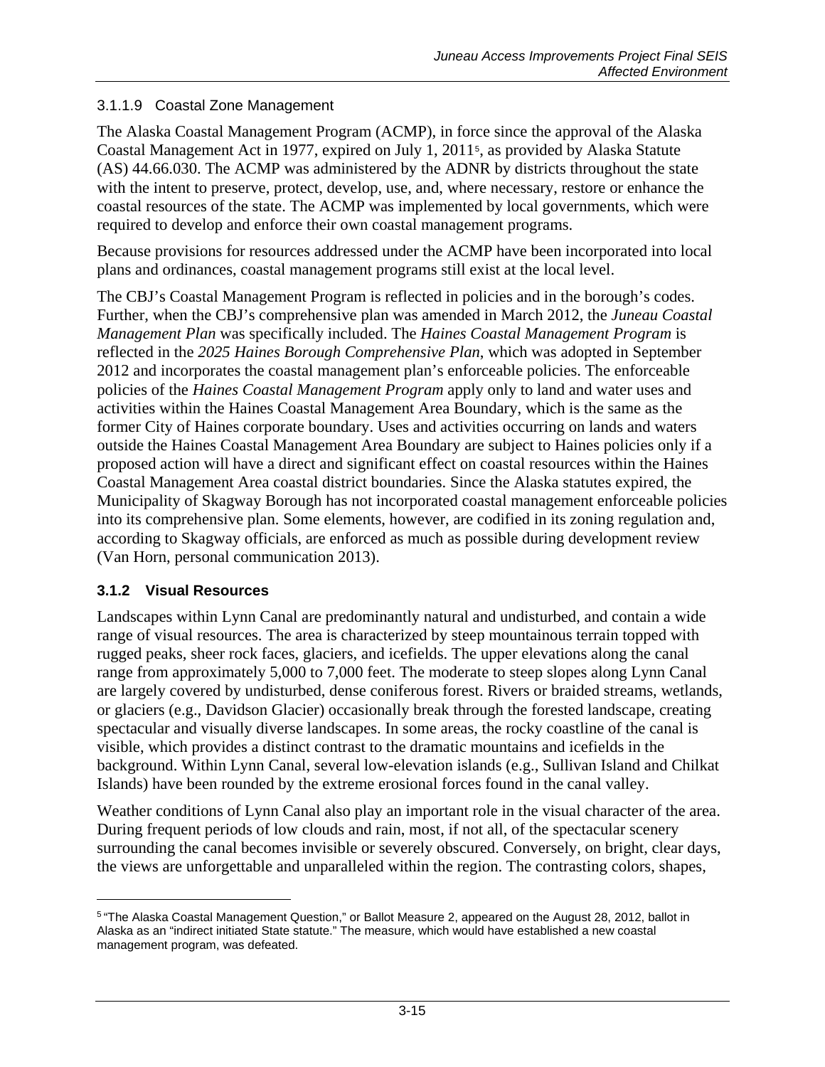#### 3.1.1.9 Coastal Zone Management

The Alaska Coastal Management Program (ACMP), in force since the approval of the Alaska Coastal Management Act in 1977, expired on July 1, 2011[5], as provided by Alaska Statute (AS) 44.66.030. The ACMP was administered by the ADNR by districts throughout the state with the intent to preserve, protect, develop, use, and, where necessary, restore or enhance the coastal resources of the state. The ACMP was implemented by local governments, which were required to develop and enforce their own coastal management programs.

Because provisions for resources addressed under the ACMP have been incorporated into local plans and ordinances, coastal management programs still exist at the local level.

The CBJ's Coastal Management Program is reflected in policies and in the borough's codes. Further, when the CBJ's comprehensive plan was amended in March 2012, the *Juneau Coastal Management Plan* was specifically included. The *Haines Coastal Management Program* is reflected in the *2025 Haines Borough Comprehensive Plan*, which was adopted in September 2012 and incorporates the coastal management plan's enforceable policies. The enforceable policies of the *Haines Coastal Management Program* apply only to land and water uses and activities within the Haines Coastal Management Area Boundary, which is the same as the former City of Haines corporate boundary. Uses and activities occurring on lands and waters outside the Haines Coastal Management Area Boundary are subject to Haines policies only if a proposed action will have a direct and significant effect on coastal resources within the Haines Coastal Management Area coastal district boundaries. Since the Alaska statutes expired, the Municipality of Skagway Borough has not incorporated coastal management enforceable policies into its comprehensive plan. Some elements, however, are codified in its zoning regulation and, according to Skagway officials, are enforced as much as possible during development review (Van Horn, personal communication 2013).

### 3.1.2 Visual Resources

Landscapes within Lynn Canal are predominantly natural and undisturbed, and contain a wide range of visual resources. The area is characterized by steep mountainous terrain topped with rugged peaks, sheer rock faces, glaciers, and icefields. The upper elevations along the canal range from approximately 5,000 to 7,000 feet. The moderate to steep slopes along Lynn Canal are largely covered by undisturbed, dense coniferous forest. Rivers or braided streams, wetlands, or glaciers (e.g., Davidson Glacier) occasionally break through the forested landscape, creating spectacular and visually diverse landscapes. In some areas, the rocky coastline of the canal is visible, which provides a distinct contrast to the dramatic mountains and icefields in the background. Within Lynn Canal, several low-elevation islands (e.g., Sullivan Island and Chilkat Islands) have been rounded by the extreme erosional forces found in the canal valley.

Weather conditions of Lynn Canal also play an important role in the visual character of the area. During frequent periods of low clouds and rain, most, if not all, of the spectacular scenery surrounding the canal becomes invisible or severely obscured. Conversely, on bright, clear days, the views are unforgettable and unparalleled within the region. The contrasting colors, shapes,

---

[5] "The Alaska Coastal Management Question," or Ballot Measure 2, appeared on the August 28, 2012, ballot in Alaska as an "indirect initiated State statute." The measure, which would have established a new coastal management program, was defeated.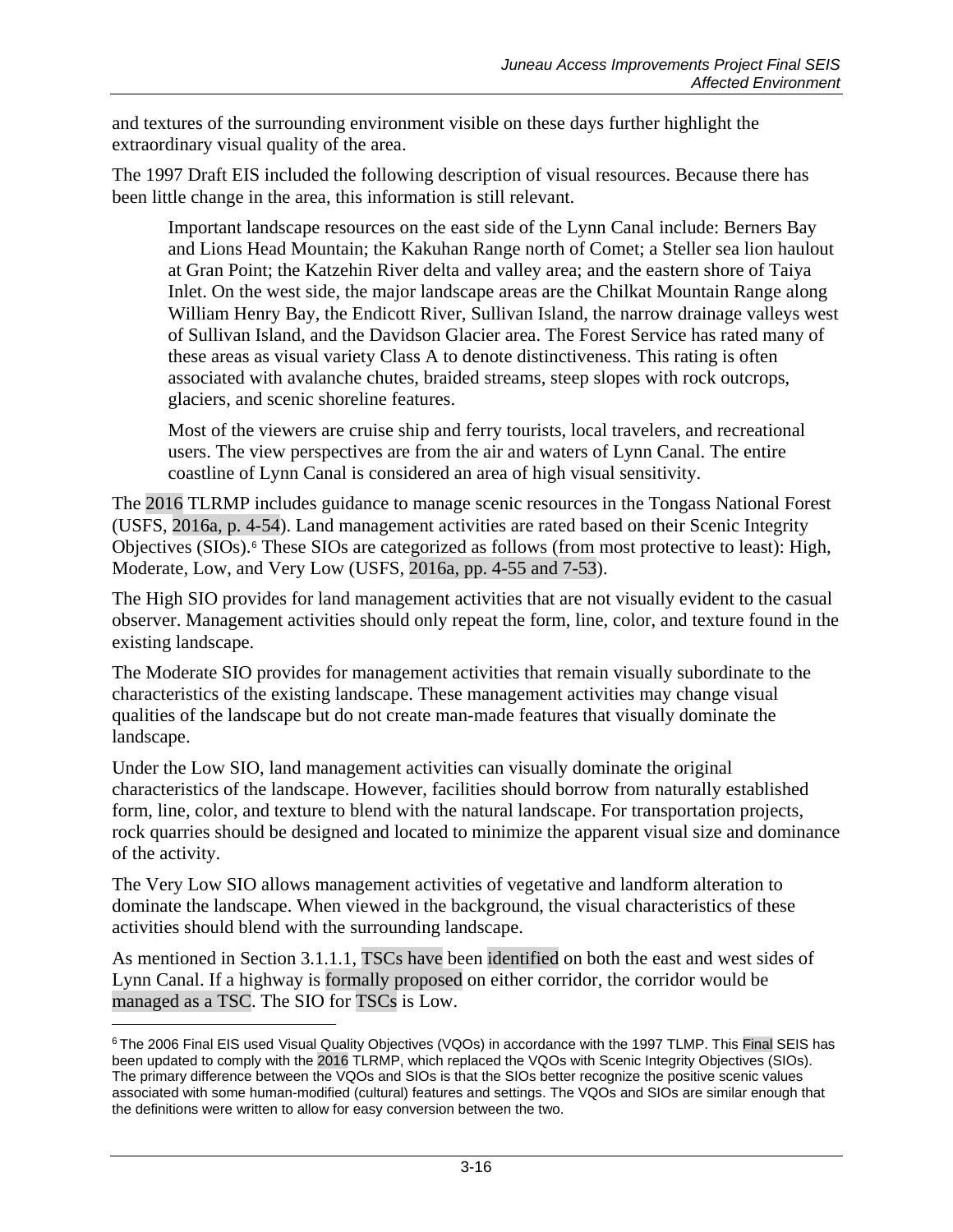and textures of the surrounding environment visible on these days further highlight the extraordinary visual quality of the area.

The 1997 Draft EIS included the following description of visual resources. Because there has been little change in the area, this information is still relevant.

> Important landscape resources on the east side of the Lynn Canal include: Berners Bay and Lions Head Mountain; the Kakuhan Range north of Comet; a Steller sea lion haulout at Gran Point; the Katzehin River delta and valley area; and the eastern shore of Taiya Inlet. On the west side, the major landscape areas are the Chilkat Mountain Range along William Henry Bay, the Endicott River, Sullivan Island, the narrow drainage valleys west of Sullivan Island, and the Davidson Glacier area. The Forest Service has rated many of these areas as visual variety Class A to denote distinctiveness. This rating is often associated with avalanche chutes, braided streams, steep slopes with rock outcrops, glaciers, and scenic shoreline features.
>
> Most of the viewers are cruise ship and ferry tourists, local travelers, and recreational users. The view perspectives are from the air and waters of Lynn Canal. The entire coastline of Lynn Canal is considered an area of high visual sensitivity.

The 2016 TLRMP includes guidance to manage scenic resources in the Tongass National Forest (USFS, 2016a, p. 4-54). Land management activities are rated based on their Scenic Integrity Objectives (SIOs).[6] These SIOs are categorized as follows (from most protective to least): High, Moderate, Low, and Very Low (USFS, 2016a, pp. 4-55 and 7-53).

The High SIO provides for land management activities that are not visually evident to the casual observer. Management activities should only repeat the form, line, color, and texture found in the existing landscape.

The Moderate SIO provides for management activities that remain visually subordinate to the characteristics of the existing landscape. These management activities may change visual qualities of the landscape but do not create man-made features that visually dominate the landscape.

Under the Low SIO, land management activities can visually dominate the original characteristics of the landscape. However, facilities should borrow from naturally established form, line, color, and texture to blend with the natural landscape. For transportation projects, rock quarries should be designed and located to minimize the apparent visual size and dominance of the activity.

The Very Low SIO allows management activities of vegetative and landform alteration to dominate the landscape. When viewed in the background, the visual characteristics of these activities should blend with the surrounding landscape.

As mentioned in Section 3.1.1.1, TSCs have been identified on both the east and west sides of Lynn Canal. If a highway is formally proposed on either corridor, the corridor would be managed as a TSC. The SIO for TSCs is Low.

---

[6] The 2006 Final EIS used Visual Quality Objectives (VQOs) in accordance with the 1997 TLMP. This Final SEIS has been updated to comply with the 2016 TLRMP, which replaced the VQOs with Scenic Integrity Objectives (SIOs). The primary difference between the VQOs and SIOs is that the SIOs better recognize the positive scenic values associated with some human-modified (cultural) features and settings. The VQOs and SIOs are similar enough that the definitions were written to allow for easy conversion between the two.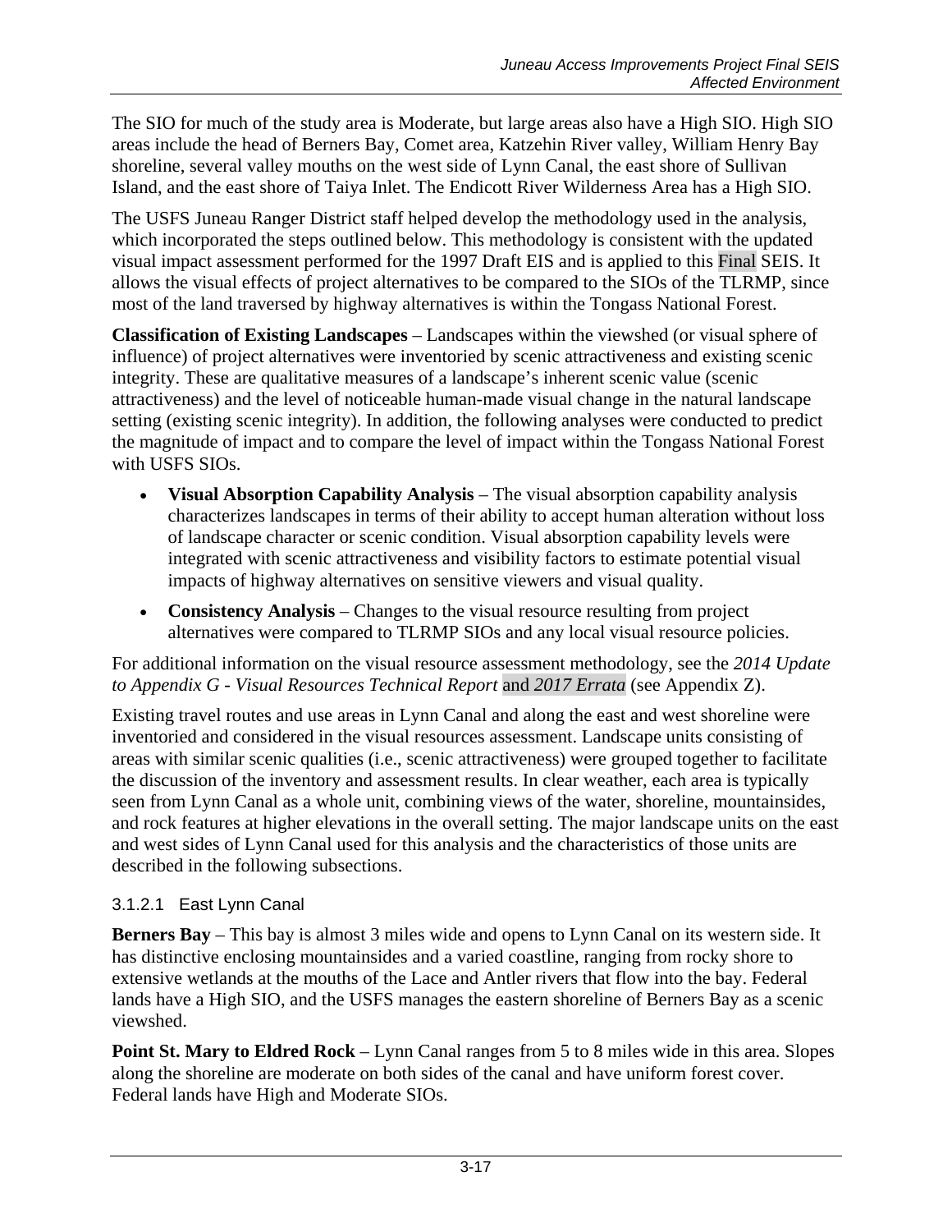The SIO for much of the study area is Moderate, but large areas also have a High SIO. High SIO areas include the head of Berners Bay, Comet area, Katzehin River valley, William Henry Bay shoreline, several valley mouths on the west side of Lynn Canal, the east shore of Sullivan Island, and the east shore of Taiya Inlet. The Endicott River Wilderness Area has a High SIO.

The USFS Juneau Ranger District staff helped develop the methodology used in the analysis, which incorporated the steps outlined below. This methodology is consistent with the updated visual impact assessment performed for the 1997 Draft EIS and is applied to this Final SEIS. It allows the visual effects of project alternatives to be compared to the SIOs of the TLRMP, since most of the land traversed by highway alternatives is within the Tongass National Forest.

**Classification of Existing Landscapes** – Landscapes within the viewshed (or visual sphere of influence) of project alternatives were inventoried by scenic attractiveness and existing scenic integrity. These are qualitative measures of a landscape's inherent scenic value (scenic attractiveness) and the level of noticeable human-made visual change in the natural landscape setting (existing scenic integrity). In addition, the following analyses were conducted to predict the magnitude of impact and to compare the level of impact within the Tongass National Forest with USFS SIOs.

- **Visual Absorption Capability Analysis** – The visual absorption capability analysis characterizes landscapes in terms of their ability to accept human alteration without loss of landscape character or scenic condition. Visual absorption capability levels were integrated with scenic attractiveness and visibility factors to estimate potential visual impacts of highway alternatives on sensitive viewers and visual quality.
- **Consistency Analysis** – Changes to the visual resource resulting from project alternatives were compared to TLRMP SIOs and any local visual resource policies.

For additional information on the visual resource assessment methodology, see the *2014 Update to Appendix G - Visual Resources Technical Report* and *2017 Errata* (see Appendix Z).

Existing travel routes and use areas in Lynn Canal and along the east and west shoreline were inventoried and considered in the visual resources assessment. Landscape units consisting of areas with similar scenic qualities (i.e., scenic attractiveness) were grouped together to facilitate the discussion of the inventory and assessment results. In clear weather, each area is typically seen from Lynn Canal as a whole unit, combining views of the water, shoreline, mountainsides, and rock features at higher elevations in the overall setting. The major landscape units on the east and west sides of Lynn Canal used for this analysis and the characteristics of those units are described in the following subsections.

#### 3.1.2.1 East Lynn Canal

**Berners Bay** – This bay is almost 3 miles wide and opens to Lynn Canal on its western side. It has distinctive enclosing mountainsides and a varied coastline, ranging from rocky shore to extensive wetlands at the mouths of the Lace and Antler rivers that flow into the bay. Federal lands have a High SIO, and the USFS manages the eastern shoreline of Berners Bay as a scenic viewshed.

**Point St. Mary to Eldred Rock** – Lynn Canal ranges from 5 to 8 miles wide in this area. Slopes along the shoreline are moderate on both sides of the canal and have uniform forest cover. Federal lands have High and Moderate SIOs.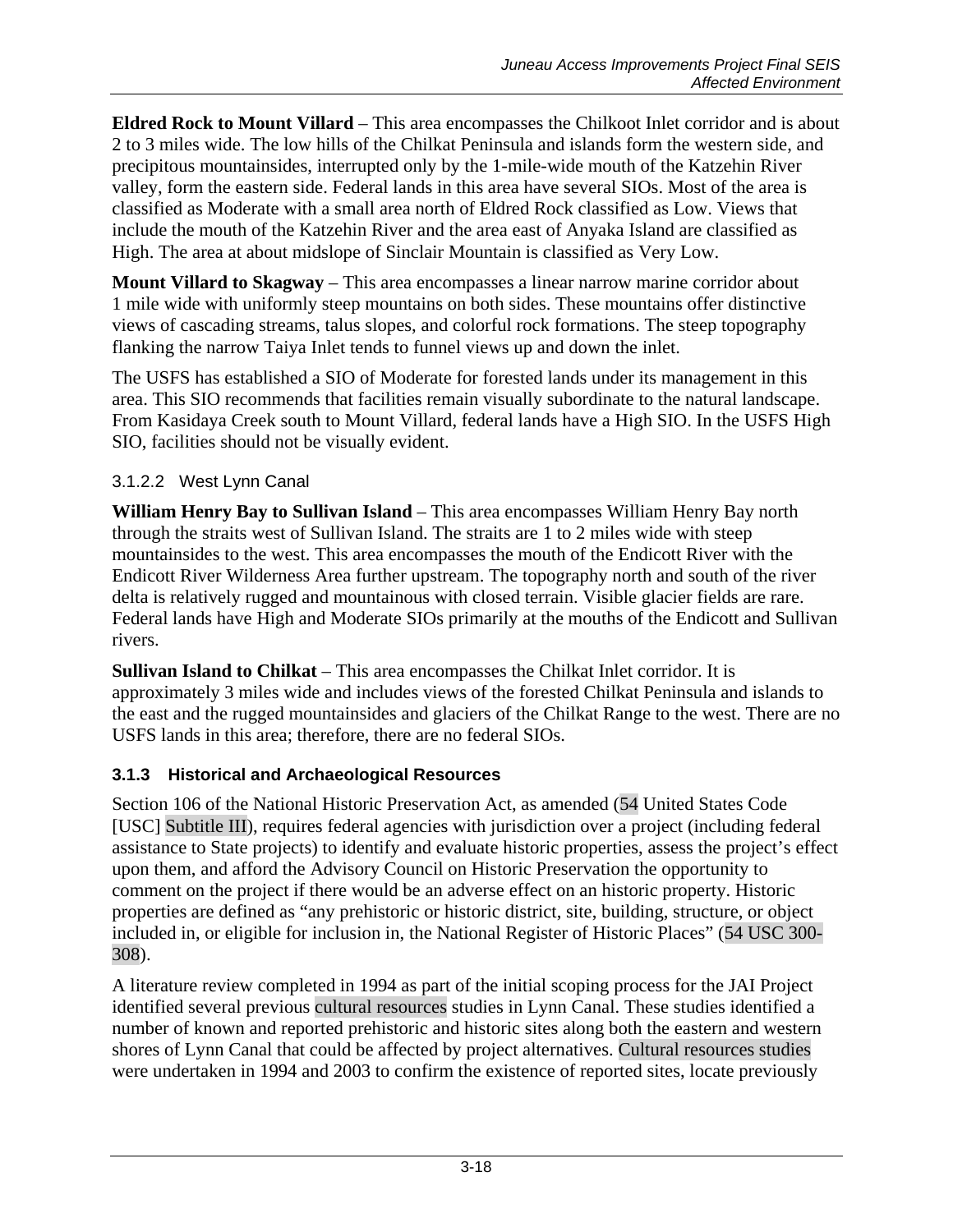**Eldred Rock to Mount Villard** – This area encompasses the Chilkoot Inlet corridor and is about 2 to 3 miles wide. The low hills of the Chilkat Peninsula and islands form the western side, and precipitous mountainsides, interrupted only by the 1-mile-wide mouth of the Katzehin River valley, form the eastern side. Federal lands in this area have several SIOs. Most of the area is classified as Moderate with a small area north of Eldred Rock classified as Low. Views that include the mouth of the Katzehin River and the area east of Anyaka Island are classified as High. The area at about midslope of Sinclair Mountain is classified as Very Low.

**Mount Villard to Skagway** – This area encompasses a linear narrow marine corridor about 1 mile wide with uniformly steep mountains on both sides. These mountains offer distinctive views of cascading streams, talus slopes, and colorful rock formations. The steep topography flanking the narrow Taiya Inlet tends to funnel views up and down the inlet.

The USFS has established a SIO of Moderate for forested lands under its management in this area. This SIO recommends that facilities remain visually subordinate to the natural landscape. From Kasidaya Creek south to Mount Villard, federal lands have a High SIO. In the USFS High SIO, facilities should not be visually evident.

#### 3.1.2.2 West Lynn Canal

**William Henry Bay to Sullivan Island** – This area encompasses William Henry Bay north through the straits west of Sullivan Island. The straits are 1 to 2 miles wide with steep mountainsides to the west. This area encompasses the mouth of the Endicott River with the Endicott River Wilderness Area further upstream. The topography north and south of the river delta is relatively rugged and mountainous with closed terrain. Visible glacier fields are rare. Federal lands have High and Moderate SIOs primarily at the mouths of the Endicott and Sullivan rivers.

**Sullivan Island to Chilkat** – This area encompasses the Chilkat Inlet corridor. It is approximately 3 miles wide and includes views of the forested Chilkat Peninsula and islands to the east and the rugged mountainsides and glaciers of the Chilkat Range to the west. There are no USFS lands in this area; therefore, there are no federal SIOs.

### 3.1.3 Historical and Archaeological Resources

Section 106 of the National Historic Preservation Act, as amended (54 United States Code [USC] Subtitle III), requires federal agencies with jurisdiction over a project (including federal assistance to State projects) to identify and evaluate historic properties, assess the project's effect upon them, and afford the Advisory Council on Historic Preservation the opportunity to comment on the project if there would be an adverse effect on an historic property. Historic properties are defined as "any prehistoric or historic district, site, building, structure, or object included in, or eligible for inclusion in, the National Register of Historic Places" (54 USC 300-308).

A literature review completed in 1994 as part of the initial scoping process for the JAI Project identified several previous cultural resources studies in Lynn Canal. These studies identified a number of known and reported prehistoric and historic sites along both the eastern and western shores of Lynn Canal that could be affected by project alternatives. Cultural resources studies were undertaken in 1994 and 2003 to confirm the existence of reported sites, locate previously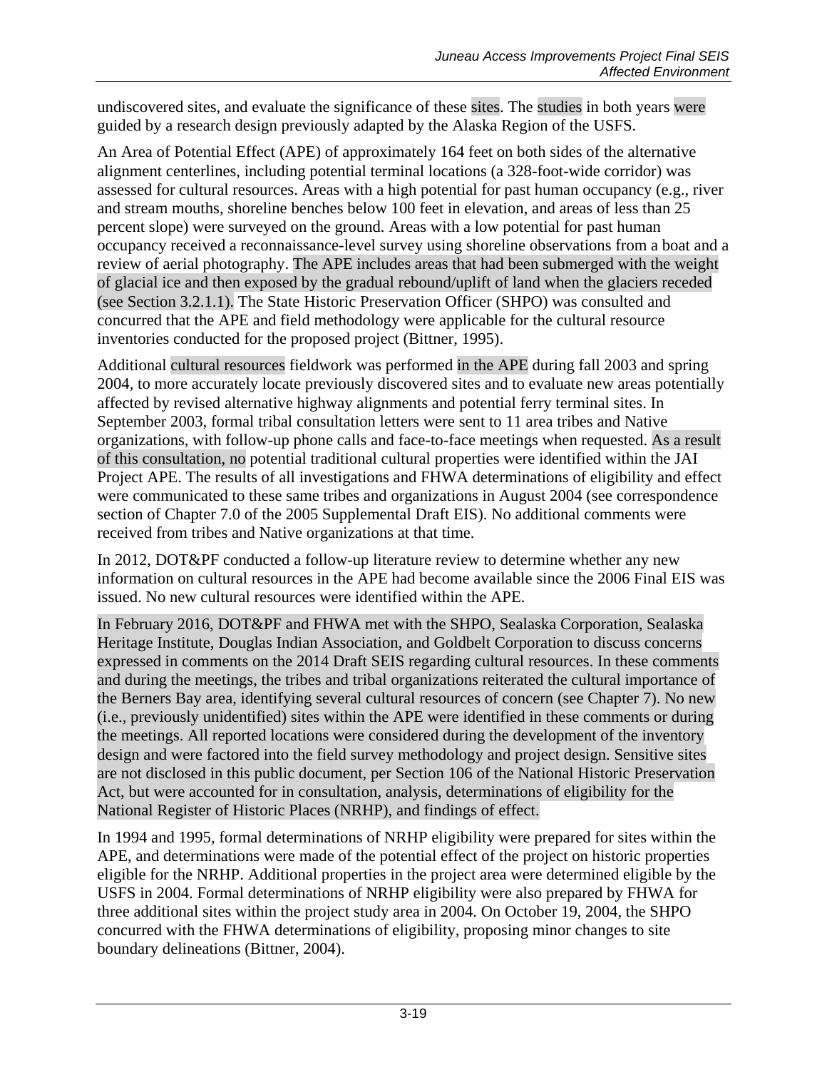undiscovered sites, and evaluate the significance of these sites. The studies in both years were guided by a research design previously adapted by the Alaska Region of the USFS.

An Area of Potential Effect (APE) of approximately 164 feet on both sides of the alternative alignment centerlines, including potential terminal locations (a 328-foot-wide corridor) was assessed for cultural resources. Areas with a high potential for past human occupancy (e.g., river and stream mouths, shoreline benches below 100 feet in elevation, and areas of less than 25 percent slope) were surveyed on the ground. Areas with a low potential for past human occupancy received a reconnaissance-level survey using shoreline observations from a boat and a review of aerial photography. The APE includes areas that had been submerged with the weight of glacial ice and then exposed by the gradual rebound/uplift of land when the glaciers receded (see Section 3.2.1.1). The State Historic Preservation Officer (SHPO) was consulted and concurred that the APE and field methodology were applicable for the cultural resource inventories conducted for the proposed project (Bittner, 1995).

Additional cultural resources fieldwork was performed in the APE during fall 2003 and spring 2004, to more accurately locate previously discovered sites and to evaluate new areas potentially affected by revised alternative highway alignments and potential ferry terminal sites. In September 2003, formal tribal consultation letters were sent to 11 area tribes and Native organizations, with follow-up phone calls and face-to-face meetings when requested. As a result of this consultation, no potential traditional cultural properties were identified within the JAI Project APE. The results of all investigations and FHWA determinations of eligibility and effect were communicated to these same tribes and organizations in August 2004 (see correspondence section of Chapter 7.0 of the 2005 Supplemental Draft EIS). No additional comments were received from tribes and Native organizations at that time.

In 2012, DOT&PF conducted a follow-up literature review to determine whether any new information on cultural resources in the APE had become available since the 2006 Final EIS was issued. No new cultural resources were identified within the APE.

In February 2016, DOT&PF and FHWA met with the SHPO, Sealaska Corporation, Sealaska Heritage Institute, Douglas Indian Association, and Goldbelt Corporation to discuss concerns expressed in comments on the 2014 Draft SEIS regarding cultural resources. In these comments and during the meetings, the tribes and tribal organizations reiterated the cultural importance of the Berners Bay area, identifying several cultural resources of concern (see Chapter 7). No new (i.e., previously unidentified) sites within the APE were identified in these comments or during the meetings. All reported locations were considered during the development of the inventory design and were factored into the field survey methodology and project design. Sensitive sites are not disclosed in this public document, per Section 106 of the National Historic Preservation Act, but were accounted for in consultation, analysis, determinations of eligibility for the National Register of Historic Places (NRHP), and findings of effect.

In 1994 and 1995, formal determinations of NRHP eligibility were prepared for sites within the APE, and determinations were made of the potential effect of the project on historic properties eligible for the NRHP. Additional properties in the project area were determined eligible by the USFS in 2004. Formal determinations of NRHP eligibility were also prepared by FHWA for three additional sites within the project study area in 2004. On October 19, 2004, the SHPO concurred with the FHWA determinations of eligibility, proposing minor changes to site boundary delineations (Bittner, 2004).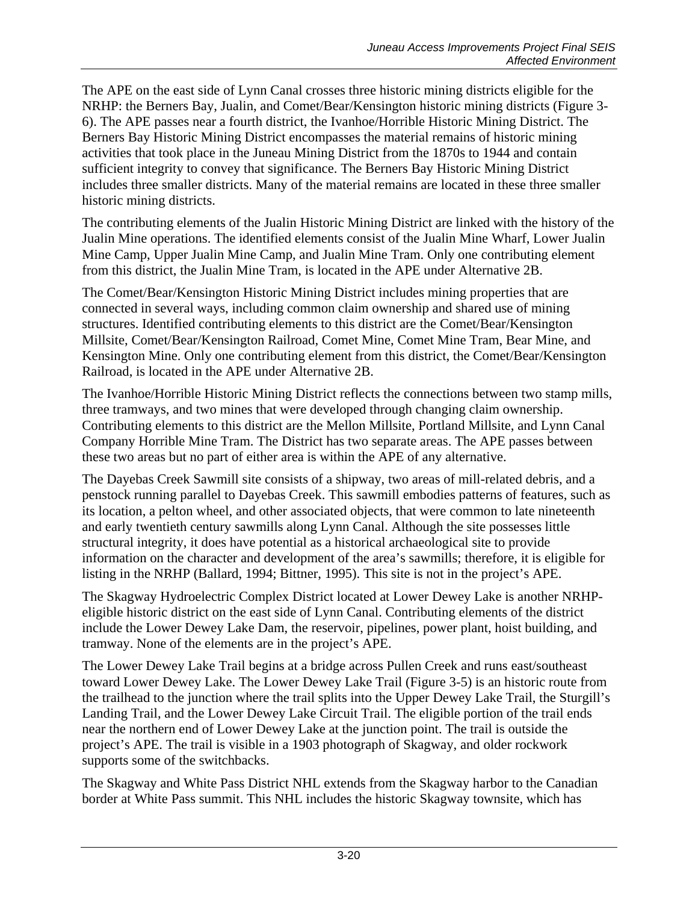The APE on the east side of Lynn Canal crosses three historic mining districts eligible for the NRHP: the Berners Bay, Jualin, and Comet/Bear/Kensington historic mining districts (Figure 3-6). The APE passes near a fourth district, the Ivanhoe/Horrible Historic Mining District. The Berners Bay Historic Mining District encompasses the material remains of historic mining activities that took place in the Juneau Mining District from the 1870s to 1944 and contain sufficient integrity to convey that significance. The Berners Bay Historic Mining District includes three smaller districts. Many of the material remains are located in these three smaller historic mining districts.

The contributing elements of the Jualin Historic Mining District are linked with the history of the Jualin Mine operations. The identified elements consist of the Jualin Mine Wharf, Lower Jualin Mine Camp, Upper Jualin Mine Camp, and Jualin Mine Tram. Only one contributing element from this district, the Jualin Mine Tram, is located in the APE under Alternative 2B.

The Comet/Bear/Kensington Historic Mining District includes mining properties that are connected in several ways, including common claim ownership and shared use of mining structures. Identified contributing elements to this district are the Comet/Bear/Kensington Millsite, Comet/Bear/Kensington Railroad, Comet Mine, Comet Mine Tram, Bear Mine, and Kensington Mine. Only one contributing element from this district, the Comet/Bear/Kensington Railroad, is located in the APE under Alternative 2B.

The Ivanhoe/Horrible Historic Mining District reflects the connections between two stamp mills, three tramways, and two mines that were developed through changing claim ownership. Contributing elements to this district are the Mellon Millsite, Portland Millsite, and Lynn Canal Company Horrible Mine Tram. The District has two separate areas. The APE passes between these two areas but no part of either area is within the APE of any alternative.

The Dayebas Creek Sawmill site consists of a shipway, two areas of mill-related debris, and a penstock running parallel to Dayebas Creek. This sawmill embodies patterns of features, such as its location, a pelton wheel, and other associated objects, that were common to late nineteenth and early twentieth century sawmills along Lynn Canal. Although the site possesses little structural integrity, it does have potential as a historical archaeological site to provide information on the character and development of the area's sawmills; therefore, it is eligible for listing in the NRHP (Ballard, 1994; Bittner, 1995). This site is not in the project's APE.

The Skagway Hydroelectric Complex District located at Lower Dewey Lake is another NRHP-eligible historic district on the east side of Lynn Canal. Contributing elements of the district include the Lower Dewey Lake Dam, the reservoir, pipelines, power plant, hoist building, and tramway. None of the elements are in the project's APE.

The Lower Dewey Lake Trail begins at a bridge across Pullen Creek and runs east/southeast toward Lower Dewey Lake. The Lower Dewey Lake Trail (Figure 3-5) is an historic route from the trailhead to the junction where the trail splits into the Upper Dewey Lake Trail, the Sturgill's Landing Trail, and the Lower Dewey Lake Circuit Trail. The eligible portion of the trail ends near the northern end of Lower Dewey Lake at the junction point. The trail is outside the project's APE. The trail is visible in a 1903 photograph of Skagway, and older rockwork supports some of the switchbacks.

The Skagway and White Pass District NHL extends from the Skagway harbor to the Canadian border at White Pass summit. This NHL includes the historic Skagway townsite, which has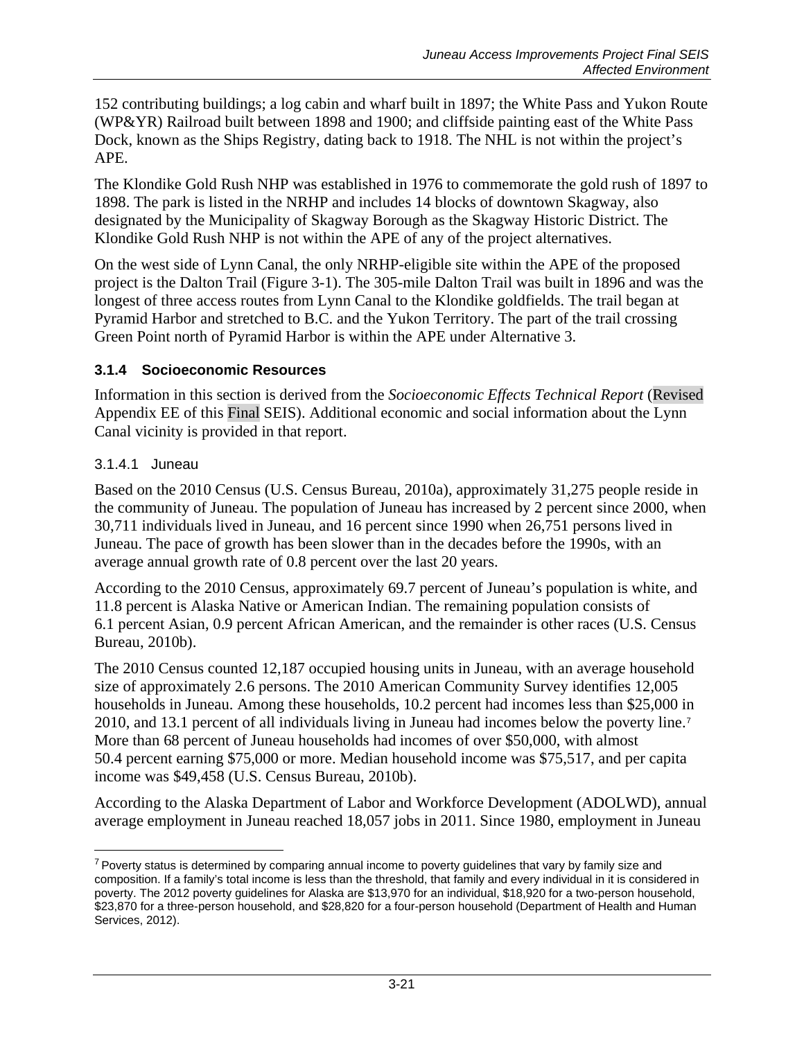152 contributing buildings; a log cabin and wharf built in 1897; the White Pass and Yukon Route (WP&YR) Railroad built between 1898 and 1900; and cliffside painting east of the White Pass Dock, known as the Ships Registry, dating back to 1918. The NHL is not within the project's APE.

The Klondike Gold Rush NHP was established in 1976 to commemorate the gold rush of 1897 to 1898. The park is listed in the NRHP and includes 14 blocks of downtown Skagway, also designated by the Municipality of Skagway Borough as the Skagway Historic District. The Klondike Gold Rush NHP is not within the APE of any of the project alternatives.

On the west side of Lynn Canal, the only NRHP-eligible site within the APE of the proposed project is the Dalton Trail (Figure 3-1). The 305-mile Dalton Trail was built in 1896 and was the longest of three access routes from Lynn Canal to the Klondike goldfields. The trail began at Pyramid Harbor and stretched to B.C. and the Yukon Territory. The part of the trail crossing Green Point north of Pyramid Harbor is within the APE under Alternative 3.

### 3.1.4 Socioeconomic Resources

Information in this section is derived from the *Socioeconomic Effects Technical Report* (Revised Appendix EE of this Final SEIS). Additional economic and social information about the Lynn Canal vicinity is provided in that report.

#### 3.1.4.1 Juneau

Based on the 2010 Census (U.S. Census Bureau, 2010a), approximately 31,275 people reside in the community of Juneau. The population of Juneau has increased by 2 percent since 2000, when 30,711 individuals lived in Juneau, and 16 percent since 1990 when 26,751 persons lived in Juneau. The pace of growth has been slower than in the decades before the 1990s, with an average annual growth rate of 0.8 percent over the last 20 years.

According to the 2010 Census, approximately 69.7 percent of Juneau's population is white, and 11.8 percent is Alaska Native or American Indian. The remaining population consists of 6.1 percent Asian, 0.9 percent African American, and the remainder is other races (U.S. Census Bureau, 2010b).

The 2010 Census counted 12,187 occupied housing units in Juneau, with an average household size of approximately 2.6 persons. The 2010 American Community Survey identifies 12,005 households in Juneau. Among these households, 10.2 percent had incomes less than $25,000 in 2010, and 13.1 percent of all individuals living in Juneau had incomes below the poverty line.[7] More than 68 percent of Juneau households had incomes of over $50,000, with almost 50.4 percent earning $75,000 or more. Median household income was $75,517, and per capita income was $49,458 (U.S. Census Bureau, 2010b).

According to the Alaska Department of Labor and Workforce Development (ADOLWD), annual average employment in Juneau reached 18,057 jobs in 2011. Since 1980, employment in Juneau

---

[7] Poverty status is determined by comparing annual income to poverty guidelines that vary by family size and composition. If a family's total income is less than the threshold, that family and every individual in it is considered in poverty. The 2012 poverty guidelines for Alaska are $13,970 for an individual, $18,920 for a two-person household, $23,870 for a three-person household, and $28,820 for a four-person household (Department of Health and Human Services, 2012).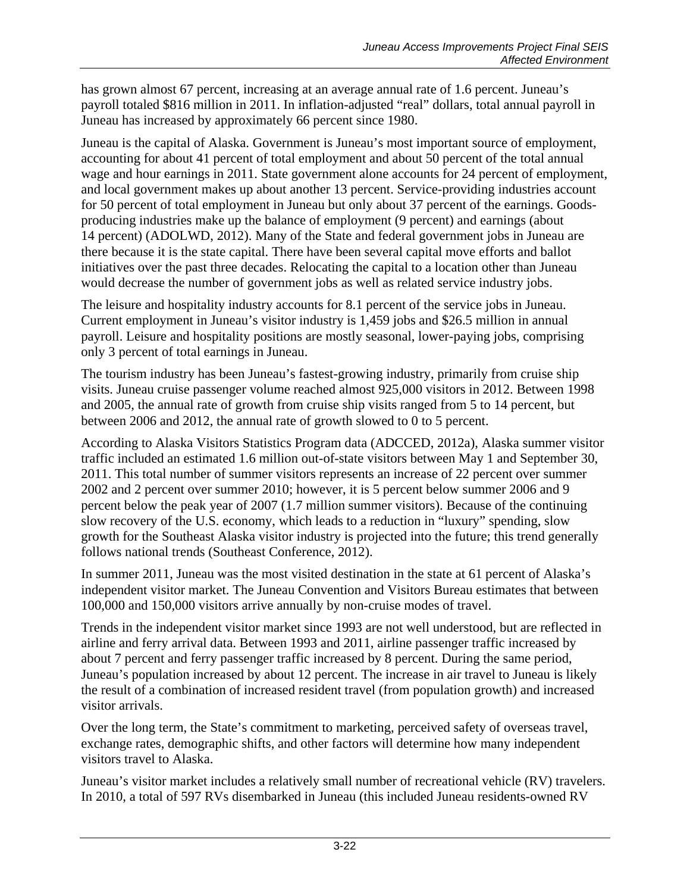has grown almost 67 percent, increasing at an average annual rate of 1.6 percent. Juneau's payroll totaled $816 million in 2011. In inflation-adjusted "real" dollars, total annual payroll in Juneau has increased by approximately 66 percent since 1980.

Juneau is the capital of Alaska. Government is Juneau's most important source of employment, accounting for about 41 percent of total employment and about 50 percent of the total annual wage and hour earnings in 2011. State government alone accounts for 24 percent of employment, and local government makes up about another 13 percent. Service-providing industries account for 50 percent of total employment in Juneau but only about 37 percent of the earnings. Goods-producing industries make up the balance of employment (9 percent) and earnings (about 14 percent) (ADOLWD, 2012). Many of the State and federal government jobs in Juneau are there because it is the state capital. There have been several capital move efforts and ballot initiatives over the past three decades. Relocating the capital to a location other than Juneau would decrease the number of government jobs as well as related service industry jobs.

The leisure and hospitality industry accounts for 8.1 percent of the service jobs in Juneau. Current employment in Juneau's visitor industry is 1,459 jobs and $26.5 million in annual payroll. Leisure and hospitality positions are mostly seasonal, lower-paying jobs, comprising only 3 percent of total earnings in Juneau.

The tourism industry has been Juneau's fastest-growing industry, primarily from cruise ship visits. Juneau cruise passenger volume reached almost 925,000 visitors in 2012. Between 1998 and 2005, the annual rate of growth from cruise ship visits ranged from 5 to 14 percent, but between 2006 and 2012, the annual rate of growth slowed to 0 to 5 percent.

According to Alaska Visitors Statistics Program data (ADCCED, 2012a), Alaska summer visitor traffic included an estimated 1.6 million out-of-state visitors between May 1 and September 30, 2011. This total number of summer visitors represents an increase of 22 percent over summer 2002 and 2 percent over summer 2010; however, it is 5 percent below summer 2006 and 9 percent below the peak year of 2007 (1.7 million summer visitors). Because of the continuing slow recovery of the U.S. economy, which leads to a reduction in "luxury" spending, slow growth for the Southeast Alaska visitor industry is projected into the future; this trend generally follows national trends (Southeast Conference, 2012).

In summer 2011, Juneau was the most visited destination in the state at 61 percent of Alaska's independent visitor market. The Juneau Convention and Visitors Bureau estimates that between 100,000 and 150,000 visitors arrive annually by non-cruise modes of travel.

Trends in the independent visitor market since 1993 are not well understood, but are reflected in airline and ferry arrival data. Between 1993 and 2011, airline passenger traffic increased by about 7 percent and ferry passenger traffic increased by 8 percent. During the same period, Juneau's population increased by about 12 percent. The increase in air travel to Juneau is likely the result of a combination of increased resident travel (from population growth) and increased visitor arrivals.

Over the long term, the State's commitment to marketing, perceived safety of overseas travel, exchange rates, demographic shifts, and other factors will determine how many independent visitors travel to Alaska.

Juneau's visitor market includes a relatively small number of recreational vehicle (RV) travelers. In 2010, a total of 597 RVs disembarked in Juneau (this included Juneau residents-owned RV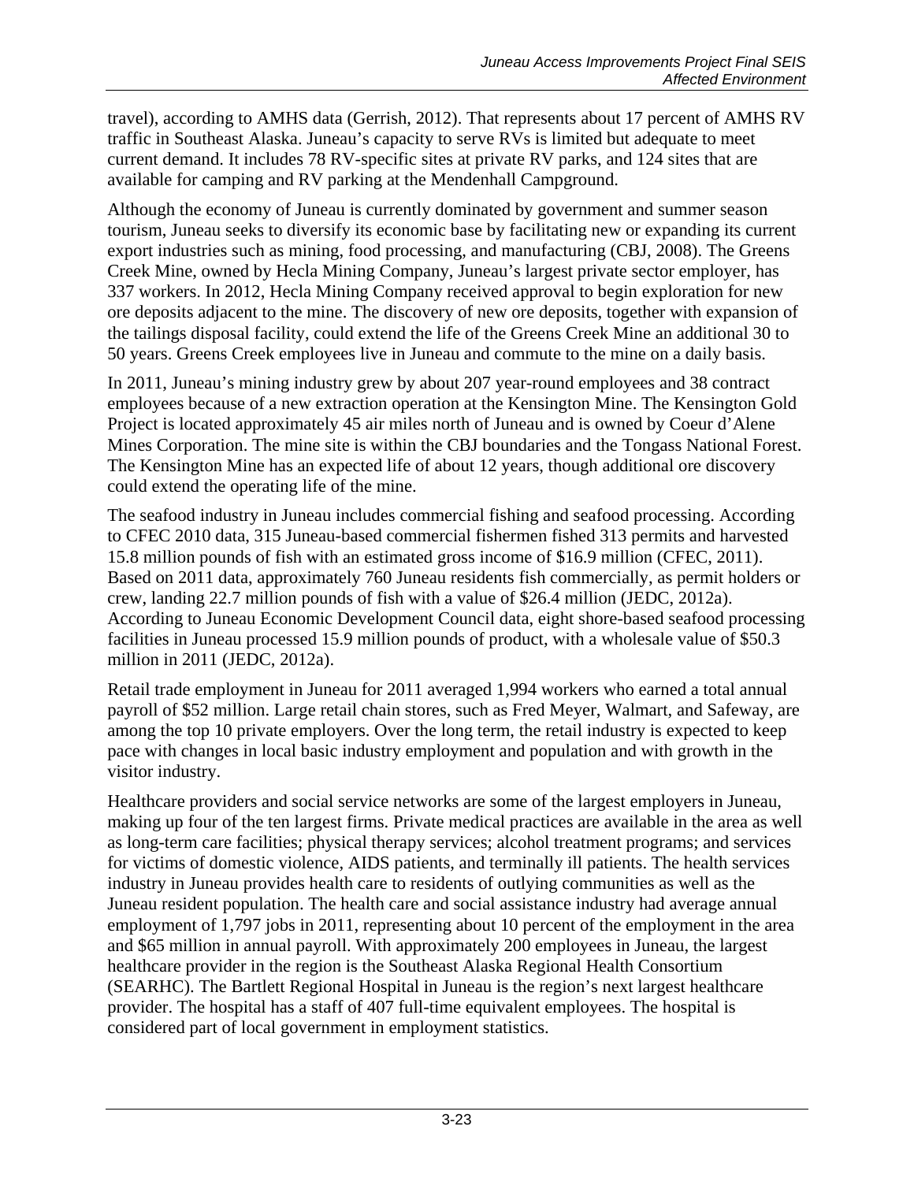travel), according to AMHS data (Gerrish, 2012). That represents about 17 percent of AMHS RV traffic in Southeast Alaska. Juneau's capacity to serve RVs is limited but adequate to meet current demand. It includes 78 RV-specific sites at private RV parks, and 124 sites that are available for camping and RV parking at the Mendenhall Campground.

Although the economy of Juneau is currently dominated by government and summer season tourism, Juneau seeks to diversify its economic base by facilitating new or expanding its current export industries such as mining, food processing, and manufacturing (CBJ, 2008). The Greens Creek Mine, owned by Hecla Mining Company, Juneau's largest private sector employer, has 337 workers. In 2012, Hecla Mining Company received approval to begin exploration for new ore deposits adjacent to the mine. The discovery of new ore deposits, together with expansion of the tailings disposal facility, could extend the life of the Greens Creek Mine an additional 30 to 50 years. Greens Creek employees live in Juneau and commute to the mine on a daily basis.

In 2011, Juneau's mining industry grew by about 207 year-round employees and 38 contract employees because of a new extraction operation at the Kensington Mine. The Kensington Gold Project is located approximately 45 air miles north of Juneau and is owned by Coeur d'Alene Mines Corporation. The mine site is within the CBJ boundaries and the Tongass National Forest. The Kensington Mine has an expected life of about 12 years, though additional ore discovery could extend the operating life of the mine.

The seafood industry in Juneau includes commercial fishing and seafood processing. According to CFEC 2010 data, 315 Juneau-based commercial fishermen fished 313 permits and harvested 15.8 million pounds of fish with an estimated gross income of $16.9 million (CFEC, 2011). Based on 2011 data, approximately 760 Juneau residents fish commercially, as permit holders or crew, landing 22.7 million pounds of fish with a value of $26.4 million (JEDC, 2012a). According to Juneau Economic Development Council data, eight shore-based seafood processing facilities in Juneau processed 15.9 million pounds of product, with a wholesale value of $50.3 million in 2011 (JEDC, 2012a).

Retail trade employment in Juneau for 2011 averaged 1,994 workers who earned a total annual payroll of $52 million. Large retail chain stores, such as Fred Meyer, Walmart, and Safeway, are among the top 10 private employers. Over the long term, the retail industry is expected to keep pace with changes in local basic industry employment and population and with growth in the visitor industry.

Healthcare providers and social service networks are some of the largest employers in Juneau, making up four of the ten largest firms. Private medical practices are available in the area as well as long-term care facilities; physical therapy services; alcohol treatment programs; and services for victims of domestic violence, AIDS patients, and terminally ill patients. The health services industry in Juneau provides health care to residents of outlying communities as well as the Juneau resident population. The health care and social assistance industry had average annual employment of 1,797 jobs in 2011, representing about 10 percent of the employment in the area and $65 million in annual payroll. With approximately 200 employees in Juneau, the largest healthcare provider in the region is the Southeast Alaska Regional Health Consortium (SEARHC). The Bartlett Regional Hospital in Juneau is the region's next largest healthcare provider. The hospital has a staff of 407 full-time equivalent employees. The hospital is considered part of local government in employment statistics.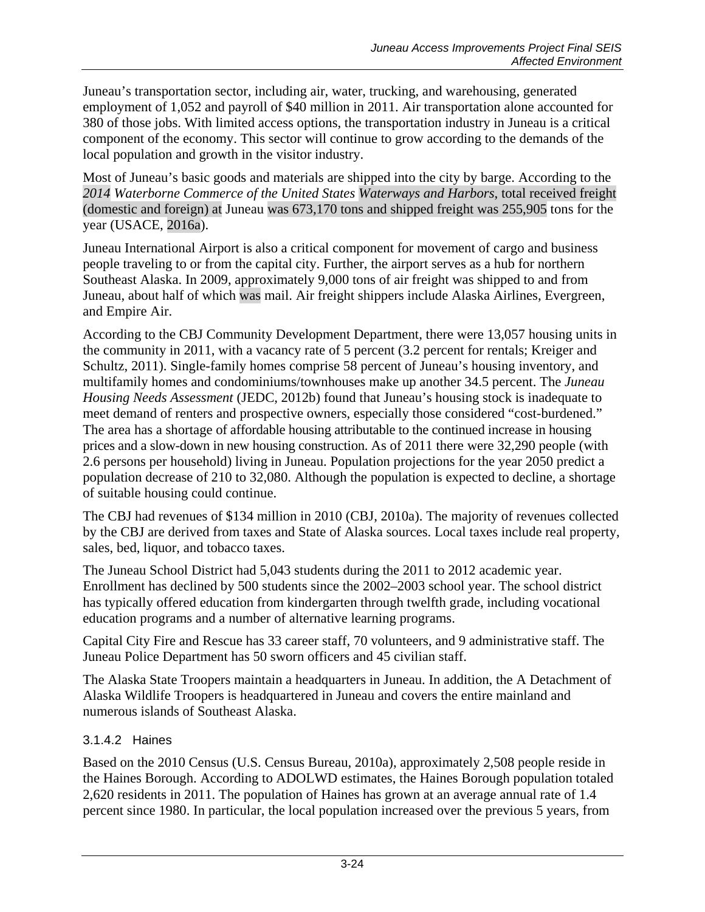Juneau's transportation sector, including air, water, trucking, and warehousing, generated employment of 1,052 and payroll of $40 million in 2011. Air transportation alone accounted for 380 of those jobs. With limited access options, the transportation industry in Juneau is a critical component of the economy. This sector will continue to grow according to the demands of the local population and growth in the visitor industry.

Most of Juneau's basic goods and materials are shipped into the city by barge. According to the *2014 Waterborne Commerce of the United States Waterways and Harbors*, total received freight (domestic and foreign) at Juneau was 673,170 tons and shipped freight was 255,905 tons for the year (USACE, 2016a).

Juneau International Airport is also a critical component for movement of cargo and business people traveling to or from the capital city. Further, the airport serves as a hub for northern Southeast Alaska. In 2009, approximately 9,000 tons of air freight was shipped to and from Juneau, about half of which was mail. Air freight shippers include Alaska Airlines, Evergreen, and Empire Air.

According to the CBJ Community Development Department, there were 13,057 housing units in the community in 2011, with a vacancy rate of 5 percent (3.2 percent for rentals; Kreiger and Schultz, 2011). Single-family homes comprise 58 percent of Juneau's housing inventory, and multifamily homes and condominiums/townhouses make up another 34.5 percent. The *Juneau Housing Needs Assessment* (JEDC, 2012b) found that Juneau's housing stock is inadequate to meet demand of renters and prospective owners, especially those considered "cost-burdened." The area has a shortage of affordable housing attributable to the continued increase in housing prices and a slow-down in new housing construction. As of 2011 there were 32,290 people (with 2.6 persons per household) living in Juneau. Population projections for the year 2050 predict a population decrease of 210 to 32,080. Although the population is expected to decline, a shortage of suitable housing could continue.

The CBJ had revenues of $134 million in 2010 (CBJ, 2010a). The majority of revenues collected by the CBJ are derived from taxes and State of Alaska sources. Local taxes include real property, sales, bed, liquor, and tobacco taxes.

The Juneau School District had 5,043 students during the 2011 to 2012 academic year. Enrollment has declined by 500 students since the 2002–2003 school year. The school district has typically offered education from kindergarten through twelfth grade, including vocational education programs and a number of alternative learning programs.

Capital City Fire and Rescue has 33 career staff, 70 volunteers, and 9 administrative staff. The Juneau Police Department has 50 sworn officers and 45 civilian staff.

The Alaska State Troopers maintain a headquarters in Juneau. In addition, the A Detachment of Alaska Wildlife Troopers is headquartered in Juneau and covers the entire mainland and numerous islands of Southeast Alaska.

#### 3.1.4.2 Haines

Based on the 2010 Census (U.S. Census Bureau, 2010a), approximately 2,508 people reside in the Haines Borough. According to ADOLWD estimates, the Haines Borough population totaled 2,620 residents in 2011. The population of Haines has grown at an average annual rate of 1.4 percent since 1980. In particular, the local population increased over the previous 5 years, from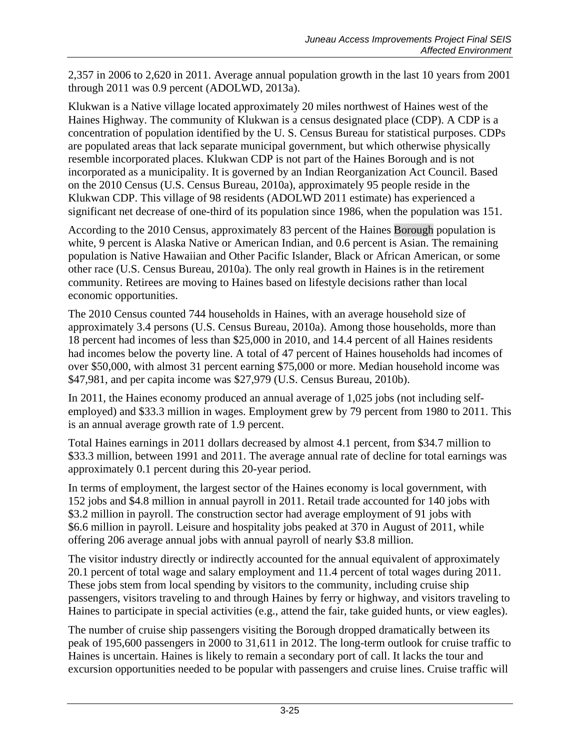2,357 in 2006 to 2,620 in 2011. Average annual population growth in the last 10 years from 2001 through 2011 was 0.9 percent (ADOLWD, 2013a).

Klukwan is a Native village located approximately 20 miles northwest of Haines west of the Haines Highway. The community of Klukwan is a census designated place (CDP). A CDP is a concentration of population identified by the U. S. Census Bureau for statistical purposes. CDPs are populated areas that lack separate municipal government, but which otherwise physically resemble incorporated places. Klukwan CDP is not part of the Haines Borough and is not incorporated as a municipality. It is governed by an Indian Reorganization Act Council. Based on the 2010 Census (U.S. Census Bureau, 2010a), approximately 95 people reside in the Klukwan CDP. This village of 98 residents (ADOLWD 2011 estimate) has experienced a significant net decrease of one-third of its population since 1986, when the population was 151.

According to the 2010 Census, approximately 83 percent of the Haines Borough population is white, 9 percent is Alaska Native or American Indian, and 0.6 percent is Asian. The remaining population is Native Hawaiian and Other Pacific Islander, Black or African American, or some other race (U.S. Census Bureau, 2010a). The only real growth in Haines is in the retirement community. Retirees are moving to Haines based on lifestyle decisions rather than local economic opportunities.

The 2010 Census counted 744 households in Haines, with an average household size of approximately 3.4 persons (U.S. Census Bureau, 2010a). Among those households, more than 18 percent had incomes of less than $25,000 in 2010, and 14.4 percent of all Haines residents had incomes below the poverty line. A total of 47 percent of Haines households had incomes of over $50,000, with almost 31 percent earning $75,000 or more. Median household income was $47,981, and per capita income was $27,979 (U.S. Census Bureau, 2010b).

In 2011, the Haines economy produced an annual average of 1,025 jobs (not including self-employed) and $33.3 million in wages. Employment grew by 79 percent from 1980 to 2011. This is an annual average growth rate of 1.9 percent.

Total Haines earnings in 2011 dollars decreased by almost 4.1 percent, from $34.7 million to $33.3 million, between 1991 and 2011. The average annual rate of decline for total earnings was approximately 0.1 percent during this 20-year period.

In terms of employment, the largest sector of the Haines economy is local government, with 152 jobs and $4.8 million in annual payroll in 2011. Retail trade accounted for 140 jobs with $3.2 million in payroll. The construction sector had average employment of 91 jobs with $6.6 million in payroll. Leisure and hospitality jobs peaked at 370 in August of 2011, while offering 206 average annual jobs with annual payroll of nearly $3.8 million.

The visitor industry directly or indirectly accounted for the annual equivalent of approximately 20.1 percent of total wage and salary employment and 11.4 percent of total wages during 2011. These jobs stem from local spending by visitors to the community, including cruise ship passengers, visitors traveling to and through Haines by ferry or highway, and visitors traveling to Haines to participate in special activities (e.g., attend the fair, take guided hunts, or view eagles).

The number of cruise ship passengers visiting the Borough dropped dramatically between its peak of 195,600 passengers in 2000 to 31,611 in 2012. The long-term outlook for cruise traffic to Haines is uncertain. Haines is likely to remain a secondary port of call. It lacks the tour and excursion opportunities needed to be popular with passengers and cruise lines. Cruise traffic will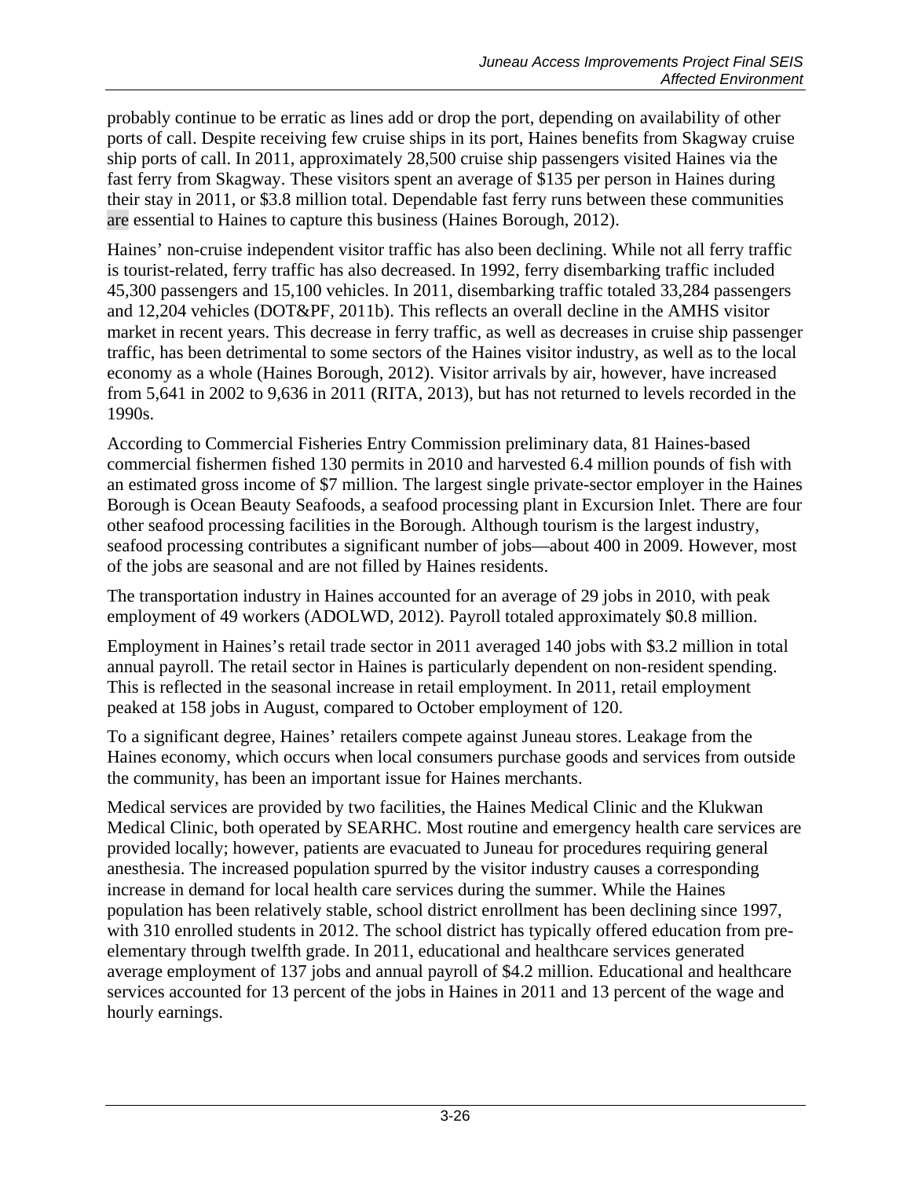probably continue to be erratic as lines add or drop the port, depending on availability of other ports of call. Despite receiving few cruise ships in its port, Haines benefits from Skagway cruise ship ports of call. In 2011, approximately 28,500 cruise ship passengers visited Haines via the fast ferry from Skagway. These visitors spent an average of $135 per person in Haines during their stay in 2011, or $3.8 million total. Dependable fast ferry runs between these communities are essential to Haines to capture this business (Haines Borough, 2012).

Haines' non-cruise independent visitor traffic has also been declining. While not all ferry traffic is tourist-related, ferry traffic has also decreased. In 1992, ferry disembarking traffic included 45,300 passengers and 15,100 vehicles. In 2011, disembarking traffic totaled 33,284 passengers and 12,204 vehicles (DOT&PF, 2011b). This reflects an overall decline in the AMHS visitor market in recent years. This decrease in ferry traffic, as well as decreases in cruise ship passenger traffic, has been detrimental to some sectors of the Haines visitor industry, as well as to the local economy as a whole (Haines Borough, 2012). Visitor arrivals by air, however, have increased from 5,641 in 2002 to 9,636 in 2011 (RITA, 2013), but has not returned to levels recorded in the 1990s.

According to Commercial Fisheries Entry Commission preliminary data, 81 Haines-based commercial fishermen fished 130 permits in 2010 and harvested 6.4 million pounds of fish with an estimated gross income of $7 million. The largest single private-sector employer in the Haines Borough is Ocean Beauty Seafoods, a seafood processing plant in Excursion Inlet. There are four other seafood processing facilities in the Borough. Although tourism is the largest industry, seafood processing contributes a significant number of jobs—about 400 in 2009. However, most of the jobs are seasonal and are not filled by Haines residents.

The transportation industry in Haines accounted for an average of 29 jobs in 2010, with peak employment of 49 workers (ADOLWD, 2012). Payroll totaled approximately $0.8 million.

Employment in Haines's retail trade sector in 2011 averaged 140 jobs with $3.2 million in total annual payroll. The retail sector in Haines is particularly dependent on non-resident spending. This is reflected in the seasonal increase in retail employment. In 2011, retail employment peaked at 158 jobs in August, compared to October employment of 120.

To a significant degree, Haines' retailers compete against Juneau stores. Leakage from the Haines economy, which occurs when local consumers purchase goods and services from outside the community, has been an important issue for Haines merchants.

Medical services are provided by two facilities, the Haines Medical Clinic and the Klukwan Medical Clinic, both operated by SEARHC. Most routine and emergency health care services are provided locally; however, patients are evacuated to Juneau for procedures requiring general anesthesia. The increased population spurred by the visitor industry causes a corresponding increase in demand for local health care services during the summer. While the Haines population has been relatively stable, school district enrollment has been declining since 1997, with 310 enrolled students in 2012. The school district has typically offered education from pre-elementary through twelfth grade. In 2011, educational and healthcare services generated average employment of 137 jobs and annual payroll of $4.2 million. Educational and healthcare services accounted for 13 percent of the jobs in Haines in 2011 and 13 percent of the wage and hourly earnings.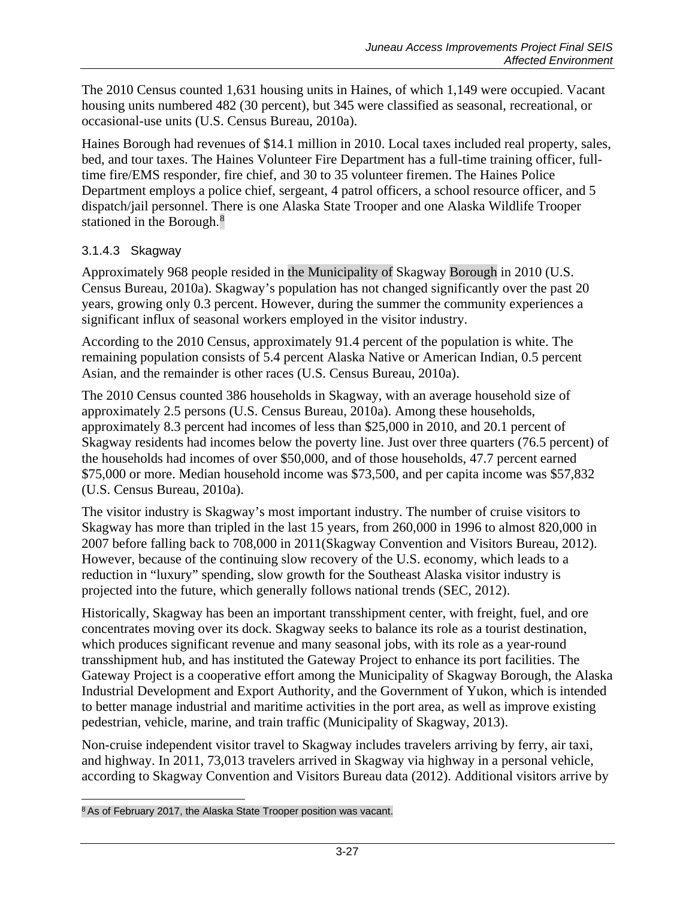The 2010 Census counted 1,631 housing units in Haines, of which 1,149 were occupied. Vacant housing units numbered 482 (30 percent), but 345 were classified as seasonal, recreational, or occasional-use units (U.S. Census Bureau, 2010a).

Haines Borough had revenues of $14.1 million in 2010. Local taxes included real property, sales, bed, and tour taxes. The Haines Volunteer Fire Department has a full-time training officer, full-time fire/EMS responder, fire chief, and 30 to 35 volunteer firemen. The Haines Police Department employs a police chief, sergeant, 4 patrol officers, a school resource officer, and 5 dispatch/jail personnel. There is one Alaska State Trooper and one Alaska Wildlife Trooper stationed in the Borough.[8]

### 3.1.4.3 Skagway

Approximately 968 people resided in the Municipality of Skagway Borough in 2010 (U.S. Census Bureau, 2010a). Skagway's population has not changed significantly over the past 20 years, growing only 0.3 percent. However, during the summer the community experiences a significant influx of seasonal workers employed in the visitor industry.

According to the 2010 Census, approximately 91.4 percent of the population is white. The remaining population consists of 5.4 percent Alaska Native or American Indian, 0.5 percent Asian, and the remainder is other races (U.S. Census Bureau, 2010a).

The 2010 Census counted 386 households in Skagway, with an average household size of approximately 2.5 persons (U.S. Census Bureau, 2010a). Among these households, approximately 8.3 percent had incomes of less than $25,000 in 2010, and 20.1 percent of Skagway residents had incomes below the poverty line. Just over three quarters (76.5 percent) of the households had incomes of over $50,000, and of those households, 47.7 percent earned $75,000 or more. Median household income was $73,500, and per capita income was $57,832 (U.S. Census Bureau, 2010a).

The visitor industry is Skagway's most important industry. The number of cruise visitors to Skagway has more than tripled in the last 15 years, from 260,000 in 1996 to almost 820,000 in 2007 before falling back to 708,000 in 2011(Skagway Convention and Visitors Bureau, 2012). However, because of the continuing slow recovery of the U.S. economy, which leads to a reduction in "luxury" spending, slow growth for the Southeast Alaska visitor industry is projected into the future, which generally follows national trends (SEC, 2012).

Historically, Skagway has been an important transshipment center, with freight, fuel, and ore concentrates moving over its dock. Skagway seeks to balance its role as a tourist destination, which produces significant revenue and many seasonal jobs, with its role as a year-round transshipment hub, and has instituted the Gateway Project to enhance its port facilities. The Gateway Project is a cooperative effort among the Municipality of Skagway Borough, the Alaska Industrial Development and Export Authority, and the Government of Yukon, which is intended to better manage industrial and maritime activities in the port area, as well as improve existing pedestrian, vehicle, marine, and train traffic (Municipality of Skagway, 2013).

Non-cruise independent visitor travel to Skagway includes travelers arriving by ferry, air taxi, and highway. In 2011, 73,013 travelers arrived in Skagway via highway in a personal vehicle, according to Skagway Convention and Visitors Bureau data (2012). Additional visitors arrive by

---

[8] As of February 2017, the Alaska State Trooper position was vacant.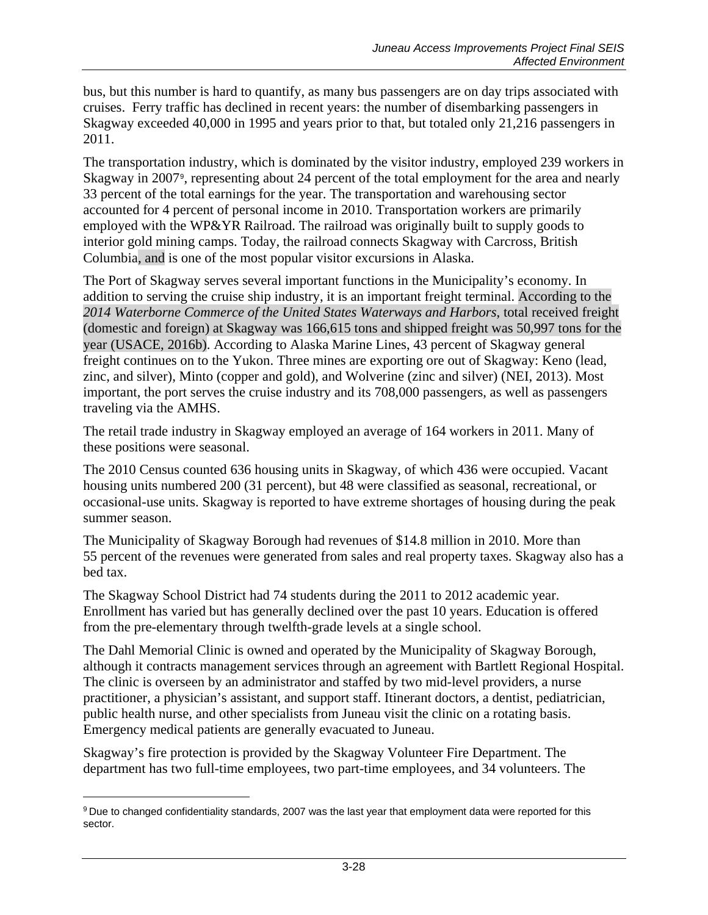bus, but this number is hard to quantify, as many bus passengers are on day trips associated with cruises. Ferry traffic has declined in recent years: the number of disembarking passengers in Skagway exceeded 40,000 in 1995 and years prior to that, but totaled only 21,216 passengers in 2011.

The transportation industry, which is dominated by the visitor industry, employed 239 workers in Skagway in 2007[9], representing about 24 percent of the total employment for the area and nearly 33 percent of the total earnings for the year. The transportation and warehousing sector accounted for 4 percent of personal income in 2010. Transportation workers are primarily employed with the WP&YR Railroad. The railroad was originally built to supply goods to interior gold mining camps. Today, the railroad connects Skagway with Carcross, British Columbia, and is one of the most popular visitor excursions in Alaska.

The Port of Skagway serves several important functions in the Municipality's economy. In addition to serving the cruise ship industry, it is an important freight terminal. According to the *2014 Waterborne Commerce of the United States Waterways and Harbors,* total received freight (domestic and foreign) at Skagway was 166,615 tons and shipped freight was 50,997 tons for the year (USACE, 2016b). According to Alaska Marine Lines, 43 percent of Skagway general freight continues on to the Yukon. Three mines are exporting ore out of Skagway: Keno (lead, zinc, and silver), Minto (copper and gold), and Wolverine (zinc and silver) (NEI, 2013). Most important, the port serves the cruise industry and its 708,000 passengers, as well as passengers traveling via the AMHS.

The retail trade industry in Skagway employed an average of 164 workers in 2011. Many of these positions were seasonal.

The 2010 Census counted 636 housing units in Skagway, of which 436 were occupied. Vacant housing units numbered 200 (31 percent), but 48 were classified as seasonal, recreational, or occasional-use units. Skagway is reported to have extreme shortages of housing during the peak summer season.

The Municipality of Skagway Borough had revenues of $14.8 million in 2010. More than 55 percent of the revenues were generated from sales and real property taxes. Skagway also has a bed tax.

The Skagway School District had 74 students during the 2011 to 2012 academic year. Enrollment has varied but has generally declined over the past 10 years. Education is offered from the pre-elementary through twelfth-grade levels at a single school.

The Dahl Memorial Clinic is owned and operated by the Municipality of Skagway Borough, although it contracts management services through an agreement with Bartlett Regional Hospital. The clinic is overseen by an administrator and staffed by two mid-level providers, a nurse practitioner, a physician's assistant, and support staff. Itinerant doctors, a dentist, pediatrician, public health nurse, and other specialists from Juneau visit the clinic on a rotating basis. Emergency medical patients are generally evacuated to Juneau.

Skagway's fire protection is provided by the Skagway Volunteer Fire Department. The department has two full-time employees, two part-time employees, and 34 volunteers. The

[9] Due to changed confidentiality standards, 2007 was the last year that employment data were reported for this sector.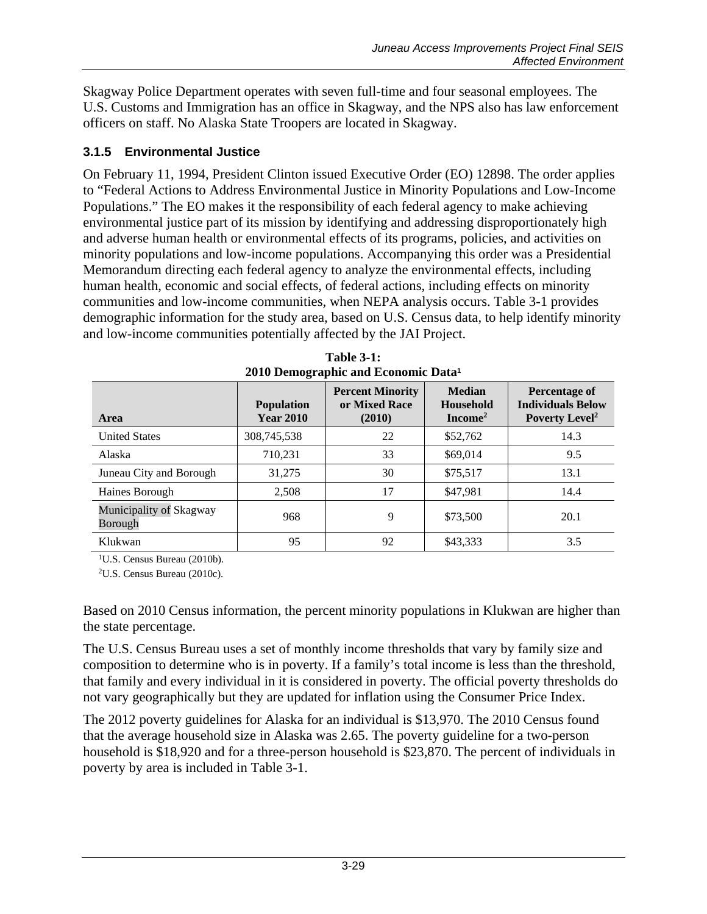Skagway Police Department operates with seven full-time and four seasonal employees. The U.S. Customs and Immigration has an office in Skagway, and the NPS also has law enforcement officers on staff. No Alaska State Troopers are located in Skagway.

### 3.1.5 Environmental Justice

On February 11, 1994, President Clinton issued Executive Order (EO) 12898. The order applies to "Federal Actions to Address Environmental Justice in Minority Populations and Low-Income Populations." The EO makes it the responsibility of each federal agency to make achieving environmental justice part of its mission by identifying and addressing disproportionately high and adverse human health or environmental effects of its programs, policies, and activities on minority populations and low-income populations. Accompanying this order was a Presidential Memorandum directing each federal agency to analyze the environmental effects, including human health, economic and social effects, of federal actions, including effects on minority communities and low-income communities, when NEPA analysis occurs. Table 3-1 provides demographic information for the study area, based on U.S. Census data, to help identify minority and low-income communities potentially affected by the JAI Project.

**Table 3-1:**
**2010 Demographic and Economic Data[1]**

| Area | Population Year 2010 | Percent Minority or Mixed Race (2010) | Median Household Income[2] | Percentage of Individuals Below Poverty Level[2] |
|---|---|---|---|---|
| United States | 308,745,538 | 22 | $52,762 | 14.3 |
| Alaska | 710,231 | 33 | $69,014 | 9.5 |
| Juneau City and Borough | 31,275 | 30 | $75,517 | 13.1 |
| Haines Borough | 2,508 | 17 | $47,981 | 14.4 |
| Municipality of Skagway Borough | 968 | 9 | $73,500 | 20.1 |
| Klukwan | 95 | 92 | $43,333 | 3.5 |

[1]U.S. Census Bureau (2010b).
[2]U.S. Census Bureau (2010c).

Based on 2010 Census information, the percent minority populations in Klukwan are higher than the state percentage.

The U.S. Census Bureau uses a set of monthly income thresholds that vary by family size and composition to determine who is in poverty. If a family's total income is less than the threshold, that family and every individual in it is considered in poverty. The official poverty thresholds do not vary geographically but they are updated for inflation using the Consumer Price Index.

The 2012 poverty guidelines for Alaska for an individual is $13,970. The 2010 Census found that the average household size in Alaska was 2.65. The poverty guideline for a two-person household is $18,920 and for a three-person household is $23,870. The percent of individuals in poverty by area is included in Table 3-1.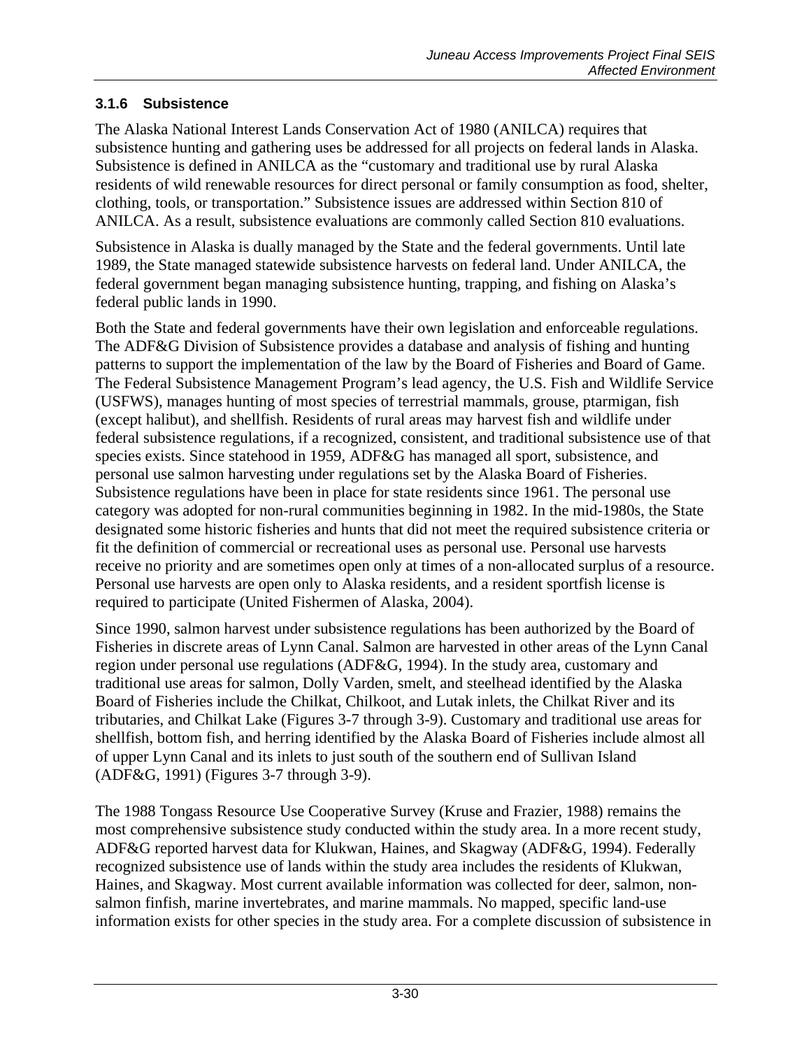### 3.1.6 Subsistence

The Alaska National Interest Lands Conservation Act of 1980 (ANILCA) requires that subsistence hunting and gathering uses be addressed for all projects on federal lands in Alaska. Subsistence is defined in ANILCA as the "customary and traditional use by rural Alaska residents of wild renewable resources for direct personal or family consumption as food, shelter, clothing, tools, or transportation." Subsistence issues are addressed within Section 810 of ANILCA. As a result, subsistence evaluations are commonly called Section 810 evaluations.

Subsistence in Alaska is dually managed by the State and the federal governments. Until late 1989, the State managed statewide subsistence harvests on federal land. Under ANILCA, the federal government began managing subsistence hunting, trapping, and fishing on Alaska's federal public lands in 1990.

Both the State and federal governments have their own legislation and enforceable regulations. The ADF&G Division of Subsistence provides a database and analysis of fishing and hunting patterns to support the implementation of the law by the Board of Fisheries and Board of Game. The Federal Subsistence Management Program's lead agency, the U.S. Fish and Wildlife Service (USFWS), manages hunting of most species of terrestrial mammals, grouse, ptarmigan, fish (except halibut), and shellfish. Residents of rural areas may harvest fish and wildlife under federal subsistence regulations, if a recognized, consistent, and traditional subsistence use of that species exists. Since statehood in 1959, ADF&G has managed all sport, subsistence, and personal use salmon harvesting under regulations set by the Alaska Board of Fisheries. Subsistence regulations have been in place for state residents since 1961. The personal use category was adopted for non-rural communities beginning in 1982. In the mid-1980s, the State designated some historic fisheries and hunts that did not meet the required subsistence criteria or fit the definition of commercial or recreational uses as personal use. Personal use harvests receive no priority and are sometimes open only at times of a non-allocated surplus of a resource. Personal use harvests are open only to Alaska residents, and a resident sportfish license is required to participate (United Fishermen of Alaska, 2004).

Since 1990, salmon harvest under subsistence regulations has been authorized by the Board of Fisheries in discrete areas of Lynn Canal. Salmon are harvested in other areas of the Lynn Canal region under personal use regulations (ADF&G, 1994). In the study area, customary and traditional use areas for salmon, Dolly Varden, smelt, and steelhead identified by the Alaska Board of Fisheries include the Chilkat, Chilkoot, and Lutak inlets, the Chilkat River and its tributaries, and Chilkat Lake (Figures 3-7 through 3-9). Customary and traditional use areas for shellfish, bottom fish, and herring identified by the Alaska Board of Fisheries include almost all of upper Lynn Canal and its inlets to just south of the southern end of Sullivan Island (ADF&G, 1991) (Figures 3-7 through 3-9).

The 1988 Tongass Resource Use Cooperative Survey (Kruse and Frazier, 1988) remains the most comprehensive subsistence study conducted within the study area. In a more recent study, ADF&G reported harvest data for Klukwan, Haines, and Skagway (ADF&G, 1994). Federally recognized subsistence use of lands within the study area includes the residents of Klukwan, Haines, and Skagway. Most current available information was collected for deer, salmon, non-salmon finfish, marine invertebrates, and marine mammals. No mapped, specific land-use information exists for other species in the study area. For a complete discussion of subsistence in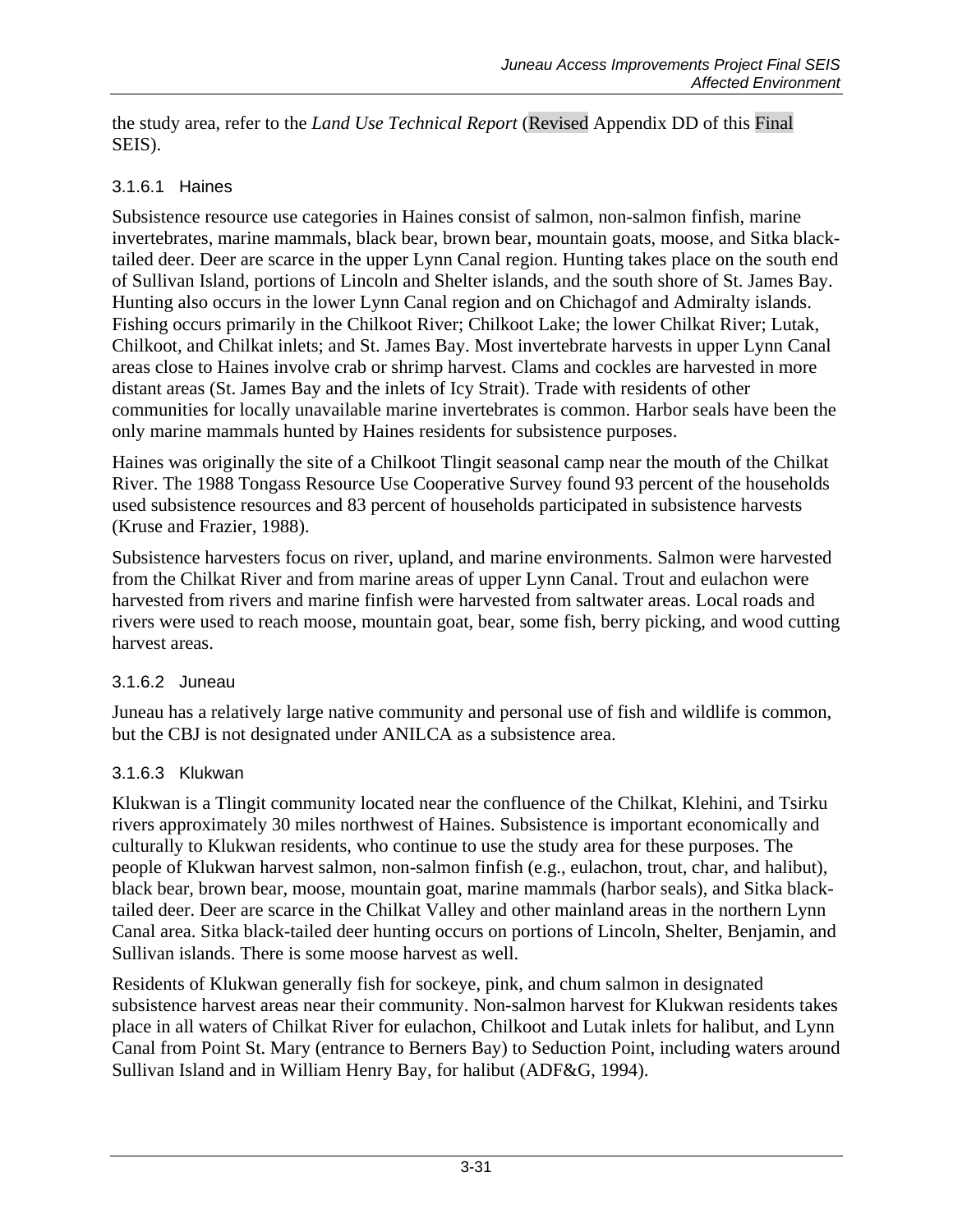the study area, refer to the *Land Use Technical Report* (Revised Appendix DD of this Final SEIS).

### 3.1.6.1 Haines

Subsistence resource use categories in Haines consist of salmon, non-salmon finfish, marine invertebrates, marine mammals, black bear, brown bear, mountain goats, moose, and Sitka black-tailed deer. Deer are scarce in the upper Lynn Canal region. Hunting takes place on the south end of Sullivan Island, portions of Lincoln and Shelter islands, and the south shore of St. James Bay. Hunting also occurs in the lower Lynn Canal region and on Chichagof and Admiralty islands. Fishing occurs primarily in the Chilkoot River; Chilkoot Lake; the lower Chilkat River; Lutak, Chilkoot, and Chilkat inlets; and St. James Bay. Most invertebrate harvests in upper Lynn Canal areas close to Haines involve crab or shrimp harvest. Clams and cockles are harvested in more distant areas (St. James Bay and the inlets of Icy Strait). Trade with residents of other communities for locally unavailable marine invertebrates is common. Harbor seals have been the only marine mammals hunted by Haines residents for subsistence purposes.

Haines was originally the site of a Chilkoot Tlingit seasonal camp near the mouth of the Chilkat River. The 1988 Tongass Resource Use Cooperative Survey found 93 percent of the households used subsistence resources and 83 percent of households participated in subsistence harvests (Kruse and Frazier, 1988).

Subsistence harvesters focus on river, upland, and marine environments. Salmon were harvested from the Chilkat River and from marine areas of upper Lynn Canal. Trout and eulachon were harvested from rivers and marine finfish were harvested from saltwater areas. Local roads and rivers were used to reach moose, mountain goat, bear, some fish, berry picking, and wood cutting harvest areas.

### 3.1.6.2 Juneau

Juneau has a relatively large native community and personal use of fish and wildlife is common, but the CBJ is not designated under ANILCA as a subsistence area.

### 3.1.6.3 Klukwan

Klukwan is a Tlingit community located near the confluence of the Chilkat, Klehini, and Tsirku rivers approximately 30 miles northwest of Haines. Subsistence is important economically and culturally to Klukwan residents, who continue to use the study area for these purposes. The people of Klukwan harvest salmon, non-salmon finfish (e.g., eulachon, trout, char, and halibut), black bear, brown bear, moose, mountain goat, marine mammals (harbor seals), and Sitka black-tailed deer. Deer are scarce in the Chilkat Valley and other mainland areas in the northern Lynn Canal area. Sitka black-tailed deer hunting occurs on portions of Lincoln, Shelter, Benjamin, and Sullivan islands. There is some moose harvest as well.

Residents of Klukwan generally fish for sockeye, pink, and chum salmon in designated subsistence harvest areas near their community. Non-salmon harvest for Klukwan residents takes place in all waters of Chilkat River for eulachon, Chilkoot and Lutak inlets for halibut, and Lynn Canal from Point St. Mary (entrance to Berners Bay) to Seduction Point, including waters around Sullivan Island and in William Henry Bay, for halibut (ADF&G, 1994).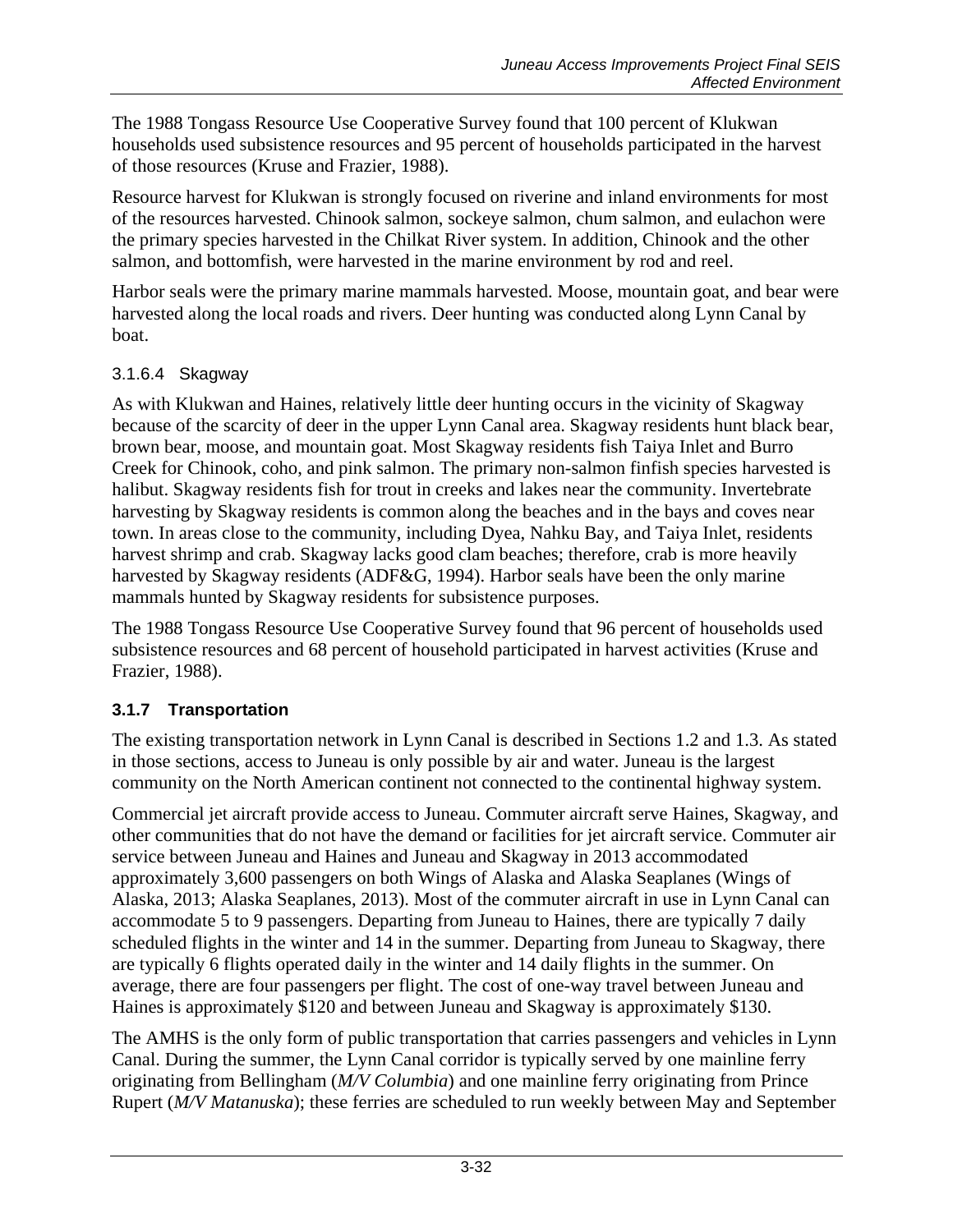The 1988 Tongass Resource Use Cooperative Survey found that 100 percent of Klukwan households used subsistence resources and 95 percent of households participated in the harvest of those resources (Kruse and Frazier, 1988).

Resource harvest for Klukwan is strongly focused on riverine and inland environments for most of the resources harvested. Chinook salmon, sockeye salmon, chum salmon, and eulachon were the primary species harvested in the Chilkat River system. In addition, Chinook and the other salmon, and bottomfish, were harvested in the marine environment by rod and reel.

Harbor seals were the primary marine mammals harvested. Moose, mountain goat, and bear were harvested along the local roads and rivers. Deer hunting was conducted along Lynn Canal by boat.

#### 3.1.6.4 Skagway

As with Klukwan and Haines, relatively little deer hunting occurs in the vicinity of Skagway because of the scarcity of deer in the upper Lynn Canal area. Skagway residents hunt black bear, brown bear, moose, and mountain goat. Most Skagway residents fish Taiya Inlet and Burro Creek for Chinook, coho, and pink salmon. The primary non-salmon finfish species harvested is halibut. Skagway residents fish for trout in creeks and lakes near the community. Invertebrate harvesting by Skagway residents is common along the beaches and in the bays and coves near town. In areas close to the community, including Dyea, Nahku Bay, and Taiya Inlet, residents harvest shrimp and crab. Skagway lacks good clam beaches; therefore, crab is more heavily harvested by Skagway residents (ADF&G, 1994). Harbor seals have been the only marine mammals hunted by Skagway residents for subsistence purposes.

The 1988 Tongass Resource Use Cooperative Survey found that 96 percent of households used subsistence resources and 68 percent of household participated in harvest activities (Kruse and Frazier, 1988).

### 3.1.7 Transportation

The existing transportation network in Lynn Canal is described in Sections 1.2 and 1.3. As stated in those sections, access to Juneau is only possible by air and water. Juneau is the largest community on the North American continent not connected to the continental highway system.

Commercial jet aircraft provide access to Juneau. Commuter aircraft serve Haines, Skagway, and other communities that do not have the demand or facilities for jet aircraft service. Commuter air service between Juneau and Haines and Juneau and Skagway in 2013 accommodated approximately 3,600 passengers on both Wings of Alaska and Alaska Seaplanes (Wings of Alaska, 2013; Alaska Seaplanes, 2013). Most of the commuter aircraft in use in Lynn Canal can accommodate 5 to 9 passengers. Departing from Juneau to Haines, there are typically 7 daily scheduled flights in the winter and 14 in the summer. Departing from Juneau to Skagway, there are typically 6 flights operated daily in the winter and 14 daily flights in the summer. On average, there are four passengers per flight. The cost of one-way travel between Juneau and Haines is approximately $120 and between Juneau and Skagway is approximately $130.

The AMHS is the only form of public transportation that carries passengers and vehicles in Lynn Canal. During the summer, the Lynn Canal corridor is typically served by one mainline ferry originating from Bellingham (*M/V Columbia*) and one mainline ferry originating from Prince Rupert (*M/V Matanuska*); these ferries are scheduled to run weekly between May and September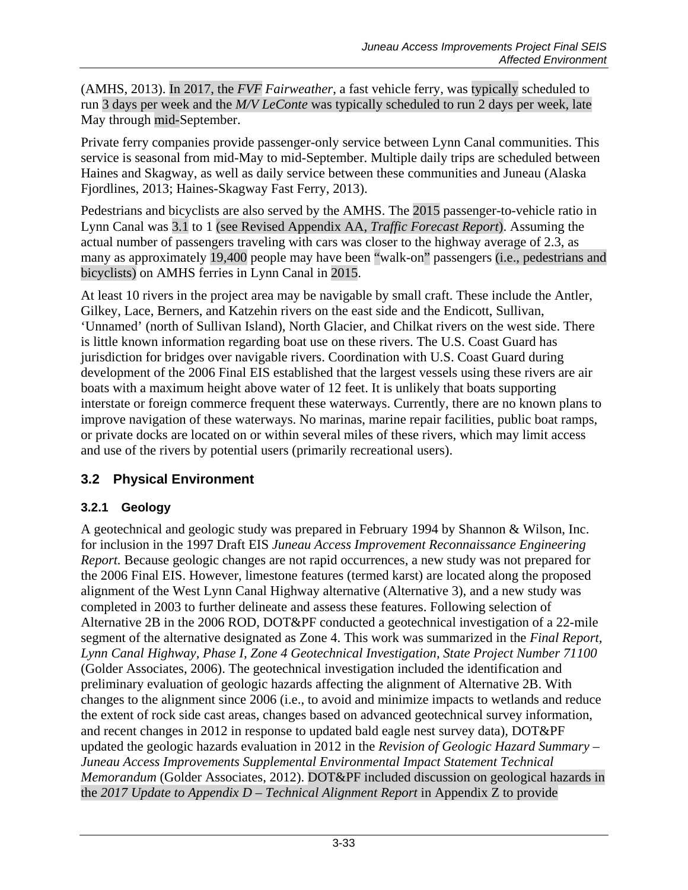(AMHS, 2013). In 2017, the *FVF Fairweather*, a fast vehicle ferry, was typically scheduled to run 3 days per week and the *M/V LeConte* was typically scheduled to run 2 days per week, late May through mid-September.

Private ferry companies provide passenger-only service between Lynn Canal communities. This service is seasonal from mid-May to mid-September. Multiple daily trips are scheduled between Haines and Skagway, as well as daily service between these communities and Juneau (Alaska Fjordlines, 2013; Haines-Skagway Fast Ferry, 2013).

Pedestrians and bicyclists are also served by the AMHS. The 2015 passenger-to-vehicle ratio in Lynn Canal was 3.1 to 1 (see Revised Appendix AA, *Traffic Forecast Report*). Assuming the actual number of passengers traveling with cars was closer to the highway average of 2.3, as many as approximately 19,400 people may have been "walk-on" passengers (i.e., pedestrians and bicyclists) on AMHS ferries in Lynn Canal in 2015.

At least 10 rivers in the project area may be navigable by small craft. These include the Antler, Gilkey, Lace, Berners, and Katzehin rivers on the east side and the Endicott, Sullivan, 'Unnamed' (north of Sullivan Island), North Glacier, and Chilkat rivers on the west side. There is little known information regarding boat use on these rivers. The U.S. Coast Guard has jurisdiction for bridges over navigable rivers. Coordination with U.S. Coast Guard during development of the 2006 Final EIS established that the largest vessels using these rivers are air boats with a maximum height above water of 12 feet. It is unlikely that boats supporting interstate or foreign commerce frequent these waterways. Currently, there are no known plans to improve navigation of these waterways. No marinas, marine repair facilities, public boat ramps, or private docks are located on or within several miles of these rivers, which may limit access and use of the rivers by potential users (primarily recreational users).

## 3.2 Physical Environment

### 3.2.1 Geology

A geotechnical and geologic study was prepared in February 1994 by Shannon & Wilson, Inc. for inclusion in the 1997 Draft EIS *Juneau Access Improvement Reconnaissance Engineering Report.* Because geologic changes are not rapid occurrences, a new study was not prepared for the 2006 Final EIS. However, limestone features (termed karst) are located along the proposed alignment of the West Lynn Canal Highway alternative (Alternative 3), and a new study was completed in 2003 to further delineate and assess these features. Following selection of Alternative 2B in the 2006 ROD, DOT&PF conducted a geotechnical investigation of a 22-mile segment of the alternative designated as Zone 4. This work was summarized in the *Final Report, Lynn Canal Highway, Phase I, Zone 4 Geotechnical Investigation, State Project Number 71100* (Golder Associates, 2006). The geotechnical investigation included the identification and preliminary evaluation of geologic hazards affecting the alignment of Alternative 2B. With changes to the alignment since 2006 (i.e., to avoid and minimize impacts to wetlands and reduce the extent of rock side cast areas, changes based on advanced geotechnical survey information, and recent changes in 2012 in response to updated bald eagle nest survey data), DOT&PF updated the geologic hazards evaluation in 2012 in the *Revision of Geologic Hazard Summary – Juneau Access Improvements Supplemental Environmental Impact Statement Technical Memorandum* (Golder Associates, 2012). DOT&PF included discussion on geological hazards in the *2017 Update to Appendix D – Technical Alignment Report* in Appendix Z to provide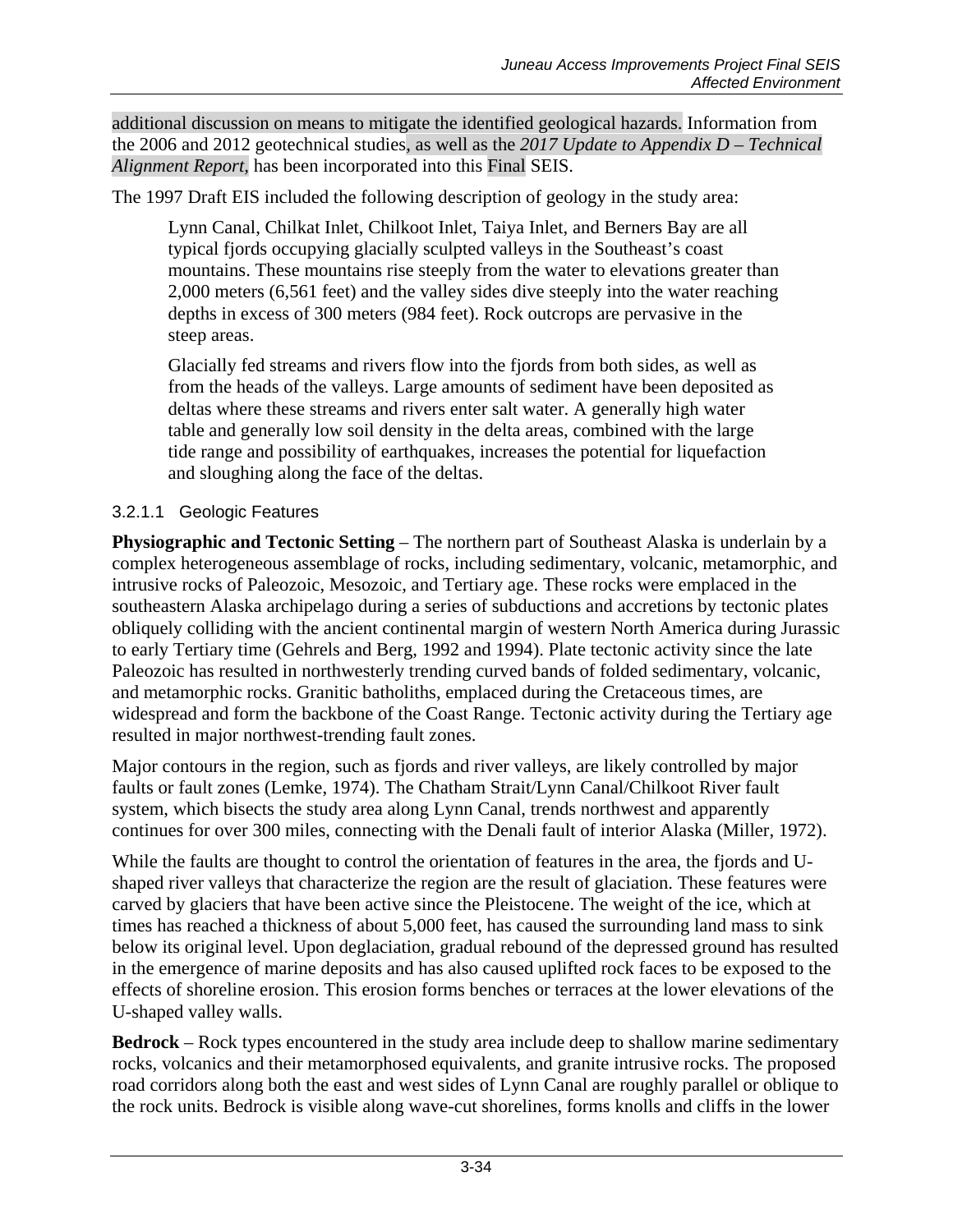additional discussion on means to mitigate the identified geological hazards. Information from the 2006 and 2012 geotechnical studies, as well as the *2017 Update to Appendix D – Technical Alignment Report*, has been incorporated into this Final SEIS.

The 1997 Draft EIS included the following description of geology in the study area:

> Lynn Canal, Chilkat Inlet, Chilkoot Inlet, Taiya Inlet, and Berners Bay are all typical fjords occupying glacially sculpted valleys in the Southeast's coast mountains. These mountains rise steeply from the water to elevations greater than 2,000 meters (6,561 feet) and the valley sides dive steeply into the water reaching depths in excess of 300 meters (984 feet). Rock outcrops are pervasive in the steep areas.
>
> Glacially fed streams and rivers flow into the fjords from both sides, as well as from the heads of the valleys. Large amounts of sediment have been deposited as deltas where these streams and rivers enter salt water. A generally high water table and generally low soil density in the delta areas, combined with the large tide range and possibility of earthquakes, increases the potential for liquefaction and sloughing along the face of the deltas.

#### 3.2.1.1 Geologic Features

**Physiographic and Tectonic Setting** – The northern part of Southeast Alaska is underlain by a complex heterogeneous assemblage of rocks, including sedimentary, volcanic, metamorphic, and intrusive rocks of Paleozoic, Mesozoic, and Tertiary age. These rocks were emplaced in the southeastern Alaska archipelago during a series of subductions and accretions by tectonic plates obliquely colliding with the ancient continental margin of western North America during Jurassic to early Tertiary time (Gehrels and Berg, 1992 and 1994). Plate tectonic activity since the late Paleozoic has resulted in northwesterly trending curved bands of folded sedimentary, volcanic, and metamorphic rocks. Granitic batholiths, emplaced during the Cretaceous times, are widespread and form the backbone of the Coast Range. Tectonic activity during the Tertiary age resulted in major northwest-trending fault zones.

Major contours in the region, such as fjords and river valleys, are likely controlled by major faults or fault zones (Lemke, 1974). The Chatham Strait/Lynn Canal/Chilkoot River fault system, which bisects the study area along Lynn Canal, trends northwest and apparently continues for over 300 miles, connecting with the Denali fault of interior Alaska (Miller, 1972).

While the faults are thought to control the orientation of features in the area, the fjords and U-shaped river valleys that characterize the region are the result of glaciation. These features were carved by glaciers that have been active since the Pleistocene. The weight of the ice, which at times has reached a thickness of about 5,000 feet, has caused the surrounding land mass to sink below its original level. Upon deglaciation, gradual rebound of the depressed ground has resulted in the emergence of marine deposits and has also caused uplifted rock faces to be exposed to the effects of shoreline erosion. This erosion forms benches or terraces at the lower elevations of the U-shaped valley walls.

**Bedrock** – Rock types encountered in the study area include deep to shallow marine sedimentary rocks, volcanics and their metamorphosed equivalents, and granite intrusive rocks. The proposed road corridors along both the east and west sides of Lynn Canal are roughly parallel or oblique to the rock units. Bedrock is visible along wave-cut shorelines, forms knolls and cliffs in the lower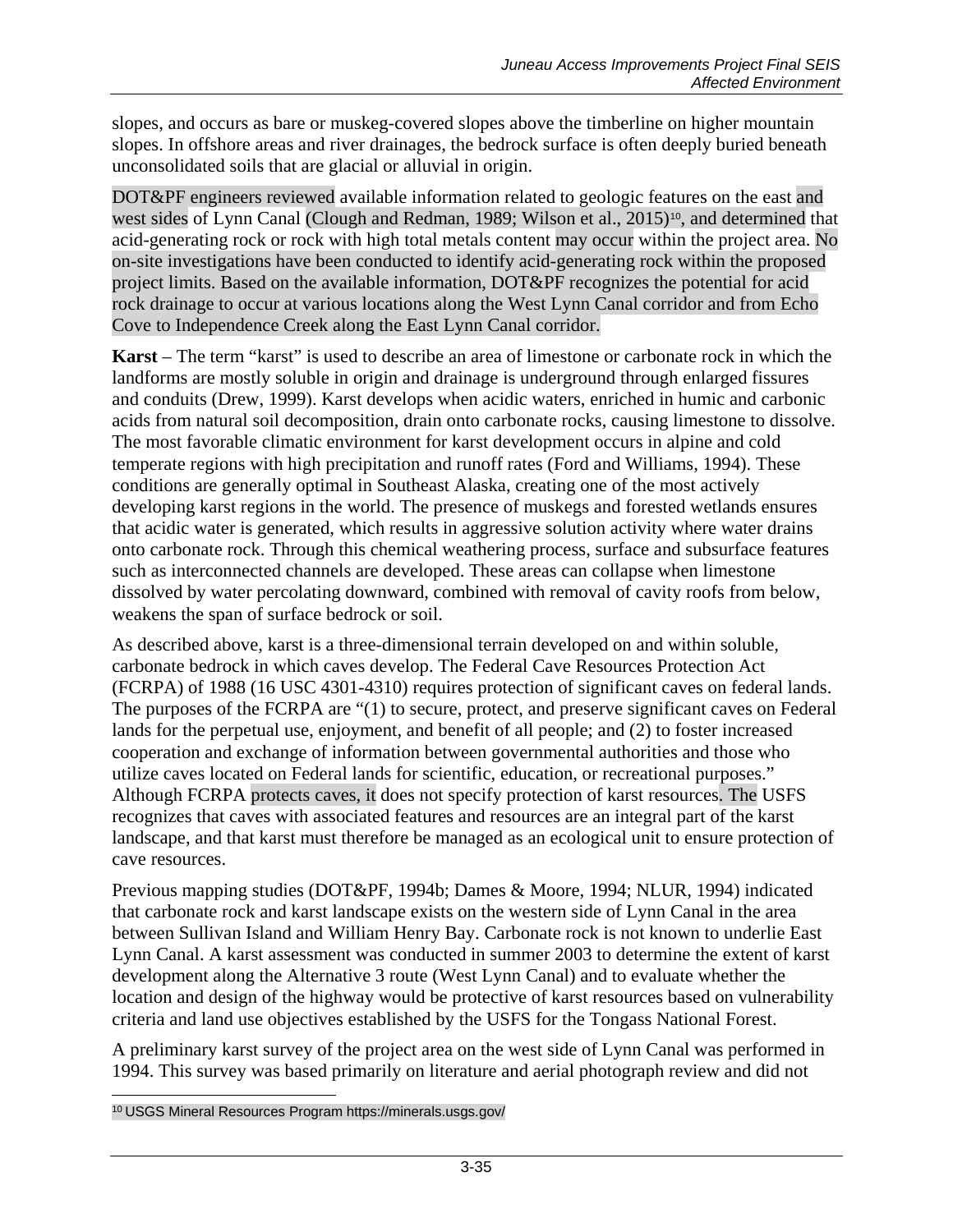slopes, and occurs as bare or muskeg-covered slopes above the timberline on higher mountain slopes. In offshore areas and river drainages, the bedrock surface is often deeply buried beneath unconsolidated soils that are glacial or alluvial in origin.

DOT&PF engineers reviewed available information related to geologic features on the east and west sides of Lynn Canal (Clough and Redman, 1989; Wilson et al., 2015)[10], and determined that acid-generating rock or rock with high total metals content may occur within the project area. No on-site investigations have been conducted to identify acid-generating rock within the proposed project limits. Based on the available information, DOT&PF recognizes the potential for acid rock drainage to occur at various locations along the West Lynn Canal corridor and from Echo Cove to Independence Creek along the East Lynn Canal corridor.

**Karst** – The term "karst" is used to describe an area of limestone or carbonate rock in which the landforms are mostly soluble in origin and drainage is underground through enlarged fissures and conduits (Drew, 1999). Karst develops when acidic waters, enriched in humic and carbonic acids from natural soil decomposition, drain onto carbonate rocks, causing limestone to dissolve. The most favorable climatic environment for karst development occurs in alpine and cold temperate regions with high precipitation and runoff rates (Ford and Williams, 1994). These conditions are generally optimal in Southeast Alaska, creating one of the most actively developing karst regions in the world. The presence of muskegs and forested wetlands ensures that acidic water is generated, which results in aggressive solution activity where water drains onto carbonate rock. Through this chemical weathering process, surface and subsurface features such as interconnected channels are developed. These areas can collapse when limestone dissolved by water percolating downward, combined with removal of cavity roofs from below, weakens the span of surface bedrock or soil.

As described above, karst is a three-dimensional terrain developed on and within soluble, carbonate bedrock in which caves develop. The Federal Cave Resources Protection Act (FCRPA) of 1988 (16 USC 4301-4310) requires protection of significant caves on federal lands. The purposes of the FCRPA are "(1) to secure, protect, and preserve significant caves on Federal lands for the perpetual use, enjoyment, and benefit of all people; and (2) to foster increased cooperation and exchange of information between governmental authorities and those who utilize caves located on Federal lands for scientific, education, or recreational purposes." Although FCRPA protects caves, it does not specify protection of karst resources. The USFS recognizes that caves with associated features and resources are an integral part of the karst landscape, and that karst must therefore be managed as an ecological unit to ensure protection of cave resources.

Previous mapping studies (DOT&PF, 1994b; Dames & Moore, 1994; NLUR, 1994) indicated that carbonate rock and karst landscape exists on the western side of Lynn Canal in the area between Sullivan Island and William Henry Bay. Carbonate rock is not known to underlie East Lynn Canal. A karst assessment was conducted in summer 2003 to determine the extent of karst development along the Alternative 3 route (West Lynn Canal) and to evaluate whether the location and design of the highway would be protective of karst resources based on vulnerability criteria and land use objectives established by the USFS for the Tongass National Forest.

A preliminary karst survey of the project area on the west side of Lynn Canal was performed in 1994. This survey was based primarily on literature and aerial photograph review and did not

[10] USGS Mineral Resources Program https://minerals.usgs.gov/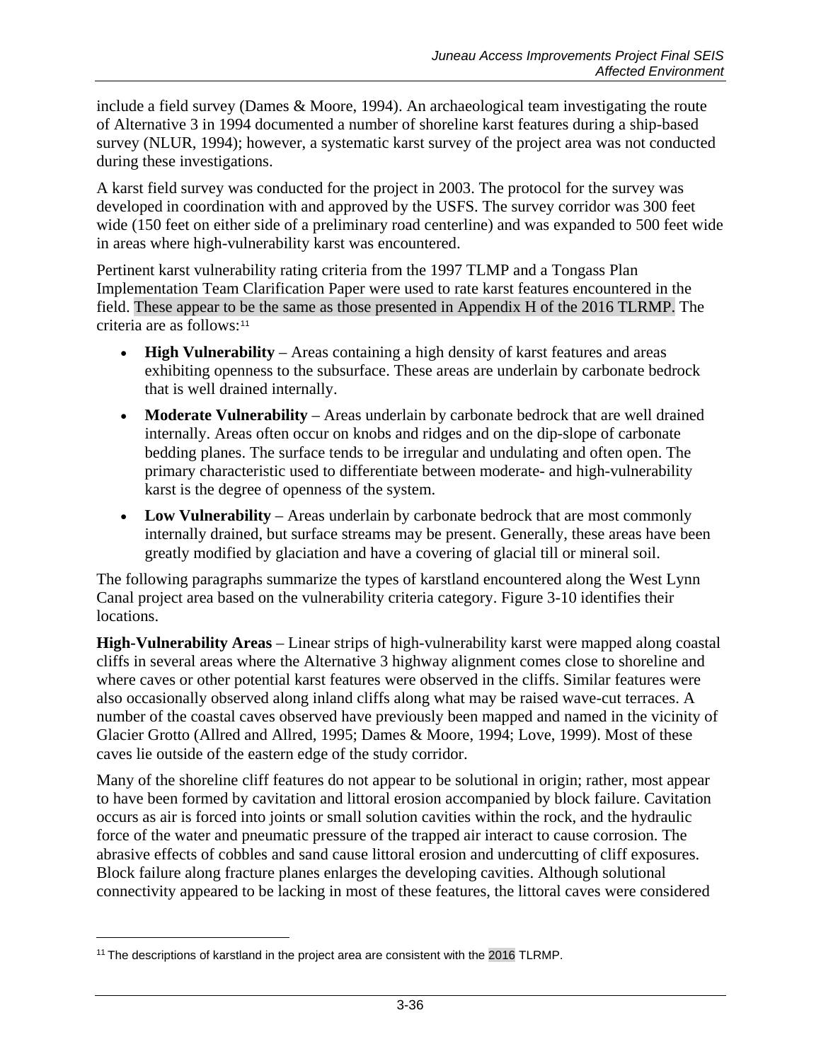include a field survey (Dames & Moore, 1994). An archaeological team investigating the route of Alternative 3 in 1994 documented a number of shoreline karst features during a ship-based survey (NLUR, 1994); however, a systematic karst survey of the project area was not conducted during these investigations.

A karst field survey was conducted for the project in 2003. The protocol for the survey was developed in coordination with and approved by the USFS. The survey corridor was 300 feet wide (150 feet on either side of a preliminary road centerline) and was expanded to 500 feet wide in areas where high-vulnerability karst was encountered.

Pertinent karst vulnerability rating criteria from the 1997 TLMP and a Tongass Plan Implementation Team Clarification Paper were used to rate karst features encountered in the field. These appear to be the same as those presented in Appendix H of the 2016 TLRMP. The criteria are as follows:[11]

- **High Vulnerability** – Areas containing a high density of karst features and areas exhibiting openness to the subsurface. These areas are underlain by carbonate bedrock that is well drained internally.
- **Moderate Vulnerability** – Areas underlain by carbonate bedrock that are well drained internally. Areas often occur on knobs and ridges and on the dip-slope of carbonate bedding planes. The surface tends to be irregular and undulating and often open. The primary characteristic used to differentiate between moderate- and high-vulnerability karst is the degree of openness of the system.
- **Low Vulnerability** – Areas underlain by carbonate bedrock that are most commonly internally drained, but surface streams may be present. Generally, these areas have been greatly modified by glaciation and have a covering of glacial till or mineral soil.

The following paragraphs summarize the types of karstland encountered along the West Lynn Canal project area based on the vulnerability criteria category. Figure 3-10 identifies their locations.

**High-Vulnerability Areas** – Linear strips of high-vulnerability karst were mapped along coastal cliffs in several areas where the Alternative 3 highway alignment comes close to shoreline and where caves or other potential karst features were observed in the cliffs. Similar features were also occasionally observed along inland cliffs along what may be raised wave-cut terraces. A number of the coastal caves observed have previously been mapped and named in the vicinity of Glacier Grotto (Allred and Allred, 1995; Dames & Moore, 1994; Love, 1999). Most of these caves lie outside of the eastern edge of the study corridor.

Many of the shoreline cliff features do not appear to be solutional in origin; rather, most appear to have been formed by cavitation and littoral erosion accompanied by block failure. Cavitation occurs as air is forced into joints or small solution cavities within the rock, and the hydraulic force of the water and pneumatic pressure of the trapped air interact to cause corrosion. The abrasive effects of cobbles and sand cause littoral erosion and undercutting of cliff exposures. Block failure along fracture planes enlarges the developing cavities. Although solutional connectivity appeared to be lacking in most of these features, the littoral caves were considered

[11] The descriptions of karstland in the project area are consistent with the 2016 TLRMP.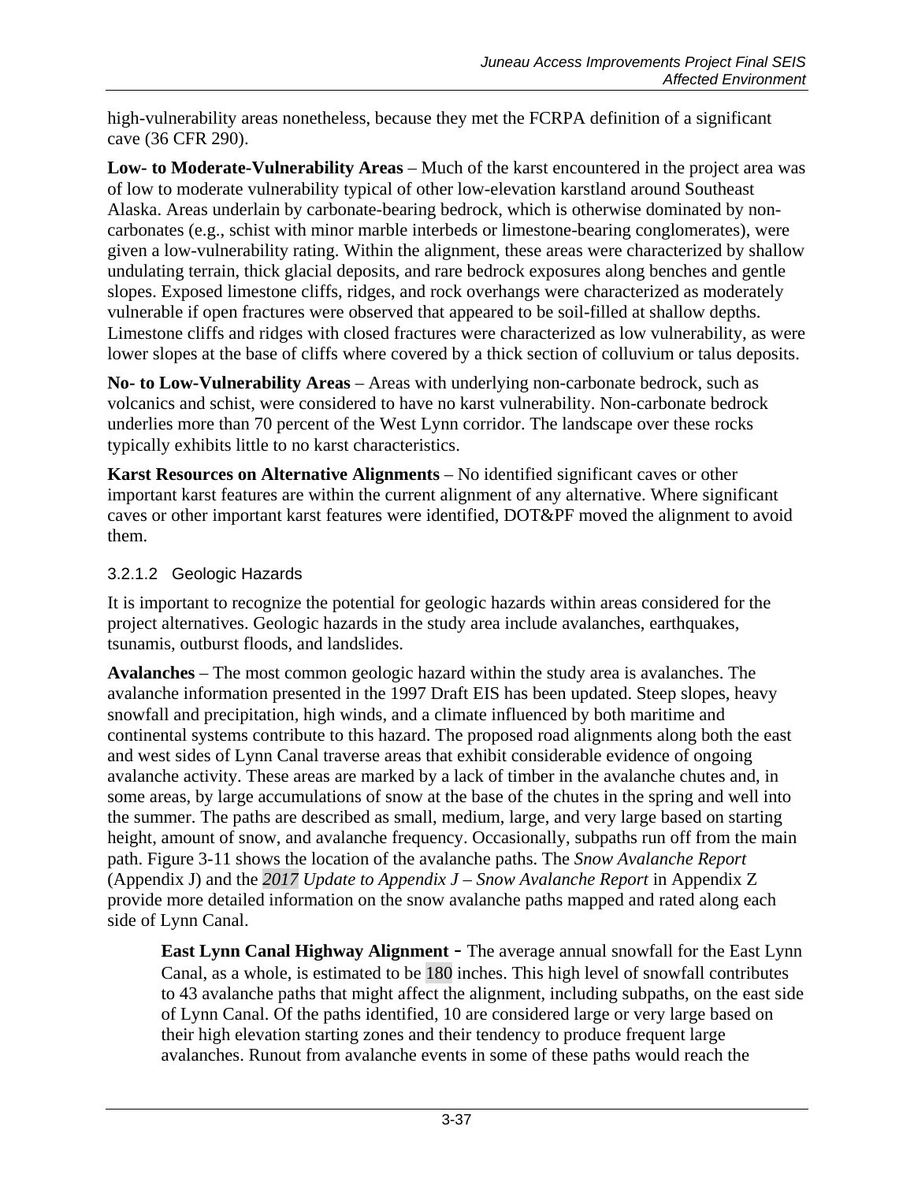high-vulnerability areas nonetheless, because they met the FCRPA definition of a significant cave (36 CFR 290).

**Low- to Moderate-Vulnerability Areas** – Much of the karst encountered in the project area was of low to moderate vulnerability typical of other low-elevation karstland around Southeast Alaska. Areas underlain by carbonate-bearing bedrock, which is otherwise dominated by non-carbonates (e.g., schist with minor marble interbeds or limestone-bearing conglomerates), were given a low-vulnerability rating. Within the alignment, these areas were characterized by shallow undulating terrain, thick glacial deposits, and rare bedrock exposures along benches and gentle slopes. Exposed limestone cliffs, ridges, and rock overhangs were characterized as moderately vulnerable if open fractures were observed that appeared to be soil-filled at shallow depths. Limestone cliffs and ridges with closed fractures were characterized as low vulnerability, as were lower slopes at the base of cliffs where covered by a thick section of colluvium or talus deposits.

**No- to Low-Vulnerability Areas** – Areas with underlying non-carbonate bedrock, such as volcanics and schist, were considered to have no karst vulnerability. Non-carbonate bedrock underlies more than 70 percent of the West Lynn corridor. The landscape over these rocks typically exhibits little to no karst characteristics.

**Karst Resources on Alternative Alignments** – No identified significant caves or other important karst features are within the current alignment of any alternative. Where significant caves or other important karst features were identified, DOT&PF moved the alignment to avoid them.

### 3.2.1.2 Geologic Hazards

It is important to recognize the potential for geologic hazards within areas considered for the project alternatives. Geologic hazards in the study area include avalanches, earthquakes, tsunamis, outburst floods, and landslides.

**Avalanches** – The most common geologic hazard within the study area is avalanches. The avalanche information presented in the 1997 Draft EIS has been updated. Steep slopes, heavy snowfall and precipitation, high winds, and a climate influenced by both maritime and continental systems contribute to this hazard. The proposed road alignments along both the east and west sides of Lynn Canal traverse areas that exhibit considerable evidence of ongoing avalanche activity. These areas are marked by a lack of timber in the avalanche chutes and, in some areas, by large accumulations of snow at the base of the chutes in the spring and well into the summer. The paths are described as small, medium, large, and very large based on starting height, amount of snow, and avalanche frequency. Occasionally, subpaths run off from the main path. Figure 3-11 shows the location of the avalanche paths. The *Snow Avalanche Report* (Appendix J) and the *2017 Update to Appendix J – Snow Avalanche Report* in Appendix Z provide more detailed information on the snow avalanche paths mapped and rated along each side of Lynn Canal.

> **East Lynn Canal Highway Alignment** - The average annual snowfall for the East Lynn Canal, as a whole, is estimated to be 180 inches. This high level of snowfall contributes to 43 avalanche paths that might affect the alignment, including subpaths, on the east side of Lynn Canal. Of the paths identified, 10 are considered large or very large based on their high elevation starting zones and their tendency to produce frequent large avalanches. Runout from avalanche events in some of these paths would reach the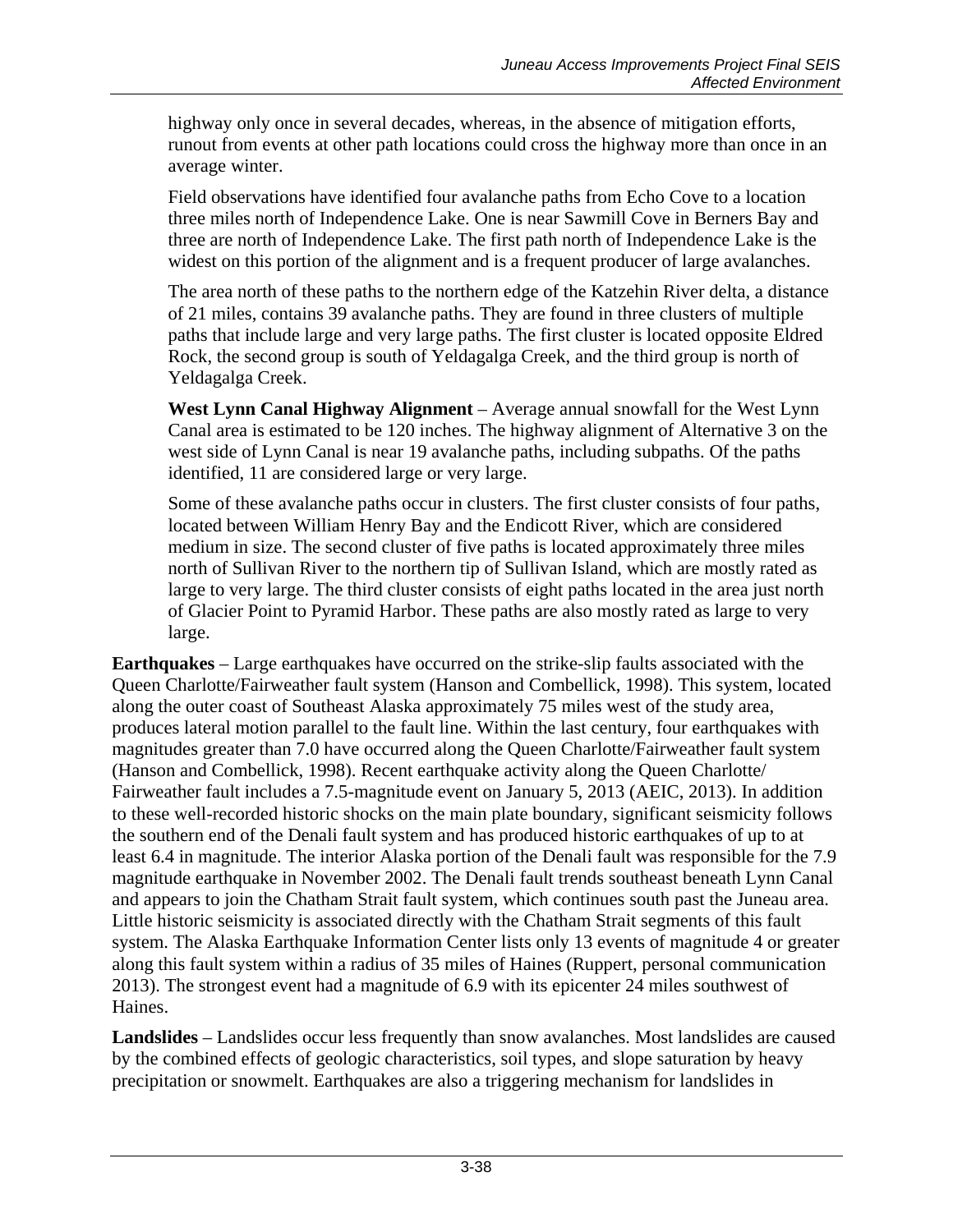highway only once in several decades, whereas, in the absence of mitigation efforts, runout from events at other path locations could cross the highway more than once in an average winter.

Field observations have identified four avalanche paths from Echo Cove to a location three miles north of Independence Lake. One is near Sawmill Cove in Berners Bay and three are north of Independence Lake. The first path north of Independence Lake is the widest on this portion of the alignment and is a frequent producer of large avalanches.

The area north of these paths to the northern edge of the Katzehin River delta, a distance of 21 miles, contains 39 avalanche paths. They are found in three clusters of multiple paths that include large and very large paths. The first cluster is located opposite Eldred Rock, the second group is south of Yeldagalga Creek, and the third group is north of Yeldagalga Creek.

**West Lynn Canal Highway Alignment** – Average annual snowfall for the West Lynn Canal area is estimated to be 120 inches. The highway alignment of Alternative 3 on the west side of Lynn Canal is near 19 avalanche paths, including subpaths. Of the paths identified, 11 are considered large or very large.

Some of these avalanche paths occur in clusters. The first cluster consists of four paths, located between William Henry Bay and the Endicott River, which are considered medium in size. The second cluster of five paths is located approximately three miles north of Sullivan River to the northern tip of Sullivan Island, which are mostly rated as large to very large. The third cluster consists of eight paths located in the area just north of Glacier Point to Pyramid Harbor. These paths are also mostly rated as large to very large.

**Earthquakes** – Large earthquakes have occurred on the strike-slip faults associated with the Queen Charlotte/Fairweather fault system (Hanson and Combellick, 1998). This system, located along the outer coast of Southeast Alaska approximately 75 miles west of the study area, produces lateral motion parallel to the fault line. Within the last century, four earthquakes with magnitudes greater than 7.0 have occurred along the Queen Charlotte/Fairweather fault system (Hanson and Combellick, 1998). Recent earthquake activity along the Queen Charlotte/ Fairweather fault includes a 7.5-magnitude event on January 5, 2013 (AEIC, 2013). In addition to these well-recorded historic shocks on the main plate boundary, significant seismicity follows the southern end of the Denali fault system and has produced historic earthquakes of up to at least 6.4 in magnitude. The interior Alaska portion of the Denali fault was responsible for the 7.9 magnitude earthquake in November 2002. The Denali fault trends southeast beneath Lynn Canal and appears to join the Chatham Strait fault system, which continues south past the Juneau area. Little historic seismicity is associated directly with the Chatham Strait segments of this fault system. The Alaska Earthquake Information Center lists only 13 events of magnitude 4 or greater along this fault system within a radius of 35 miles of Haines (Ruppert, personal communication 2013). The strongest event had a magnitude of 6.9 with its epicenter 24 miles southwest of Haines.

**Landslides** – Landslides occur less frequently than snow avalanches. Most landslides are caused by the combined effects of geologic characteristics, soil types, and slope saturation by heavy precipitation or snowmelt. Earthquakes are also a triggering mechanism for landslides in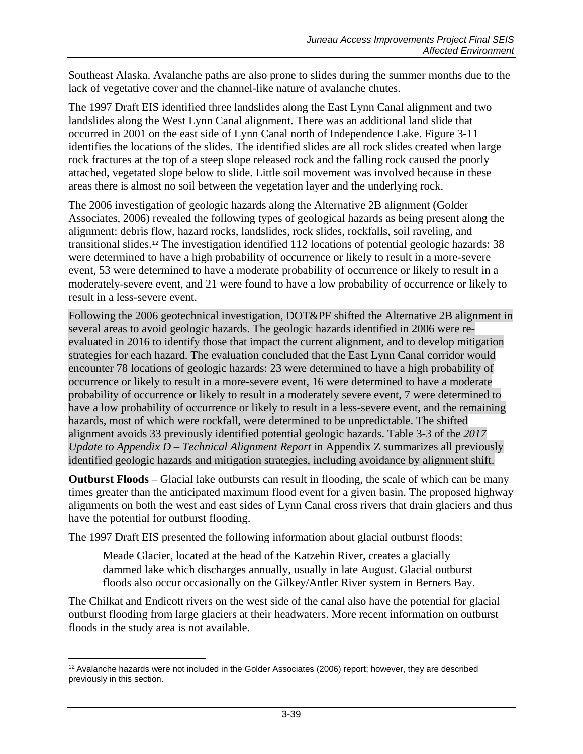Southeast Alaska. Avalanche paths are also prone to slides during the summer months due to the lack of vegetative cover and the channel-like nature of avalanche chutes.

The 1997 Draft EIS identified three landslides along the East Lynn Canal alignment and two landslides along the West Lynn Canal alignment. There was an additional land slide that occurred in 2001 on the east side of Lynn Canal north of Independence Lake. Figure 3-11 identifies the locations of the slides. The identified slides are all rock slides created when large rock fractures at the top of a steep slope released rock and the falling rock caused the poorly attached, vegetated slope below to slide. Little soil movement was involved because in these areas there is almost no soil between the vegetation layer and the underlying rock.

The 2006 investigation of geologic hazards along the Alternative 2B alignment (Golder Associates, 2006) revealed the following types of geological hazards as being present along the alignment: debris flow, hazard rocks, landslides, rock slides, rockfalls, soil raveling, and transitional slides.[12] The investigation identified 112 locations of potential geologic hazards: 38 were determined to have a high probability of occurrence or likely to result in a more-severe event, 53 were determined to have a moderate probability of occurrence or likely to result in a moderately-severe event, and 21 were found to have a low probability of occurrence or likely to result in a less-severe event.

Following the 2006 geotechnical investigation, DOT&PF shifted the Alternative 2B alignment in several areas to avoid geologic hazards. The geologic hazards identified in 2006 were re-evaluated in 2016 to identify those that impact the current alignment, and to develop mitigation strategies for each hazard. The evaluation concluded that the East Lynn Canal corridor would encounter 78 locations of geologic hazards: 23 were determined to have a high probability of occurrence or likely to result in a more-severe event, 16 were determined to have a moderate probability of occurrence or likely to result in a moderately severe event, 7 were determined to have a low probability of occurrence or likely to result in a less-severe event, and the remaining hazards, most of which were rockfall, were determined to be unpredictable. The shifted alignment avoids 33 previously identified potential geologic hazards. Table 3-3 of the *2017 Update to Appendix D – Technical Alignment Report* in Appendix Z summarizes all previously identified geologic hazards and mitigation strategies, including avoidance by alignment shift.

**Outburst Floods** – Glacial lake outbursts can result in flooding, the scale of which can be many times greater than the anticipated maximum flood event for a given basin. The proposed highway alignments on both the west and east sides of Lynn Canal cross rivers that drain glaciers and thus have the potential for outburst flooding.

The 1997 Draft EIS presented the following information about glacial outburst floods:

> Meade Glacier, located at the head of the Katzehin River, creates a glacially dammed lake which discharges annually, usually in late August. Glacial outburst floods also occur occasionally on the Gilkey/Antler River system in Berners Bay.

The Chilkat and Endicott rivers on the west side of the canal also have the potential for glacial outburst flooding from large glaciers at their headwaters. More recent information on outburst floods in the study area is not available.

---

[12] Avalanche hazards were not included in the Golder Associates (2006) report; however, they are described previously in this section.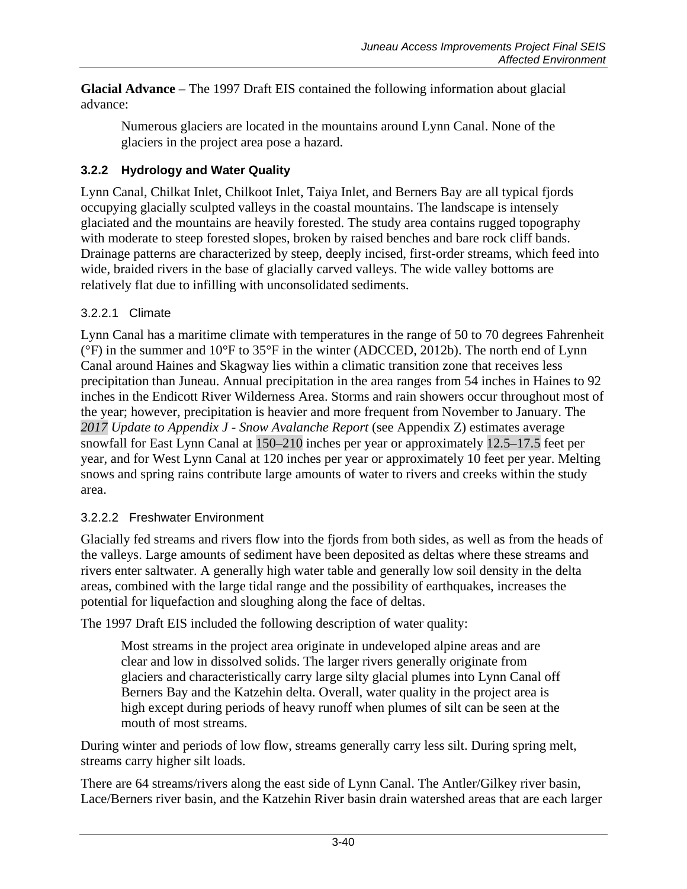**Glacial Advance** – The 1997 Draft EIS contained the following information about glacial advance:

> Numerous glaciers are located in the mountains around Lynn Canal. None of the glaciers in the project area pose a hazard.

### 3.2.2 Hydrology and Water Quality

Lynn Canal, Chilkat Inlet, Chilkoot Inlet, Taiya Inlet, and Berners Bay are all typical fjords occupying glacially sculpted valleys in the coastal mountains. The landscape is intensely glaciated and the mountains are heavily forested. The study area contains rugged topography with moderate to steep forested slopes, broken by raised benches and bare rock cliff bands. Drainage patterns are characterized by steep, deeply incised, first-order streams, which feed into wide, braided rivers in the base of glacially carved valleys. The wide valley bottoms are relatively flat due to infilling with unconsolidated sediments.

#### 3.2.2.1 Climate

Lynn Canal has a maritime climate with temperatures in the range of 50 to 70 degrees Fahrenheit (°F) in the summer and 10°F to 35°F in the winter (ADCCED, 2012b). The north end of Lynn Canal around Haines and Skagway lies within a climatic transition zone that receives less precipitation than Juneau. Annual precipitation in the area ranges from 54 inches in Haines to 92 inches in the Endicott River Wilderness Area. Storms and rain showers occur throughout most of the year; however, precipitation is heavier and more frequent from November to January. The *2017 Update to Appendix J - Snow Avalanche Report* (see Appendix Z) estimates average snowfall for East Lynn Canal at 150–210 inches per year or approximately 12.5–17.5 feet per year, and for West Lynn Canal at 120 inches per year or approximately 10 feet per year. Melting snows and spring rains contribute large amounts of water to rivers and creeks within the study area.

#### 3.2.2.2 Freshwater Environment

Glacially fed streams and rivers flow into the fjords from both sides, as well as from the heads of the valleys. Large amounts of sediment have been deposited as deltas where these streams and rivers enter saltwater. A generally high water table and generally low soil density in the delta areas, combined with the large tidal range and the possibility of earthquakes, increases the potential for liquefaction and sloughing along the face of deltas.

The 1997 Draft EIS included the following description of water quality:

> Most streams in the project area originate in undeveloped alpine areas and are clear and low in dissolved solids. The larger rivers generally originate from glaciers and characteristically carry large silty glacial plumes into Lynn Canal off Berners Bay and the Katzehin delta. Overall, water quality in the project area is high except during periods of heavy runoff when plumes of silt can be seen at the mouth of most streams.

During winter and periods of low flow, streams generally carry less silt. During spring melt, streams carry higher silt loads.

There are 64 streams/rivers along the east side of Lynn Canal. The Antler/Gilkey river basin, Lace/Berners river basin, and the Katzehin River basin drain watershed areas that are each larger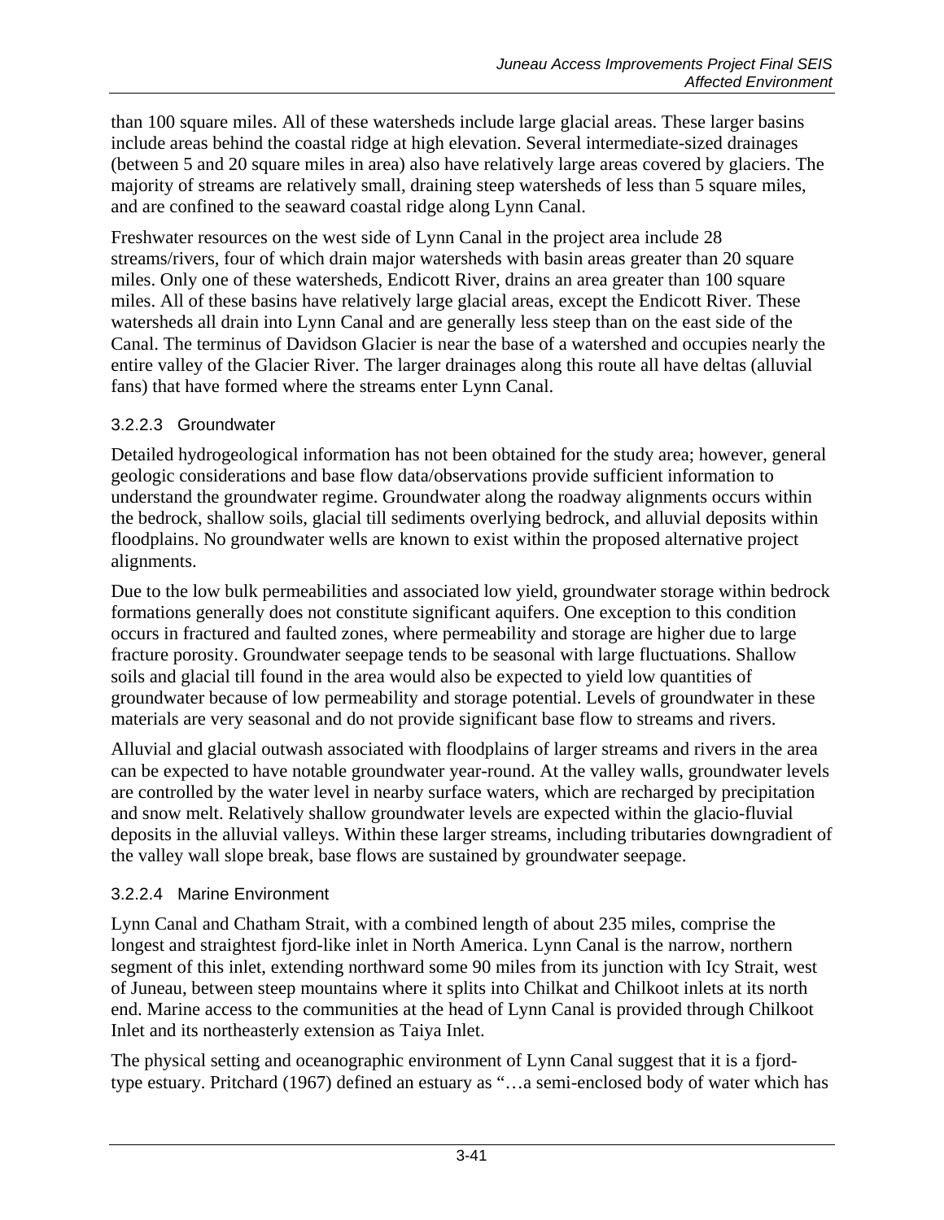than 100 square miles. All of these watersheds include large glacial areas. These larger basins include areas behind the coastal ridge at high elevation. Several intermediate-sized drainages (between 5 and 20 square miles in area) also have relatively large areas covered by glaciers. The majority of streams are relatively small, draining steep watersheds of less than 5 square miles, and are confined to the seaward coastal ridge along Lynn Canal.

Freshwater resources on the west side of Lynn Canal in the project area include 28 streams/rivers, four of which drain major watersheds with basin areas greater than 20 square miles. Only one of these watersheds, Endicott River, drains an area greater than 100 square miles. All of these basins have relatively large glacial areas, except the Endicott River. These watersheds all drain into Lynn Canal and are generally less steep than on the east side of the Canal. The terminus of Davidson Glacier is near the base of a watershed and occupies nearly the entire valley of the Glacier River. The larger drainages along this route all have deltas (alluvial fans) that have formed where the streams enter Lynn Canal.

#### 3.2.2.3 Groundwater

Detailed hydrogeological information has not been obtained for the study area; however, general geologic considerations and base flow data/observations provide sufficient information to understand the groundwater regime. Groundwater along the roadway alignments occurs within the bedrock, shallow soils, glacial till sediments overlying bedrock, and alluvial deposits within floodplains. No groundwater wells are known to exist within the proposed alternative project alignments.

Due to the low bulk permeabilities and associated low yield, groundwater storage within bedrock formations generally does not constitute significant aquifers. One exception to this condition occurs in fractured and faulted zones, where permeability and storage are higher due to large fracture porosity. Groundwater seepage tends to be seasonal with large fluctuations. Shallow soils and glacial till found in the area would also be expected to yield low quantities of groundwater because of low permeability and storage potential. Levels of groundwater in these materials are very seasonal and do not provide significant base flow to streams and rivers.

Alluvial and glacial outwash associated with floodplains of larger streams and rivers in the area can be expected to have notable groundwater year-round. At the valley walls, groundwater levels are controlled by the water level in nearby surface waters, which are recharged by precipitation and snow melt. Relatively shallow groundwater levels are expected within the glacio-fluvial deposits in the alluvial valleys. Within these larger streams, including tributaries downgradient of the valley wall slope break, base flows are sustained by groundwater seepage.

#### 3.2.2.4 Marine Environment

Lynn Canal and Chatham Strait, with a combined length of about 235 miles, comprise the longest and straightest fjord-like inlet in North America. Lynn Canal is the narrow, northern segment of this inlet, extending northward some 90 miles from its junction with Icy Strait, west of Juneau, between steep mountains where it splits into Chilkat and Chilkoot inlets at its north end. Marine access to the communities at the head of Lynn Canal is provided through Chilkoot Inlet and its northeasterly extension as Taiya Inlet.

The physical setting and oceanographic environment of Lynn Canal suggest that it is a fjord-type estuary. Pritchard (1967) defined an estuary as "…a semi-enclosed body of water which has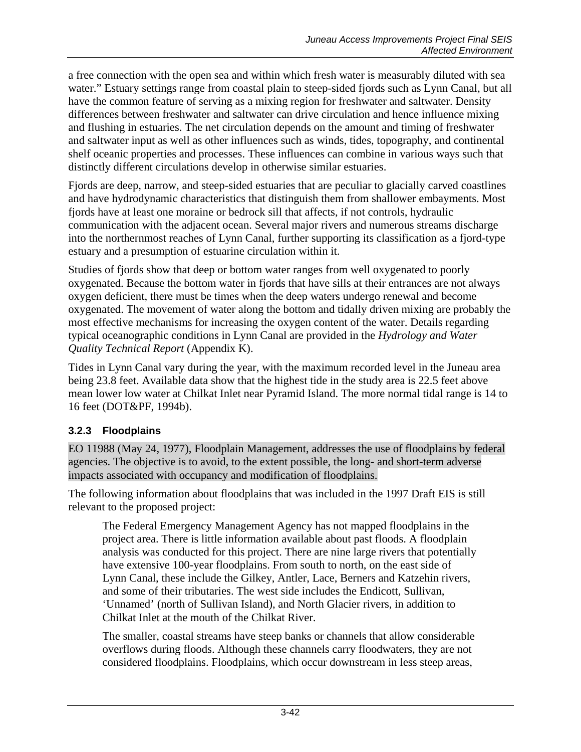a free connection with the open sea and within which fresh water is measurably diluted with sea water." Estuary settings range from coastal plain to steep-sided fjords such as Lynn Canal, but all have the common feature of serving as a mixing region for freshwater and saltwater. Density differences between freshwater and saltwater can drive circulation and hence influence mixing and flushing in estuaries. The net circulation depends on the amount and timing of freshwater and saltwater input as well as other influences such as winds, tides, topography, and continental shelf oceanic properties and processes. These influences can combine in various ways such that distinctly different circulations develop in otherwise similar estuaries.

Fjords are deep, narrow, and steep-sided estuaries that are peculiar to glacially carved coastlines and have hydrodynamic characteristics that distinguish them from shallower embayments. Most fjords have at least one moraine or bedrock sill that affects, if not controls, hydraulic communication with the adjacent ocean. Several major rivers and numerous streams discharge into the northernmost reaches of Lynn Canal, further supporting its classification as a fjord-type estuary and a presumption of estuarine circulation within it.

Studies of fjords show that deep or bottom water ranges from well oxygenated to poorly oxygenated. Because the bottom water in fjords that have sills at their entrances are not always oxygen deficient, there must be times when the deep waters undergo renewal and become oxygenated. The movement of water along the bottom and tidally driven mixing are probably the most effective mechanisms for increasing the oxygen content of the water. Details regarding typical oceanographic conditions in Lynn Canal are provided in the *Hydrology and Water Quality Technical Report* (Appendix K).

Tides in Lynn Canal vary during the year, with the maximum recorded level in the Juneau area being 23.8 feet. Available data show that the highest tide in the study area is 22.5 feet above mean lower low water at Chilkat Inlet near Pyramid Island. The more normal tidal range is 14 to 16 feet (DOT&PF, 1994b).

### 3.2.3 Floodplains

EO 11988 (May 24, 1977), Floodplain Management, addresses the use of floodplains by federal agencies. The objective is to avoid, to the extent possible, the long- and short-term adverse impacts associated with occupancy and modification of floodplains.

The following information about floodplains that was included in the 1997 Draft EIS is still relevant to the proposed project:

> The Federal Emergency Management Agency has not mapped floodplains in the project area. There is little information available about past floods. A floodplain analysis was conducted for this project. There are nine large rivers that potentially have extensive 100-year floodplains. From south to north, on the east side of Lynn Canal, these include the Gilkey, Antler, Lace, Berners and Katzehin rivers, and some of their tributaries. The west side includes the Endicott, Sullivan, 'Unnamed' (north of Sullivan Island), and North Glacier rivers, in addition to Chilkat Inlet at the mouth of the Chilkat River.
>
> The smaller, coastal streams have steep banks or channels that allow considerable overflows during floods. Although these channels carry floodwaters, they are not considered floodplains. Floodplains, which occur downstream in less steep areas,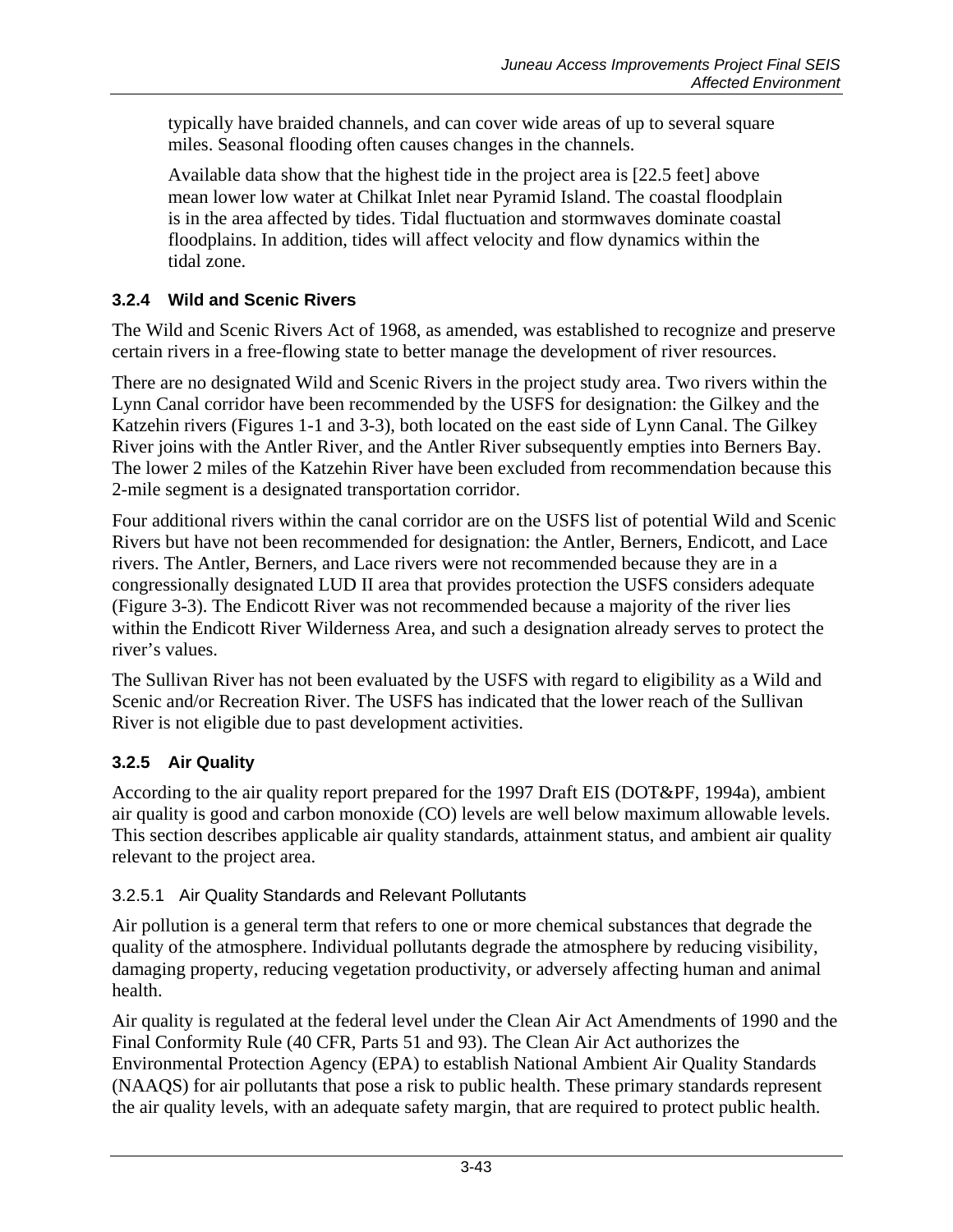typically have braided channels, and can cover wide areas of up to several square miles. Seasonal flooding often causes changes in the channels.

Available data show that the highest tide in the project area is [22.5 feet] above mean lower low water at Chilkat Inlet near Pyramid Island. The coastal floodplain is in the area affected by tides. Tidal fluctuation and stormwaves dominate coastal floodplains. In addition, tides will affect velocity and flow dynamics within the tidal zone.

### 3.2.4 Wild and Scenic Rivers

The Wild and Scenic Rivers Act of 1968, as amended, was established to recognize and preserve certain rivers in a free-flowing state to better manage the development of river resources.

There are no designated Wild and Scenic Rivers in the project study area. Two rivers within the Lynn Canal corridor have been recommended by the USFS for designation: the Gilkey and the Katzehin rivers (Figures 1-1 and 3-3), both located on the east side of Lynn Canal. The Gilkey River joins with the Antler River, and the Antler River subsequently empties into Berners Bay. The lower 2 miles of the Katzehin River have been excluded from recommendation because this 2-mile segment is a designated transportation corridor.

Four additional rivers within the canal corridor are on the USFS list of potential Wild and Scenic Rivers but have not been recommended for designation: the Antler, Berners, Endicott, and Lace rivers. The Antler, Berners, and Lace rivers were not recommended because they are in a congressionally designated LUD II area that provides protection the USFS considers adequate (Figure 3-3). The Endicott River was not recommended because a majority of the river lies within the Endicott River Wilderness Area, and such a designation already serves to protect the river's values.

The Sullivan River has not been evaluated by the USFS with regard to eligibility as a Wild and Scenic and/or Recreation River. The USFS has indicated that the lower reach of the Sullivan River is not eligible due to past development activities.

### 3.2.5 Air Quality

According to the air quality report prepared for the 1997 Draft EIS (DOT&PF, 1994a), ambient air quality is good and carbon monoxide (CO) levels are well below maximum allowable levels. This section describes applicable air quality standards, attainment status, and ambient air quality relevant to the project area.

#### 3.2.5.1 Air Quality Standards and Relevant Pollutants

Air pollution is a general term that refers to one or more chemical substances that degrade the quality of the atmosphere. Individual pollutants degrade the atmosphere by reducing visibility, damaging property, reducing vegetation productivity, or adversely affecting human and animal health.

Air quality is regulated at the federal level under the Clean Air Act Amendments of 1990 and the Final Conformity Rule (40 CFR, Parts 51 and 93). The Clean Air Act authorizes the Environmental Protection Agency (EPA) to establish National Ambient Air Quality Standards (NAAQS) for air pollutants that pose a risk to public health. These primary standards represent the air quality levels, with an adequate safety margin, that are required to protect public health.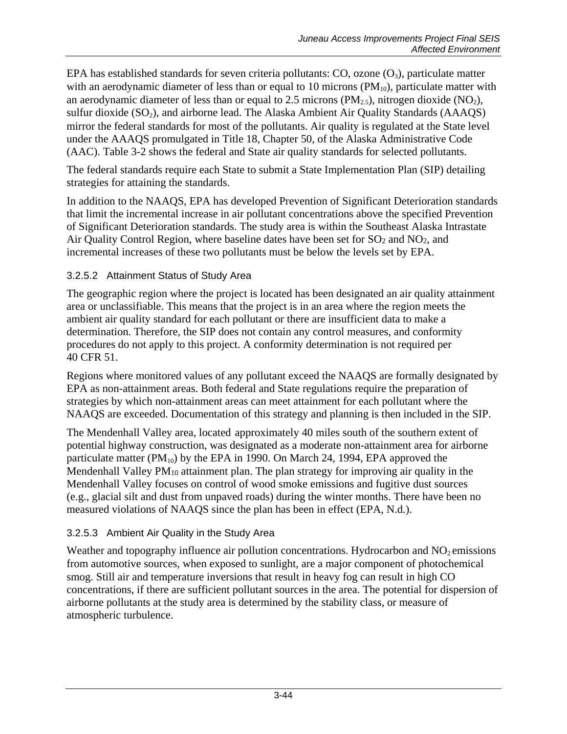EPA has established standards for seven criteria pollutants: CO, ozone ($O_3$), particulate matter with an aerodynamic diameter of less than or equal to 10 microns ($PM_{10}$), particulate matter with an aerodynamic diameter of less than or equal to 2.5 microns ($PM_{2.5}$), nitrogen dioxide ($NO_2$), sulfur dioxide ($SO_2$), and airborne lead. The Alaska Ambient Air Quality Standards (AAAQS) mirror the federal standards for most of the pollutants. Air quality is regulated at the State level under the AAAQS promulgated in Title 18, Chapter 50, of the Alaska Administrative Code (AAC). Table 3-2 shows the federal and State air quality standards for selected pollutants.

The federal standards require each State to submit a State Implementation Plan (SIP) detailing strategies for attaining the standards.

In addition to the NAAQS, EPA has developed Prevention of Significant Deterioration standards that limit the incremental increase in air pollutant concentrations above the specified Prevention of Significant Deterioration standards. The study area is within the Southeast Alaska Intrastate Air Quality Control Region, where baseline dates have been set for $SO_2$ and $NO_2$, and incremental increases of these two pollutants must be below the levels set by EPA.

### 3.2.5.2 Attainment Status of Study Area

The geographic region where the project is located has been designated an air quality attainment area or unclassifiable. This means that the project is in an area where the region meets the ambient air quality standard for each pollutant or there are insufficient data to make a determination. Therefore, the SIP does not contain any control measures, and conformity procedures do not apply to this project. A conformity determination is not required per 40 CFR 51.

Regions where monitored values of any pollutant exceed the NAAQS are formally designated by EPA as non-attainment areas. Both federal and State regulations require the preparation of strategies by which non-attainment areas can meet attainment for each pollutant where the NAAQS are exceeded. Documentation of this strategy and planning is then included in the SIP.

The Mendenhall Valley area, located approximately 40 miles south of the southern extent of potential highway construction, was designated as a moderate non-attainment area for airborne particulate matter ($PM_{10}$) by the EPA in 1990. On March 24, 1994, EPA approved the Mendenhall Valley $PM_{10}$ attainment plan. The plan strategy for improving air quality in the Mendenhall Valley focuses on control of wood smoke emissions and fugitive dust sources (e.g., glacial silt and dust from unpaved roads) during the winter months. There have been no measured violations of NAAQS since the plan has been in effect (EPA, N.d.).

### 3.2.5.3 Ambient Air Quality in the Study Area

Weather and topography influence air pollution concentrations. Hydrocarbon and $NO_2$ emissions from automotive sources, when exposed to sunlight, are a major component of photochemical smog. Still air and temperature inversions that result in heavy fog can result in high CO concentrations, if there are sufficient pollutant sources in the area. The potential for dispersion of airborne pollutants at the study area is determined by the stability class, or measure of atmospheric turbulence.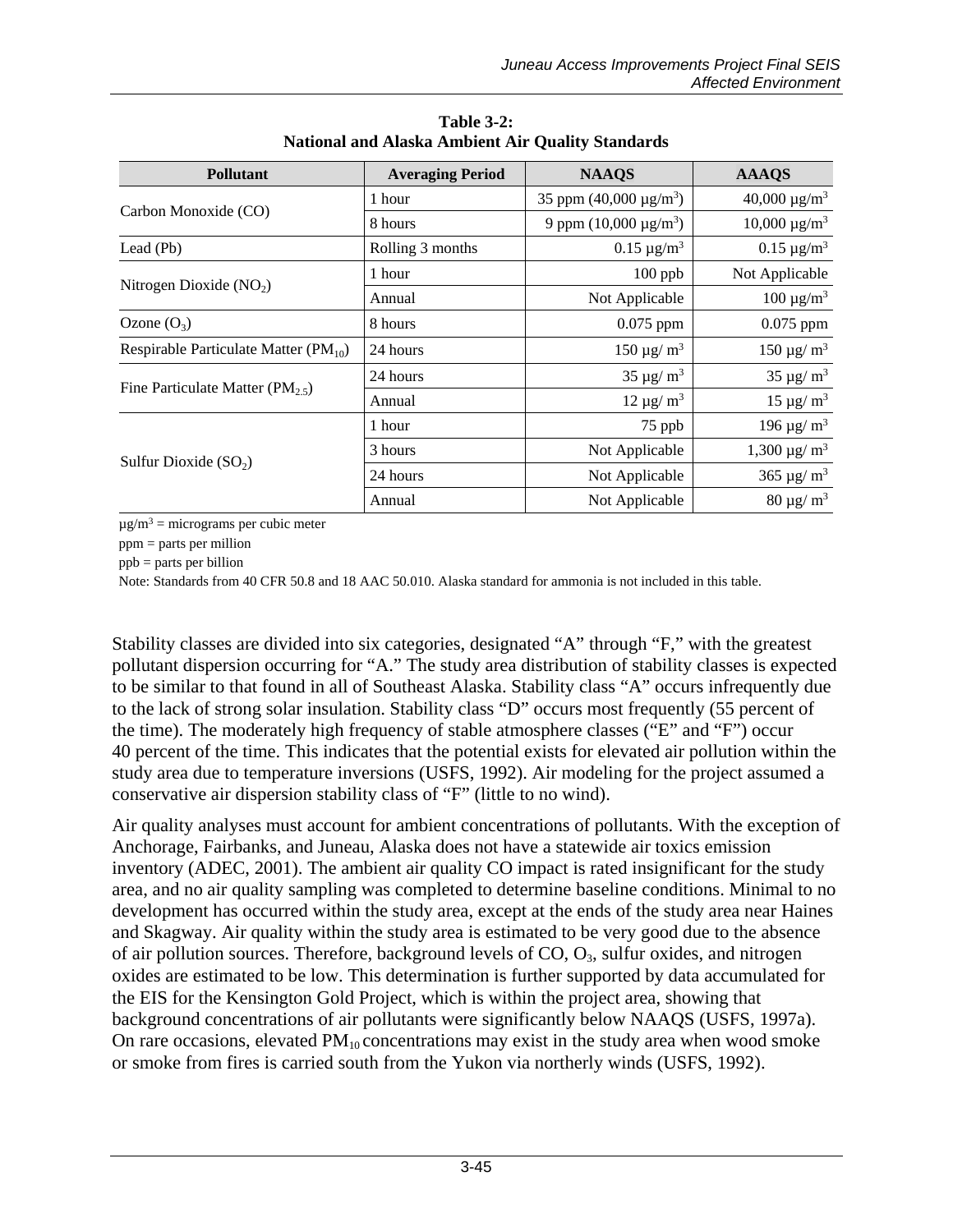**Table 3-2: National and Alaska Ambient Air Quality Standards**

| Pollutant | Averaging Period | NAAQS | AAAQS |
|---|---|---|---|
| Carbon Monoxide (CO) | 1 hour | 35 ppm (40,000 μg/m$^3$) | 40,000 μg/m$^3$ |
| | 8 hours | 9 ppm (10,000 μg/m$^3$) | 10,000 μg/m$^3$ |
| Lead (Pb) | Rolling 3 months | 0.15 μg/m$^3$ | 0.15 μg/m$^3$ |
| Nitrogen Dioxide ($NO_2$) | 1 hour | 100 ppb | Not Applicable |
| | Annual | Not Applicable | 100 μg/m$^3$ |
| Ozone ($O_3$) | 8 hours | 0.075 ppm | 0.075 ppm |
| Respirable Particulate Matter ($PM_{10}$) | 24 hours | 150 μg/ m$^3$ | 150 μg/ m$^3$ |
| Fine Particulate Matter ($PM_{2.5}$) | 24 hours | 35 μg/ m$^3$ | 35 μg/ m$^3$ |
| | Annual | 12 μg/ m$^3$ | 15 μg/ m$^3$ |
| Sulfur Dioxide ($SO_2$) | 1 hour | 75 ppb | 196 μg/ m$^3$ |
| | 3 hours | Not Applicable | 1,300 μg/ m$^3$ |
| | 24 hours | Not Applicable | 365 μg/ m$^3$ |
| | Annual | Not Applicable | 80 μg/ m$^3$ |

μg/m$^3$ = micrograms per cubic meter

ppm = parts per million

ppb = parts per billion

Note: Standards from 40 CFR 50.8 and 18 AAC 50.010. Alaska standard for ammonia is not included in this table.

Stability classes are divided into six categories, designated "A" through "F," with the greatest pollutant dispersion occurring for "A." The study area distribution of stability classes is expected to be similar to that found in all of Southeast Alaska. Stability class "A" occurs infrequently due to the lack of strong solar insulation. Stability class "D" occurs most frequently (55 percent of the time). The moderately high frequency of stable atmosphere classes ("E" and "F") occur 40 percent of the time. This indicates that the potential exists for elevated air pollution within the study area due to temperature inversions (USFS, 1992). Air modeling for the project assumed a conservative air dispersion stability class of "F" (little to no wind).

Air quality analyses must account for ambient concentrations of pollutants. With the exception of Anchorage, Fairbanks, and Juneau, Alaska does not have a statewide air toxics emission inventory (ADEC, 2001). The ambient air quality CO impact is rated insignificant for the study area, and no air quality sampling was completed to determine baseline conditions. Minimal to no development has occurred within the study area, except at the ends of the study area near Haines and Skagway. Air quality within the study area is estimated to be very good due to the absence of air pollution sources. Therefore, background levels of CO, $O_3$, sulfur oxides, and nitrogen oxides are estimated to be low. This determination is further supported by data accumulated for the EIS for the Kensington Gold Project, which is within the project area, showing that background concentrations of air pollutants were significantly below NAAQS (USFS, 1997a). On rare occasions, elevated $PM_{10}$ concentrations may exist in the study area when wood smoke or smoke from fires is carried south from the Yukon via northerly winds (USFS, 1992).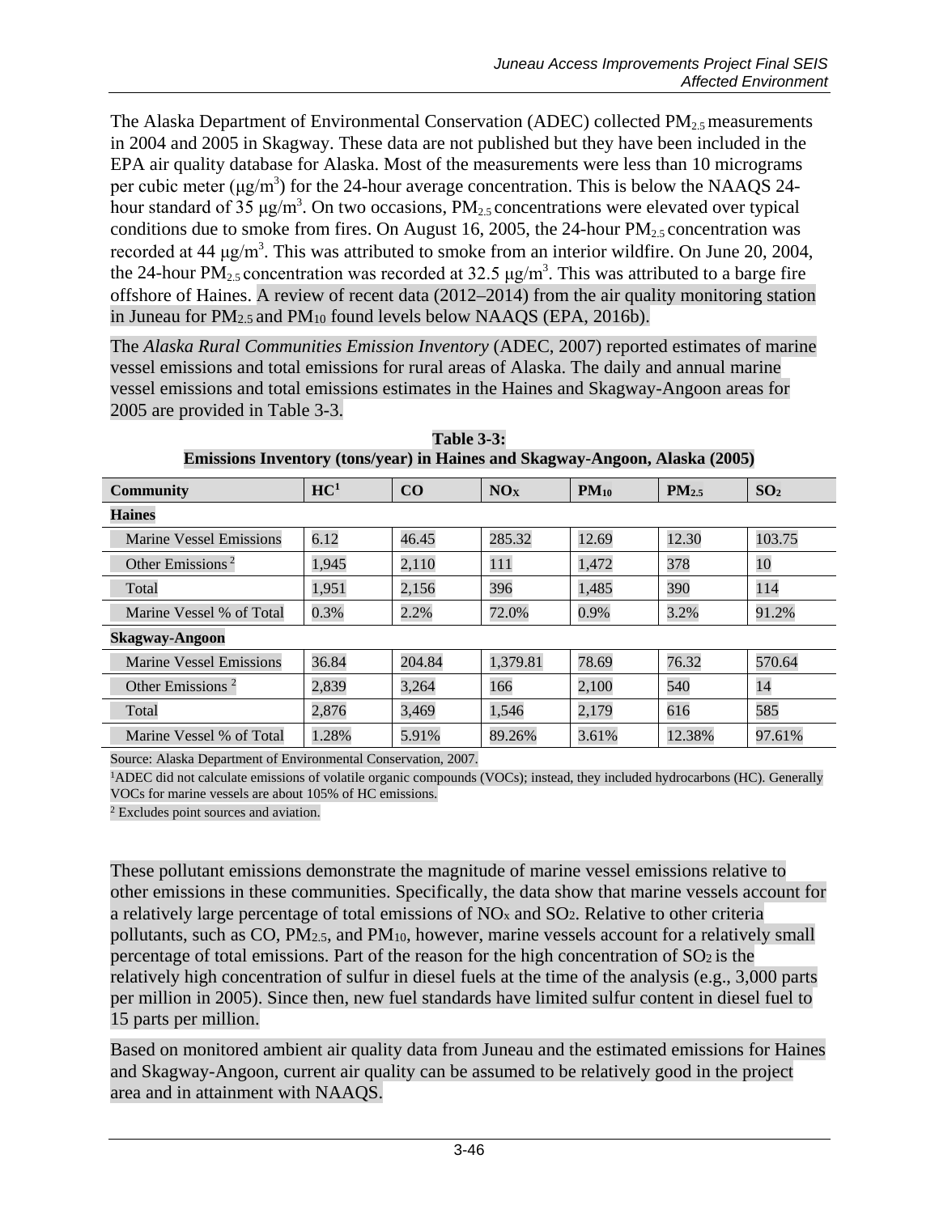The Alaska Department of Environmental Conservation (ADEC) collected $PM_{2.5}$ measurements in 2004 and 2005 in Skagway. These data are not published but they have been included in the EPA air quality database for Alaska. Most of the measurements were less than 10 micrograms per cubic meter ($\mu g/m^3$) for the 24-hour average concentration. This is below the NAAQS 24-hour standard of 35 $\mu g/m^3$. On two occasions, $PM_{2.5}$ concentrations were elevated over typical conditions due to smoke from fires. On August 16, 2005, the 24-hour $PM_{2.5}$ concentration was recorded at 44 $\mu g/m^3$. This was attributed to smoke from an interior wildfire. On June 20, 2004, the 24-hour $PM_{2.5}$ concentration was recorded at 32.5 $\mu g/m^3$. This was attributed to a barge fire offshore of Haines. A review of recent data (2012–2014) from the air quality monitoring station in Juneau for $PM_{2.5}$ and $PM_{10}$ found levels below NAAQS (EPA, 2016b).

The *Alaska Rural Communities Emission Inventory* (ADEC, 2007) reported estimates of marine vessel emissions and total emissions for rural areas of Alaska. The daily and annual marine vessel emissions and total emissions estimates in the Haines and Skagway-Angoon areas for 2005 are provided in Table 3-3.

**Table 3-3:**
**Emissions Inventory (tons/year) in Haines and Skagway-Angoon, Alaska (2005)**

| Community | HC[1] | CO | $NO_X$ | $PM_{10}$ | $PM_{2.5}$ | $SO_2$ |
|---|---|---|---|---|---|---|
| **Haines** | | | | | | |
| Marine Vessel Emissions | 6.12 | 46.45 | 285.32 | 12.69 | 12.30 | 103.75 |
| Other Emissions [2] | 1,945 | 2,110 | 111 | 1,472 | 378 | 10 |
| Total | 1,951 | 2,156 | 396 | 1,485 | 390 | 114 |
| Marine Vessel % of Total | 0.3% | 2.2% | 72.0% | 0.9% | 3.2% | 91.2% |
| **Skagway-Angoon** | | | | | | |
| Marine Vessel Emissions | 36.84 | 204.84 | 1,379.81 | 78.69 | 76.32 | 570.64 |
| Other Emissions [2] | 2,839 | 3,264 | 166 | 2,100 | 540 | 14 |
| Total | 2,876 | 3,469 | 1,546 | 2,179 | 616 | 585 |
| Marine Vessel % of Total | 1.28% | 5.91% | 89.26% | 3.61% | 12.38% | 97.61% |

Source: Alaska Department of Environmental Conservation, 2007.

[1]ADEC did not calculate emissions of volatile organic compounds (VOCs); instead, they included hydrocarbons (HC). Generally VOCs for marine vessels are about 105% of HC emissions.

[2] Excludes point sources and aviation.

These pollutant emissions demonstrate the magnitude of marine vessel emissions relative to other emissions in these communities. Specifically, the data show that marine vessels account for a relatively large percentage of total emissions of $NO_x$ and $SO_2$. Relative to other criteria pollutants, such as CO, $PM_{2.5}$, and $PM_{10}$, however, marine vessels account for a relatively small percentage of total emissions. Part of the reason for the high concentration of $SO_2$ is the relatively high concentration of sulfur in diesel fuels at the time of the analysis (e.g., 3,000 parts per million in 2005). Since then, new fuel standards have limited sulfur content in diesel fuel to 15 parts per million.

Based on monitored ambient air quality data from Juneau and the estimated emissions for Haines and Skagway-Angoon, current air quality can be assumed to be relatively good in the project area and in attainment with NAAQS.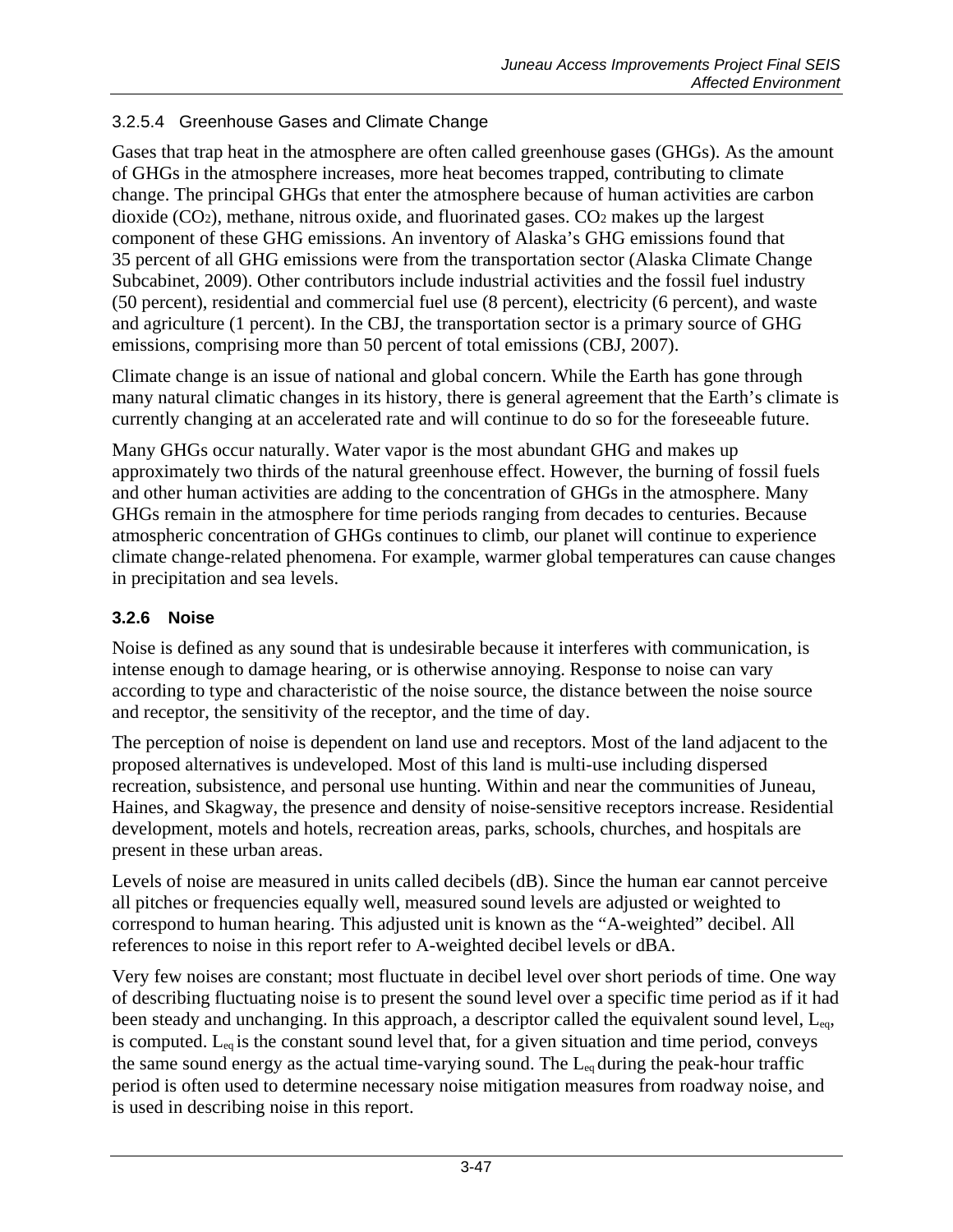#### 3.2.5.4 Greenhouse Gases and Climate Change

Gases that trap heat in the atmosphere are often called greenhouse gases (GHGs). As the amount of GHGs in the atmosphere increases, more heat becomes trapped, contributing to climate change. The principal GHGs that enter the atmosphere because of human activities are carbon dioxide ($CO_2$), methane, nitrous oxide, and fluorinated gases. $CO_2$ makes up the largest component of these GHG emissions. An inventory of Alaska's GHG emissions found that 35 percent of all GHG emissions were from the transportation sector (Alaska Climate Change Subcabinet, 2009). Other contributors include industrial activities and the fossil fuel industry (50 percent), residential and commercial fuel use (8 percent), electricity (6 percent), and waste and agriculture (1 percent). In the CBJ, the transportation sector is a primary source of GHG emissions, comprising more than 50 percent of total emissions (CBJ, 2007).

Climate change is an issue of national and global concern. While the Earth has gone through many natural climatic changes in its history, there is general agreement that the Earth's climate is currently changing at an accelerated rate and will continue to do so for the foreseeable future.

Many GHGs occur naturally. Water vapor is the most abundant GHG and makes up approximately two thirds of the natural greenhouse effect. However, the burning of fossil fuels and other human activities are adding to the concentration of GHGs in the atmosphere. Many GHGs remain in the atmosphere for time periods ranging from decades to centuries. Because atmospheric concentration of GHGs continues to climb, our planet will continue to experience climate change-related phenomena. For example, warmer global temperatures can cause changes in precipitation and sea levels.

### 3.2.6 Noise

Noise is defined as any sound that is undesirable because it interferes with communication, is intense enough to damage hearing, or is otherwise annoying. Response to noise can vary according to type and characteristic of the noise source, the distance between the noise source and receptor, the sensitivity of the receptor, and the time of day.

The perception of noise is dependent on land use and receptors. Most of the land adjacent to the proposed alternatives is undeveloped. Most of this land is multi-use including dispersed recreation, subsistence, and personal use hunting. Within and near the communities of Juneau, Haines, and Skagway, the presence and density of noise-sensitive receptors increase. Residential development, motels and hotels, recreation areas, parks, schools, churches, and hospitals are present in these urban areas.

Levels of noise are measured in units called decibels (dB). Since the human ear cannot perceive all pitches or frequencies equally well, measured sound levels are adjusted or weighted to correspond to human hearing. This adjusted unit is known as the "A-weighted" decibel. All references to noise in this report refer to A-weighted decibel levels or dBA.

Very few noises are constant; most fluctuate in decibel level over short periods of time. One way of describing fluctuating noise is to present the sound level over a specific time period as if it had been steady and unchanging. In this approach, a descriptor called the equivalent sound level, $L_{eq}$, is computed. $L_{eq}$ is the constant sound level that, for a given situation and time period, conveys the same sound energy as the actual time-varying sound. The $L_{eq}$ during the peak-hour traffic period is often used to determine necessary noise mitigation measures from roadway noise, and is used in describing noise in this report.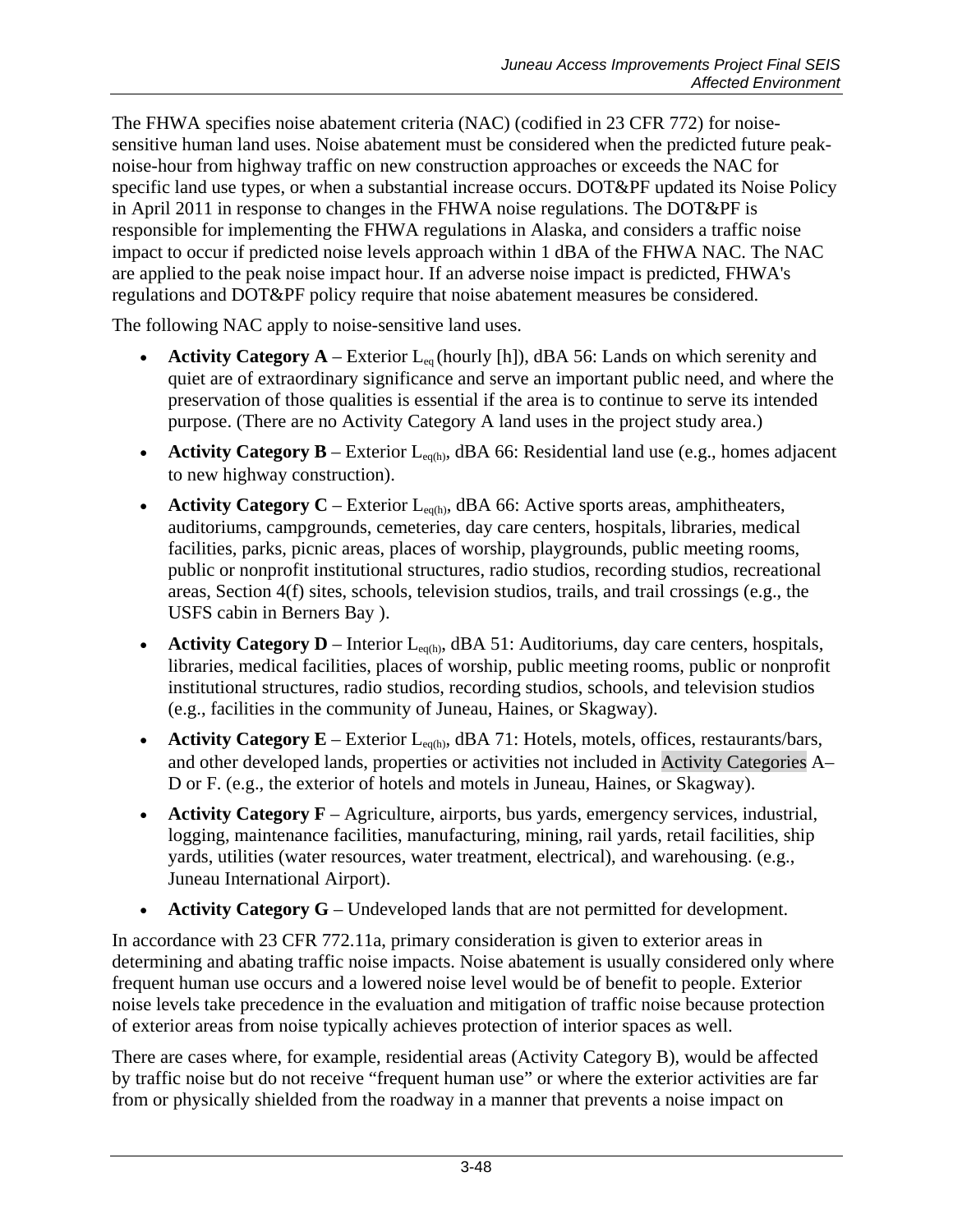The FHWA specifies noise abatement criteria (NAC) (codified in 23 CFR 772) for noise-sensitive human land uses. Noise abatement must be considered when the predicted future peak-noise-hour from highway traffic on new construction approaches or exceeds the NAC for specific land use types, or when a substantial increase occurs. DOT&PF updated its Noise Policy in April 2011 in response to changes in the FHWA noise regulations. The DOT&PF is responsible for implementing the FHWA regulations in Alaska, and considers a traffic noise impact to occur if predicted noise levels approach within 1 dBA of the FHWA NAC. The NAC are applied to the peak noise impact hour. If an adverse noise impact is predicted, FHWA's regulations and DOT&PF policy require that noise abatement measures be considered.

The following NAC apply to noise-sensitive land uses.

- **Activity Category A** – Exterior $L_{eq}$ (hourly [h]), dBA 56: Lands on which serenity and quiet are of extraordinary significance and serve an important public need, and where the preservation of those qualities is essential if the area is to continue to serve its intended purpose. (There are no Activity Category A land uses in the project study area.)
- **Activity Category B** – Exterior $L_{eq(h)}$, dBA 66: Residential land use (e.g., homes adjacent to new highway construction).
- **Activity Category C** – Exterior $L_{eq(h)}$, dBA 66: Active sports areas, amphitheaters, auditoriums, campgrounds, cemeteries, day care centers, hospitals, libraries, medical facilities, parks, picnic areas, places of worship, playgrounds, public meeting rooms, public or nonprofit institutional structures, radio studios, recording studios, recreational areas, Section 4(f) sites, schools, television studios, trails, and trail crossings (e.g., the USFS cabin in Berners Bay ).
- **Activity Category D** – Interior $L_{eq(h)}$, dBA 51: Auditoriums, day care centers, hospitals, libraries, medical facilities, places of worship, public meeting rooms, public or nonprofit institutional structures, radio studios, recording studios, schools, and television studios (e.g., facilities in the community of Juneau, Haines, or Skagway).
- **Activity Category E** – Exterior $L_{eq(h)}$, dBA 71: Hotels, motels, offices, restaurants/bars, and other developed lands, properties or activities not included in Activity Categories A–D or F. (e.g., the exterior of hotels and motels in Juneau, Haines, or Skagway).
- **Activity Category F** – Agriculture, airports, bus yards, emergency services, industrial, logging, maintenance facilities, manufacturing, mining, rail yards, retail facilities, ship yards, utilities (water resources, water treatment, electrical), and warehousing. (e.g., Juneau International Airport).
- **Activity Category G** – Undeveloped lands that are not permitted for development.

In accordance with 23 CFR 772.11a, primary consideration is given to exterior areas in determining and abating traffic noise impacts. Noise abatement is usually considered only where frequent human use occurs and a lowered noise level would be of benefit to people. Exterior noise levels take precedence in the evaluation and mitigation of traffic noise because protection of exterior areas from noise typically achieves protection of interior spaces as well.

There are cases where, for example, residential areas (Activity Category B), would be affected by traffic noise but do not receive "frequent human use" or where the exterior activities are far from or physically shielded from the roadway in a manner that prevents a noise impact on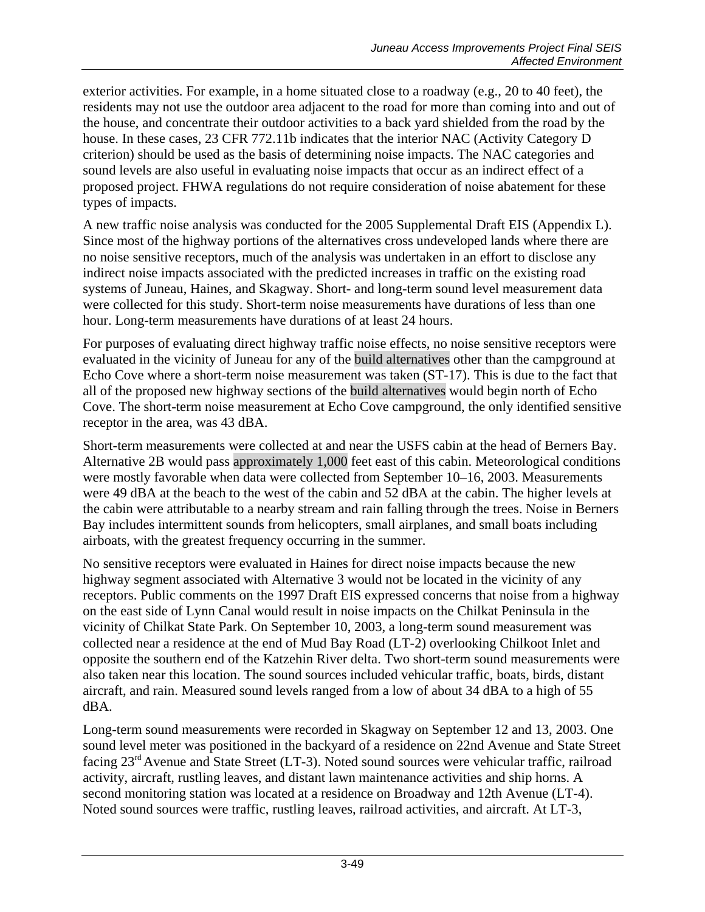exterior activities. For example, in a home situated close to a roadway (e.g., 20 to 40 feet), the residents may not use the outdoor area adjacent to the road for more than coming into and out of the house, and concentrate their outdoor activities to a back yard shielded from the road by the house. In these cases, 23 CFR 772.11b indicates that the interior NAC (Activity Category D criterion) should be used as the basis of determining noise impacts. The NAC categories and sound levels are also useful in evaluating noise impacts that occur as an indirect effect of a proposed project. FHWA regulations do not require consideration of noise abatement for these types of impacts.

A new traffic noise analysis was conducted for the 2005 Supplemental Draft EIS (Appendix L). Since most of the highway portions of the alternatives cross undeveloped lands where there are no noise sensitive receptors, much of the analysis was undertaken in an effort to disclose any indirect noise impacts associated with the predicted increases in traffic on the existing road systems of Juneau, Haines, and Skagway. Short- and long-term sound level measurement data were collected for this study. Short-term noise measurements have durations of less than one hour. Long-term measurements have durations of at least 24 hours.

For purposes of evaluating direct highway traffic noise effects, no noise sensitive receptors were evaluated in the vicinity of Juneau for any of the build alternatives other than the campground at Echo Cove where a short-term noise measurement was taken (ST-17). This is due to the fact that all of the proposed new highway sections of the build alternatives would begin north of Echo Cove. The short-term noise measurement at Echo Cove campground, the only identified sensitive receptor in the area, was 43 dBA.

Short-term measurements were collected at and near the USFS cabin at the head of Berners Bay. Alternative 2B would pass approximately 1,000 feet east of this cabin. Meteorological conditions were mostly favorable when data were collected from September 10–16, 2003. Measurements were 49 dBA at the beach to the west of the cabin and 52 dBA at the cabin. The higher levels at the cabin were attributable to a nearby stream and rain falling through the trees. Noise in Berners Bay includes intermittent sounds from helicopters, small airplanes, and small boats including airboats, with the greatest frequency occurring in the summer.

No sensitive receptors were evaluated in Haines for direct noise impacts because the new highway segment associated with Alternative 3 would not be located in the vicinity of any receptors. Public comments on the 1997 Draft EIS expressed concerns that noise from a highway on the east side of Lynn Canal would result in noise impacts on the Chilkat Peninsula in the vicinity of Chilkat State Park. On September 10, 2003, a long-term sound measurement was collected near a residence at the end of Mud Bay Road (LT-2) overlooking Chilkoot Inlet and opposite the southern end of the Katzehin River delta. Two short-term sound measurements were also taken near this location. The sound sources included vehicular traffic, boats, birds, distant aircraft, and rain. Measured sound levels ranged from a low of about 34 dBA to a high of 55 dBA.

Long-term sound measurements were recorded in Skagway on September 12 and 13, 2003. One sound level meter was positioned in the backyard of a residence on 22nd Avenue and State Street facing 23rd Avenue and State Street (LT-3). Noted sound sources were vehicular traffic, railroad activity, aircraft, rustling leaves, and distant lawn maintenance activities and ship horns. A second monitoring station was located at a residence on Broadway and 12th Avenue (LT-4). Noted sound sources were traffic, rustling leaves, railroad activities, and aircraft. At LT-3,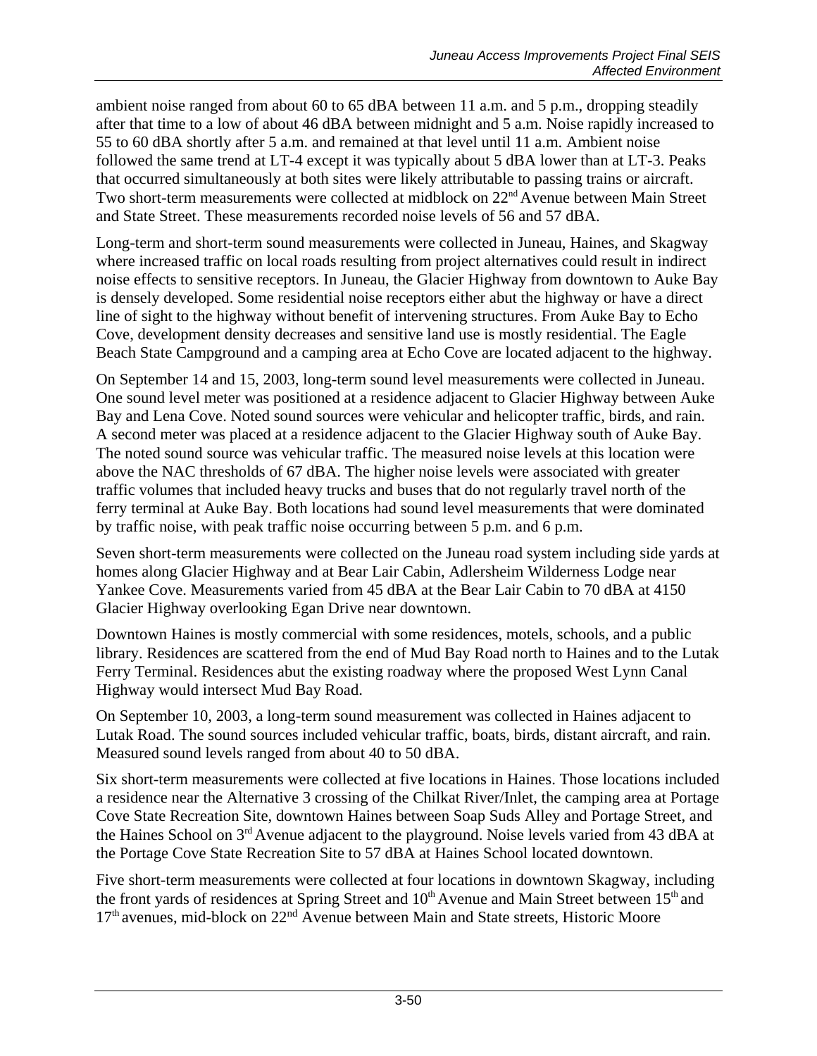ambient noise ranged from about 60 to 65 dBA between 11 a.m. and 5 p.m., dropping steadily after that time to a low of about 46 dBA between midnight and 5 a.m. Noise rapidly increased to 55 to 60 dBA shortly after 5 a.m. and remained at that level until 11 a.m. Ambient noise followed the same trend at LT-4 except it was typically about 5 dBA lower than at LT-3. Peaks that occurred simultaneously at both sites were likely attributable to passing trains or aircraft. Two short-term measurements were collected at midblock on 22nd Avenue between Main Street and State Street. These measurements recorded noise levels of 56 and 57 dBA.

Long-term and short-term sound measurements were collected in Juneau, Haines, and Skagway where increased traffic on local roads resulting from project alternatives could result in indirect noise effects to sensitive receptors. In Juneau, the Glacier Highway from downtown to Auke Bay is densely developed. Some residential noise receptors either abut the highway or have a direct line of sight to the highway without benefit of intervening structures. From Auke Bay to Echo Cove, development density decreases and sensitive land use is mostly residential. The Eagle Beach State Campground and a camping area at Echo Cove are located adjacent to the highway.

On September 14 and 15, 2003, long-term sound level measurements were collected in Juneau. One sound level meter was positioned at a residence adjacent to Glacier Highway between Auke Bay and Lena Cove. Noted sound sources were vehicular and helicopter traffic, birds, and rain. A second meter was placed at a residence adjacent to the Glacier Highway south of Auke Bay. The noted sound source was vehicular traffic. The measured noise levels at this location were above the NAC thresholds of 67 dBA. The higher noise levels were associated with greater traffic volumes that included heavy trucks and buses that do not regularly travel north of the ferry terminal at Auke Bay. Both locations had sound level measurements that were dominated by traffic noise, with peak traffic noise occurring between 5 p.m. and 6 p.m.

Seven short-term measurements were collected on the Juneau road system including side yards at homes along Glacier Highway and at Bear Lair Cabin, Adlersheim Wilderness Lodge near Yankee Cove. Measurements varied from 45 dBA at the Bear Lair Cabin to 70 dBA at 4150 Glacier Highway overlooking Egan Drive near downtown.

Downtown Haines is mostly commercial with some residences, motels, schools, and a public library. Residences are scattered from the end of Mud Bay Road north to Haines and to the Lutak Ferry Terminal. Residences abut the existing roadway where the proposed West Lynn Canal Highway would intersect Mud Bay Road.

On September 10, 2003, a long-term sound measurement was collected in Haines adjacent to Lutak Road. The sound sources included vehicular traffic, boats, birds, distant aircraft, and rain. Measured sound levels ranged from about 40 to 50 dBA.

Six short-term measurements were collected at five locations in Haines. Those locations included a residence near the Alternative 3 crossing of the Chilkat River/Inlet, the camping area at Portage Cove State Recreation Site, downtown Haines between Soap Suds Alley and Portage Street, and the Haines School on 3rd Avenue adjacent to the playground. Noise levels varied from 43 dBA at the Portage Cove State Recreation Site to 57 dBA at Haines School located downtown.

Five short-term measurements were collected at four locations in downtown Skagway, including the front yards of residences at Spring Street and 10th Avenue and Main Street between 15th and 17th avenues, mid-block on 22nd Avenue between Main and State streets, Historic Moore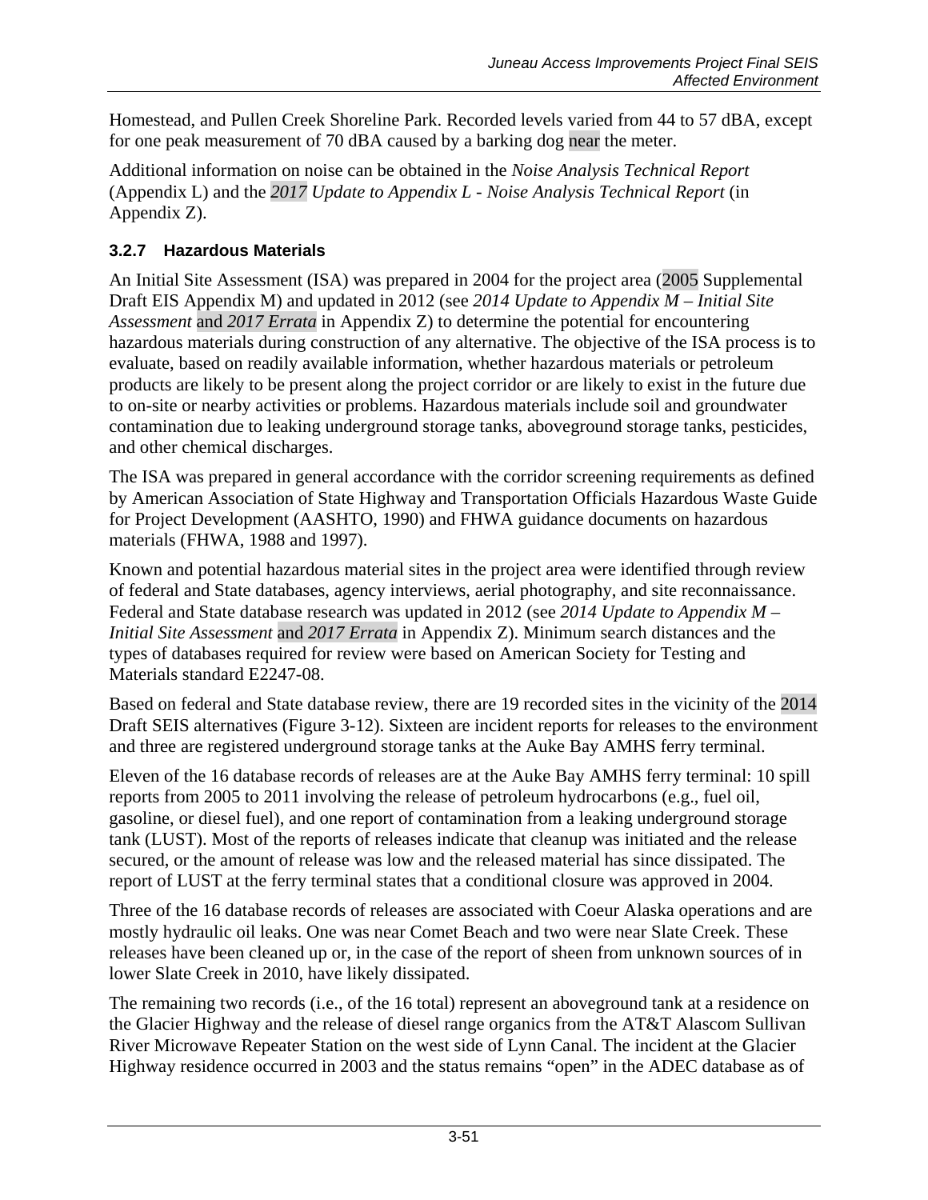Homestead, and Pullen Creek Shoreline Park. Recorded levels varied from 44 to 57 dBA, except for one peak measurement of 70 dBA caused by a barking dog near the meter.

Additional information on noise can be obtained in the *Noise Analysis Technical Report* (Appendix L) and the *2017 Update to Appendix L - Noise Analysis Technical Report* (in Appendix Z).

### 3.2.7 Hazardous Materials

An Initial Site Assessment (ISA) was prepared in 2004 for the project area (2005 Supplemental Draft EIS Appendix M) and updated in 2012 (see *2014 Update to Appendix M – Initial Site Assessment* and *2017 Errata* in Appendix Z) to determine the potential for encountering hazardous materials during construction of any alternative. The objective of the ISA process is to evaluate, based on readily available information, whether hazardous materials or petroleum products are likely to be present along the project corridor or are likely to exist in the future due to on-site or nearby activities or problems. Hazardous materials include soil and groundwater contamination due to leaking underground storage tanks, aboveground storage tanks, pesticides, and other chemical discharges.

The ISA was prepared in general accordance with the corridor screening requirements as defined by American Association of State Highway and Transportation Officials Hazardous Waste Guide for Project Development (AASHTO, 1990) and FHWA guidance documents on hazardous materials (FHWA, 1988 and 1997).

Known and potential hazardous material sites in the project area were identified through review of federal and State databases, agency interviews, aerial photography, and site reconnaissance. Federal and State database research was updated in 2012 (see *2014 Update to Appendix M – Initial Site Assessment* and *2017 Errata* in Appendix Z). Minimum search distances and the types of databases required for review were based on American Society for Testing and Materials standard E2247-08.

Based on federal and State database review, there are 19 recorded sites in the vicinity of the 2014 Draft SEIS alternatives (Figure 3-12). Sixteen are incident reports for releases to the environment and three are registered underground storage tanks at the Auke Bay AMHS ferry terminal.

Eleven of the 16 database records of releases are at the Auke Bay AMHS ferry terminal: 10 spill reports from 2005 to 2011 involving the release of petroleum hydrocarbons (e.g., fuel oil, gasoline, or diesel fuel), and one report of contamination from a leaking underground storage tank (LUST). Most of the reports of releases indicate that cleanup was initiated and the release secured, or the amount of release was low and the released material has since dissipated. The report of LUST at the ferry terminal states that a conditional closure was approved in 2004.

Three of the 16 database records of releases are associated with Coeur Alaska operations and are mostly hydraulic oil leaks. One was near Comet Beach and two were near Slate Creek. These releases have been cleaned up or, in the case of the report of sheen from unknown sources of in lower Slate Creek in 2010, have likely dissipated.

The remaining two records (i.e., of the 16 total) represent an aboveground tank at a residence on the Glacier Highway and the release of diesel range organics from the AT&T Alascom Sullivan River Microwave Repeater Station on the west side of Lynn Canal. The incident at the Glacier Highway residence occurred in 2003 and the status remains "open" in the ADEC database as of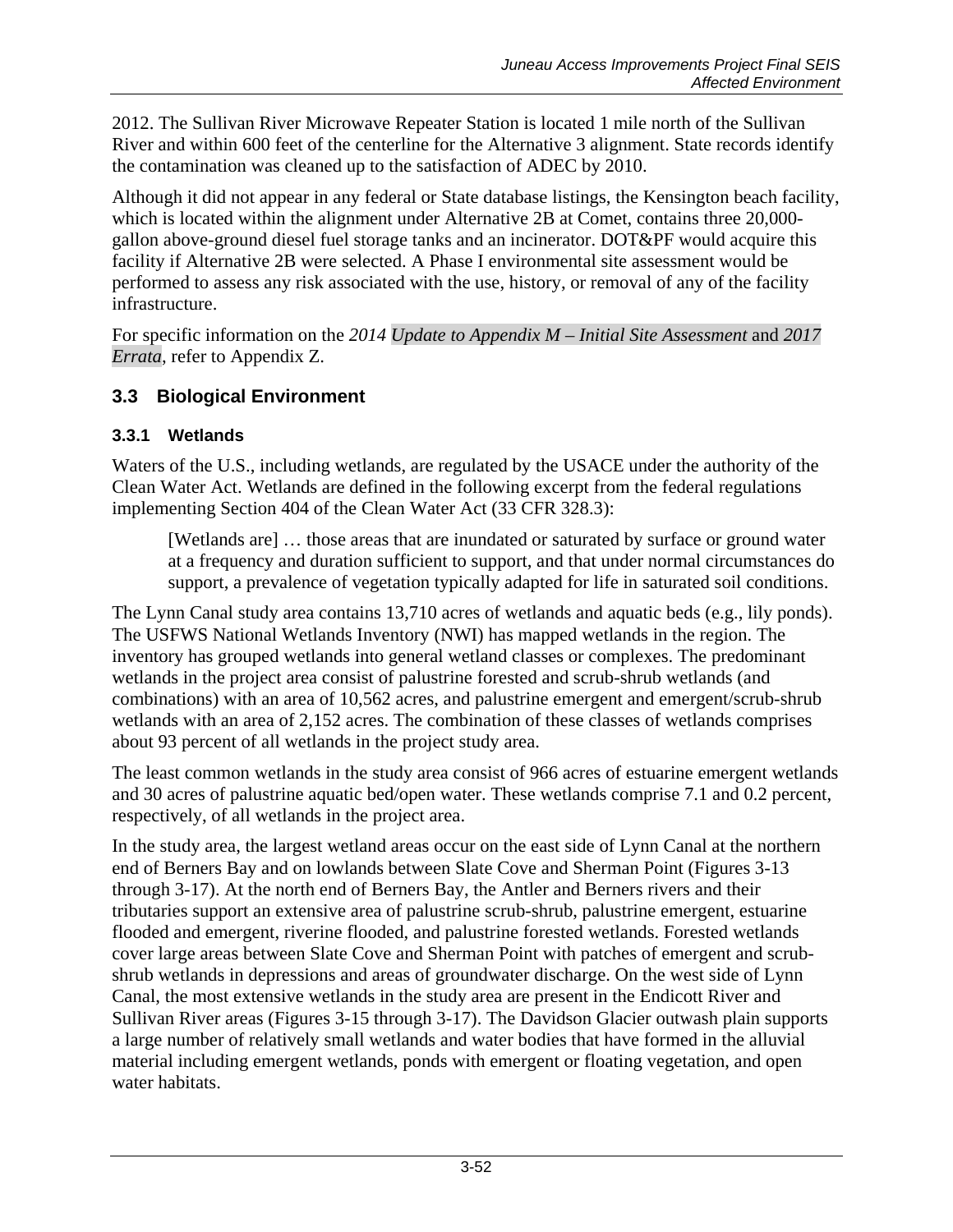2012. The Sullivan River Microwave Repeater Station is located 1 mile north of the Sullivan River and within 600 feet of the centerline for the Alternative 3 alignment. State records identify the contamination was cleaned up to the satisfaction of ADEC by 2010.

Although it did not appear in any federal or State database listings, the Kensington beach facility, which is located within the alignment under Alternative 2B at Comet, contains three 20,000-gallon above-ground diesel fuel storage tanks and an incinerator. DOT&PF would acquire this facility if Alternative 2B were selected. A Phase I environmental site assessment would be performed to assess any risk associated with the use, history, or removal of any of the facility infrastructure.

For specific information on the *2014 Update to Appendix M – Initial Site Assessment* and *2017 Errata*, refer to Appendix Z.

## 3.3 Biological Environment

### 3.3.1 Wetlands

Waters of the U.S., including wetlands, are regulated by the USACE under the authority of the Clean Water Act. Wetlands are defined in the following excerpt from the federal regulations implementing Section 404 of the Clean Water Act (33 CFR 328.3):

> [Wetlands are] … those areas that are inundated or saturated by surface or ground water at a frequency and duration sufficient to support, and that under normal circumstances do support, a prevalence of vegetation typically adapted for life in saturated soil conditions.

The Lynn Canal study area contains 13,710 acres of wetlands and aquatic beds (e.g., lily ponds). The USFWS National Wetlands Inventory (NWI) has mapped wetlands in the region. The inventory has grouped wetlands into general wetland classes or complexes. The predominant wetlands in the project area consist of palustrine forested and scrub-shrub wetlands (and combinations) with an area of 10,562 acres, and palustrine emergent and emergent/scrub-shrub wetlands with an area of 2,152 acres. The combination of these classes of wetlands comprises about 93 percent of all wetlands in the project study area.

The least common wetlands in the study area consist of 966 acres of estuarine emergent wetlands and 30 acres of palustrine aquatic bed/open water. These wetlands comprise 7.1 and 0.2 percent, respectively, of all wetlands in the project area.

In the study area, the largest wetland areas occur on the east side of Lynn Canal at the northern end of Berners Bay and on lowlands between Slate Cove and Sherman Point (Figures 3-13 through 3-17). At the north end of Berners Bay, the Antler and Berners rivers and their tributaries support an extensive area of palustrine scrub-shrub, palustrine emergent, estuarine flooded and emergent, riverine flooded, and palustrine forested wetlands. Forested wetlands cover large areas between Slate Cove and Sherman Point with patches of emergent and scrub-shrub wetlands in depressions and areas of groundwater discharge. On the west side of Lynn Canal, the most extensive wetlands in the study area are present in the Endicott River and Sullivan River areas (Figures 3-15 through 3-17). The Davidson Glacier outwash plain supports a large number of relatively small wetlands and water bodies that have formed in the alluvial material including emergent wetlands, ponds with emergent or floating vegetation, and open water habitats.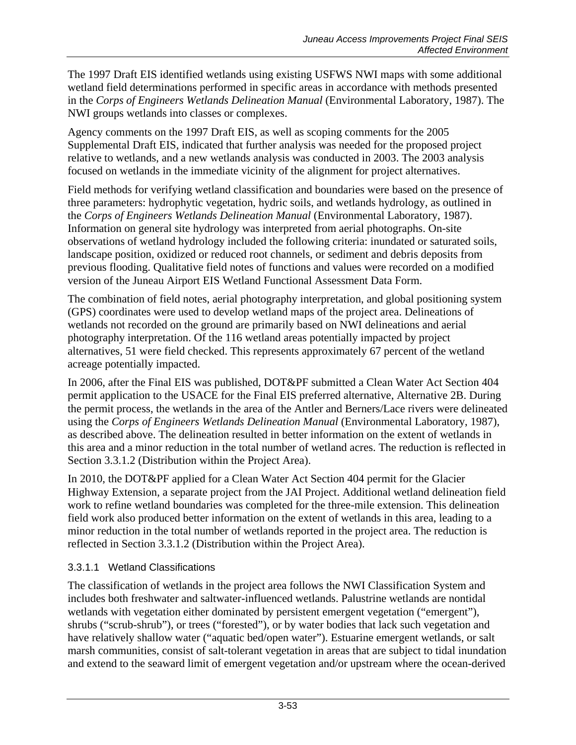The 1997 Draft EIS identified wetlands using existing USFWS NWI maps with some additional wetland field determinations performed in specific areas in accordance with methods presented in the *Corps of Engineers Wetlands Delineation Manual* (Environmental Laboratory, 1987). The NWI groups wetlands into classes or complexes.

Agency comments on the 1997 Draft EIS, as well as scoping comments for the 2005 Supplemental Draft EIS, indicated that further analysis was needed for the proposed project relative to wetlands, and a new wetlands analysis was conducted in 2003. The 2003 analysis focused on wetlands in the immediate vicinity of the alignment for project alternatives.

Field methods for verifying wetland classification and boundaries were based on the presence of three parameters: hydrophytic vegetation, hydric soils, and wetlands hydrology, as outlined in the *Corps of Engineers Wetlands Delineation Manual* (Environmental Laboratory, 1987). Information on general site hydrology was interpreted from aerial photographs. On-site observations of wetland hydrology included the following criteria: inundated or saturated soils, landscape position, oxidized or reduced root channels, or sediment and debris deposits from previous flooding. Qualitative field notes of functions and values were recorded on a modified version of the Juneau Airport EIS Wetland Functional Assessment Data Form.

The combination of field notes, aerial photography interpretation, and global positioning system (GPS) coordinates were used to develop wetland maps of the project area. Delineations of wetlands not recorded on the ground are primarily based on NWI delineations and aerial photography interpretation. Of the 116 wetland areas potentially impacted by project alternatives, 51 were field checked. This represents approximately 67 percent of the wetland acreage potentially impacted.

In 2006, after the Final EIS was published, DOT&PF submitted a Clean Water Act Section 404 permit application to the USACE for the Final EIS preferred alternative, Alternative 2B. During the permit process, the wetlands in the area of the Antler and Berners/Lace rivers were delineated using the *Corps of Engineers Wetlands Delineation Manual* (Environmental Laboratory, 1987), as described above. The delineation resulted in better information on the extent of wetlands in this area and a minor reduction in the total number of wetland acres. The reduction is reflected in Section 3.3.1.2 (Distribution within the Project Area).

In 2010, the DOT&PF applied for a Clean Water Act Section 404 permit for the Glacier Highway Extension, a separate project from the JAI Project. Additional wetland delineation field work to refine wetland boundaries was completed for the three-mile extension. This delineation field work also produced better information on the extent of wetlands in this area, leading to a minor reduction in the total number of wetlands reported in the project area. The reduction is reflected in Section 3.3.1.2 (Distribution within the Project Area).

#### 3.3.1.1 Wetland Classifications

The classification of wetlands in the project area follows the NWI Classification System and includes both freshwater and saltwater-influenced wetlands. Palustrine wetlands are nontidal wetlands with vegetation either dominated by persistent emergent vegetation ("emergent"), shrubs ("scrub-shrub"), or trees ("forested"), or by water bodies that lack such vegetation and have relatively shallow water ("aquatic bed/open water"). Estuarine emergent wetlands, or salt marsh communities, consist of salt-tolerant vegetation in areas that are subject to tidal inundation and extend to the seaward limit of emergent vegetation and/or upstream where the ocean-derived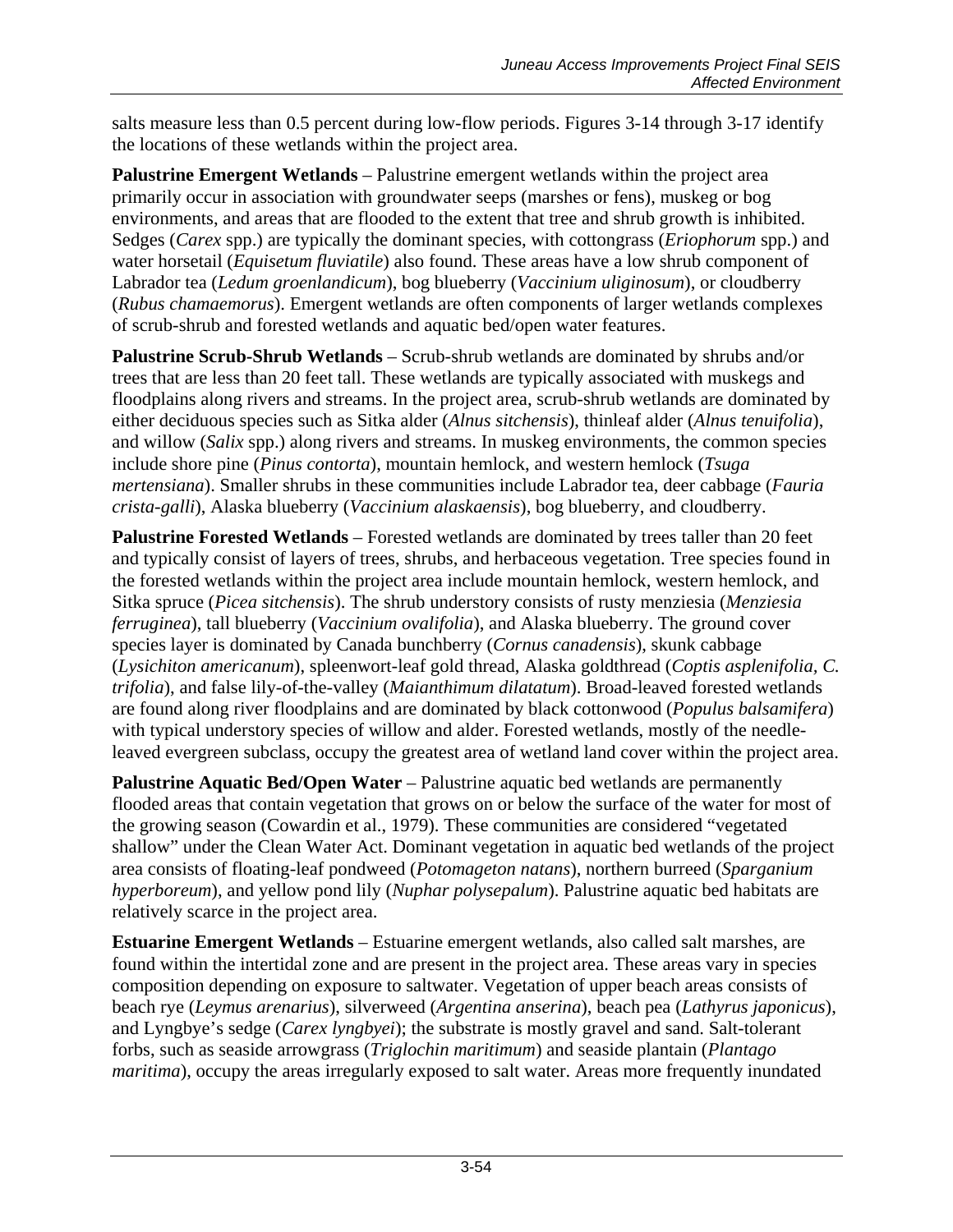salts measure less than 0.5 percent during low-flow periods. Figures 3-14 through 3-17 identify the locations of these wetlands within the project area.

**Palustrine Emergent Wetlands** – Palustrine emergent wetlands within the project area primarily occur in association with groundwater seeps (marshes or fens), muskeg or bog environments, and areas that are flooded to the extent that tree and shrub growth is inhibited. Sedges (*Carex* spp.) are typically the dominant species, with cottongrass (*Eriophorum* spp.) and water horsetail (*Equisetum fluviatile*) also found. These areas have a low shrub component of Labrador tea (*Ledum groenlandicum*), bog blueberry (*Vaccinium uliginosum*), or cloudberry (*Rubus chamaemorus*). Emergent wetlands are often components of larger wetlands complexes of scrub-shrub and forested wetlands and aquatic bed/open water features.

**Palustrine Scrub-Shrub Wetlands** – Scrub-shrub wetlands are dominated by shrubs and/or trees that are less than 20 feet tall. These wetlands are typically associated with muskegs and floodplains along rivers and streams. In the project area, scrub-shrub wetlands are dominated by either deciduous species such as Sitka alder (*Alnus sitchensis*), thinleaf alder (*Alnus tenuifolia*), and willow (*Salix* spp.) along rivers and streams. In muskeg environments, the common species include shore pine (*Pinus contorta*), mountain hemlock, and western hemlock (*Tsuga mertensiana*). Smaller shrubs in these communities include Labrador tea, deer cabbage (*Fauria crista-galli*), Alaska blueberry (*Vaccinium alaskaensis*), bog blueberry, and cloudberry.

**Palustrine Forested Wetlands** – Forested wetlands are dominated by trees taller than 20 feet and typically consist of layers of trees, shrubs, and herbaceous vegetation. Tree species found in the forested wetlands within the project area include mountain hemlock, western hemlock, and Sitka spruce (*Picea sitchensis*). The shrub understory consists of rusty menziesia (*Menziesia ferruginea*), tall blueberry (*Vaccinium ovalifolia*), and Alaska blueberry. The ground cover species layer is dominated by Canada bunchberry (*Cornus canadensis*), skunk cabbage (*Lysichiton americanum*), spleenwort-leaf gold thread, Alaska goldthread (*Coptis asplenifolia, C. trifolia*), and false lily-of-the-valley (*Maianthimum dilatatum*). Broad-leaved forested wetlands are found along river floodplains and are dominated by black cottonwood (*Populus balsamifera*) with typical understory species of willow and alder. Forested wetlands, mostly of the needle-leaved evergreen subclass, occupy the greatest area of wetland land cover within the project area.

**Palustrine Aquatic Bed/Open Water** – Palustrine aquatic bed wetlands are permanently flooded areas that contain vegetation that grows on or below the surface of the water for most of the growing season (Cowardin et al., 1979). These communities are considered "vegetated shallow" under the Clean Water Act. Dominant vegetation in aquatic bed wetlands of the project area consists of floating-leaf pondweed (*Potomageton natans*), northern burreed (*Sparganium hyperboreum*), and yellow pond lily (*Nuphar polysepalum*). Palustrine aquatic bed habitats are relatively scarce in the project area.

**Estuarine Emergent Wetlands** – Estuarine emergent wetlands, also called salt marshes, are found within the intertidal zone and are present in the project area. These areas vary in species composition depending on exposure to saltwater. Vegetation of upper beach areas consists of beach rye (*Leymus arenarius*), silverweed (*Argentina anserina*), beach pea (*Lathyrus japonicus*), and Lyngbye's sedge (*Carex lyngbyei*); the substrate is mostly gravel and sand. Salt-tolerant forbs, such as seaside arrowgrass (*Triglochin maritimum*) and seaside plantain (*Plantago maritima*), occupy the areas irregularly exposed to salt water. Areas more frequently inundated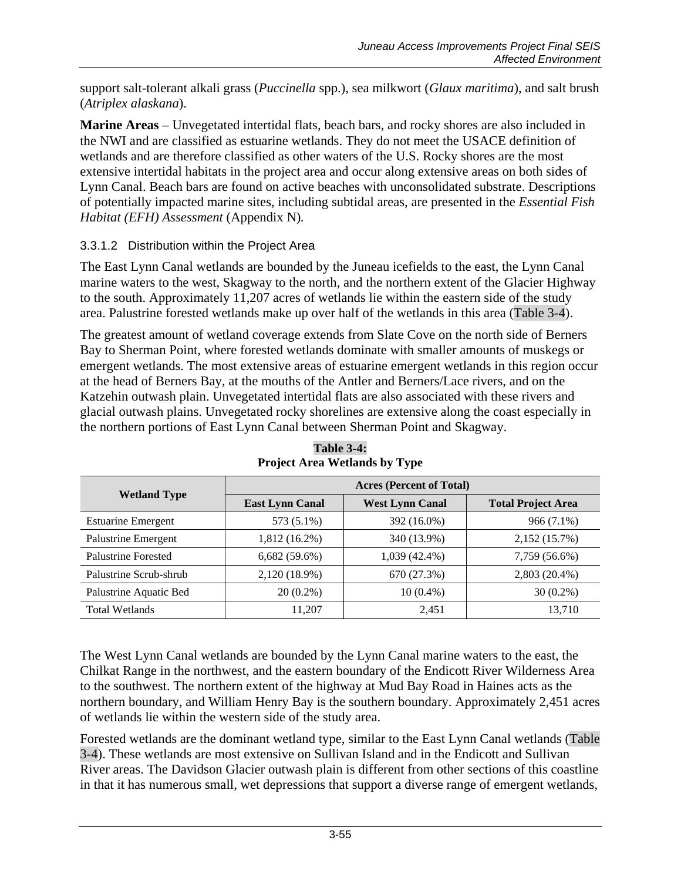support salt-tolerant alkali grass (*Puccinella* spp.), sea milkwort (*Glaux maritima*), and salt brush (*Atriplex alaskana*).

**Marine Areas** – Unvegetated intertidal flats, beach bars, and rocky shores are also included in the NWI and are classified as estuarine wetlands. They do not meet the USACE definition of wetlands and are therefore classified as other waters of the U.S. Rocky shores are the most extensive intertidal habitats in the project area and occur along extensive areas on both sides of Lynn Canal. Beach bars are found on active beaches with unconsolidated substrate. Descriptions of potentially impacted marine sites, including subtidal areas, are presented in the *Essential Fish Habitat (EFH) Assessment* (Appendix N).

#### 3.3.1.2 Distribution within the Project Area

The East Lynn Canal wetlands are bounded by the Juneau icefields to the east, the Lynn Canal marine waters to the west, Skagway to the north, and the northern extent of the Glacier Highway to the south. Approximately 11,207 acres of wetlands lie within the eastern side of the study area. Palustrine forested wetlands make up over half of the wetlands in this area (Table 3-4).

The greatest amount of wetland coverage extends from Slate Cove on the north side of Berners Bay to Sherman Point, where forested wetlands dominate with smaller amounts of muskegs or emergent wetlands. The most extensive areas of estuarine emergent wetlands in this region occur at the head of Berners Bay, at the mouths of the Antler and Berners/Lace rivers, and on the Katzehin outwash plain. Unvegetated intertidal flats are also associated with these rivers and glacial outwash plains. Unvegetated rocky shorelines are extensive along the coast especially in the northern portions of East Lynn Canal between Sherman Point and Skagway.

**Table 3-4:**
**Project Area Wetlands by Type**

| Wetland Type | Acres (Percent of Total) | | |
|---|---|---|---|
| | East Lynn Canal | West Lynn Canal | Total Project Area |
| Estuarine Emergent | 573 (5.1%) | 392 (16.0%) | 966 (7.1%) |
| Palustrine Emergent | 1,812 (16.2%) | 340 (13.9%) | 2,152 (15.7%) |
| Palustrine Forested | 6,682 (59.6%) | 1,039 (42.4%) | 7,759 (56.6%) |
| Palustrine Scrub-shrub | 2,120 (18.9%) | 670 (27.3%) | 2,803 (20.4%) |
| Palustrine Aquatic Bed | 20 (0.2%) | 10 (0.4%) | 30 (0.2%) |
| Total Wetlands | 11,207 | 2,451 | 13,710 |

The West Lynn Canal wetlands are bounded by the Lynn Canal marine waters to the east, the Chilkat Range in the northwest, and the eastern boundary of the Endicott River Wilderness Area to the southwest. The northern extent of the highway at Mud Bay Road in Haines acts as the northern boundary, and William Henry Bay is the southern boundary. Approximately 2,451 acres of wetlands lie within the western side of the study area.

Forested wetlands are the dominant wetland type, similar to the East Lynn Canal wetlands (Table 3-4). These wetlands are most extensive on Sullivan Island and in the Endicott and Sullivan River areas. The Davidson Glacier outwash plain is different from other sections of this coastline in that it has numerous small, wet depressions that support a diverse range of emergent wetlands,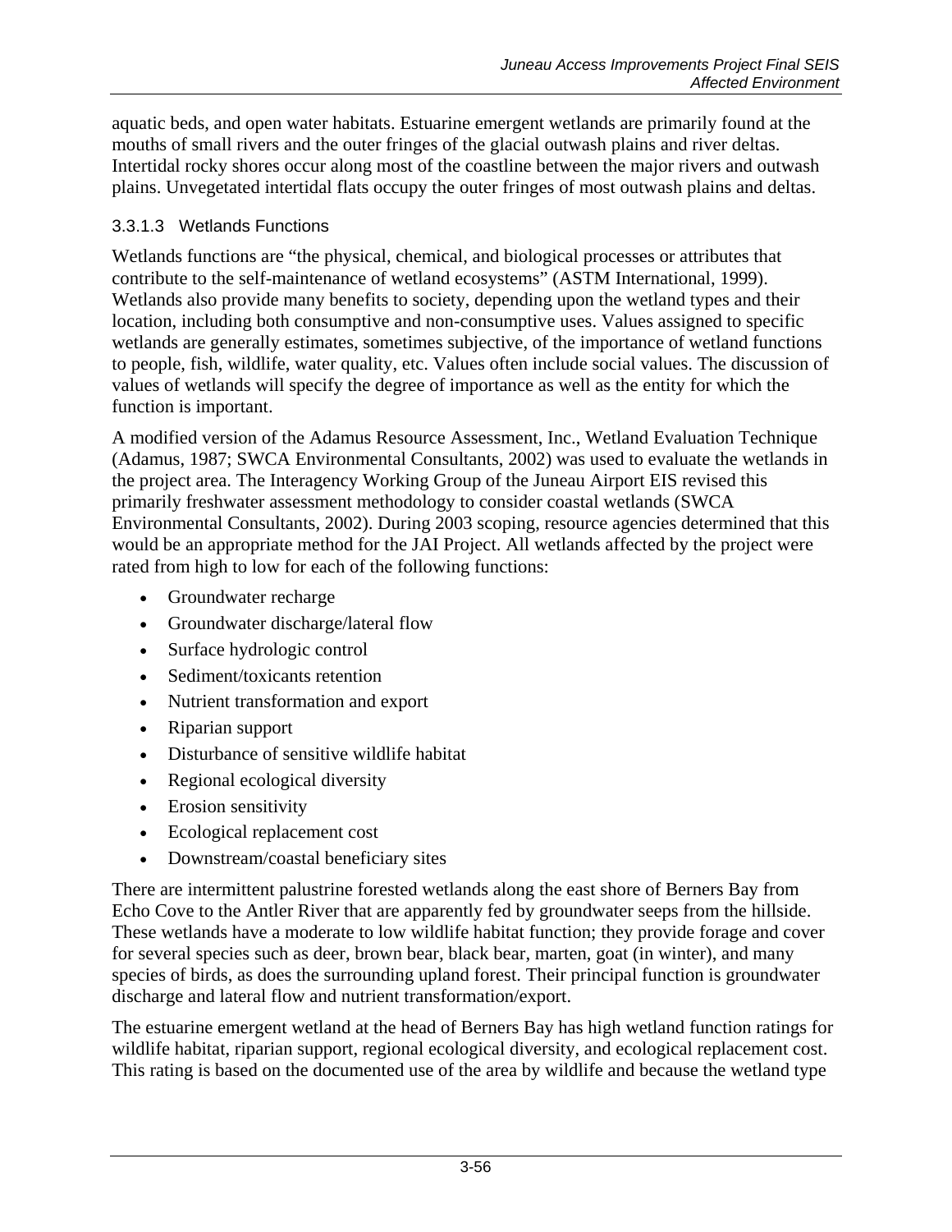aquatic beds, and open water habitats. Estuarine emergent wetlands are primarily found at the mouths of small rivers and the outer fringes of the glacial outwash plains and river deltas. Intertidal rocky shores occur along most of the coastline between the major rivers and outwash plains. Unvegetated intertidal flats occupy the outer fringes of most outwash plains and deltas.

#### 3.3.1.3 Wetlands Functions

Wetlands functions are "the physical, chemical, and biological processes or attributes that contribute to the self-maintenance of wetland ecosystems" (ASTM International, 1999). Wetlands also provide many benefits to society, depending upon the wetland types and their location, including both consumptive and non-consumptive uses. Values assigned to specific wetlands are generally estimates, sometimes subjective, of the importance of wetland functions to people, fish, wildlife, water quality, etc. Values often include social values. The discussion of values of wetlands will specify the degree of importance as well as the entity for which the function is important.

A modified version of the Adamus Resource Assessment, Inc., Wetland Evaluation Technique (Adamus, 1987; SWCA Environmental Consultants, 2002) was used to evaluate the wetlands in the project area. The Interagency Working Group of the Juneau Airport EIS revised this primarily freshwater assessment methodology to consider coastal wetlands (SWCA Environmental Consultants, 2002). During 2003 scoping, resource agencies determined that this would be an appropriate method for the JAI Project. All wetlands affected by the project were rated from high to low for each of the following functions:

- Groundwater recharge
- Groundwater discharge/lateral flow
- Surface hydrologic control
- Sediment/toxicants retention
- Nutrient transformation and export
- Riparian support
- Disturbance of sensitive wildlife habitat
- Regional ecological diversity
- Erosion sensitivity
- Ecological replacement cost
- Downstream/coastal beneficiary sites

There are intermittent palustrine forested wetlands along the east shore of Berners Bay from Echo Cove to the Antler River that are apparently fed by groundwater seeps from the hillside. These wetlands have a moderate to low wildlife habitat function; they provide forage and cover for several species such as deer, brown bear, black bear, marten, goat (in winter), and many species of birds, as does the surrounding upland forest. Their principal function is groundwater discharge and lateral flow and nutrient transformation/export.

The estuarine emergent wetland at the head of Berners Bay has high wetland function ratings for wildlife habitat, riparian support, regional ecological diversity, and ecological replacement cost. This rating is based on the documented use of the area by wildlife and because the wetland type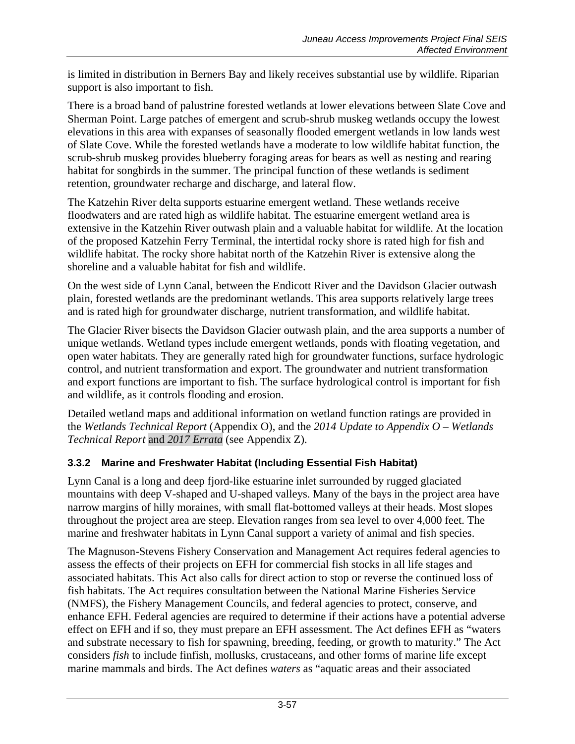is limited in distribution in Berners Bay and likely receives substantial use by wildlife. Riparian support is also important to fish.

There is a broad band of palustrine forested wetlands at lower elevations between Slate Cove and Sherman Point. Large patches of emergent and scrub-shrub muskeg wetlands occupy the lowest elevations in this area with expanses of seasonally flooded emergent wetlands in low lands west of Slate Cove. While the forested wetlands have a moderate to low wildlife habitat function, the scrub-shrub muskeg provides blueberry foraging areas for bears as well as nesting and rearing habitat for songbirds in the summer. The principal function of these wetlands is sediment retention, groundwater recharge and discharge, and lateral flow.

The Katzehin River delta supports estuarine emergent wetland. These wetlands receive floodwaters and are rated high as wildlife habitat. The estuarine emergent wetland area is extensive in the Katzehin River outwash plain and a valuable habitat for wildlife. At the location of the proposed Katzehin Ferry Terminal, the intertidal rocky shore is rated high for fish and wildlife habitat. The rocky shore habitat north of the Katzehin River is extensive along the shoreline and a valuable habitat for fish and wildlife.

On the west side of Lynn Canal, between the Endicott River and the Davidson Glacier outwash plain, forested wetlands are the predominant wetlands. This area supports relatively large trees and is rated high for groundwater discharge, nutrient transformation, and wildlife habitat.

The Glacier River bisects the Davidson Glacier outwash plain, and the area supports a number of unique wetlands. Wetland types include emergent wetlands, ponds with floating vegetation, and open water habitats. They are generally rated high for groundwater functions, surface hydrologic control, and nutrient transformation and export. The groundwater and nutrient transformation and export functions are important to fish. The surface hydrological control is important for fish and wildlife, as it controls flooding and erosion.

Detailed wetland maps and additional information on wetland function ratings are provided in the *Wetlands Technical Report* (Appendix O), and the *2014 Update to Appendix O – Wetlands Technical Report* and *2017 Errata* (see Appendix Z).

### 3.3.2 Marine and Freshwater Habitat (Including Essential Fish Habitat)

Lynn Canal is a long and deep fjord-like estuarine inlet surrounded by rugged glaciated mountains with deep V-shaped and U-shaped valleys. Many of the bays in the project area have narrow margins of hilly moraines, with small flat-bottomed valleys at their heads. Most slopes throughout the project area are steep. Elevation ranges from sea level to over 4,000 feet. The marine and freshwater habitats in Lynn Canal support a variety of animal and fish species.

The Magnuson-Stevens Fishery Conservation and Management Act requires federal agencies to assess the effects of their projects on EFH for commercial fish stocks in all life stages and associated habitats. This Act also calls for direct action to stop or reverse the continued loss of fish habitats. The Act requires consultation between the National Marine Fisheries Service (NMFS), the Fishery Management Councils, and federal agencies to protect, conserve, and enhance EFH. Federal agencies are required to determine if their actions have a potential adverse effect on EFH and if so, they must prepare an EFH assessment. The Act defines EFH as "waters and substrate necessary to fish for spawning, breeding, feeding, or growth to maturity." The Act considers *fish* to include finfish, mollusks, crustaceans, and other forms of marine life except marine mammals and birds. The Act defines *waters* as "aquatic areas and their associated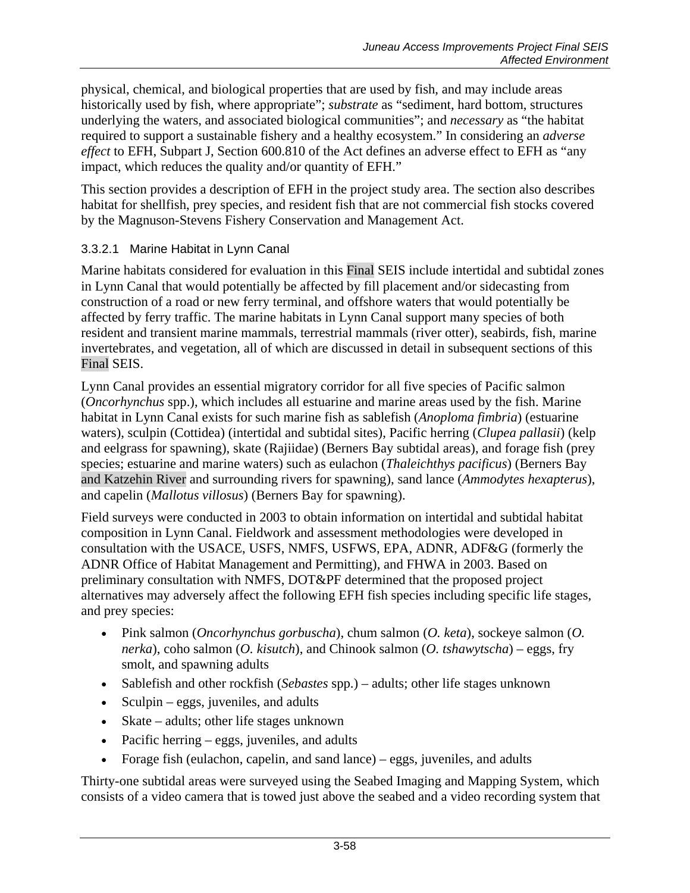physical, chemical, and biological properties that are used by fish, and may include areas historically used by fish, where appropriate"; *substrate* as "sediment, hard bottom, structures underlying the waters, and associated biological communities"; and *necessary* as "the habitat required to support a sustainable fishery and a healthy ecosystem." In considering an *adverse effect* to EFH, Subpart J, Section 600.810 of the Act defines an adverse effect to EFH as "any impact, which reduces the quality and/or quantity of EFH."

This section provides a description of EFH in the project study area. The section also describes habitat for shellfish, prey species, and resident fish that are not commercial fish stocks covered by the Magnuson-Stevens Fishery Conservation and Management Act.

### 3.3.2.1 Marine Habitat in Lynn Canal

Marine habitats considered for evaluation in this Final SEIS include intertidal and subtidal zones in Lynn Canal that would potentially be affected by fill placement and/or sidecasting from construction of a road or new ferry terminal, and offshore waters that would potentially be affected by ferry traffic. The marine habitats in Lynn Canal support many species of both resident and transient marine mammals, terrestrial mammals (river otter), seabirds, fish, marine invertebrates, and vegetation, all of which are discussed in detail in subsequent sections of this Final SEIS.

Lynn Canal provides an essential migratory corridor for all five species of Pacific salmon (*Oncorhynchus* spp.), which includes all estuarine and marine areas used by the fish. Marine habitat in Lynn Canal exists for such marine fish as sablefish (*Anoploma fimbria*) (estuarine waters), sculpin (Cottidea) (intertidal and subtidal sites), Pacific herring (*Clupea pallasii*) (kelp and eelgrass for spawning), skate (Rajiidae) (Berners Bay subtidal areas), and forage fish (prey species; estuarine and marine waters) such as eulachon (*Thaleichthys pacificus*) (Berners Bay and Katzehin River and surrounding rivers for spawning), sand lance (*Ammodytes hexapterus*), and capelin (*Mallotus villosus*) (Berners Bay for spawning).

Field surveys were conducted in 2003 to obtain information on intertidal and subtidal habitat composition in Lynn Canal. Fieldwork and assessment methodologies were developed in consultation with the USACE, USFS, NMFS, USFWS, EPA, ADNR, ADF&G (formerly the ADNR Office of Habitat Management and Permitting), and FHWA in 2003. Based on preliminary consultation with NMFS, DOT&PF determined that the proposed project alternatives may adversely affect the following EFH fish species including specific life stages, and prey species:

- Pink salmon (*Oncorhynchus gorbuscha*), chum salmon (*O. keta*), sockeye salmon (*O. nerka*), coho salmon (*O. kisutch*), and Chinook salmon (*O. tshawytscha*) – eggs, fry smolt, and spawning adults
- Sablefish and other rockfish (*Sebastes* spp.) – adults; other life stages unknown
- Sculpin – eggs, juveniles, and adults
- Skate – adults; other life stages unknown
- Pacific herring – eggs, juveniles, and adults
- Forage fish (eulachon, capelin, and sand lance) – eggs, juveniles, and adults

Thirty-one subtidal areas were surveyed using the Seabed Imaging and Mapping System, which consists of a video camera that is towed just above the seabed and a video recording system that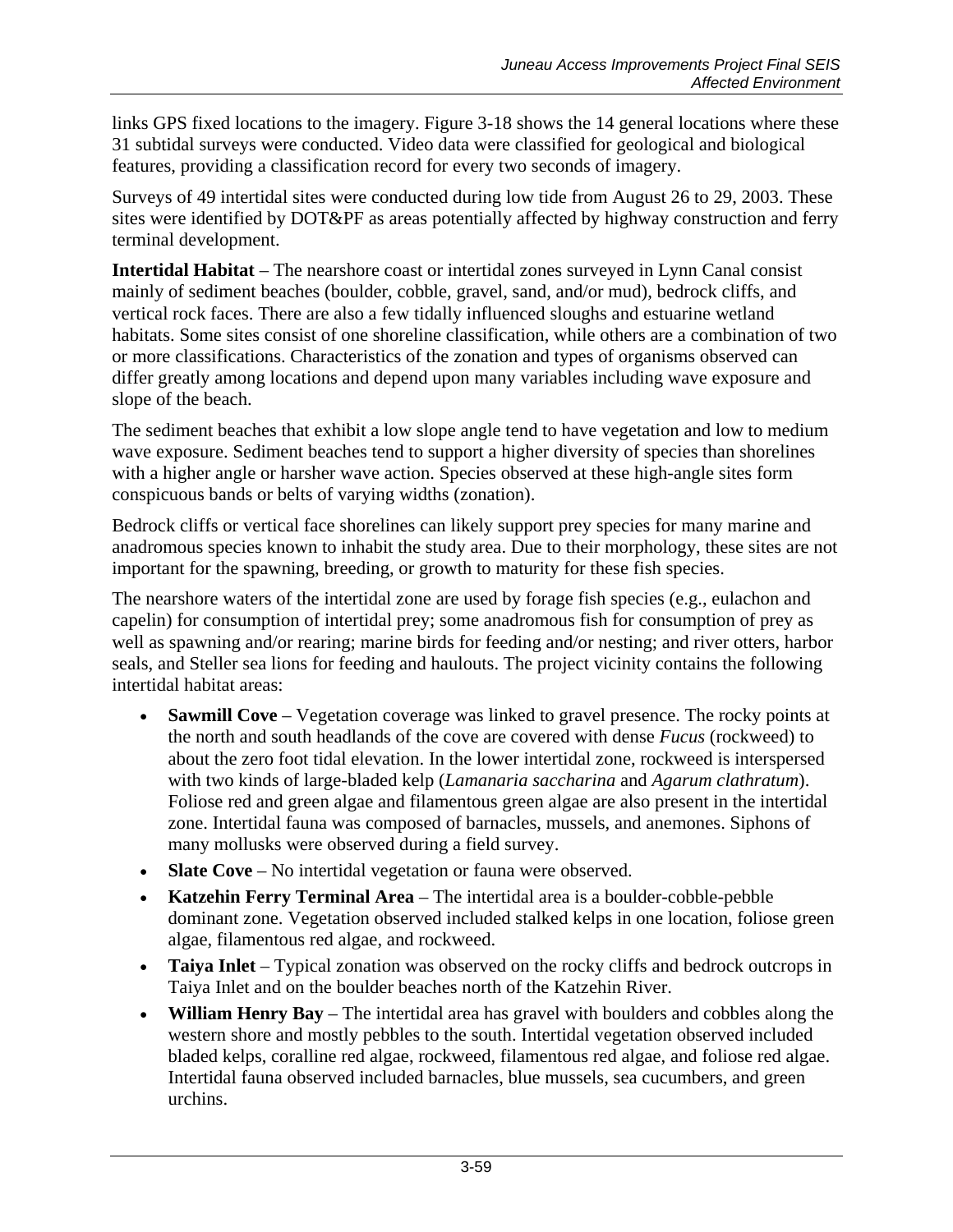links GPS fixed locations to the imagery. Figure 3-18 shows the 14 general locations where these 31 subtidal surveys were conducted. Video data were classified for geological and biological features, providing a classification record for every two seconds of imagery.

Surveys of 49 intertidal sites were conducted during low tide from August 26 to 29, 2003. These sites were identified by DOT&PF as areas potentially affected by highway construction and ferry terminal development.

**Intertidal Habitat** – The nearshore coast or intertidal zones surveyed in Lynn Canal consist mainly of sediment beaches (boulder, cobble, gravel, sand, and/or mud), bedrock cliffs, and vertical rock faces. There are also a few tidally influenced sloughs and estuarine wetland habitats. Some sites consist of one shoreline classification, while others are a combination of two or more classifications. Characteristics of the zonation and types of organisms observed can differ greatly among locations and depend upon many variables including wave exposure and slope of the beach.

The sediment beaches that exhibit a low slope angle tend to have vegetation and low to medium wave exposure. Sediment beaches tend to support a higher diversity of species than shorelines with a higher angle or harsher wave action. Species observed at these high-angle sites form conspicuous bands or belts of varying widths (zonation).

Bedrock cliffs or vertical face shorelines can likely support prey species for many marine and anadromous species known to inhabit the study area. Due to their morphology, these sites are not important for the spawning, breeding, or growth to maturity for these fish species.

The nearshore waters of the intertidal zone are used by forage fish species (e.g., eulachon and capelin) for consumption of intertidal prey; some anadromous fish for consumption of prey as well as spawning and/or rearing; marine birds for feeding and/or nesting; and river otters, harbor seals, and Steller sea lions for feeding and haulouts. The project vicinity contains the following intertidal habitat areas:

- **Sawmill Cove** – Vegetation coverage was linked to gravel presence. The rocky points at the north and south headlands of the cove are covered with dense *Fucus* (rockweed) to about the zero foot tidal elevation. In the lower intertidal zone, rockweed is interspersed with two kinds of large-bladed kelp (*Lamanaria saccharina* and *Agarum clathratum*). Foliose red and green algae and filamentous green algae are also present in the intertidal zone. Intertidal fauna was composed of barnacles, mussels, and anemones. Siphons of many mollusks were observed during a field survey.
- **Slate Cove** – No intertidal vegetation or fauna were observed.
- **Katzehin Ferry Terminal Area** – The intertidal area is a boulder-cobble-pebble dominant zone. Vegetation observed included stalked kelps in one location, foliose green algae, filamentous red algae, and rockweed.
- **Taiya Inlet** – Typical zonation was observed on the rocky cliffs and bedrock outcrops in Taiya Inlet and on the boulder beaches north of the Katzehin River.
- **William Henry Bay** – The intertidal area has gravel with boulders and cobbles along the western shore and mostly pebbles to the south. Intertidal vegetation observed included bladed kelps, coralline red algae, rockweed, filamentous red algae, and foliose red algae. Intertidal fauna observed included barnacles, blue mussels, sea cucumbers, and green urchins.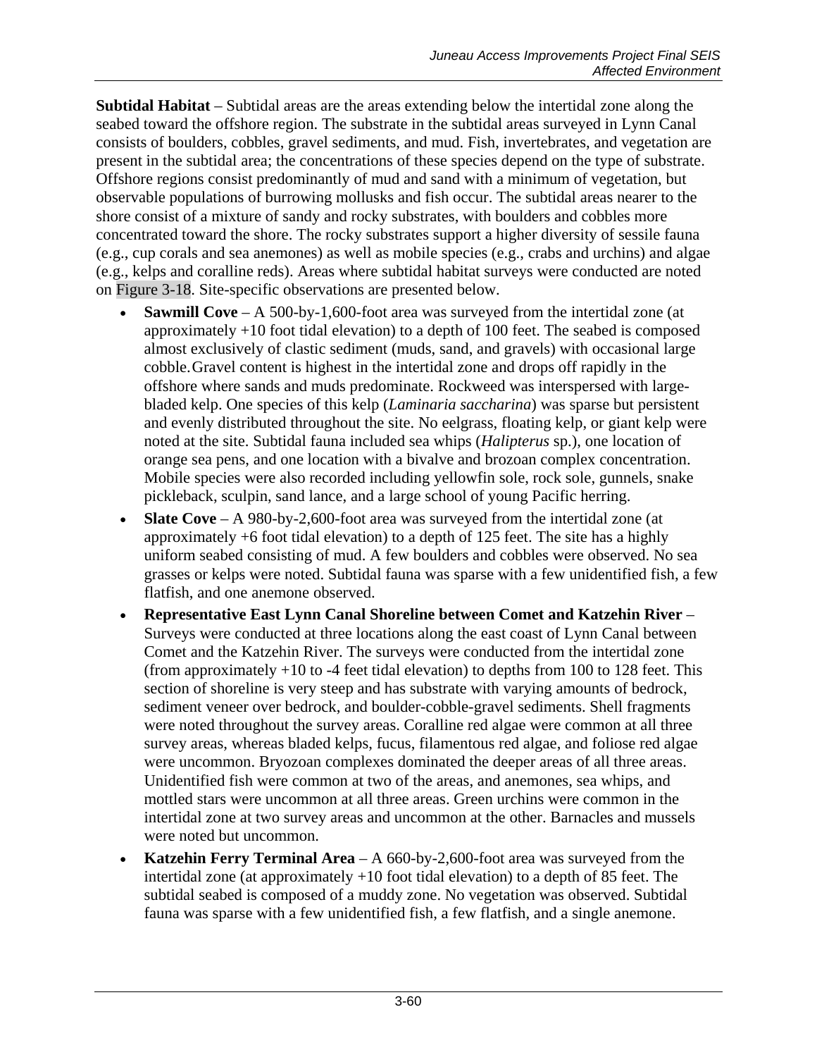**Subtidal Habitat** – Subtidal areas are the areas extending below the intertidal zone along the seabed toward the offshore region. The substrate in the subtidal areas surveyed in Lynn Canal consists of boulders, cobbles, gravel sediments, and mud. Fish, invertebrates, and vegetation are present in the subtidal area; the concentrations of these species depend on the type of substrate. Offshore regions consist predominantly of mud and sand with a minimum of vegetation, but observable populations of burrowing mollusks and fish occur. The subtidal areas nearer to the shore consist of a mixture of sandy and rocky substrates, with boulders and cobbles more concentrated toward the shore. The rocky substrates support a higher diversity of sessile fauna (e.g., cup corals and sea anemones) as well as mobile species (e.g., crabs and urchins) and algae (e.g., kelps and coralline reds). Areas where subtidal habitat surveys were conducted are noted on Figure 3-18. Site-specific observations are presented below.

- **Sawmill Cove** – A 500-by-1,600-foot area was surveyed from the intertidal zone (at approximately +10 foot tidal elevation) to a depth of 100 feet. The seabed is composed almost exclusively of clastic sediment (muds, sand, and gravels) with occasional large cobble. Gravel content is highest in the intertidal zone and drops off rapidly in the offshore where sands and muds predominate. Rockweed was interspersed with large-bladed kelp. One species of this kelp (*Laminaria saccharina*) was sparse but persistent and evenly distributed throughout the site. No eelgrass, floating kelp, or giant kelp were noted at the site. Subtidal fauna included sea whips (*Halipterus* sp.), one location of orange sea pens, and one location with a bivalve and brozoan complex concentration. Mobile species were also recorded including yellowfin sole, rock sole, gunnels, snake pickleback, sculpin, sand lance, and a large school of young Pacific herring.
- **Slate Cove** – A 980-by-2,600-foot area was surveyed from the intertidal zone (at approximately +6 foot tidal elevation) to a depth of 125 feet. The site has a highly uniform seabed consisting of mud. A few boulders and cobbles were observed. No sea grasses or kelps were noted. Subtidal fauna was sparse with a few unidentified fish, a few flatfish, and one anemone observed.
- **Representative East Lynn Canal Shoreline between Comet and Katzehin River** – Surveys were conducted at three locations along the east coast of Lynn Canal between Comet and the Katzehin River. The surveys were conducted from the intertidal zone (from approximately +10 to -4 feet tidal elevation) to depths from 100 to 128 feet. This section of shoreline is very steep and has substrate with varying amounts of bedrock, sediment veneer over bedrock, and boulder-cobble-gravel sediments. Shell fragments were noted throughout the survey areas. Coralline red algae were common at all three survey areas, whereas bladed kelps, fucus, filamentous red algae, and foliose red algae were uncommon. Bryozoan complexes dominated the deeper areas of all three areas. Unidentified fish were common at two of the areas, and anemones, sea whips, and mottled stars were uncommon at all three areas. Green urchins were common in the intertidal zone at two survey areas and uncommon at the other. Barnacles and mussels were noted but uncommon.
- **Katzehin Ferry Terminal Area** – A 660-by-2,600-foot area was surveyed from the intertidal zone (at approximately +10 foot tidal elevation) to a depth of 85 feet. The subtidal seabed is composed of a muddy zone. No vegetation was observed. Subtidal fauna was sparse with a few unidentified fish, a few flatfish, and a single anemone.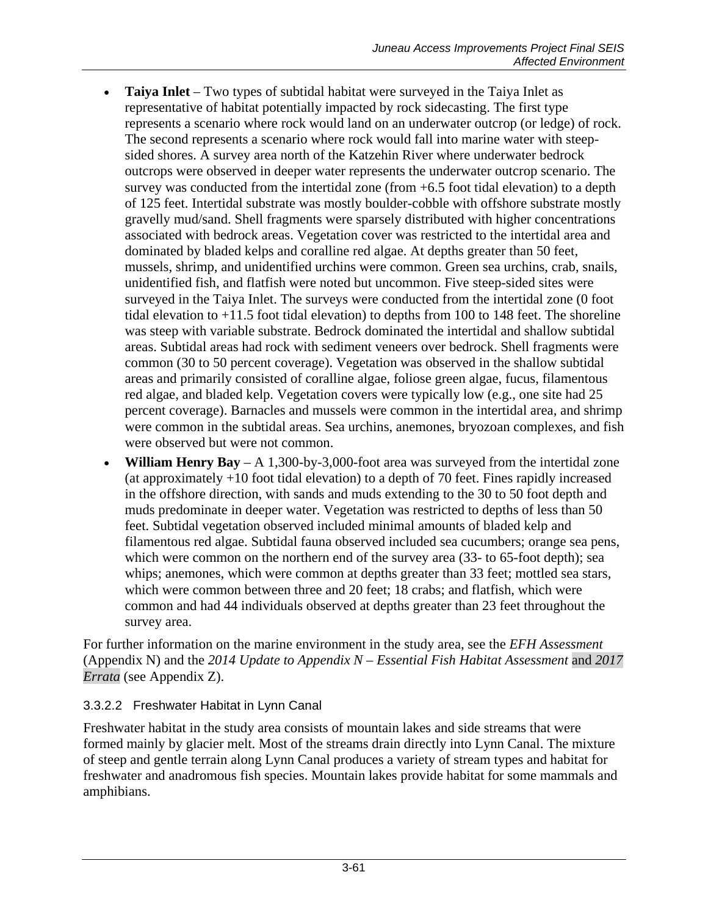- **Taiya Inlet** – Two types of subtidal habitat were surveyed in the Taiya Inlet as representative of habitat potentially impacted by rock sidecasting. The first type represents a scenario where rock would land on an underwater outcrop (or ledge) of rock. The second represents a scenario where rock would fall into marine water with steep-sided shores. A survey area north of the Katzehin River where underwater bedrock outcrops were observed in deeper water represents the underwater outcrop scenario. The survey was conducted from the intertidal zone (from +6.5 foot tidal elevation) to a depth of 125 feet. Intertidal substrate was mostly boulder-cobble with offshore substrate mostly gravelly mud/sand. Shell fragments were sparsely distributed with higher concentrations associated with bedrock areas. Vegetation cover was restricted to the intertidal area and dominated by bladed kelps and coralline red algae. At depths greater than 50 feet, mussels, shrimp, and unidentified urchins were common. Green sea urchins, crab, snails, unidentified fish, and flatfish were noted but uncommon. Five steep-sided sites were surveyed in the Taiya Inlet. The surveys were conducted from the intertidal zone (0 foot tidal elevation to +11.5 foot tidal elevation) to depths from 100 to 148 feet. The shoreline was steep with variable substrate. Bedrock dominated the intertidal and shallow subtidal areas. Subtidal areas had rock with sediment veneers over bedrock. Shell fragments were common (30 to 50 percent coverage). Vegetation was observed in the shallow subtidal areas and primarily consisted of coralline algae, foliose green algae, fucus, filamentous red algae, and bladed kelp. Vegetation covers were typically low (e.g., one site had 25 percent coverage). Barnacles and mussels were common in the intertidal area, and shrimp were common in the subtidal areas. Sea urchins, anemones, bryozoan complexes, and fish were observed but were not common.
- **William Henry Bay** – A 1,300-by-3,000-foot area was surveyed from the intertidal zone (at approximately +10 foot tidal elevation) to a depth of 70 feet. Fines rapidly increased in the offshore direction, with sands and muds extending to the 30 to 50 foot depth and muds predominate in deeper water. Vegetation was restricted to depths of less than 50 feet. Subtidal vegetation observed included minimal amounts of bladed kelp and filamentous red algae. Subtidal fauna observed included sea cucumbers; orange sea pens, which were common on the northern end of the survey area (33- to 65-foot depth); sea whips; anemones, which were common at depths greater than 33 feet; mottled sea stars, which were common between three and 20 feet; 18 crabs; and flatfish, which were common and had 44 individuals observed at depths greater than 23 feet throughout the survey area.

For further information on the marine environment in the study area, see the *EFH Assessment* (Appendix N) and the *2014 Update to Appendix N – Essential Fish Habitat Assessment* and *2017 Errata* (see Appendix Z).

### 3.3.2.2 Freshwater Habitat in Lynn Canal

Freshwater habitat in the study area consists of mountain lakes and side streams that were formed mainly by glacier melt. Most of the streams drain directly into Lynn Canal. The mixture of steep and gentle terrain along Lynn Canal produces a variety of stream types and habitat for freshwater and anadromous fish species. Mountain lakes provide habitat for some mammals and amphibians.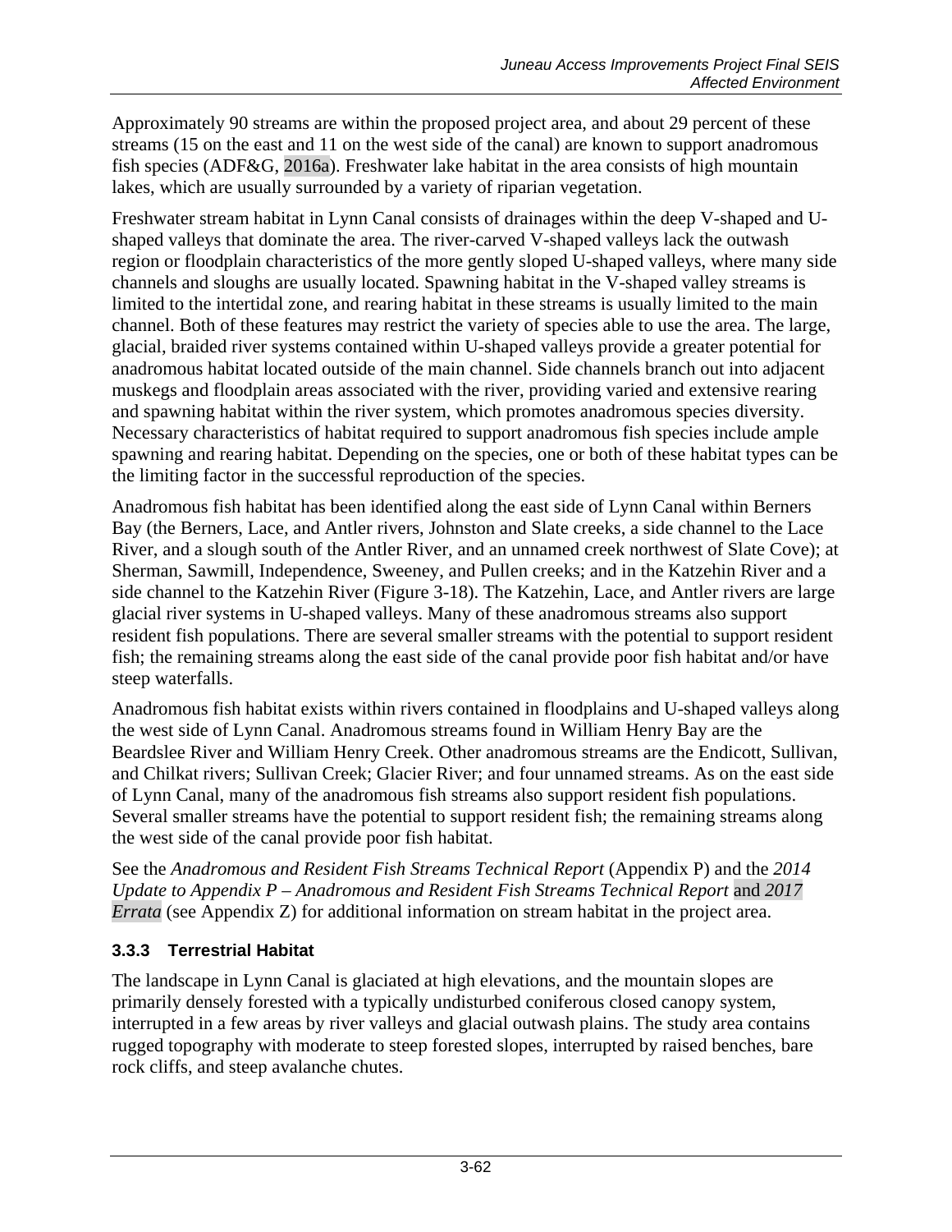Approximately 90 streams are within the proposed project area, and about 29 percent of these streams (15 on the east and 11 on the west side of the canal) are known to support anadromous fish species (ADF&G, 2016a). Freshwater lake habitat in the area consists of high mountain lakes, which are usually surrounded by a variety of riparian vegetation.

Freshwater stream habitat in Lynn Canal consists of drainages within the deep V-shaped and U-shaped valleys that dominate the area. The river-carved V-shaped valleys lack the outwash region or floodplain characteristics of the more gently sloped U-shaped valleys, where many side channels and sloughs are usually located. Spawning habitat in the V-shaped valley streams is limited to the intertidal zone, and rearing habitat in these streams is usually limited to the main channel. Both of these features may restrict the variety of species able to use the area. The large, glacial, braided river systems contained within U-shaped valleys provide a greater potential for anadromous habitat located outside of the main channel. Side channels branch out into adjacent muskegs and floodplain areas associated with the river, providing varied and extensive rearing and spawning habitat within the river system, which promotes anadromous species diversity. Necessary characteristics of habitat required to support anadromous fish species include ample spawning and rearing habitat. Depending on the species, one or both of these habitat types can be the limiting factor in the successful reproduction of the species.

Anadromous fish habitat has been identified along the east side of Lynn Canal within Berners Bay (the Berners, Lace, and Antler rivers, Johnston and Slate creeks, a side channel to the Lace River, and a slough south of the Antler River, and an unnamed creek northwest of Slate Cove); at Sherman, Sawmill, Independence, Sweeney, and Pullen creeks; and in the Katzehin River and a side channel to the Katzehin River (Figure 3-18). The Katzehin, Lace, and Antler rivers are large glacial river systems in U-shaped valleys. Many of these anadromous streams also support resident fish populations. There are several smaller streams with the potential to support resident fish; the remaining streams along the east side of the canal provide poor fish habitat and/or have steep waterfalls.

Anadromous fish habitat exists within rivers contained in floodplains and U-shaped valleys along the west side of Lynn Canal. Anadromous streams found in William Henry Bay are the Beardslee River and William Henry Creek. Other anadromous streams are the Endicott, Sullivan, and Chilkat rivers; Sullivan Creek; Glacier River; and four unnamed streams. As on the east side of Lynn Canal, many of the anadromous fish streams also support resident fish populations. Several smaller streams have the potential to support resident fish; the remaining streams along the west side of the canal provide poor fish habitat.

See the *Anadromous and Resident Fish Streams Technical Report* (Appendix P) and the *2014 Update to Appendix P – Anadromous and Resident Fish Streams Technical Report* and *2017 Errata* (see Appendix Z) for additional information on stream habitat in the project area.

### 3.3.3 Terrestrial Habitat

The landscape in Lynn Canal is glaciated at high elevations, and the mountain slopes are primarily densely forested with a typically undisturbed coniferous closed canopy system, interrupted in a few areas by river valleys and glacial outwash plains. The study area contains rugged topography with moderate to steep forested slopes, interrupted by raised benches, bare rock cliffs, and steep avalanche chutes.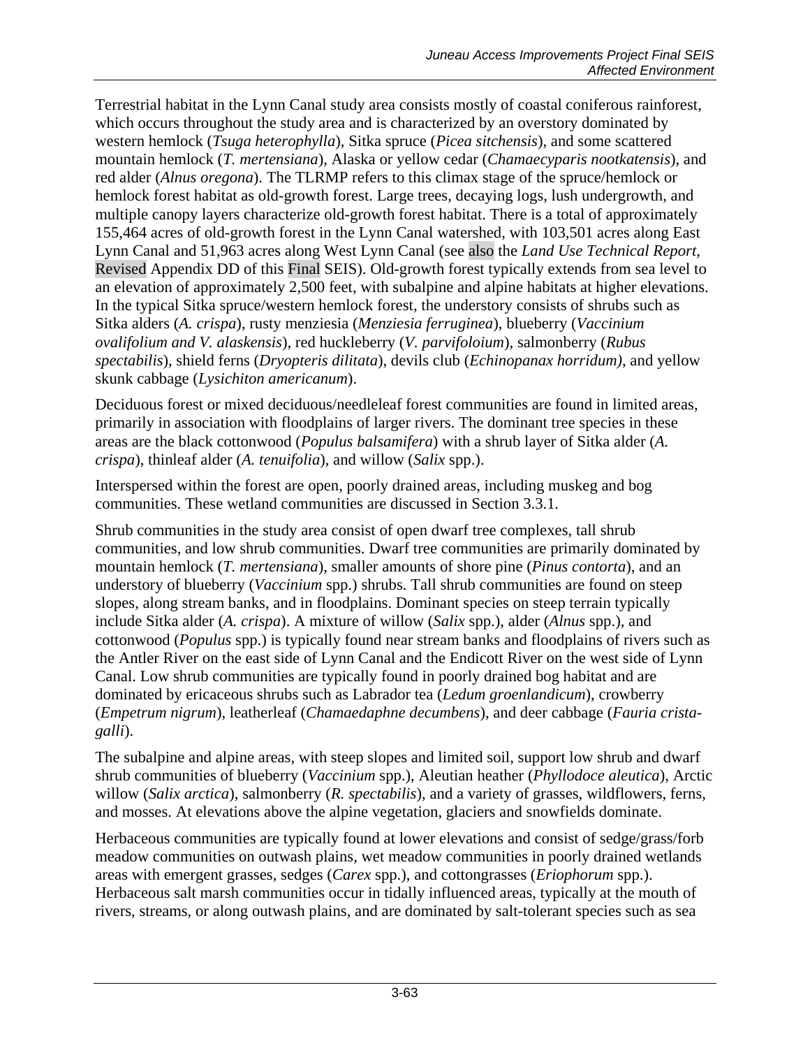Terrestrial habitat in the Lynn Canal study area consists mostly of coastal coniferous rainforest, which occurs throughout the study area and is characterized by an overstory dominated by western hemlock (*Tsuga heterophylla*), Sitka spruce (*Picea sitchensis*), and some scattered mountain hemlock (*T. mertensiana*), Alaska or yellow cedar (*Chamaecyparis nootkatensis*), and red alder (*Alnus oregona*). The TLRMP refers to this climax stage of the spruce/hemlock or hemlock forest habitat as old-growth forest. Large trees, decaying logs, lush undergrowth, and multiple canopy layers characterize old-growth forest habitat. There is a total of approximately 155,464 acres of old-growth forest in the Lynn Canal watershed, with 103,501 acres along East Lynn Canal and 51,963 acres along West Lynn Canal (see also the *Land Use Technical Report,* Revised Appendix DD of this Final SEIS). Old-growth forest typically extends from sea level to an elevation of approximately 2,500 feet, with subalpine and alpine habitats at higher elevations. In the typical Sitka spruce/western hemlock forest, the understory consists of shrubs such as Sitka alders (*A. crispa*), rusty menziesia (*Menziesia ferruginea*), blueberry (*Vaccinium ovalifolium and V. alaskensis*), red huckleberry (*V. parvifoloium*), salmonberry (*Rubus spectabilis*), shield ferns (*Dryopteris dilitata*), devils club (*Echinopanax horridum),* and yellow skunk cabbage (*Lysichiton americanum*).

Deciduous forest or mixed deciduous/needleleaf forest communities are found in limited areas, primarily in association with floodplains of larger rivers. The dominant tree species in these areas are the black cottonwood (*Populus balsamifera*) with a shrub layer of Sitka alder (*A. crispa*), thinleaf alder (*A. tenuifolia*), and willow (*Salix* spp.).

Interspersed within the forest are open, poorly drained areas, including muskeg and bog communities. These wetland communities are discussed in Section 3.3.1.

Shrub communities in the study area consist of open dwarf tree complexes, tall shrub communities, and low shrub communities. Dwarf tree communities are primarily dominated by mountain hemlock (*T. mertensiana*), smaller amounts of shore pine (*Pinus contorta*), and an understory of blueberry (*Vaccinium* spp.) shrubs. Tall shrub communities are found on steep slopes, along stream banks, and in floodplains. Dominant species on steep terrain typically include Sitka alder (*A. crispa*). A mixture of willow (*Salix* spp.), alder (*Alnus* spp.), and cottonwood (*Populus* spp.) is typically found near stream banks and floodplains of rivers such as the Antler River on the east side of Lynn Canal and the Endicott River on the west side of Lynn Canal. Low shrub communities are typically found in poorly drained bog habitat and are dominated by ericaceous shrubs such as Labrador tea (*Ledum groenlandicum*), crowberry (*Empetrum nigrum*), leatherleaf (*Chamaedaphne decumbens*), and deer cabbage (*Fauria crista-galli*).

The subalpine and alpine areas, with steep slopes and limited soil, support low shrub and dwarf shrub communities of blueberry (*Vaccinium* spp.), Aleutian heather (*Phyllodoce aleutica*), Arctic willow (*Salix arctica*), salmonberry (*R. spectabilis*), and a variety of grasses, wildflowers, ferns, and mosses. At elevations above the alpine vegetation, glaciers and snowfields dominate.

Herbaceous communities are typically found at lower elevations and consist of sedge/grass/forb meadow communities on outwash plains, wet meadow communities in poorly drained wetlands areas with emergent grasses, sedges (*Carex* spp.), and cottongrasses (*Eriophorum* spp.). Herbaceous salt marsh communities occur in tidally influenced areas, typically at the mouth of rivers, streams, or along outwash plains, and are dominated by salt-tolerant species such as sea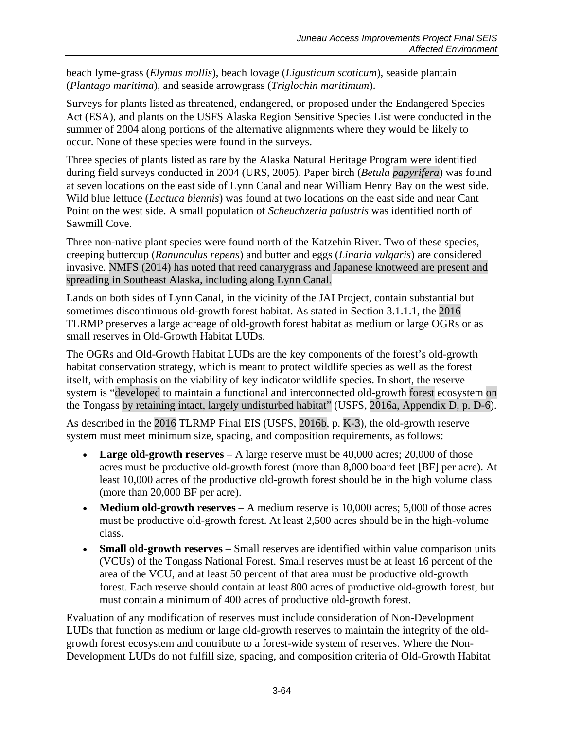beach lyme-grass (*Elymus mollis*), beach lovage (*Ligusticum scoticum*), seaside plantain (*Plantago maritima*), and seaside arrowgrass (*Triglochin maritimum*).

Surveys for plants listed as threatened, endangered, or proposed under the Endangered Species Act (ESA), and plants on the USFS Alaska Region Sensitive Species List were conducted in the summer of 2004 along portions of the alternative alignments where they would be likely to occur. None of these species were found in the surveys.

Three species of plants listed as rare by the Alaska Natural Heritage Program were identified during field surveys conducted in 2004 (URS, 2005). Paper birch (*Betula papyrifera*) was found at seven locations on the east side of Lynn Canal and near William Henry Bay on the west side. Wild blue lettuce (*Lactuca biennis*) was found at two locations on the east side and near Cant Point on the west side. A small population of *Scheuchzeria palustris* was identified north of Sawmill Cove.

Three non-native plant species were found north of the Katzehin River. Two of these species, creeping buttercup (*Ranunculus repens*) and butter and eggs (*Linaria vulgaris*) are considered invasive. NMFS (2014) has noted that reed canarygrass and Japanese knotweed are present and spreading in Southeast Alaska, including along Lynn Canal.

Lands on both sides of Lynn Canal, in the vicinity of the JAI Project, contain substantial but sometimes discontinuous old-growth forest habitat. As stated in Section 3.1.1.1, the 2016 TLRMP preserves a large acreage of old-growth forest habitat as medium or large OGRs or as small reserves in Old-Growth Habitat LUDs.

The OGRs and Old-Growth Habitat LUDs are the key components of the forest's old-growth habitat conservation strategy, which is meant to protect wildlife species as well as the forest itself, with emphasis on the viability of key indicator wildlife species. In short, the reserve system is "developed to maintain a functional and interconnected old-growth forest ecosystem on the Tongass by retaining intact, largely undisturbed habitat" (USFS, 2016a, Appendix D, p. D-6).

As described in the 2016 TLRMP Final EIS (USFS, 2016b, p. K-3), the old-growth reserve system must meet minimum size, spacing, and composition requirements, as follows:

- **Large old-growth reserves** – A large reserve must be 40,000 acres; 20,000 of those acres must be productive old-growth forest (more than 8,000 board feet [BF] per acre). At least 10,000 acres of the productive old-growth forest should be in the high volume class (more than 20,000 BF per acre).
- **Medium old-growth reserves** – A medium reserve is 10,000 acres; 5,000 of those acres must be productive old-growth forest. At least 2,500 acres should be in the high-volume class.
- **Small old-growth reserves** – Small reserves are identified within value comparison units (VCUs) of the Tongass National Forest. Small reserves must be at least 16 percent of the area of the VCU, and at least 50 percent of that area must be productive old-growth forest. Each reserve should contain at least 800 acres of productive old-growth forest, but must contain a minimum of 400 acres of productive old-growth forest.

Evaluation of any modification of reserves must include consideration of Non-Development LUDs that function as medium or large old-growth reserves to maintain the integrity of the old-growth forest ecosystem and contribute to a forest-wide system of reserves. Where the Non-Development LUDs do not fulfill size, spacing, and composition criteria of Old-Growth Habitat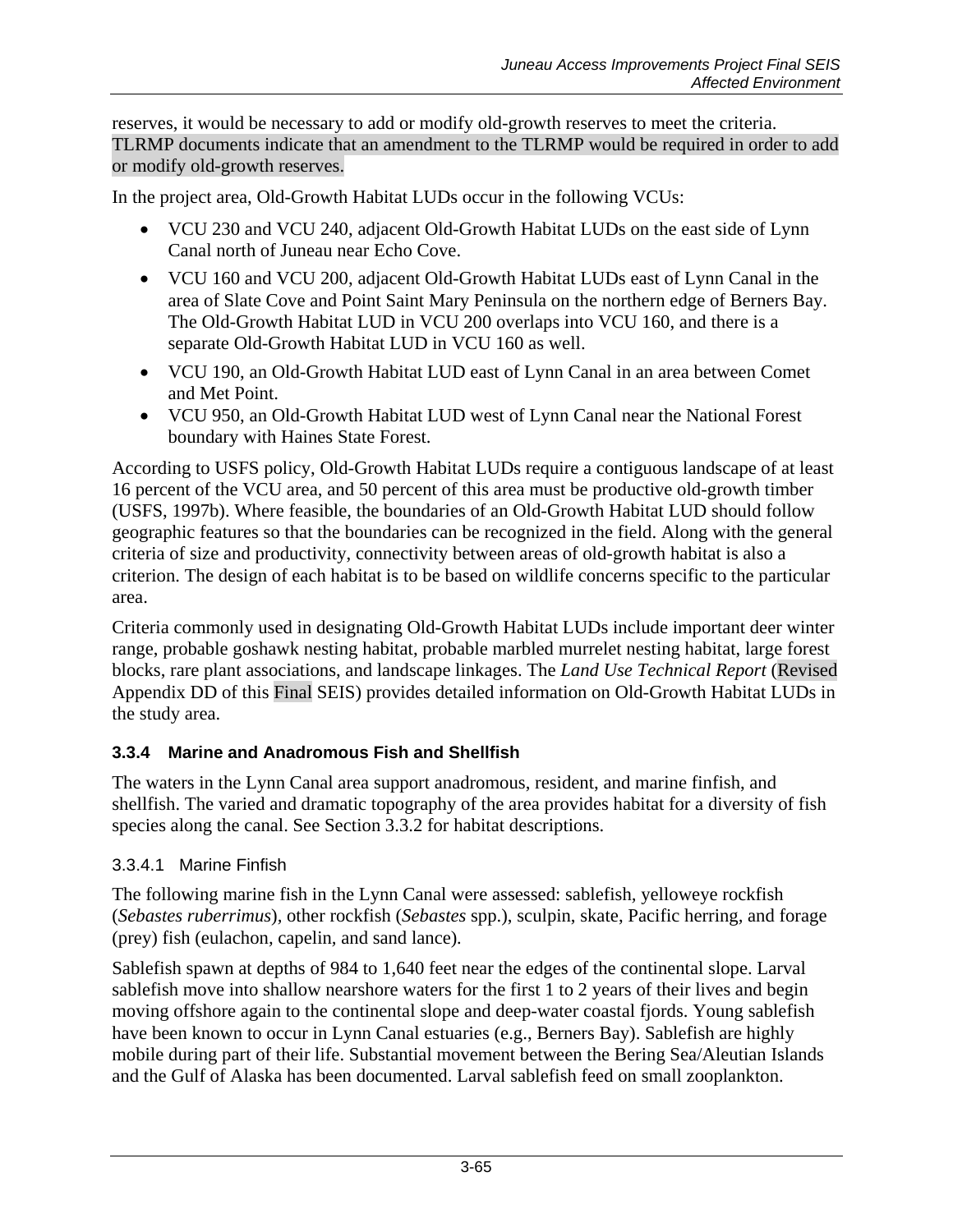reserves, it would be necessary to add or modify old-growth reserves to meet the criteria. TLRMP documents indicate that an amendment to the TLRMP would be required in order to add or modify old-growth reserves.

In the project area, Old-Growth Habitat LUDs occur in the following VCUs:

- VCU 230 and VCU 240, adjacent Old-Growth Habitat LUDs on the east side of Lynn Canal north of Juneau near Echo Cove.
- VCU 160 and VCU 200, adjacent Old-Growth Habitat LUDs east of Lynn Canal in the area of Slate Cove and Point Saint Mary Peninsula on the northern edge of Berners Bay. The Old-Growth Habitat LUD in VCU 200 overlaps into VCU 160, and there is a separate Old-Growth Habitat LUD in VCU 160 as well.
- VCU 190, an Old-Growth Habitat LUD east of Lynn Canal in an area between Comet and Met Point.
- VCU 950, an Old-Growth Habitat LUD west of Lynn Canal near the National Forest boundary with Haines State Forest.

According to USFS policy, Old-Growth Habitat LUDs require a contiguous landscape of at least 16 percent of the VCU area, and 50 percent of this area must be productive old-growth timber (USFS, 1997b). Where feasible, the boundaries of an Old-Growth Habitat LUD should follow geographic features so that the boundaries can be recognized in the field. Along with the general criteria of size and productivity, connectivity between areas of old-growth habitat is also a criterion. The design of each habitat is to be based on wildlife concerns specific to the particular area.

Criteria commonly used in designating Old-Growth Habitat LUDs include important deer winter range, probable goshawk nesting habitat, probable marbled murrelet nesting habitat, large forest blocks, rare plant associations, and landscape linkages. The *Land Use Technical Report* (Revised Appendix DD of this Final SEIS) provides detailed information on Old-Growth Habitat LUDs in the study area.

### 3.3.4 Marine and Anadromous Fish and Shellfish

The waters in the Lynn Canal area support anadromous, resident, and marine finfish, and shellfish. The varied and dramatic topography of the area provides habitat for a diversity of fish species along the canal. See Section 3.3.2 for habitat descriptions.

#### 3.3.4.1 Marine Finfish

The following marine fish in the Lynn Canal were assessed: sablefish, yelloweye rockfish (*Sebastes ruberrimus*), other rockfish (*Sebastes* spp.), sculpin, skate, Pacific herring, and forage (prey) fish (eulachon, capelin, and sand lance).

Sablefish spawn at depths of 984 to 1,640 feet near the edges of the continental slope. Larval sablefish move into shallow nearshore waters for the first 1 to 2 years of their lives and begin moving offshore again to the continental slope and deep-water coastal fjords. Young sablefish have been known to occur in Lynn Canal estuaries (e.g., Berners Bay). Sablefish are highly mobile during part of their life. Substantial movement between the Bering Sea/Aleutian Islands and the Gulf of Alaska has been documented. Larval sablefish feed on small zooplankton.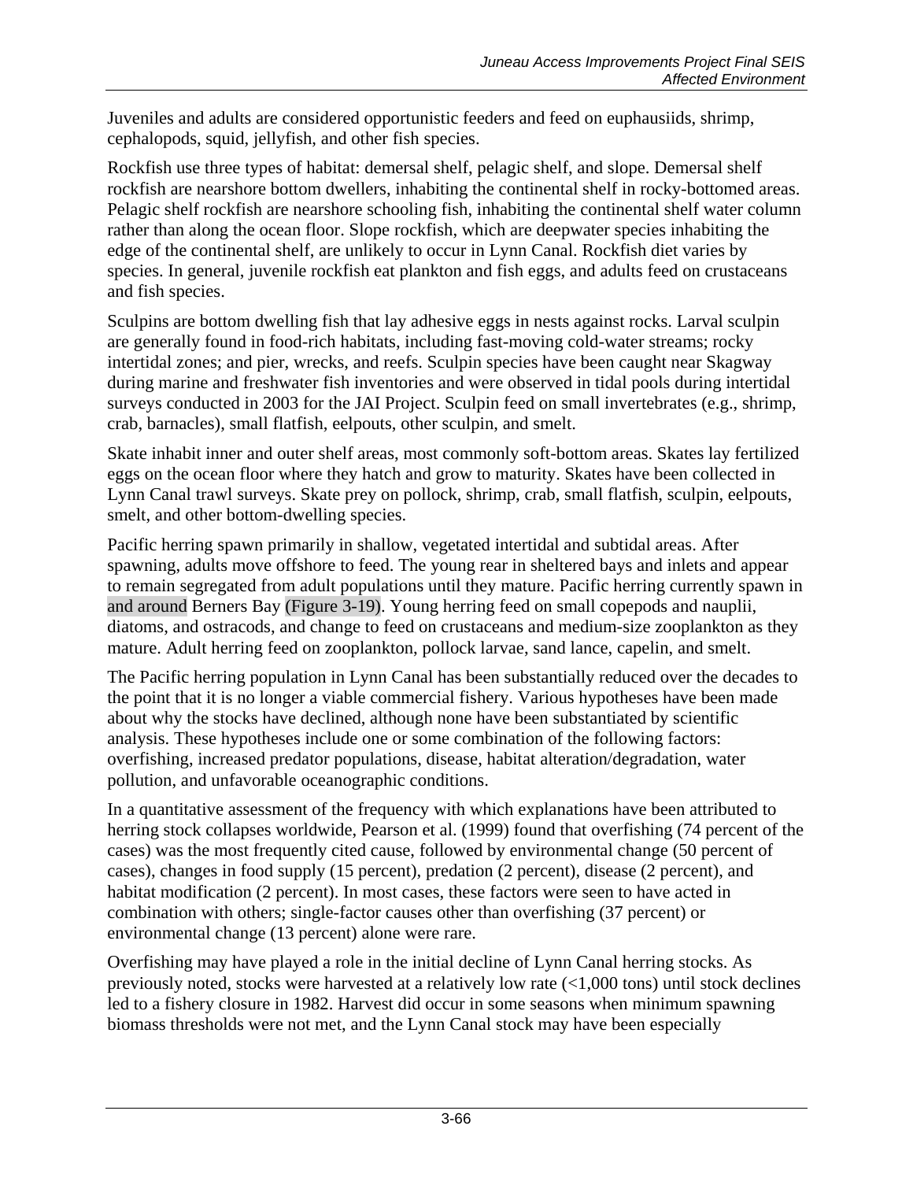Juveniles and adults are considered opportunistic feeders and feed on euphausiids, shrimp, cephalopods, squid, jellyfish, and other fish species.

Rockfish use three types of habitat: demersal shelf, pelagic shelf, and slope. Demersal shelf rockfish are nearshore bottom dwellers, inhabiting the continental shelf in rocky-bottomed areas. Pelagic shelf rockfish are nearshore schooling fish, inhabiting the continental shelf water column rather than along the ocean floor. Slope rockfish, which are deepwater species inhabiting the edge of the continental shelf, are unlikely to occur in Lynn Canal. Rockfish diet varies by species. In general, juvenile rockfish eat plankton and fish eggs, and adults feed on crustaceans and fish species.

Sculpins are bottom dwelling fish that lay adhesive eggs in nests against rocks. Larval sculpin are generally found in food-rich habitats, including fast-moving cold-water streams; rocky intertidal zones; and pier, wrecks, and reefs. Sculpin species have been caught near Skagway during marine and freshwater fish inventories and were observed in tidal pools during intertidal surveys conducted in 2003 for the JAI Project. Sculpin feed on small invertebrates (e.g., shrimp, crab, barnacles), small flatfish, eelpouts, other sculpin, and smelt.

Skate inhabit inner and outer shelf areas, most commonly soft-bottom areas. Skates lay fertilized eggs on the ocean floor where they hatch and grow to maturity. Skates have been collected in Lynn Canal trawl surveys. Skate prey on pollock, shrimp, crab, small flatfish, sculpin, eelpouts, smelt, and other bottom-dwelling species.

Pacific herring spawn primarily in shallow, vegetated intertidal and subtidal areas. After spawning, adults move offshore to feed. The young rear in sheltered bays and inlets and appear to remain segregated from adult populations until they mature. Pacific herring currently spawn in and around Berners Bay (Figure 3-19). Young herring feed on small copepods and nauplii, diatoms, and ostracods, and change to feed on crustaceans and medium-size zooplankton as they mature. Adult herring feed on zooplankton, pollock larvae, sand lance, capelin, and smelt.

The Pacific herring population in Lynn Canal has been substantially reduced over the decades to the point that it is no longer a viable commercial fishery. Various hypotheses have been made about why the stocks have declined, although none have been substantiated by scientific analysis. These hypotheses include one or some combination of the following factors: overfishing, increased predator populations, disease, habitat alteration/degradation, water pollution, and unfavorable oceanographic conditions.

In a quantitative assessment of the frequency with which explanations have been attributed to herring stock collapses worldwide, Pearson et al. (1999) found that overfishing (74 percent of the cases) was the most frequently cited cause, followed by environmental change (50 percent of cases), changes in food supply (15 percent), predation (2 percent), disease (2 percent), and habitat modification (2 percent). In most cases, these factors were seen to have acted in combination with others; single-factor causes other than overfishing (37 percent) or environmental change (13 percent) alone were rare.

Overfishing may have played a role in the initial decline of Lynn Canal herring stocks. As previously noted, stocks were harvested at a relatively low rate (<1,000 tons) until stock declines led to a fishery closure in 1982. Harvest did occur in some seasons when minimum spawning biomass thresholds were not met, and the Lynn Canal stock may have been especially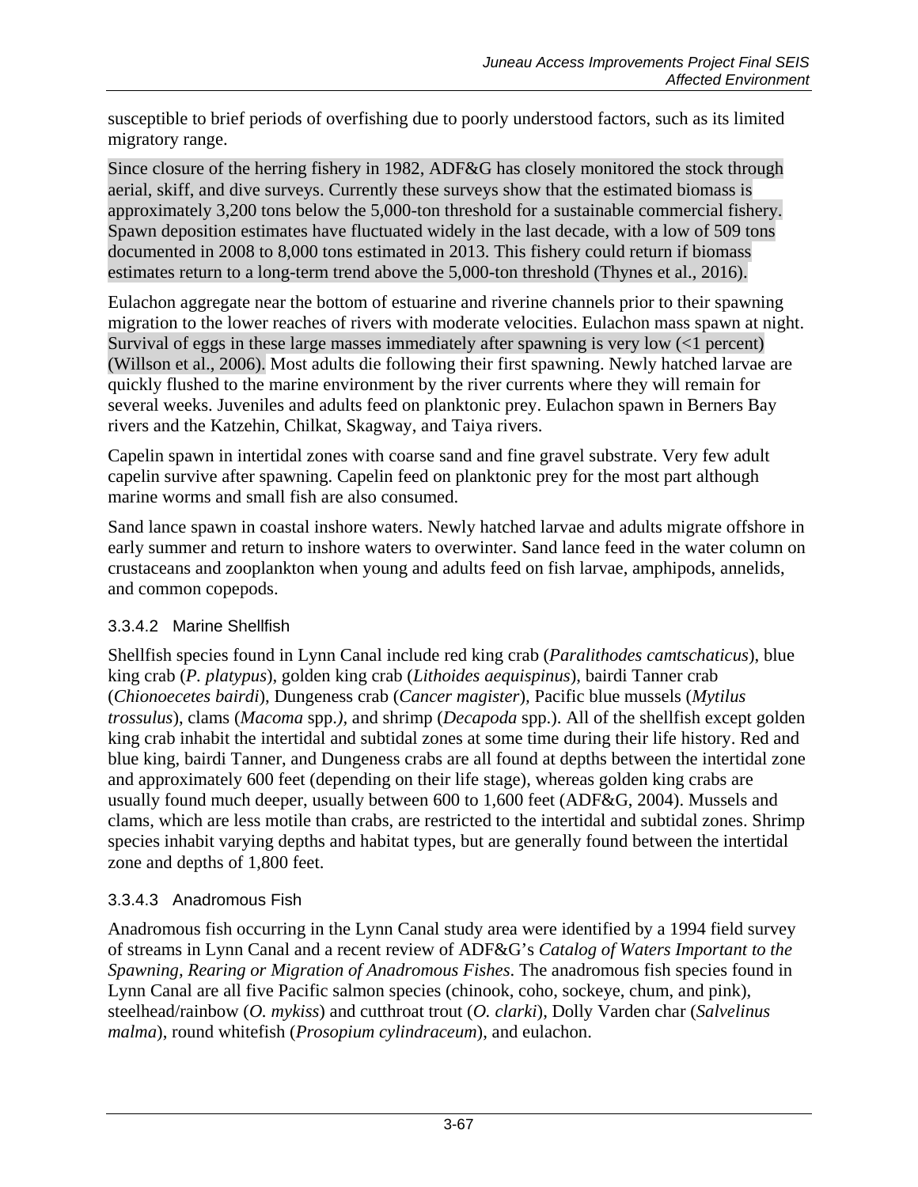susceptible to brief periods of overfishing due to poorly understood factors, such as its limited migratory range.

Since closure of the herring fishery in 1982, ADF&G has closely monitored the stock through aerial, skiff, and dive surveys. Currently these surveys show that the estimated biomass is approximately 3,200 tons below the 5,000-ton threshold for a sustainable commercial fishery. Spawn deposition estimates have fluctuated widely in the last decade, with a low of 509 tons documented in 2008 to 8,000 tons estimated in 2013. This fishery could return if biomass estimates return to a long-term trend above the 5,000-ton threshold (Thynes et al., 2016).

Eulachon aggregate near the bottom of estuarine and riverine channels prior to their spawning migration to the lower reaches of rivers with moderate velocities. Eulachon mass spawn at night. Survival of eggs in these large masses immediately after spawning is very low (<1 percent) (Willson et al., 2006). Most adults die following their first spawning. Newly hatched larvae are quickly flushed to the marine environment by the river currents where they will remain for several weeks. Juveniles and adults feed on planktonic prey. Eulachon spawn in Berners Bay rivers and the Katzehin, Chilkat, Skagway, and Taiya rivers.

Capelin spawn in intertidal zones with coarse sand and fine gravel substrate. Very few adult capelin survive after spawning. Capelin feed on planktonic prey for the most part although marine worms and small fish are also consumed.

Sand lance spawn in coastal inshore waters. Newly hatched larvae and adults migrate offshore in early summer and return to inshore waters to overwinter. Sand lance feed in the water column on crustaceans and zooplankton when young and adults feed on fish larvae, amphipods, annelids, and common copepods.

### 3.3.4.2 Marine Shellfish

Shellfish species found in Lynn Canal include red king crab (*Paralithodes camtschaticus*), blue king crab (*P. platypus*), golden king crab (*Lithoides aequispinus*), bairdi Tanner crab (*Chionoecetes bairdi*), Dungeness crab (*Cancer magister*), Pacific blue mussels (*Mytilus trossulus*), clams (*Macoma* spp.), and shrimp (*Decapoda* spp.). All of the shellfish except golden king crab inhabit the intertidal and subtidal zones at some time during their life history. Red and blue king, bairdi Tanner, and Dungeness crabs are all found at depths between the intertidal zone and approximately 600 feet (depending on their life stage), whereas golden king crabs are usually found much deeper, usually between 600 to 1,600 feet (ADF&G, 2004). Mussels and clams, which are less motile than crabs, are restricted to the intertidal and subtidal zones. Shrimp species inhabit varying depths and habitat types, but are generally found between the intertidal zone and depths of 1,800 feet.

### 3.3.4.3 Anadromous Fish

Anadromous fish occurring in the Lynn Canal study area were identified by a 1994 field survey of streams in Lynn Canal and a recent review of ADF&G's *Catalog of Waters Important to the Spawning, Rearing or Migration of Anadromous Fishes*. The anadromous fish species found in Lynn Canal are all five Pacific salmon species (chinook, coho, sockeye, chum, and pink), steelhead/rainbow (*O. mykiss*) and cutthroat trout (*O. clarki*), Dolly Varden char (*Salvelinus malma*), round whitefish (*Prosopium cylindraceum*), and eulachon.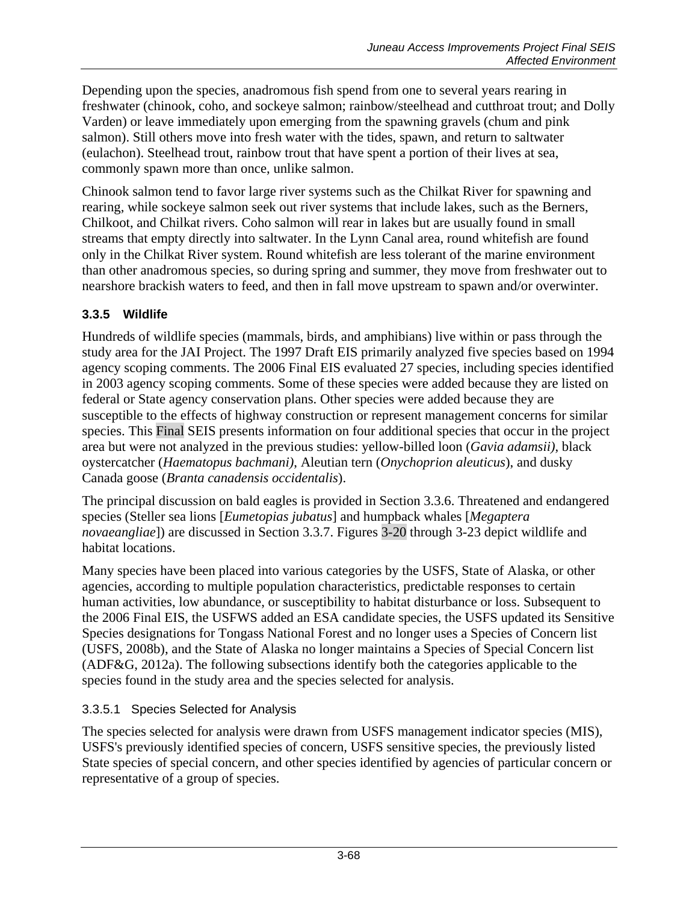Depending upon the species, anadromous fish spend from one to several years rearing in freshwater (chinook, coho, and sockeye salmon; rainbow/steelhead and cutthroat trout; and Dolly Varden) or leave immediately upon emerging from the spawning gravels (chum and pink salmon). Still others move into fresh water with the tides, spawn, and return to saltwater (eulachon). Steelhead trout, rainbow trout that have spent a portion of their lives at sea, commonly spawn more than once, unlike salmon.

Chinook salmon tend to favor large river systems such as the Chilkat River for spawning and rearing, while sockeye salmon seek out river systems that include lakes, such as the Berners, Chilkoot, and Chilkat rivers. Coho salmon will rear in lakes but are usually found in small streams that empty directly into saltwater. In the Lynn Canal area, round whitefish are found only in the Chilkat River system. Round whitefish are less tolerant of the marine environment than other anadromous species, so during spring and summer, they move from freshwater out to nearshore brackish waters to feed, and then in fall move upstream to spawn and/or overwinter.

### 3.3.5 Wildlife

Hundreds of wildlife species (mammals, birds, and amphibians) live within or pass through the study area for the JAI Project. The 1997 Draft EIS primarily analyzed five species based on 1994 agency scoping comments. The 2006 Final EIS evaluated 27 species, including species identified in 2003 agency scoping comments. Some of these species were added because they are listed on federal or State agency conservation plans. Other species were added because they are susceptible to the effects of highway construction or represent management concerns for similar species. This Final SEIS presents information on four additional species that occur in the project area but were not analyzed in the previous studies: yellow-billed loon (*Gavia adamsii)*, black oystercatcher (*Haematopus bachmani)*, Aleutian tern (*Onychoprion aleuticus*), and dusky Canada goose (*Branta canadensis occidentalis*).

The principal discussion on bald eagles is provided in Section 3.3.6. Threatened and endangered species (Steller sea lions [*Eumetopias jubatus*] and humpback whales [*Megaptera novaeangliae*]) are discussed in Section 3.3.7. Figures 3-20 through 3-23 depict wildlife and habitat locations.

Many species have been placed into various categories by the USFS, State of Alaska, or other agencies, according to multiple population characteristics, predictable responses to certain human activities, low abundance, or susceptibility to habitat disturbance or loss. Subsequent to the 2006 Final EIS, the USFWS added an ESA candidate species, the USFS updated its Sensitive Species designations for Tongass National Forest and no longer uses a Species of Concern list (USFS, 2008b), and the State of Alaska no longer maintains a Species of Special Concern list (ADF&G, 2012a). The following subsections identify both the categories applicable to the species found in the study area and the species selected for analysis.

#### 3.3.5.1 Species Selected for Analysis

The species selected for analysis were drawn from USFS management indicator species (MIS), USFS's previously identified species of concern, USFS sensitive species, the previously listed State species of special concern, and other species identified by agencies of particular concern or representative of a group of species.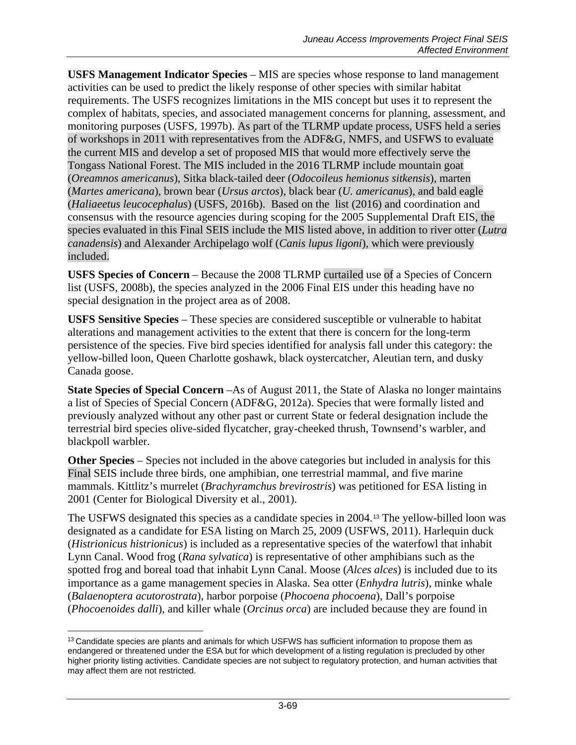**USFS Management Indicator Species** – MIS are species whose response to land management activities can be used to predict the likely response of other species with similar habitat requirements. The USFS recognizes limitations in the MIS concept but uses it to represent the complex of habitats, species, and associated management concerns for planning, assessment, and monitoring purposes (USFS, 1997b). As part of the TLRMP update process, USFS held a series of workshops in 2011 with representatives from the ADF&G, NMFS, and USFWS to evaluate the current MIS and develop a set of proposed MIS that would more effectively serve the Tongass National Forest. The MIS included in the 2016 TLRMP include mountain goat (*Oreamnos americanus*), Sitka black-tailed deer (*Odocoileus hemionus sitkensis*), marten (*Martes americana*), brown bear (*Ursus arctos*), black bear (*U. americanus*), and bald eagle (*Haliaeetus leucocephalus*) (USFS, 2016b). Based on the list (2016) and coordination and consensus with the resource agencies during scoping for the 2005 Supplemental Draft EIS, the species evaluated in this Final SEIS include the MIS listed above, in addition to river otter (*Lutra canadensis*) and Alexander Archipelago wolf (*Canis lupus ligoni*), which were previously included.

**USFS Species of Concern** – Because the 2008 TLRMP curtailed use of a Species of Concern list (USFS, 2008b), the species analyzed in the 2006 Final EIS under this heading have no special designation in the project area as of 2008.

**USFS Sensitive Species** – These species are considered susceptible or vulnerable to habitat alterations and management activities to the extent that there is concern for the long-term persistence of the species. Five bird species identified for analysis fall under this category: the yellow-billed loon, Queen Charlotte goshawk, black oystercatcher, Aleutian tern, and dusky Canada goose.

**State Species of Special Concern** –As of August 2011, the State of Alaska no longer maintains a list of Species of Special Concern (ADF&G, 2012a). Species that were formally listed and previously analyzed without any other past or current State or federal designation include the terrestrial bird species olive-sided flycatcher, gray-cheeked thrush, Townsend's warbler, and blackpoll warbler.

**Other Species** – Species not included in the above categories but included in analysis for this Final SEIS include three birds, one amphibian, one terrestrial mammal, and five marine mammals. Kittlitz's murrelet (*Brachyramchus brevirostris*) was petitioned for ESA listing in 2001 (Center for Biological Diversity et al., 2001).

The USFWS designated this species as a candidate species in 2004.[13] The yellow-billed loon was designated as a candidate for ESA listing on March 25, 2009 (USFWS, 2011). Harlequin duck (*Histrionicus histrionicus*) is included as a representative species of the waterfowl that inhabit Lynn Canal. Wood frog (*Rana sylvatica*) is representative of other amphibians such as the spotted frog and boreal toad that inhabit Lynn Canal. Moose (*Alces alces*) is included due to its importance as a game management species in Alaska. Sea otter (*Enhydra lutris*), minke whale (*Balaenoptera acutorostrata*), harbor porpoise (*Phocoena phocoena*), Dall's porpoise (*Phocoenoides dalli*), and killer whale (*Orcinus orca*) are included because they are found in

---

[13] Candidate species are plants and animals for which USFWS has sufficient information to propose them as endangered or threatened under the ESA but for which development of a listing regulation is precluded by other higher priority listing activities. Candidate species are not subject to regulatory protection, and human activities that may affect them are not restricted.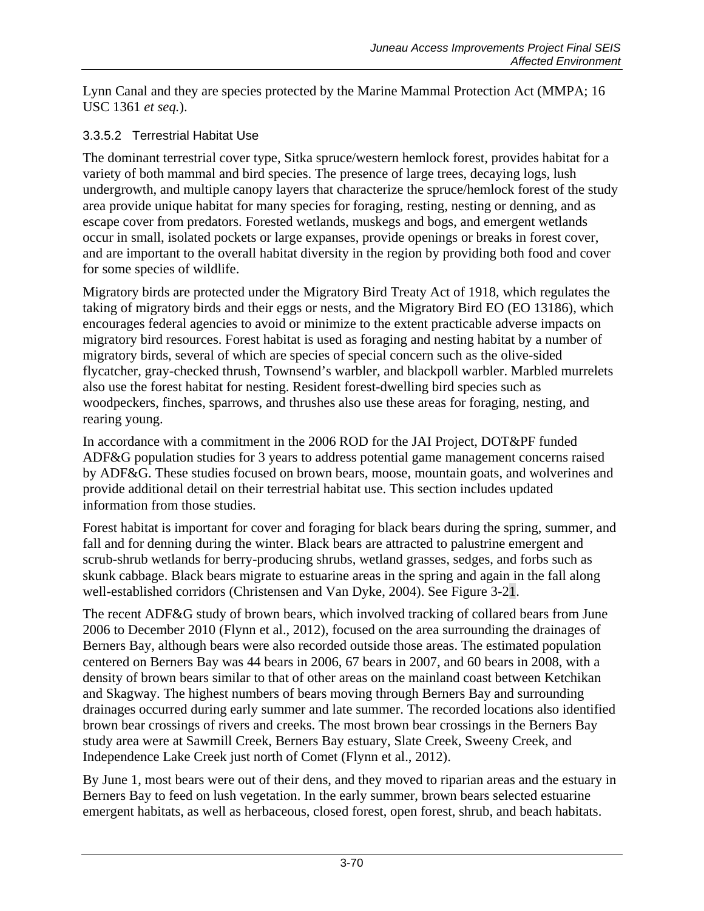Lynn Canal and they are species protected by the Marine Mammal Protection Act (MMPA; 16 USC 1361 *et seq.*).

### 3.3.5.2 Terrestrial Habitat Use

The dominant terrestrial cover type, Sitka spruce/western hemlock forest, provides habitat for a variety of both mammal and bird species. The presence of large trees, decaying logs, lush undergrowth, and multiple canopy layers that characterize the spruce/hemlock forest of the study area provide unique habitat for many species for foraging, resting, nesting or denning, and as escape cover from predators. Forested wetlands, muskegs and bogs, and emergent wetlands occur in small, isolated pockets or large expanses, provide openings or breaks in forest cover, and are important to the overall habitat diversity in the region by providing both food and cover for some species of wildlife.

Migratory birds are protected under the Migratory Bird Treaty Act of 1918, which regulates the taking of migratory birds and their eggs or nests, and the Migratory Bird EO (EO 13186), which encourages federal agencies to avoid or minimize to the extent practicable adverse impacts on migratory bird resources. Forest habitat is used as foraging and nesting habitat by a number of migratory birds, several of which are species of special concern such as the olive-sided flycatcher, gray-checked thrush, Townsend's warbler, and blackpoll warbler. Marbled murrelets also use the forest habitat for nesting. Resident forest-dwelling bird species such as woodpeckers, finches, sparrows, and thrushes also use these areas for foraging, nesting, and rearing young.

In accordance with a commitment in the 2006 ROD for the JAI Project, DOT&PF funded ADF&G population studies for 3 years to address potential game management concerns raised by ADF&G. These studies focused on brown bears, moose, mountain goats, and wolverines and provide additional detail on their terrestrial habitat use. This section includes updated information from those studies.

Forest habitat is important for cover and foraging for black bears during the spring, summer, and fall and for denning during the winter. Black bears are attracted to palustrine emergent and scrub-shrub wetlands for berry-producing shrubs, wetland grasses, sedges, and forbs such as skunk cabbage. Black bears migrate to estuarine areas in the spring and again in the fall along well-established corridors (Christensen and Van Dyke, 2004). See Figure 3-21.

The recent ADF&G study of brown bears, which involved tracking of collared bears from June 2006 to December 2010 (Flynn et al., 2012), focused on the area surrounding the drainages of Berners Bay, although bears were also recorded outside those areas. The estimated population centered on Berners Bay was 44 bears in 2006, 67 bears in 2007, and 60 bears in 2008, with a density of brown bears similar to that of other areas on the mainland coast between Ketchikan and Skagway. The highest numbers of bears moving through Berners Bay and surrounding drainages occurred during early summer and late summer. The recorded locations also identified brown bear crossings of rivers and creeks. The most brown bear crossings in the Berners Bay study area were at Sawmill Creek, Berners Bay estuary, Slate Creek, Sweeny Creek, and Independence Lake Creek just north of Comet (Flynn et al., 2012).

By June 1, most bears were out of their dens, and they moved to riparian areas and the estuary in Berners Bay to feed on lush vegetation. In the early summer, brown bears selected estuarine emergent habitats, as well as herbaceous, closed forest, open forest, shrub, and beach habitats.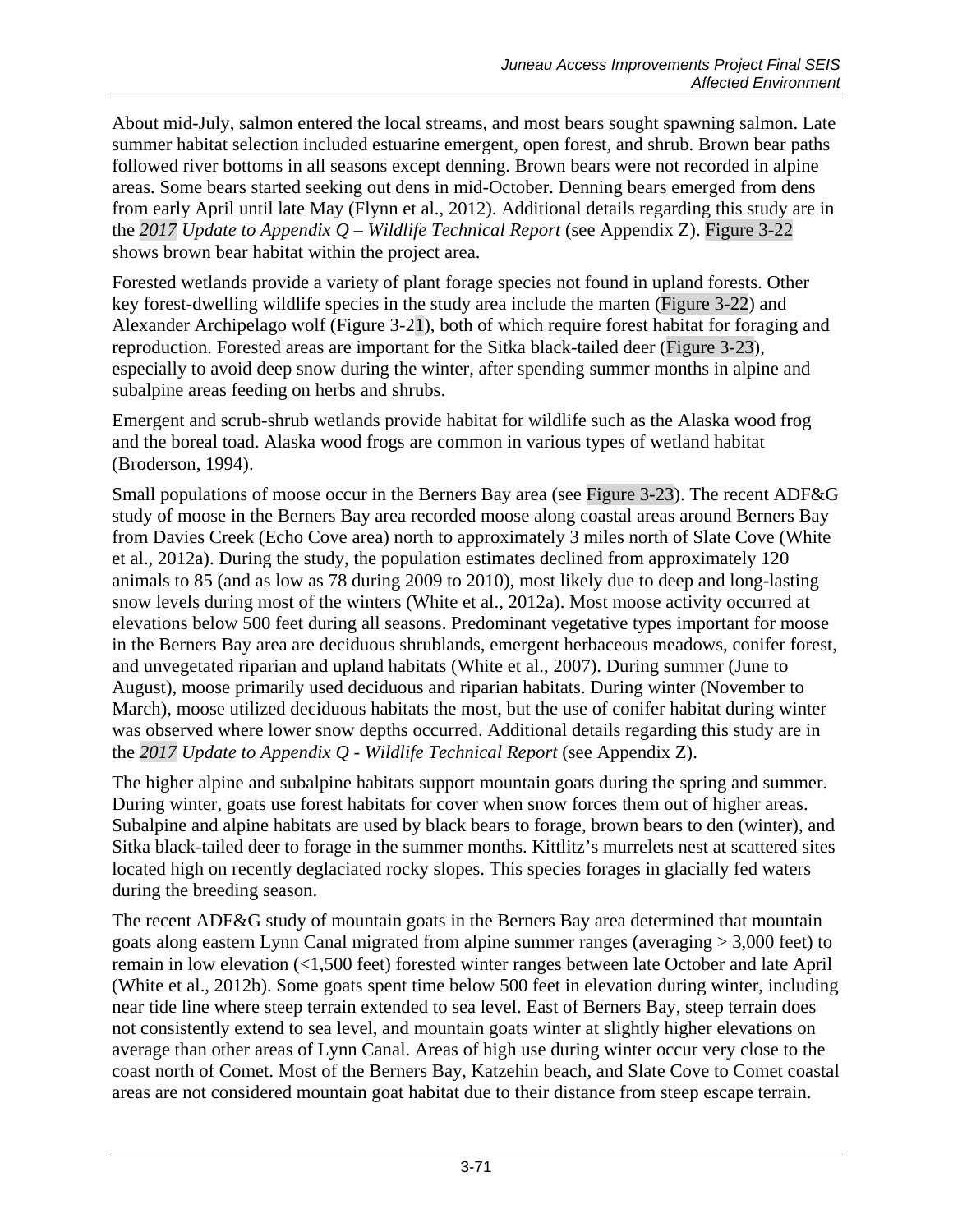About mid-July, salmon entered the local streams, and most bears sought spawning salmon. Late summer habitat selection included estuarine emergent, open forest, and shrub. Brown bear paths followed river bottoms in all seasons except denning. Brown bears were not recorded in alpine areas. Some bears started seeking out dens in mid-October. Denning bears emerged from dens from early April until late May (Flynn et al., 2012). Additional details regarding this study are in the *2017 Update to Appendix Q – Wildlife Technical Report* (see Appendix Z). Figure 3-22 shows brown bear habitat within the project area.

Forested wetlands provide a variety of plant forage species not found in upland forests. Other key forest-dwelling wildlife species in the study area include the marten (Figure 3-22) and Alexander Archipelago wolf (Figure 3-21), both of which require forest habitat for foraging and reproduction. Forested areas are important for the Sitka black-tailed deer (Figure 3-23), especially to avoid deep snow during the winter, after spending summer months in alpine and subalpine areas feeding on herbs and shrubs.

Emergent and scrub-shrub wetlands provide habitat for wildlife such as the Alaska wood frog and the boreal toad. Alaska wood frogs are common in various types of wetland habitat (Broderson, 1994).

Small populations of moose occur in the Berners Bay area (see Figure 3-23). The recent ADF&G study of moose in the Berners Bay area recorded moose along coastal areas around Berners Bay from Davies Creek (Echo Cove area) north to approximately 3 miles north of Slate Cove (White et al., 2012a). During the study, the population estimates declined from approximately 120 animals to 85 (and as low as 78 during 2009 to 2010), most likely due to deep and long-lasting snow levels during most of the winters (White et al., 2012a). Most moose activity occurred at elevations below 500 feet during all seasons. Predominant vegetative types important for moose in the Berners Bay area are deciduous shrublands, emergent herbaceous meadows, conifer forest, and unvegetated riparian and upland habitats (White et al., 2007). During summer (June to August), moose primarily used deciduous and riparian habitats. During winter (November to March), moose utilized deciduous habitats the most, but the use of conifer habitat during winter was observed where lower snow depths occurred. Additional details regarding this study are in the *2017 Update to Appendix Q - Wildlife Technical Report* (see Appendix Z).

The higher alpine and subalpine habitats support mountain goats during the spring and summer. During winter, goats use forest habitats for cover when snow forces them out of higher areas. Subalpine and alpine habitats are used by black bears to forage, brown bears to den (winter), and Sitka black-tailed deer to forage in the summer months. Kittlitz's murrelets nest at scattered sites located high on recently deglaciated rocky slopes. This species forages in glacially fed waters during the breeding season.

The recent ADF&G study of mountain goats in the Berners Bay area determined that mountain goats along eastern Lynn Canal migrated from alpine summer ranges (averaging > 3,000 feet) to remain in low elevation (<1,500 feet) forested winter ranges between late October and late April (White et al., 2012b). Some goats spent time below 500 feet in elevation during winter, including near tide line where steep terrain extended to sea level. East of Berners Bay, steep terrain does not consistently extend to sea level, and mountain goats winter at slightly higher elevations on average than other areas of Lynn Canal. Areas of high use during winter occur very close to the coast north of Comet. Most of the Berners Bay, Katzehin beach, and Slate Cove to Comet coastal areas are not considered mountain goat habitat due to their distance from steep escape terrain.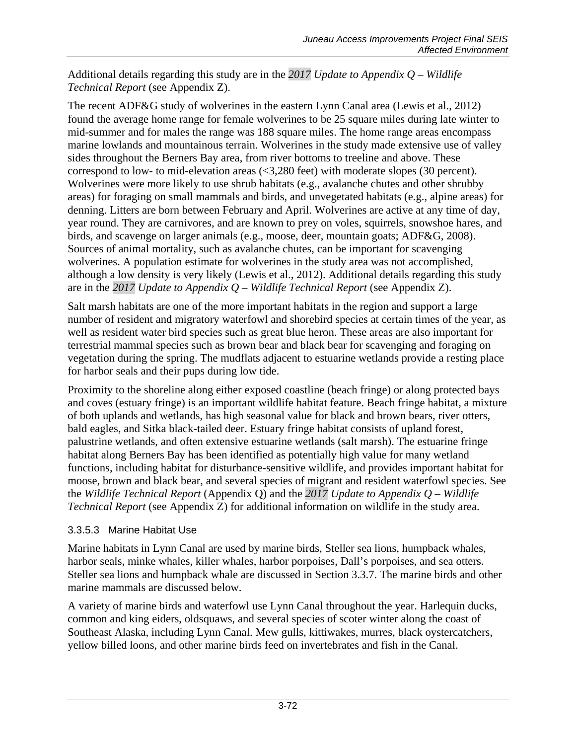Additional details regarding this study are in the *2017 Update to Appendix Q – Wildlife Technical Report* (see Appendix Z).

The recent ADF&G study of wolverines in the eastern Lynn Canal area (Lewis et al., 2012) found the average home range for female wolverines to be 25 square miles during late winter to mid-summer and for males the range was 188 square miles. The home range areas encompass marine lowlands and mountainous terrain. Wolverines in the study made extensive use of valley sides throughout the Berners Bay area, from river bottoms to treeline and above. These correspond to low- to mid-elevation areas (<3,280 feet) with moderate slopes (30 percent). Wolverines were more likely to use shrub habitats (e.g., avalanche chutes and other shrubby areas) for foraging on small mammals and birds, and unvegetated habitats (e.g., alpine areas) for denning. Litters are born between February and April. Wolverines are active at any time of day, year round. They are carnivores, and are known to prey on voles, squirrels, snowshoe hares, and birds, and scavenge on larger animals (e.g., moose, deer, mountain goats; ADF&G, 2008). Sources of animal mortality, such as avalanche chutes, can be important for scavenging wolverines. A population estimate for wolverines in the study area was not accomplished, although a low density is very likely (Lewis et al., 2012). Additional details regarding this study are in the *2017 Update to Appendix Q – Wildlife Technical Report* (see Appendix Z).

Salt marsh habitats are one of the more important habitats in the region and support a large number of resident and migratory waterfowl and shorebird species at certain times of the year, as well as resident water bird species such as great blue heron. These areas are also important for terrestrial mammal species such as brown bear and black bear for scavenging and foraging on vegetation during the spring. The mudflats adjacent to estuarine wetlands provide a resting place for harbor seals and their pups during low tide.

Proximity to the shoreline along either exposed coastline (beach fringe) or along protected bays and coves (estuary fringe) is an important wildlife habitat feature. Beach fringe habitat, a mixture of both uplands and wetlands, has high seasonal value for black and brown bears, river otters, bald eagles, and Sitka black-tailed deer. Estuary fringe habitat consists of upland forest, palustrine wetlands, and often extensive estuarine wetlands (salt marsh). The estuarine fringe habitat along Berners Bay has been identified as potentially high value for many wetland functions, including habitat for disturbance-sensitive wildlife, and provides important habitat for moose, brown and black bear, and several species of migrant and resident waterfowl species. See the *Wildlife Technical Report* (Appendix Q) and the *2017 Update to Appendix Q – Wildlife Technical Report* (see Appendix Z) for additional information on wildlife in the study area.

#### 3.3.5.3 Marine Habitat Use

Marine habitats in Lynn Canal are used by marine birds, Steller sea lions, humpback whales, harbor seals, minke whales, killer whales, harbor porpoises, Dall's porpoises, and sea otters. Steller sea lions and humpback whale are discussed in Section 3.3.7. The marine birds and other marine mammals are discussed below.

A variety of marine birds and waterfowl use Lynn Canal throughout the year. Harlequin ducks, common and king eiders, oldsquaws, and several species of scoter winter along the coast of Southeast Alaska, including Lynn Canal. Mew gulls, kittiwakes, murres, black oystercatchers, yellow billed loons, and other marine birds feed on invertebrates and fish in the Canal.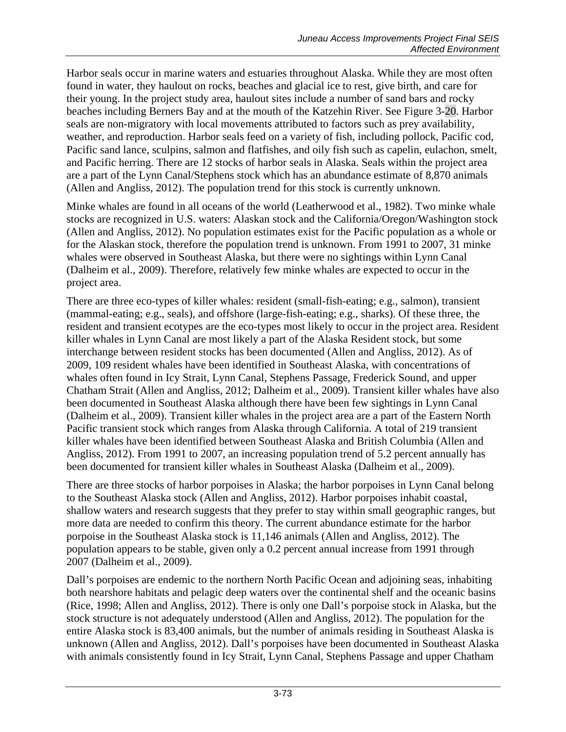Harbor seals occur in marine waters and estuaries throughout Alaska. While they are most often found in water, they haulout on rocks, beaches and glacial ice to rest, give birth, and care for their young. In the project study area, haulout sites include a number of sand bars and rocky beaches including Berners Bay and at the mouth of the Katzehin River. See Figure 3-20. Harbor seals are non-migratory with local movements attributed to factors such as prey availability, weather, and reproduction. Harbor seals feed on a variety of fish, including pollock, Pacific cod, Pacific sand lance, sculpins, salmon and flatfishes, and oily fish such as capelin, eulachon, smelt, and Pacific herring. There are 12 stocks of harbor seals in Alaska. Seals within the project area are a part of the Lynn Canal/Stephens stock which has an abundance estimate of 8,870 animals (Allen and Angliss, 2012). The population trend for this stock is currently unknown.

Minke whales are found in all oceans of the world (Leatherwood et al., 1982). Two minke whale stocks are recognized in U.S. waters: Alaskan stock and the California/Oregon/Washington stock (Allen and Angliss, 2012). No population estimates exist for the Pacific population as a whole or for the Alaskan stock, therefore the population trend is unknown. From 1991 to 2007, 31 minke whales were observed in Southeast Alaska, but there were no sightings within Lynn Canal (Dalheim et al., 2009). Therefore, relatively few minke whales are expected to occur in the project area.

There are three eco-types of killer whales: resident (small-fish-eating; e.g., salmon), transient (mammal-eating; e.g., seals), and offshore (large-fish-eating; e.g., sharks). Of these three, the resident and transient ecotypes are the eco-types most likely to occur in the project area. Resident killer whales in Lynn Canal are most likely a part of the Alaska Resident stock, but some interchange between resident stocks has been documented (Allen and Angliss, 2012). As of 2009, 109 resident whales have been identified in Southeast Alaska, with concentrations of whales often found in Icy Strait, Lynn Canal, Stephens Passage, Frederick Sound, and upper Chatham Strait (Allen and Angliss, 2012; Dalheim et al., 2009). Transient killer whales have also been documented in Southeast Alaska although there have been few sightings in Lynn Canal (Dalheim et al., 2009). Transient killer whales in the project area are a part of the Eastern North Pacific transient stock which ranges from Alaska through California. A total of 219 transient killer whales have been identified between Southeast Alaska and British Columbia (Allen and Angliss, 2012). From 1991 to 2007, an increasing population trend of 5.2 percent annually has been documented for transient killer whales in Southeast Alaska (Dalheim et al., 2009).

There are three stocks of harbor porpoises in Alaska; the harbor porpoises in Lynn Canal belong to the Southeast Alaska stock (Allen and Angliss, 2012). Harbor porpoises inhabit coastal, shallow waters and research suggests that they prefer to stay within small geographic ranges, but more data are needed to confirm this theory. The current abundance estimate for the harbor porpoise in the Southeast Alaska stock is 11,146 animals (Allen and Angliss, 2012). The population appears to be stable, given only a 0.2 percent annual increase from 1991 through 2007 (Dalheim et al., 2009).

Dall's porpoises are endemic to the northern North Pacific Ocean and adjoining seas, inhabiting both nearshore habitats and pelagic deep waters over the continental shelf and the oceanic basins (Rice, 1998; Allen and Angliss, 2012). There is only one Dall's porpoise stock in Alaska, but the stock structure is not adequately understood (Allen and Angliss, 2012). The population for the entire Alaska stock is 83,400 animals, but the number of animals residing in Southeast Alaska is unknown (Allen and Angliss, 2012). Dall's porpoises have been documented in Southeast Alaska with animals consistently found in Icy Strait, Lynn Canal, Stephens Passage and upper Chatham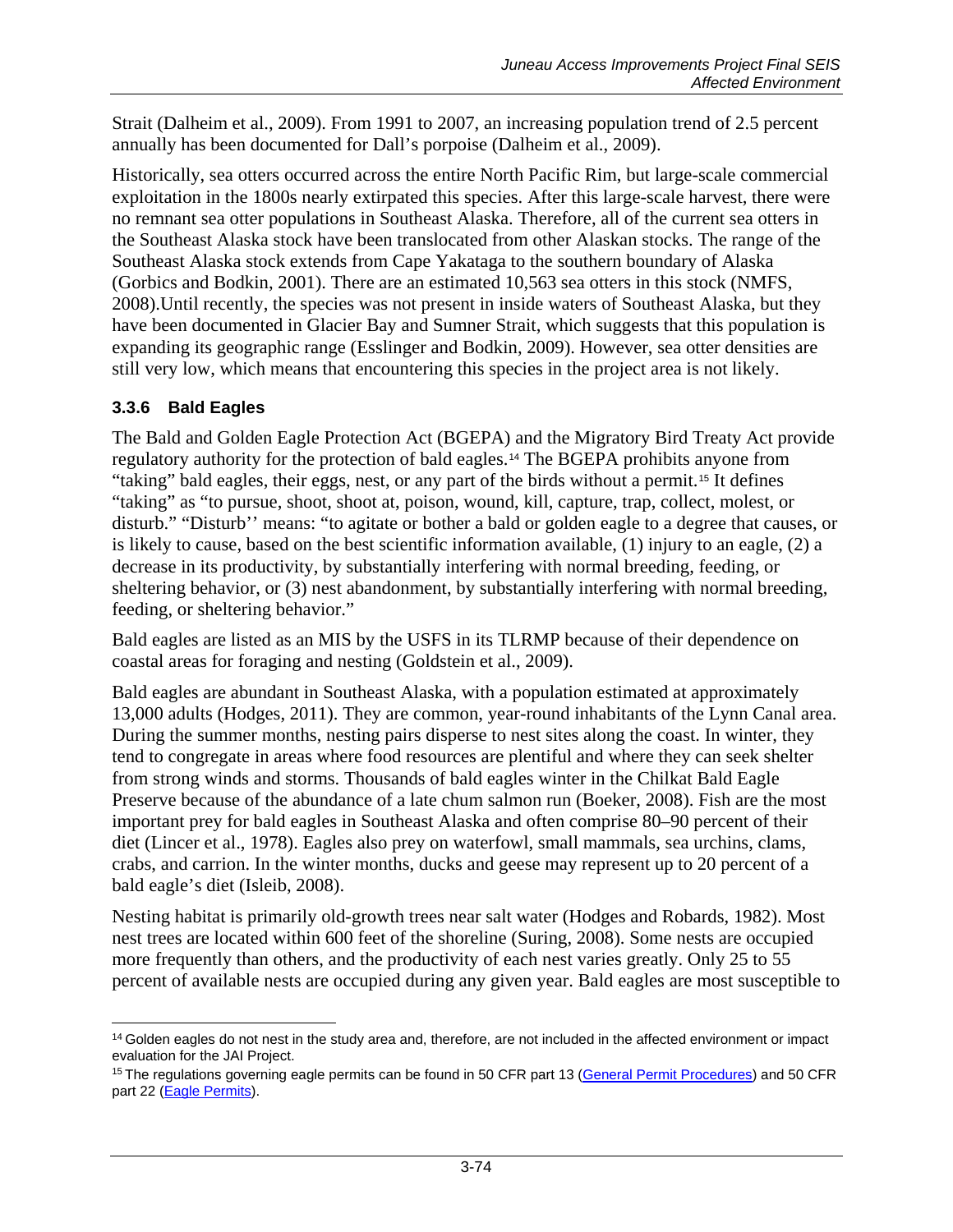Strait (Dalheim et al., 2009). From 1991 to 2007, an increasing population trend of 2.5 percent annually has been documented for Dall's porpoise (Dalheim et al., 2009).

Historically, sea otters occurred across the entire North Pacific Rim, but large-scale commercial exploitation in the 1800s nearly extirpated this species. After this large-scale harvest, there were no remnant sea otter populations in Southeast Alaska. Therefore, all of the current sea otters in the Southeast Alaska stock have been translocated from other Alaskan stocks. The range of the Southeast Alaska stock extends from Cape Yakataga to the southern boundary of Alaska (Gorbics and Bodkin, 2001). There are an estimated 10,563 sea otters in this stock (NMFS, 2008).Until recently, the species was not present in inside waters of Southeast Alaska, but they have been documented in Glacier Bay and Sumner Strait, which suggests that this population is expanding its geographic range (Esslinger and Bodkin, 2009). However, sea otter densities are still very low, which means that encountering this species in the project area is not likely.

### 3.3.6 Bald Eagles

The Bald and Golden Eagle Protection Act (BGEPA) and the Migratory Bird Treaty Act provide regulatory authority for the protection of bald eagles.[14] The BGEPA prohibits anyone from "taking" bald eagles, their eggs, nest, or any part of the birds without a permit.[15] It defines "taking" as "to pursue, shoot, shoot at, poison, wound, kill, capture, trap, collect, molest, or disturb." "Disturb'' means: "to agitate or bother a bald or golden eagle to a degree that causes, or is likely to cause, based on the best scientific information available, (1) injury to an eagle, (2) a decrease in its productivity, by substantially interfering with normal breeding, feeding, or sheltering behavior, or (3) nest abandonment, by substantially interfering with normal breeding, feeding, or sheltering behavior."

Bald eagles are listed as an MIS by the USFS in its TLRMP because of their dependence on coastal areas for foraging and nesting (Goldstein et al., 2009).

Bald eagles are abundant in Southeast Alaska, with a population estimated at approximately 13,000 adults (Hodges, 2011). They are common, year-round inhabitants of the Lynn Canal area. During the summer months, nesting pairs disperse to nest sites along the coast. In winter, they tend to congregate in areas where food resources are plentiful and where they can seek shelter from strong winds and storms. Thousands of bald eagles winter in the Chilkat Bald Eagle Preserve because of the abundance of a late chum salmon run (Boeker, 2008). Fish are the most important prey for bald eagles in Southeast Alaska and often comprise 80–90 percent of their diet (Lincer et al., 1978). Eagles also prey on waterfowl, small mammals, sea urchins, clams, crabs, and carrion. In the winter months, ducks and geese may represent up to 20 percent of a bald eagle's diet (Isleib, 2008).

Nesting habitat is primarily old-growth trees near salt water (Hodges and Robards, 1982). Most nest trees are located within 600 feet of the shoreline (Suring, 2008). Some nests are occupied more frequently than others, and the productivity of each nest varies greatly. Only 25 to 55 percent of available nests are occupied during any given year. Bald eagles are most susceptible to

[14] Golden eagles do not nest in the study area and, therefore, are not included in the affected environment or impact evaluation for the JAI Project.

[15] The regulations governing eagle permits can be found in 50 CFR part 13 (General Permit Procedures) and 50 CFR part 22 (Eagle Permits).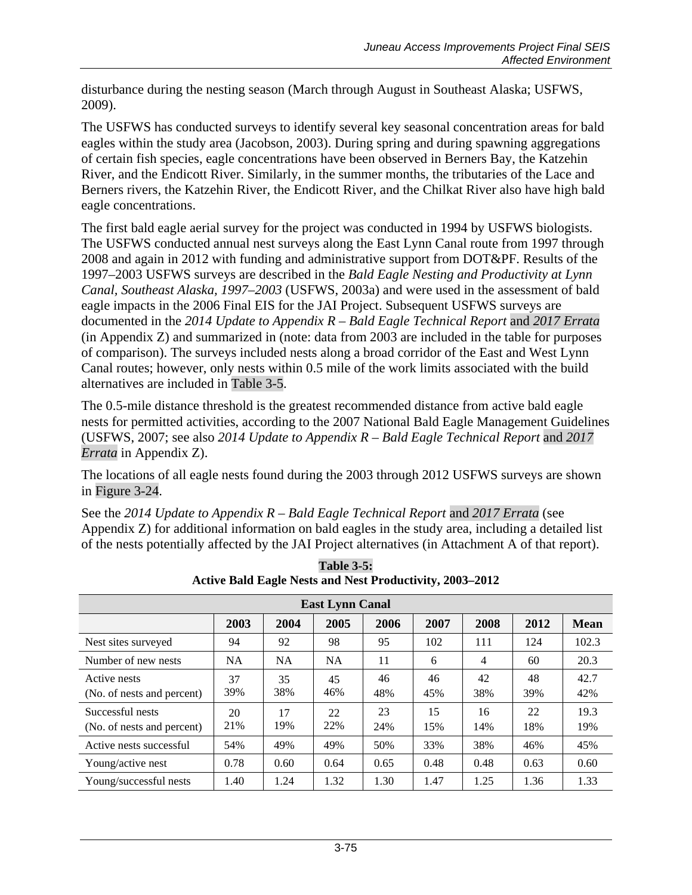disturbance during the nesting season (March through August in Southeast Alaska; USFWS, 2009).

The USFWS has conducted surveys to identify several key seasonal concentration areas for bald eagles within the study area (Jacobson, 2003). During spring and during spawning aggregations of certain fish species, eagle concentrations have been observed in Berners Bay, the Katzehin River, and the Endicott River. Similarly, in the summer months, the tributaries of the Lace and Berners rivers, the Katzehin River, the Endicott River, and the Chilkat River also have high bald eagle concentrations.

The first bald eagle aerial survey for the project was conducted in 1994 by USFWS biologists. The USFWS conducted annual nest surveys along the East Lynn Canal route from 1997 through 2008 and again in 2012 with funding and administrative support from DOT&PF. Results of the 1997–2003 USFWS surveys are described in the *Bald Eagle Nesting and Productivity at Lynn Canal, Southeast Alaska, 1997–2003* (USFWS, 2003a) and were used in the assessment of bald eagle impacts in the 2006 Final EIS for the JAI Project. Subsequent USFWS surveys are documented in the *2014 Update to Appendix R – Bald Eagle Technical Report* and *2017 Errata* (in Appendix Z) and summarized in (note: data from 2003 are included in the table for purposes of comparison). The surveys included nests along a broad corridor of the East and West Lynn Canal routes; however, only nests within 0.5 mile of the work limits associated with the build alternatives are included in Table 3-5.

The 0.5-mile distance threshold is the greatest recommended distance from active bald eagle nests for permitted activities, according to the 2007 National Bald Eagle Management Guidelines (USFWS, 2007; see also *2014 Update to Appendix R – Bald Eagle Technical Report* and *2017 Errata* in Appendix Z).

The locations of all eagle nests found during the 2003 through 2012 USFWS surveys are shown in Figure 3-24.

See the *2014 Update to Appendix R – Bald Eagle Technical Report* and *2017 Errata* (see Appendix Z) for additional information on bald eagles in the study area, including a detailed list of the nests potentially affected by the JAI Project alternatives (in Attachment A of that report).

**Table 3-5:**
**Active Bald Eagle Nests and Nest Productivity, 2003–2012**

| East Lynn Canal | | | | | | | | |
|---|---|---|---|---|---|---|---|---|
| | **2003** | **2004** | **2005** | **2006** | **2007** | **2008** | **2012** | **Mean** |
| Nest sites surveyed | 94 | 92 | 98 | 95 | 102 | 111 | 124 | 102.3 |
| Number of new nests | NA | NA | NA | 11 | 6 | 4 | 60 | 20.3 |
| Active nests (No. of nests and percent) | 37 39% | 35 38% | 45 46% | 46 48% | 46 45% | 42 38% | 48 39% | 42.7 42% |
| Successful nests (No. of nests and percent) | 20 21% | 17 19% | 22 22% | 23 24% | 15 15% | 16 14% | 22 18% | 19.3 19% |
| Active nests successful | 54% | 49% | 49% | 50% | 33% | 38% | 46% | 45% |
| Young/active nest | 0.78 | 0.60 | 0.64 | 0.65 | 0.48 | 0.48 | 0.63 | 0.60 |
| Young/successful nests | 1.40 | 1.24 | 1.32 | 1.30 | 1.47 | 1.25 | 1.36 | 1.33 |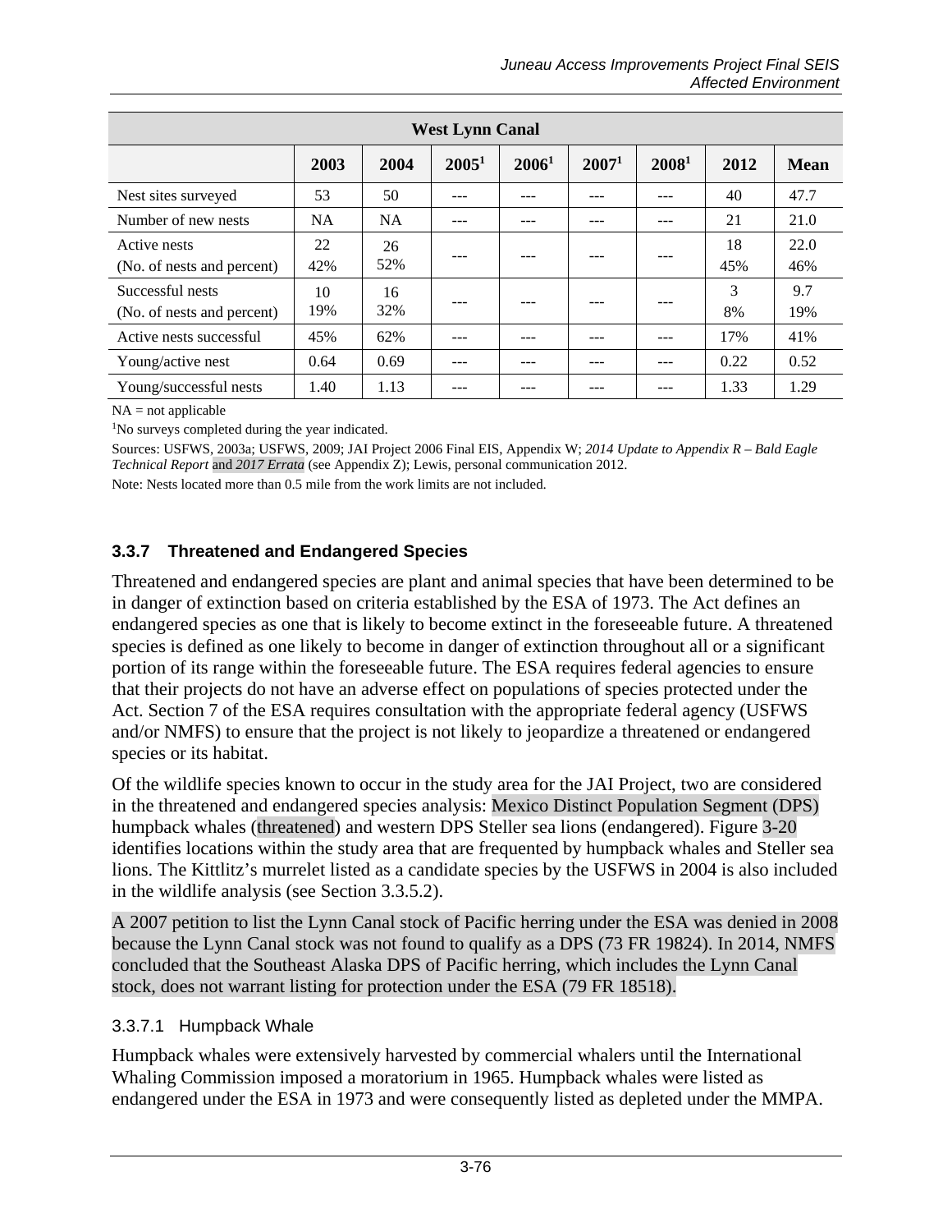| West Lynn Canal | | | | | | | | |
|---|---|---|---|---|---|---|---|---|
| | 2003 | 2004 | 2005[1] | 2006[1] | 2007[1] | 2008[1] | 2012 | Mean |
| Nest sites surveyed | 53 | 50 | --- | --- | --- | --- | 40 | 47.7 |
| Number of new nests | NA | NA | --- | --- | --- | --- | 21 | 21.0 |
| Active nests (No. of nests and percent) | 22 42% | 26 52% | --- | --- | --- | --- | 18 45% | 22.0 46% |
| Successful nests (No. of nests and percent) | 10 19% | 16 32% | --- | --- | --- | --- | 3 8% | 9.7 19% |
| Active nests successful | 45% | 62% | --- | --- | --- | --- | 17% | 41% |
| Young/active nest | 0.64 | 0.69 | --- | --- | --- | --- | 0.22 | 0.52 |
| Young/successful nests | 1.40 | 1.13 | --- | --- | --- | --- | 1.33 | 1.29 |

NA = not applicable

[1]No surveys completed during the year indicated.

Sources: USFWS, 2003a; USFWS, 2009; JAI Project 2006 Final EIS, Appendix W; *2014 Update to Appendix R – Bald Eagle Technical Report* and *2017 Errata* (see Appendix Z); Lewis, personal communication 2012.

Note: Nests located more than 0.5 mile from the work limits are not included.

### 3.3.7 Threatened and Endangered Species

Threatened and endangered species are plant and animal species that have been determined to be in danger of extinction based on criteria established by the ESA of 1973. The Act defines an endangered species as one that is likely to become extinct in the foreseeable future. A threatened species is defined as one likely to become in danger of extinction throughout all or a significant portion of its range within the foreseeable future. The ESA requires federal agencies to ensure that their projects do not have an adverse effect on populations of species protected under the Act. Section 7 of the ESA requires consultation with the appropriate federal agency (USFWS and/or NMFS) to ensure that the project is not likely to jeopardize a threatened or endangered species or its habitat.

Of the wildlife species known to occur in the study area for the JAI Project, two are considered in the threatened and endangered species analysis: Mexico Distinct Population Segment (DPS) humpback whales (threatened) and western DPS Steller sea lions (endangered). Figure 3-20 identifies locations within the study area that are frequented by humpback whales and Steller sea lions. The Kittlitz's murrelet listed as a candidate species by the USFWS in 2004 is also included in the wildlife analysis (see Section 3.3.5.2).

A 2007 petition to list the Lynn Canal stock of Pacific herring under the ESA was denied in 2008 because the Lynn Canal stock was not found to qualify as a DPS (73 FR 19824). In 2014, NMFS concluded that the Southeast Alaska DPS of Pacific herring, which includes the Lynn Canal stock, does not warrant listing for protection under the ESA (79 FR 18518).

#### 3.3.7.1 Humpback Whale

Humpback whales were extensively harvested by commercial whalers until the International Whaling Commission imposed a moratorium in 1965. Humpback whales were listed as endangered under the ESA in 1973 and were consequently listed as depleted under the MMPA.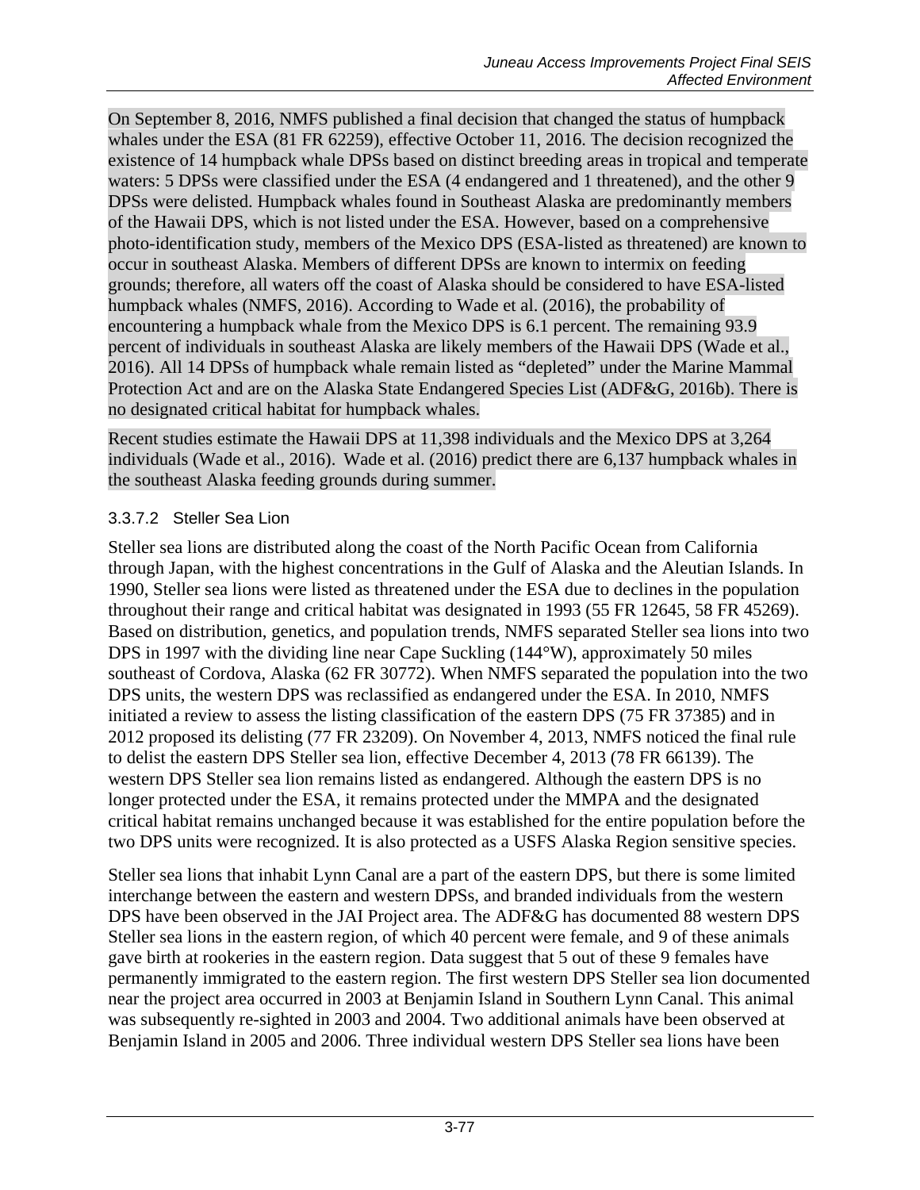On September 8, 2016, NMFS published a final decision that changed the status of humpback whales under the ESA (81 FR 62259), effective October 11, 2016. The decision recognized the existence of 14 humpback whale DPSs based on distinct breeding areas in tropical and temperate waters: 5 DPSs were classified under the ESA (4 endangered and 1 threatened), and the other 9 DPSs were delisted. Humpback whales found in Southeast Alaska are predominantly members of the Hawaii DPS, which is not listed under the ESA. However, based on a comprehensive photo-identification study, members of the Mexico DPS (ESA-listed as threatened) are known to occur in southeast Alaska. Members of different DPSs are known to intermix on feeding grounds; therefore, all waters off the coast of Alaska should be considered to have ESA-listed humpback whales (NMFS, 2016). According to Wade et al. (2016), the probability of encountering a humpback whale from the Mexico DPS is 6.1 percent. The remaining 93.9 percent of individuals in southeast Alaska are likely members of the Hawaii DPS (Wade et al., 2016). All 14 DPSs of humpback whale remain listed as "depleted" under the Marine Mammal Protection Act and are on the Alaska State Endangered Species List (ADF&G, 2016b). There is no designated critical habitat for humpback whales.

Recent studies estimate the Hawaii DPS at 11,398 individuals and the Mexico DPS at 3,264 individuals (Wade et al., 2016). Wade et al. (2016) predict there are 6,137 humpback whales in the southeast Alaska feeding grounds during summer.

#### 3.3.7.2 Steller Sea Lion

Steller sea lions are distributed along the coast of the North Pacific Ocean from California through Japan, with the highest concentrations in the Gulf of Alaska and the Aleutian Islands. In 1990, Steller sea lions were listed as threatened under the ESA due to declines in the population throughout their range and critical habitat was designated in 1993 (55 FR 12645, 58 FR 45269). Based on distribution, genetics, and population trends, NMFS separated Steller sea lions into two DPS in 1997 with the dividing line near Cape Suckling (144°W), approximately 50 miles southeast of Cordova, Alaska (62 FR 30772). When NMFS separated the population into the two DPS units, the western DPS was reclassified as endangered under the ESA. In 2010, NMFS initiated a review to assess the listing classification of the eastern DPS (75 FR 37385) and in 2012 proposed its delisting (77 FR 23209). On November 4, 2013, NMFS noticed the final rule to delist the eastern DPS Steller sea lion, effective December 4, 2013 (78 FR 66139). The western DPS Steller sea lion remains listed as endangered. Although the eastern DPS is no longer protected under the ESA, it remains protected under the MMPA and the designated critical habitat remains unchanged because it was established for the entire population before the two DPS units were recognized. It is also protected as a USFS Alaska Region sensitive species.

Steller sea lions that inhabit Lynn Canal are a part of the eastern DPS, but there is some limited interchange between the eastern and western DPSs, and branded individuals from the western DPS have been observed in the JAI Project area. The ADF&G has documented 88 western DPS Steller sea lions in the eastern region, of which 40 percent were female, and 9 of these animals gave birth at rookeries in the eastern region. Data suggest that 5 out of these 9 females have permanently immigrated to the eastern region. The first western DPS Steller sea lion documented near the project area occurred in 2003 at Benjamin Island in Southern Lynn Canal. This animal was subsequently re-sighted in 2003 and 2004. Two additional animals have been observed at Benjamin Island in 2005 and 2006. Three individual western DPS Steller sea lions have been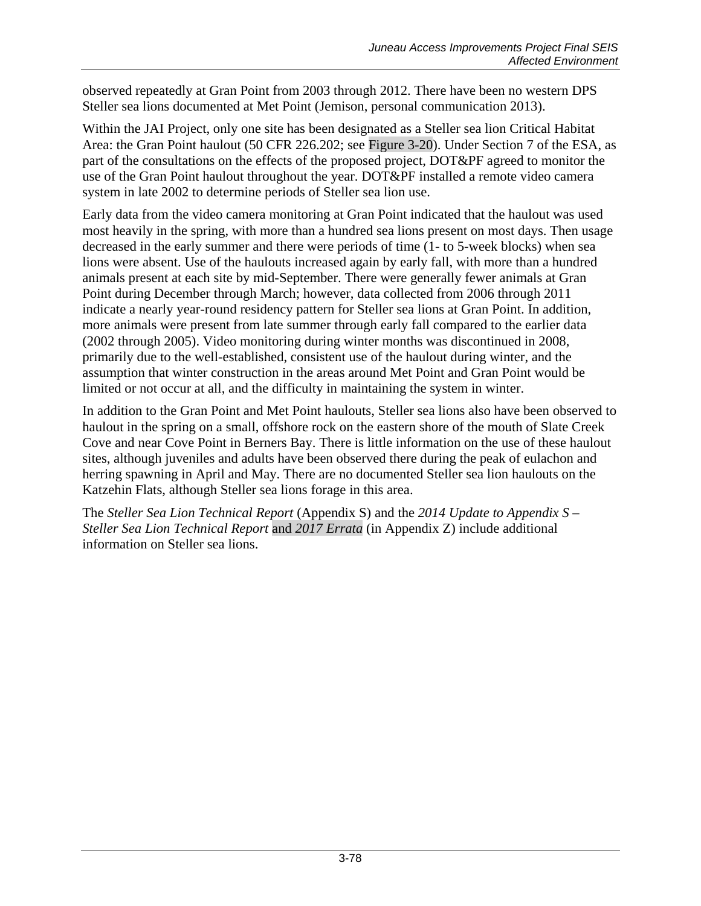observed repeatedly at Gran Point from 2003 through 2012. There have been no western DPS Steller sea lions documented at Met Point (Jemison, personal communication 2013).

Within the JAI Project, only one site has been designated as a Steller sea lion Critical Habitat Area: the Gran Point haulout (50 CFR 226.202; see Figure 3-20). Under Section 7 of the ESA, as part of the consultations on the effects of the proposed project, DOT&PF agreed to monitor the use of the Gran Point haulout throughout the year. DOT&PF installed a remote video camera system in late 2002 to determine periods of Steller sea lion use.

Early data from the video camera monitoring at Gran Point indicated that the haulout was used most heavily in the spring, with more than a hundred sea lions present on most days. Then usage decreased in the early summer and there were periods of time (1- to 5-week blocks) when sea lions were absent. Use of the haulouts increased again by early fall, with more than a hundred animals present at each site by mid-September. There were generally fewer animals at Gran Point during December through March; however, data collected from 2006 through 2011 indicate a nearly year-round residency pattern for Steller sea lions at Gran Point. In addition, more animals were present from late summer through early fall compared to the earlier data (2002 through 2005). Video monitoring during winter months was discontinued in 2008, primarily due to the well-established, consistent use of the haulout during winter, and the assumption that winter construction in the areas around Met Point and Gran Point would be limited or not occur at all, and the difficulty in maintaining the system in winter.

In addition to the Gran Point and Met Point haulouts, Steller sea lions also have been observed to haulout in the spring on a small, offshore rock on the eastern shore of the mouth of Slate Creek Cove and near Cove Point in Berners Bay. There is little information on the use of these haulout sites, although juveniles and adults have been observed there during the peak of eulachon and herring spawning in April and May. There are no documented Steller sea lion haulouts on the Katzehin Flats, although Steller sea lions forage in this area.

The *Steller Sea Lion Technical Report* (Appendix S) and the *2014 Update to Appendix S – Steller Sea Lion Technical Report* and *2017 Errata* (in Appendix Z) include additional information on Steller sea lions.